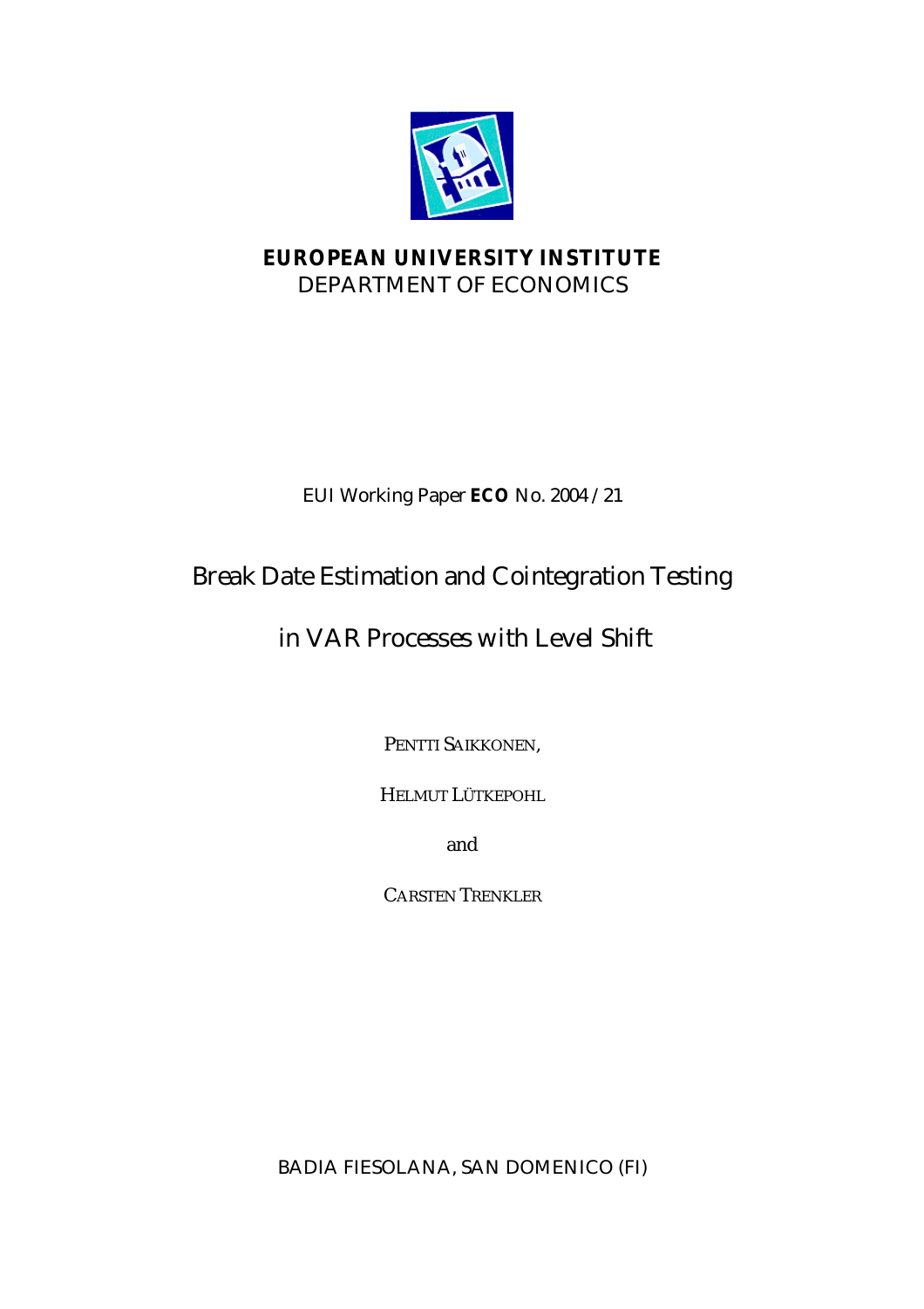**EUROPEAN UNIVERSITY INSTITUTE**
DEPARTMENT OF ECONOMICS

EUI Working Paper **ECO** No. 2004 /21

# Break Date Estimation and Cointegration Testing in VAR Processes with Level Shift

PENTTI SAIKKONEN,

HELMUT LÜTKEPOHL

and

CARSTEN TRENKLER

BADIA FIESOLANA, SAN DOMENICO (FI)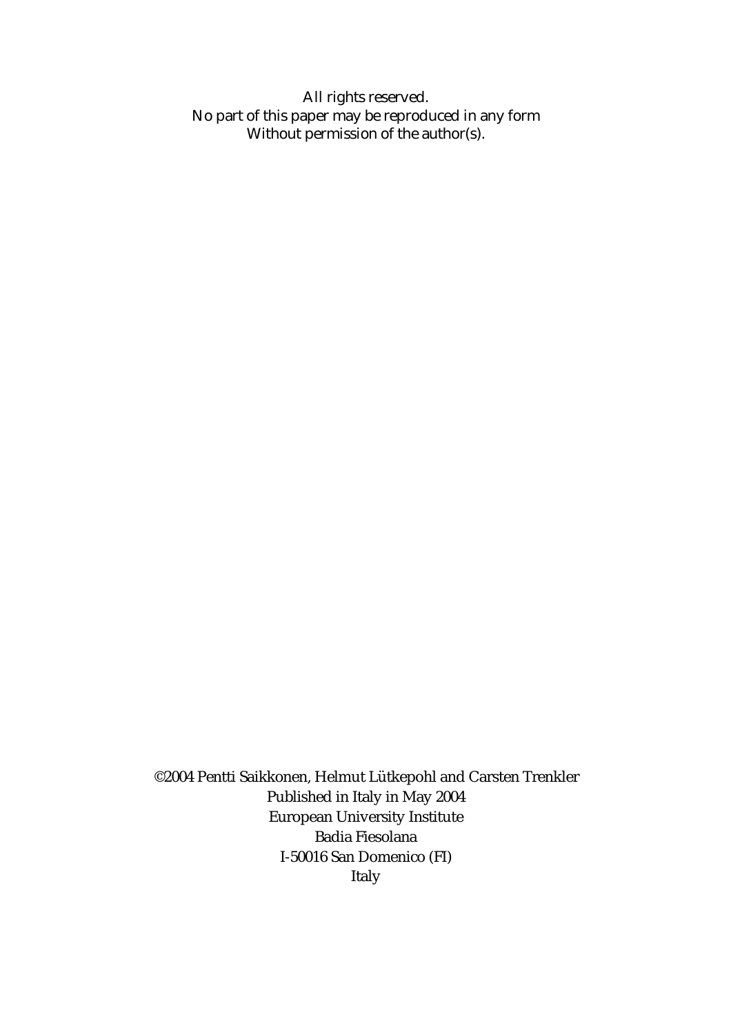All rights reserved.
No part of this paper may be reproduced in any form
Without permission of the author(s).

©2004 Pentti Saikkonen, Helmut Lütkepohl and Carsten Trenkler
Published in Italy in May 2004
European University Institute
Badia Fiesolana
I-50016 San Domenico (FI)
Italy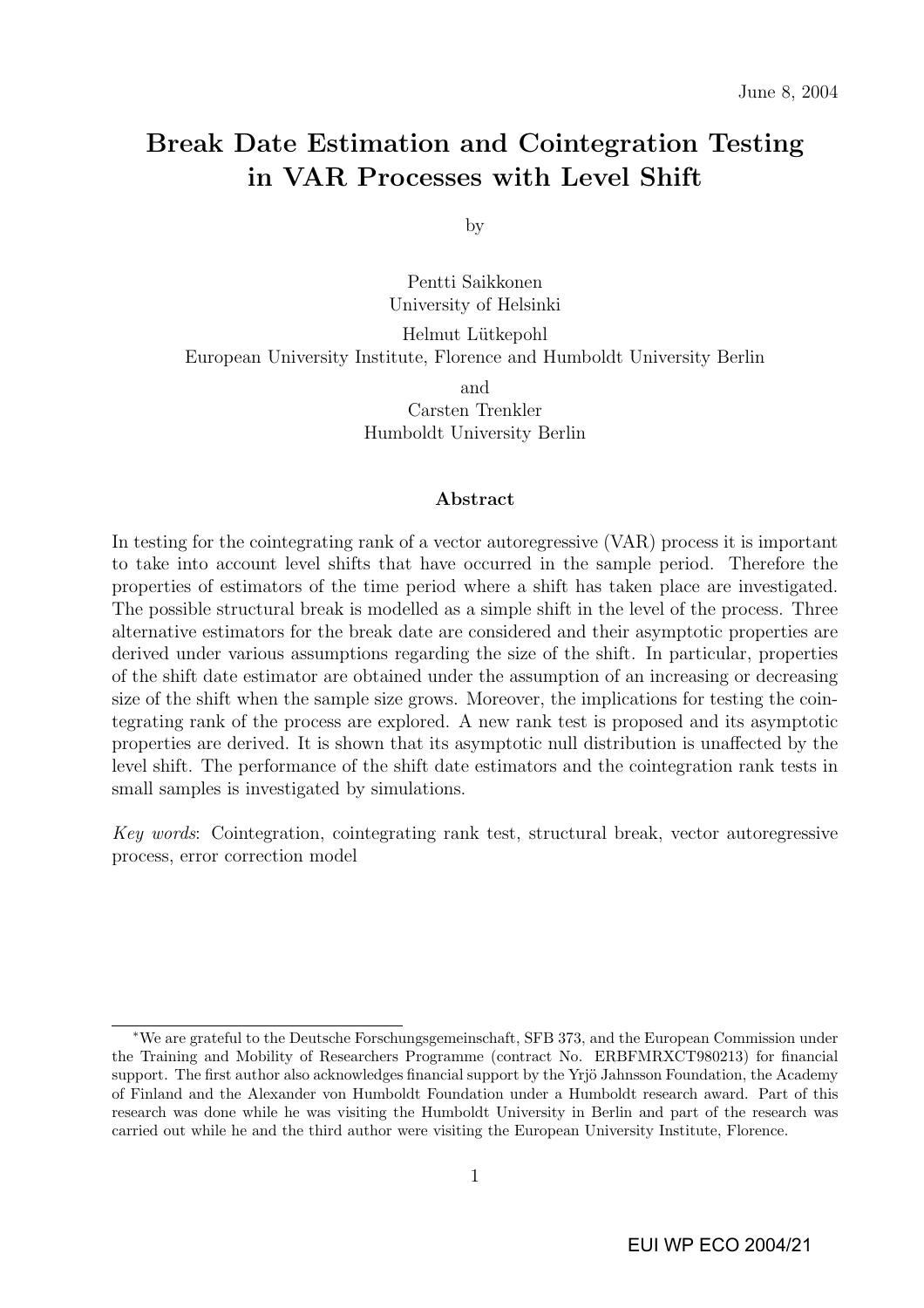June 8, 2004

# Break Date Estimation and Cointegration Testing in VAR Processes with Level Shift

by

Pentti Saikkonen
University of Helsinki

Helmut Lütkepohl
European University Institute, Florence and Humboldt University Berlin

and
Carsten Trenkler
Humboldt University Berlin

### Abstract

In testing for the cointegrating rank of a vector autoregressive (VAR) process it is important to take into account level shifts that have occurred in the sample period. Therefore the properties of estimators of the time period where a shift has taken place are investigated. The possible structural break is modelled as a simple shift in the level of the process. Three alternative estimators for the break date are considered and their asymptotic properties are derived under various assumptions regarding the size of the shift. In particular, properties of the shift date estimator are obtained under the assumption of an increasing or decreasing size of the shift when the sample size grows. Moreover, the implications for testing the cointegrating rank of the process are explored. A new rank test is proposed and its asymptotic properties are derived. It is shown that its asymptotic null distribution is unaffected by the level shift. The performance of the shift date estimators and the cointegration rank tests in small samples is investigated by simulations.

*Key words*: Cointegration, cointegrating rank test, structural break, vector autoregressive process, error correction model

---

*We are grateful to the Deutsche Forschungsgemeinschaft, SFB 373, and the European Commission under the Training and Mobility of Researchers Programme (contract No. ERBFMRXCT980213) for financial support. The first author also acknowledges financial support by the Yrjö Jahnsson Foundation, the Academy of Finland and the Alexander von Humboldt Foundation under a Humboldt research award. Part of this research was done while he was visiting the Humboldt University in Berlin and part of the research was carried out while he and the third author were visiting the European University Institute, Florence.

EUI WP ECO 2004/21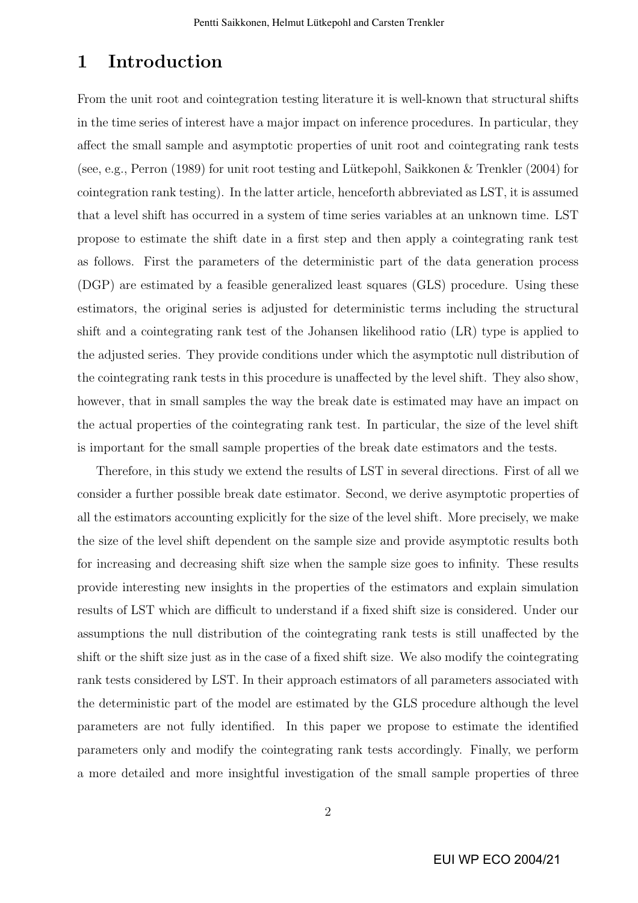# 1 Introduction

From the unit root and cointegration testing literature it is well-known that structural shifts in the time series of interest have a major impact on inference procedures. In particular, they affect the small sample and asymptotic properties of unit root and cointegrating rank tests (see, e.g., Perron (1989) for unit root testing and Lütkepohl, Saikkonen & Trenkler (2004) for cointegration rank testing). In the latter article, henceforth abbreviated as LST, it is assumed that a level shift has occurred in a system of time series variables at an unknown time. LST propose to estimate the shift date in a first step and then apply a cointegrating rank test as follows. First the parameters of the deterministic part of the data generation process (DGP) are estimated by a feasible generalized least squares (GLS) procedure. Using these estimators, the original series is adjusted for deterministic terms including the structural shift and a cointegrating rank test of the Johansen likelihood ratio (LR) type is applied to the adjusted series. They provide conditions under which the asymptotic null distribution of the cointegrating rank tests in this procedure is unaffected by the level shift. They also show, however, that in small samples the way the break date is estimated may have an impact on the actual properties of the cointegrating rank test. In particular, the size of the level shift is important for the small sample properties of the break date estimators and the tests.

Therefore, in this study we extend the results of LST in several directions. First of all we consider a further possible break date estimator. Second, we derive asymptotic properties of all the estimators accounting explicitly for the size of the level shift. More precisely, we make the size of the level shift dependent on the sample size and provide asymptotic results both for increasing and decreasing shift size when the sample size goes to infinity. These results provide interesting new insights in the properties of the estimators and explain simulation results of LST which are difficult to understand if a fixed shift size is considered. Under our assumptions the null distribution of the cointegrating rank tests is still unaffected by the shift or the shift size just as in the case of a fixed shift size. We also modify the cointegrating rank tests considered by LST. In their approach estimators of all parameters associated with the deterministic part of the model are estimated by the GLS procedure although the level parameters are not fully identified. In this paper we propose to estimate the identified parameters only and modify the cointegrating rank tests accordingly. Finally, we perform a more detailed and more insightful investigation of the small sample properties of three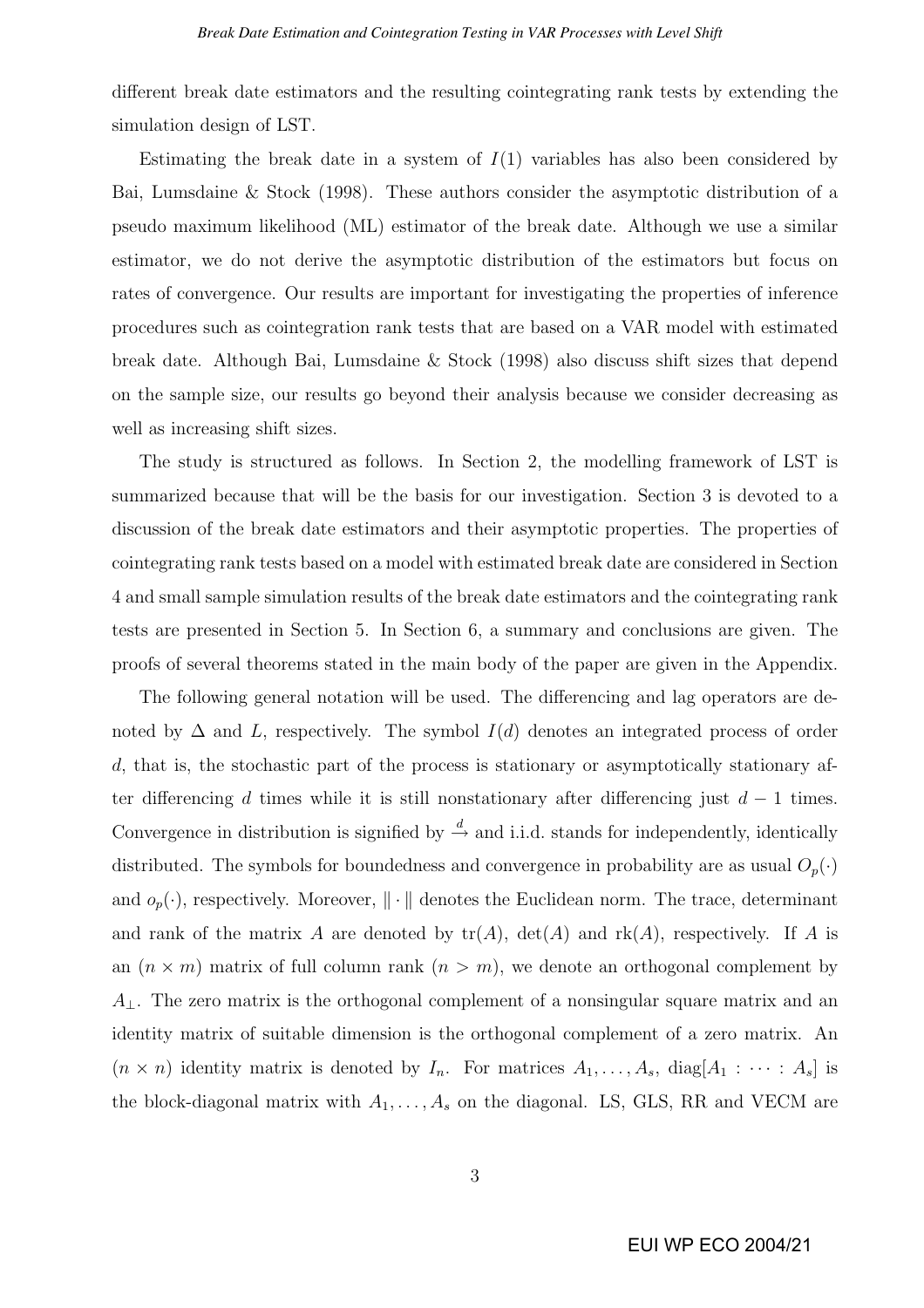different break date estimators and the resulting cointegrating rank tests by extending the simulation design of LST.

Estimating the break date in a system of $I(1)$ variables has also been considered by Bai, Lumsdaine & Stock (1998). These authors consider the asymptotic distribution of a pseudo maximum likelihood (ML) estimator of the break date. Although we use a similar estimator, we do not derive the asymptotic distribution of the estimators but focus on rates of convergence. Our results are important for investigating the properties of inference procedures such as cointegration rank tests that are based on a VAR model with estimated break date. Although Bai, Lumsdaine & Stock (1998) also discuss shift sizes that depend on the sample size, our results go beyond their analysis because we consider decreasing as well as increasing shift sizes.

The study is structured as follows. In Section 2, the modelling framework of LST is summarized because that will be the basis for our investigation. Section 3 is devoted to a discussion of the break date estimators and their asymptotic properties. The properties of cointegrating rank tests based on a model with estimated break date are considered in Section 4 and small sample simulation results of the break date estimators and the cointegrating rank tests are presented in Section 5. In Section 6, a summary and conclusions are given. The proofs of several theorems stated in the main body of the paper are given in the Appendix.

The following general notation will be used. The differencing and lag operators are denoted by $\Delta$ and $L$, respectively. The symbol $I(d)$ denotes an integrated process of order $d$, that is, the stochastic part of the process is stationary or asymptotically stationary after differencing $d$ times while it is still nonstationary after differencing just $d-1$ times. Convergence in distribution is signified by $\xrightarrow{d}$ and i.i.d. stands for independently, identically distributed. The symbols for boundedness and convergence in probability are as usual $O_p(\cdot)$ and $o_p(\cdot)$, respectively. Moreover, $\|\cdot\|$ denotes the Euclidean norm. The trace, determinant and rank of the matrix $A$ are denoted by $\text{tr}(A)$, $\det(A)$ and $\text{rk}(A)$, respectively. If $A$ is an $(n \times m)$ matrix of full column rank $(n > m)$, we denote an orthogonal complement by $A_\perp$. The zero matrix is the orthogonal complement of a nonsingular square matrix and an identity matrix of suitable dimension is the orthogonal complement of a zero matrix. An $(n \times n)$ identity matrix is denoted by $I_n$. For matrices $A_1, \ldots, A_s$, $\text{diag}[A_1 : \cdots : A_s]$ is the block-diagonal matrix with $A_1, \ldots, A_s$ on the diagonal. LS, GLS, RR and VECM are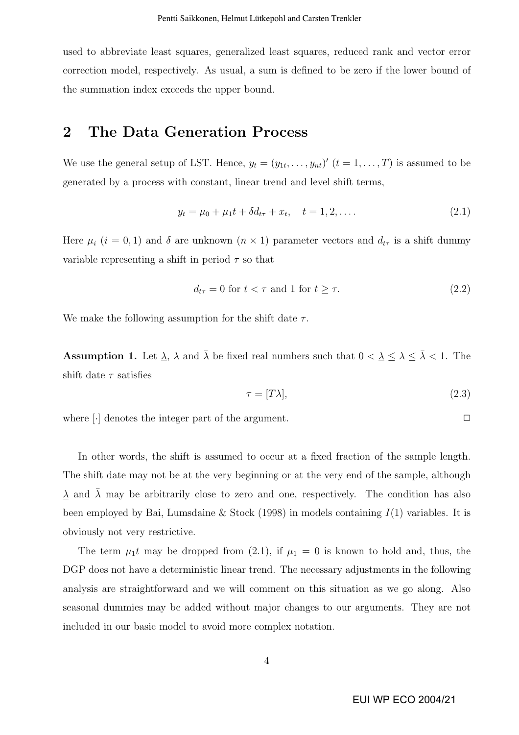used to abbreviate least squares, generalized least squares, reduced rank and vector error correction model, respectively. As usual, a sum is defined to be zero if the lower bound of the summation index exceeds the upper bound.

## 2 The Data Generation Process

We use the general setup of LST. Hence, $y_t = (y_{1t}, \dots, y_{nt})'$ $(t = 1, \dots, T)$ is assumed to be generated by a process with constant, linear trend and level shift terms,

$$y_t = \mu_0 + \mu_1 t + \delta d_{t\tau} + x_t, \quad t = 1, 2, \dots. \tag{2.1}$$

Here $\mu_i$ $(i = 0, 1)$ and $\delta$ are unknown $(n \times 1)$ parameter vectors and $d_{t\tau}$ is a shift dummy variable representing a shift in period $\tau$ so that

$$d_{t\tau} = 0 \text{ for } t < \tau \text{ and } 1 \text{ for } t \geq \tau. \tag{2.2}$$

We make the following assumption for the shift date $\tau$.

**Assumption 1.** Let $\underline{\lambda}$, $\lambda$ and $\bar{\lambda}$ be fixed real numbers such that $0 < \underline{\lambda} \leq \lambda \leq \bar{\lambda} < 1$. The shift date $\tau$ satisfies

$$\tau = [T\lambda], \tag{2.3}$$

where $[\cdot]$ denotes the integer part of the argument. □

In other words, the shift is assumed to occur at a fixed fraction of the sample length. The shift date may not be at the very beginning or at the very end of the sample, although $\underline{\lambda}$ and $\bar{\lambda}$ may be arbitrarily close to zero and one, respectively. The condition has also been employed by Bai, Lumsdaine & Stock (1998) in models containing $I(1)$ variables. It is obviously not very restrictive.

The term $\mu_1 t$ may be dropped from (2.1), if $\mu_1 = 0$ is known to hold and, thus, the DGP does not have a deterministic linear trend. The necessary adjustments in the following analysis are straightforward and we will comment on this situation as we go along. Also seasonal dummies may be added without major changes to our arguments. They are not included in our basic model to avoid more complex notation.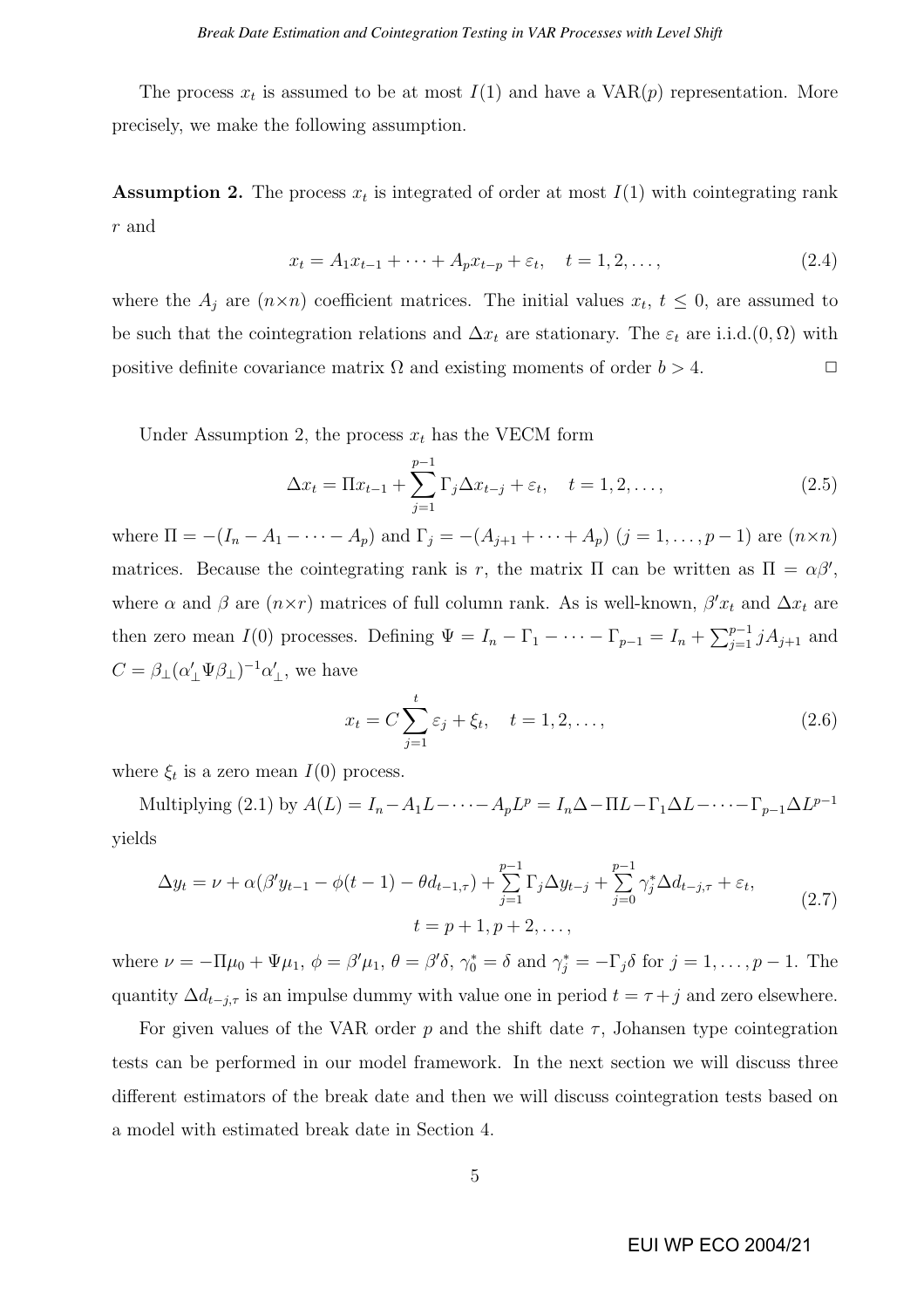The process $x_t$ is assumed to be at most $I(1)$ and have a VAR($p$) representation. More precisely, we make the following assumption.

**Assumption 2.** The process $x_t$ is integrated of order at most $I(1)$ with cointegrating rank $r$ and

$$x_t = A_1 x_{t-1} + \cdots + A_p x_{t-p} + \varepsilon_t, \quad t = 1, 2, \ldots, \tag{2.4}$$

where the $A_j$ are $(n \times n)$ coefficient matrices. The initial values $x_t$, $t \leq 0$, are assumed to be such that the cointegration relations and $\Delta x_t$ are stationary. The $\varepsilon_t$ are i.i.d.$(0, \Omega)$ with positive definite covariance matrix $\Omega$ and existing moments of order $b > 4$. $\square$

Under Assumption 2, the process $x_t$ has the VECM form

$$\Delta x_t = \Pi x_{t-1} + \sum_{j=1}^{p-1} \Gamma_j \Delta x_{t-j} + \varepsilon_t, \quad t = 1, 2, \ldots, \tag{2.5}$$

where $\Pi = -(I_n - A_1 - \cdots - A_p)$ and $\Gamma_j = -(A_{j+1} + \cdots + A_p)$ $(j = 1, \ldots, p-1)$ are $(n \times n)$ matrices. Because the cointegrating rank is $r$, the matrix $\Pi$ can be written as $\Pi = \alpha\beta'$, where $\alpha$ and $\beta$ are $(n \times r)$ matrices of full column rank. As is well-known, $\beta' x_t$ and $\Delta x_t$ are then zero mean $I(0)$ processes. Defining $\Psi = I_n - \Gamma_1 - \cdots - \Gamma_{p-1} = I_n + \sum_{j=1}^{p-1} j A_{j+1}$ and $C = \beta_\perp(\alpha_\perp' \Psi \beta_\perp)^{-1}\alpha_\perp'$, we have

$$x_t = C \sum_{j=1}^{t} \varepsilon_j + \xi_t, \quad t = 1, 2, \ldots, \tag{2.6}$$

where $\xi_t$ is a zero mean $I(0)$ process.

Multiplying (2.1) by $A(L) = I_n - A_1 L - \cdots - A_p L^p = I_n \Delta - \Pi L - \Gamma_1 \Delta L - \cdots - \Gamma_{p-1} \Delta L^{p-1}$ yields

$$\Delta y_t = \nu + \alpha(\beta' y_{t-1} - \phi(t-1) - \theta d_{t-1,\tau}) + \sum_{j=1}^{p-1} \Gamma_j \Delta y_{t-j} + \sum_{j=0}^{p-1} \gamma_j^* \Delta d_{t-j,\tau} + \varepsilon_t, \tag{2.7}$$
$$t = p+1, p+2, \ldots,$$

where $\nu = -\Pi\mu_0 + \Psi\mu_1$, $\phi = \beta'\mu_1$, $\theta = \beta'\delta$, $\gamma_0^* = \delta$ and $\gamma_j^* = -\Gamma_j \delta$ for $j = 1, \ldots, p-1$. The quantity $\Delta d_{t-j,\tau}$ is an impulse dummy with value one in period $t = \tau + j$ and zero elsewhere.

For given values of the VAR order $p$ and the shift date $\tau$, Johansen type cointegration tests can be performed in our model framework. In the next section we will discuss three different estimators of the break date and then we will discuss cointegration tests based on a model with estimated break date in Section 4.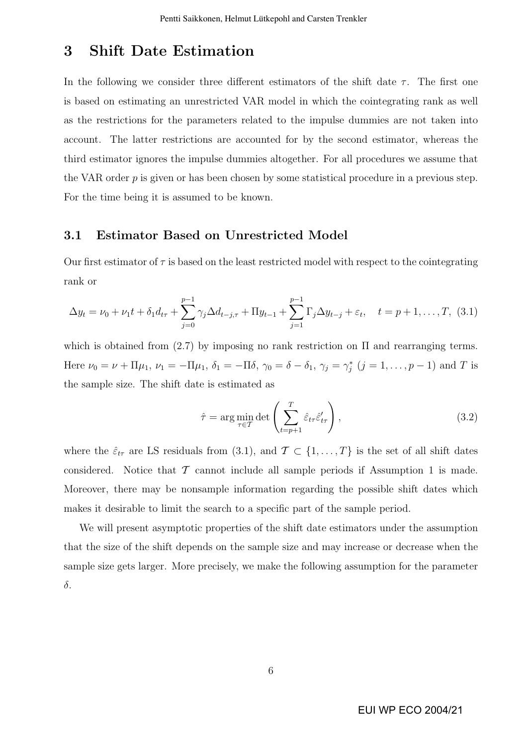# 3 Shift Date Estimation

In the following we consider three different estimators of the shift date $\tau$. The first one is based on estimating an unrestricted VAR model in which the cointegrating rank as well as the restrictions for the parameters related to the impulse dummies are not taken into account. The latter restrictions are accounted for by the second estimator, whereas the third estimator ignores the impulse dummies altogether. For all procedures we assume that the VAR order $p$ is given or has been chosen by some statistical procedure in a previous step. For the time being it is assumed to be known.

## 3.1 Estimator Based on Unrestricted Model

Our first estimator of $\tau$ is based on the least restricted model with respect to the cointegrating rank or

$$\Delta y_t = \nu_0 + \nu_1 t + \delta_1 d_{t\tau} + \sum_{j=0}^{p-1} \gamma_j \Delta d_{t-j,\tau} + \Pi y_{t-1} + \sum_{j=1}^{p-1} \Gamma_j \Delta y_{t-j} + \varepsilon_t, \quad t = p+1, \ldots, T, \tag{3.1}$$

which is obtained from (2.7) by imposing no rank restriction on $\Pi$ and rearranging terms. Here $\nu_0 = \nu + \Pi\mu_1$, $\nu_1 = -\Pi\mu_1$, $\delta_1 = -\Pi\delta$, $\gamma_0 = \delta - \delta_1$, $\gamma_j = \gamma_j^*$ $(j = 1, \ldots, p-1)$ and $T$ is the sample size. The shift date is estimated as

$$\hat{\tau} = \arg\min_{\tau \in \mathcal{T}} \det \left( \sum_{t=p+1}^{T} \hat{\varepsilon}_{t\tau} \hat{\varepsilon}_{t\tau}' \right), \tag{3.2}$$

where the $\hat{\varepsilon}_{t\tau}$ are LS residuals from (3.1), and $\mathcal{T} \subset \{1, \ldots, T\}$ is the set of all shift dates considered. Notice that $\mathcal{T}$ cannot include all sample periods if Assumption 1 is made. Moreover, there may be nonsample information regarding the possible shift dates which makes it desirable to limit the search to a specific part of the sample period.

We will present asymptotic properties of the shift date estimators under the assumption that the size of the shift depends on the sample size and may increase or decrease when the sample size gets larger. More precisely, we make the following assumption for the parameter $\delta$.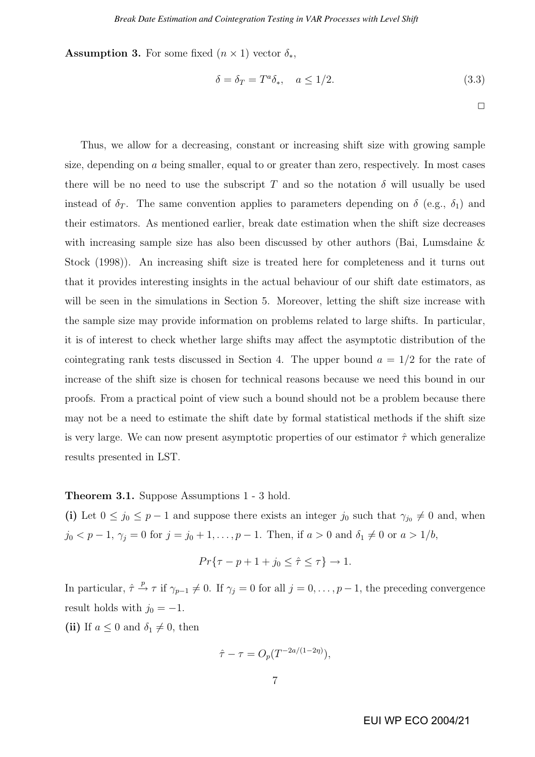**Assumption 3.** For some fixed $(n \times 1)$ vector $\delta_*$,

$$\delta = \delta_T = T^a \delta_*, \quad a \leq 1/2. \tag{3.3}$$

$\square$

Thus, we allow for a decreasing, constant or increasing shift size with growing sample size, depending on $a$ being smaller, equal to or greater than zero, respectively. In most cases there will be no need to use the subscript $T$ and so the notation $\delta$ will usually be used instead of $\delta_T$. The same convention applies to parameters depending on $\delta$ (e.g., $\delta_1$) and their estimators. As mentioned earlier, break date estimation when the shift size decreases with increasing sample size has also been discussed by other authors (Bai, Lumsdaine & Stock (1998)). An increasing shift size is treated here for completeness and it turns out that it provides interesting insights in the actual behaviour of our shift date estimators, as will be seen in the simulations in Section 5. Moreover, letting the shift size increase with the sample size may provide information on problems related to large shifts. In particular, it is of interest to check whether large shifts may affect the asymptotic distribution of the cointegrating rank tests discussed in Section 4. The upper bound $a = 1/2$ for the rate of increase of the shift size is chosen for technical reasons because we need this bound in our proofs. From a practical point of view such a bound should not be a problem because there may not be a need to estimate the shift date by formal statistical methods if the shift size is very large. We can now present asymptotic properties of our estimator $\hat{\tau}$ which generalize results presented in LST.

**Theorem 3.1.** Suppose Assumptions 1 - 3 hold.

**(i)** Let $0 \leq j_0 \leq p-1$ and suppose there exists an integer $j_0$ such that $\gamma_{j_0} \neq 0$ and, when $j_0 < p-1$, $\gamma_j = 0$ for $j = j_0+1, \ldots, p-1$. Then, if $a > 0$ and $\delta_1 \neq 0$ or $a > 1/b$,

$$Pr\{\tau - p + 1 + j_0 \leq \hat{\tau} \leq \tau\} \to 1.$$

In particular, $\hat{\tau} \xrightarrow{p} \tau$ if $\gamma_{p-1} \neq 0$. If $\gamma_j = 0$ for all $j = 0, \ldots, p-1$, the preceding convergence result holds with $j_0 = -1$.

**(ii)** If $a \leq 0$ and $\delta_1 \neq 0$, then

$$\hat{\tau} - \tau = O_p(T^{-2a/(1-2\eta)}),$$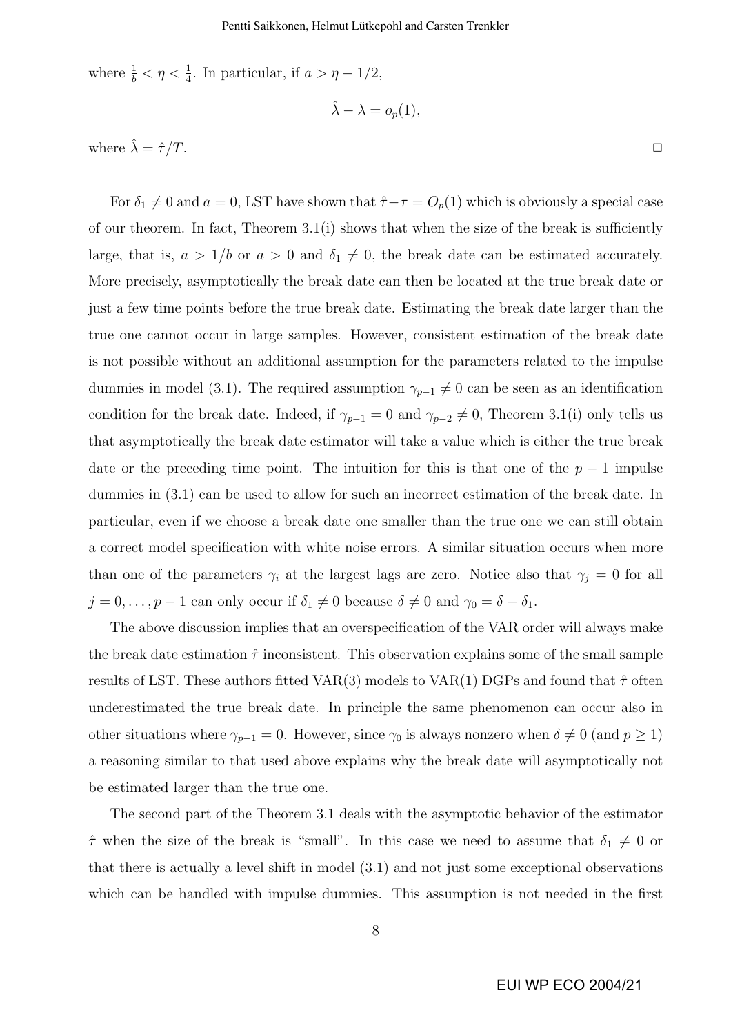where $\frac{1}{b} < \eta < \frac{1}{4}$. In particular, if $a > \eta - 1/2$,

$$\hat{\lambda} - \lambda = o_p(1),$$

where $\hat{\lambda} = \hat{\tau}/T$. □

For $\delta_1 \neq 0$ and $a = 0$, LST have shown that $\hat{\tau} - \tau = O_p(1)$ which is obviously a special case of our theorem. In fact, Theorem 3.1(i) shows that when the size of the break is sufficiently large, that is, $a > 1/b$ or $a > 0$ and $\delta_1 \neq 0$, the break date can be estimated accurately. More precisely, asymptotically the break date can then be located at the true break date or just a few time points before the true break date. Estimating the break date larger than the true one cannot occur in large samples. However, consistent estimation of the break date is not possible without an additional assumption for the parameters related to the impulse dummies in model (3.1). The required assumption $\gamma_{p-1} \neq 0$ can be seen as an identification condition for the break date. Indeed, if $\gamma_{p-1} = 0$ and $\gamma_{p-2} \neq 0$, Theorem 3.1(i) only tells us that asymptotically the break date estimator will take a value which is either the true break date or the preceding time point. The intuition for this is that one of the $p-1$ impulse dummies in (3.1) can be used to allow for such an incorrect estimation of the break date. In particular, even if we choose a break date one smaller than the true one we can still obtain a correct model specification with white noise errors. A similar situation occurs when more than one of the parameters $\gamma_i$ at the largest lags are zero. Notice also that $\gamma_j = 0$ for all $j = 0, \ldots, p-1$ can only occur if $\delta_1 \neq 0$ because $\delta \neq 0$ and $\gamma_0 = \delta - \delta_1$.

The above discussion implies that an overspecification of the VAR order will always make the break date estimation $\hat{\tau}$ inconsistent. This observation explains some of the small sample results of LST. These authors fitted VAR(3) models to VAR(1) DGPs and found that $\hat{\tau}$ often underestimated the true break date. In principle the same phenomenon can occur also in other situations where $\gamma_{p-1} = 0$. However, since $\gamma_0$ is always nonzero when $\delta \neq 0$ (and $p \geq 1$) a reasoning similar to that used above explains why the break date will asymptotically not be estimated larger than the true one.

The second part of the Theorem 3.1 deals with the asymptotic behavior of the estimator $\hat{\tau}$ when the size of the break is "small". In this case we need to assume that $\delta_1 \neq 0$ or that there is actually a level shift in model (3.1) and not just some exceptional observations which can be handled with impulse dummies. This assumption is not needed in the first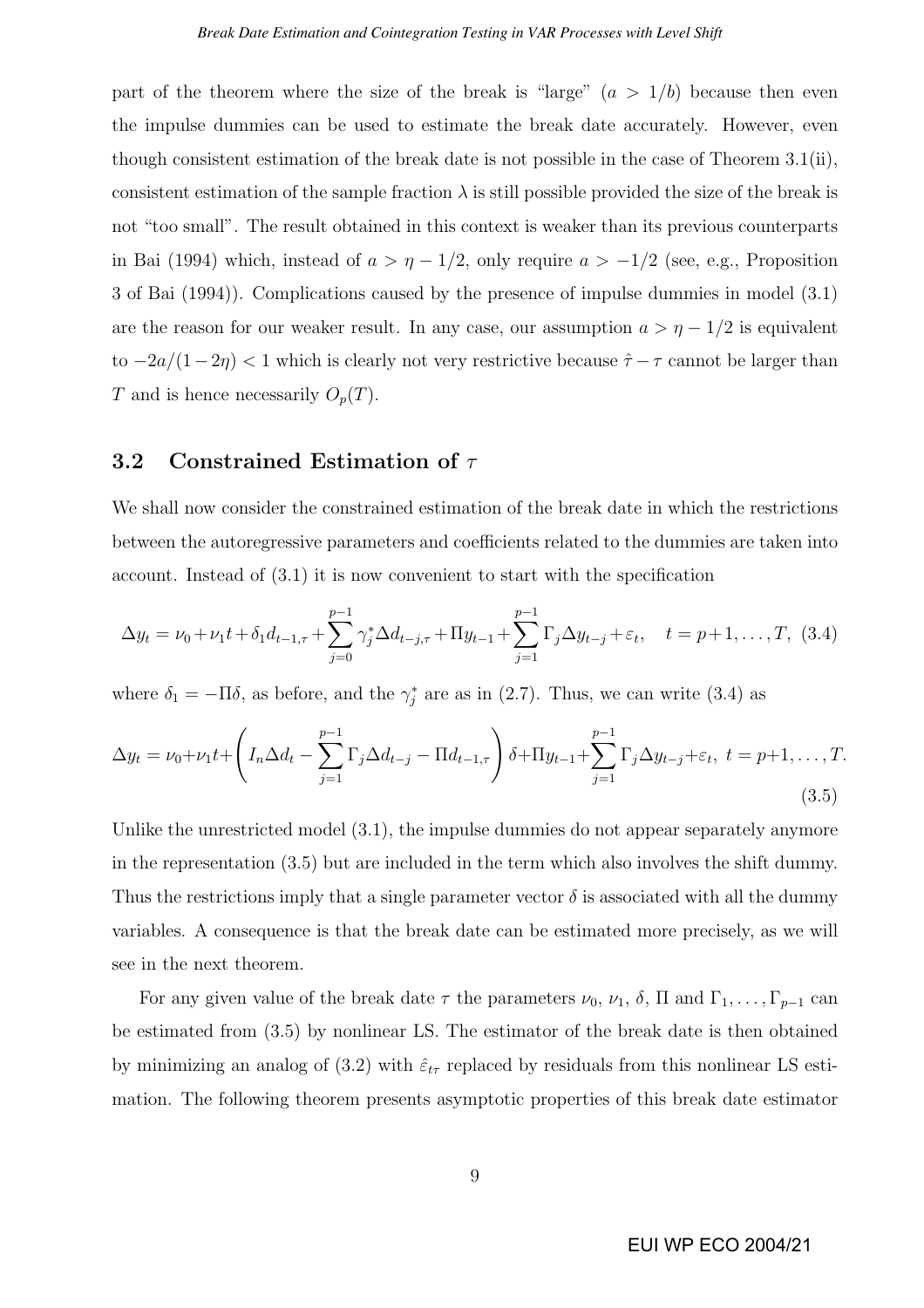part of the theorem where the size of the break is "large" ($a > 1/b$) because then even the impulse dummies can be used to estimate the break date accurately. However, even though consistent estimation of the break date is not possible in the case of Theorem 3.1(ii), consistent estimation of the sample fraction $\lambda$ is still possible provided the size of the break is not "too small". The result obtained in this context is weaker than its previous counterparts in Bai (1994) which, instead of $a > \eta - 1/2$, only require $a > -1/2$ (see, e.g., Proposition 3 of Bai (1994)). Complications caused by the presence of impulse dummies in model (3.1) are the reason for our weaker result. In any case, our assumption $a > \eta - 1/2$ is equivalent to $-2a/(1-2\eta) < 1$ which is clearly not very restrictive because $\hat{\tau} - \tau$ cannot be larger than $T$ and is hence necessarily $O_p(T)$.

## 3.2 Constrained Estimation of $\tau$

We shall now consider the constrained estimation of the break date in which the restrictions between the autoregressive parameters and coefficients related to the dummies are taken into account. Instead of (3.1) it is now convenient to start with the specification

$$\Delta y_t = \nu_0 + \nu_1 t + \delta_1 d_{t-1,\tau} + \sum_{j=0}^{p-1} \gamma_j^* \Delta d_{t-j,\tau} + \Pi y_{t-1} + \sum_{j=1}^{p-1} \Gamma_j \Delta y_{t-j} + \varepsilon_t, \quad t = p+1, \dots, T, \tag{3.4}$$

where $\delta_1 = -\Pi\delta$, as before, and the $\gamma_j^*$ are as in (2.7). Thus, we can write (3.4) as

$$\Delta y_t = \nu_0 + \nu_1 t + \left( I_n \Delta d_t - \sum_{j=1}^{p-1} \Gamma_j \Delta d_{t-j} - \Pi d_{t-1,\tau} \right) \delta + \Pi y_{t-1} + \sum_{j=1}^{p-1} \Gamma_j \Delta y_{t-j} + \varepsilon_t, \ t = p+1, \dots, T. \tag{3.5}$$

Unlike the unrestricted model (3.1), the impulse dummies do not appear separately anymore in the representation (3.5) but are included in the term which also involves the shift dummy. Thus the restrictions imply that a single parameter vector $\delta$ is associated with all the dummy variables. A consequence is that the break date can be estimated more precisely, as we will see in the next theorem.

For any given value of the break date $\tau$ the parameters $\nu_0$, $\nu_1$, $\delta$, $\Pi$ and $\Gamma_1, \dots, \Gamma_{p-1}$ can be estimated from (3.5) by nonlinear LS. The estimator of the break date is then obtained by minimizing an analog of (3.2) with $\hat{\varepsilon}_{t\tau}$ replaced by residuals from this nonlinear LS estimation. The following theorem presents asymptotic properties of this break date estimator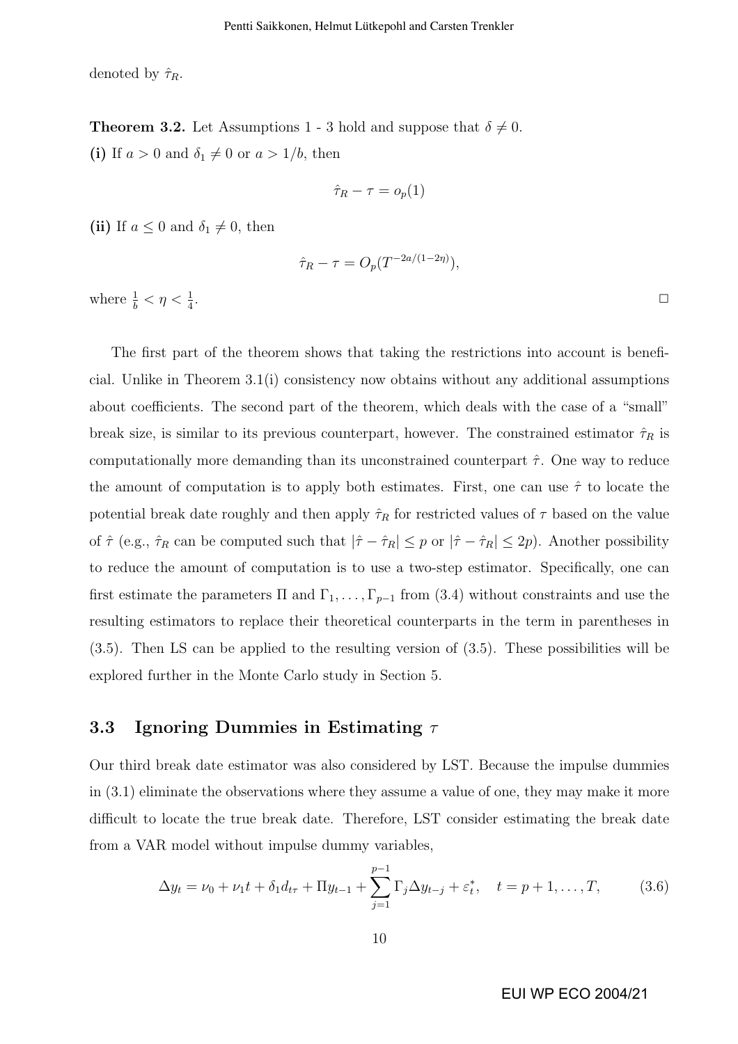denoted by $\hat{\tau}_R$.

**Theorem 3.2.** Let Assumptions 1 - 3 hold and suppose that $\delta \neq 0$.

**(i)** If $a > 0$ and $\delta_1 \neq 0$ or $a > 1/b$, then

$$\hat{\tau}_R - \tau = o_p(1)$$

**(ii)** If $a \leq 0$ and $\delta_1 \neq 0$, then

$$\hat{\tau}_R - \tau = O_p(T^{-2a/(1-2\eta)}),$$

where $\frac{1}{b} < \eta < \frac{1}{4}$. □

The first part of the theorem shows that taking the restrictions into account is beneficial. Unlike in Theorem 3.1(i) consistency now obtains without any additional assumptions about coefficients. The second part of the theorem, which deals with the case of a "small" break size, is similar to its previous counterpart, however. The constrained estimator $\hat{\tau}_R$ is computationally more demanding than its unconstrained counterpart $\hat{\tau}$. One way to reduce the amount of computation is to apply both estimates. First, one can use $\hat{\tau}$ to locate the potential break date roughly and then apply $\hat{\tau}_R$ for restricted values of $\tau$ based on the value of $\hat{\tau}$ (e.g., $\hat{\tau}_R$ can be computed such that $|\hat{\tau} - \hat{\tau}_R| \leq p$ or $|\hat{\tau} - \hat{\tau}_R| \leq 2p$). Another possibility to reduce the amount of computation is to use a two-step estimator. Specifically, one can first estimate the parameters $\Pi$ and $\Gamma_1, \ldots, \Gamma_{p-1}$ from (3.4) without constraints and use the resulting estimators to replace their theoretical counterparts in the term in parentheses in (3.5). Then LS can be applied to the resulting version of (3.5). These possibilities will be explored further in the Monte Carlo study in Section 5.

## 3.3 Ignoring Dummies in Estimating $\tau$

Our third break date estimator was also considered by LST. Because the impulse dummies in (3.1) eliminate the observations where they assume a value of one, they may make it more difficult to locate the true break date. Therefore, LST consider estimating the break date from a VAR model without impulse dummy variables,

$$\Delta y_t = \nu_0 + \nu_1 t + \delta_1 d_{t\tau} + \Pi y_{t-1} + \sum_{j=1}^{p-1} \Gamma_j \Delta y_{t-j} + \varepsilon_t^*, \quad t = p+1, \ldots, T, \tag{3.6}$$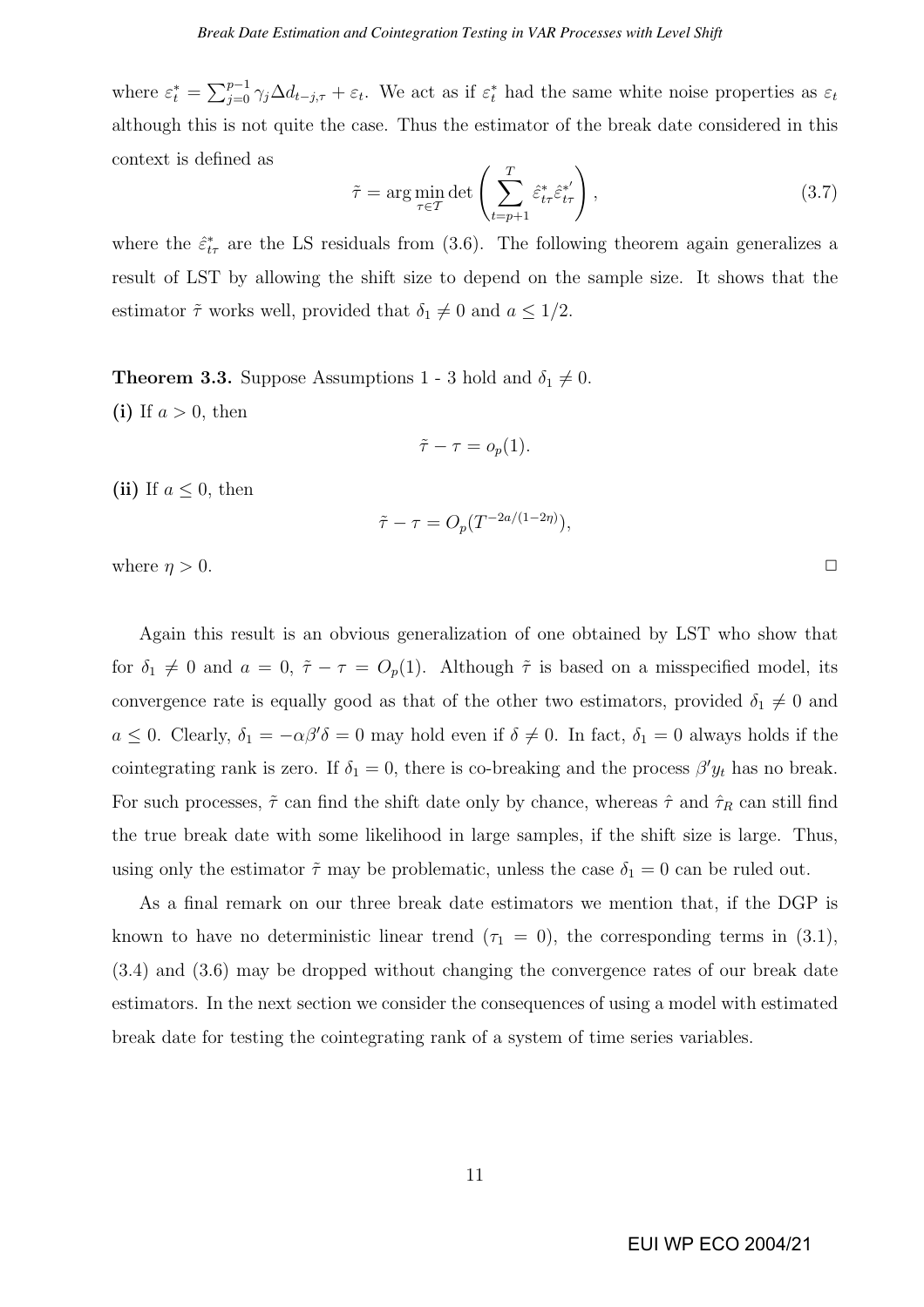where $\varepsilon_t^* = \sum_{j=0}^{p-1} \gamma_j \Delta d_{t-j,\tau} + \varepsilon_t$. We act as if $\varepsilon_t^*$ had the same white noise properties as $\varepsilon_t$ although this is not quite the case. Thus the estimator of the break date considered in this context is defined as

$$\tilde{\tau} = \arg\min_{\tau \in \mathcal{T}} \det \left( \sum_{t=p+1}^{T} \hat{\varepsilon}_{t\tau}^* \hat{\varepsilon}_{t\tau}^{*\prime} \right), \tag{3.7}$$

where the $\hat{\varepsilon}_{t\tau}^*$ are the LS residuals from (3.6). The following theorem again generalizes a result of LST by allowing the shift size to depend on the sample size. It shows that the estimator $\tilde{\tau}$ works well, provided that $\delta_1 \neq 0$ and $a \leq 1/2$.

**Theorem 3.3.** Suppose Assumptions 1 - 3 hold and $\delta_1 \neq 0$.

**(i)** If $a > 0$, then

$$\tilde{\tau} - \tau = o_p(1).$$

**(ii)** If $a \leq 0$, then

$$\tilde{\tau} - \tau = O_p(T^{-2a/(1-2\eta)}),$$

where $\eta > 0$. □

Again this result is an obvious generalization of one obtained by LST who show that for $\delta_1 \neq 0$ and $a = 0$, $\tilde{\tau} - \tau = O_p(1)$. Although $\tilde{\tau}$ is based on a misspecified model, its convergence rate is equally good as that of the other two estimators, provided $\delta_1 \neq 0$ and $a \leq 0$. Clearly, $\delta_1 = -\alpha\beta'\delta = 0$ may hold even if $\delta \neq 0$. In fact, $\delta_1 = 0$ always holds if the cointegrating rank is zero. If $\delta_1 = 0$, there is co-breaking and the process $\beta' y_t$ has no break. For such processes, $\tilde{\tau}$ can find the shift date only by chance, whereas $\hat{\tau}$ and $\hat{\tau}_R$ can still find the true break date with some likelihood in large samples, if the shift size is large. Thus, using only the estimator $\tilde{\tau}$ may be problematic, unless the case $\delta_1 = 0$ can be ruled out.

As a final remark on our three break date estimators we mention that, if the DGP is known to have no deterministic linear trend ($\tau_1 = 0$), the corresponding terms in (3.1), (3.4) and (3.6) may be dropped without changing the convergence rates of our break date estimators. In the next section we consider the consequences of using a model with estimated break date for testing the cointegrating rank of a system of time series variables.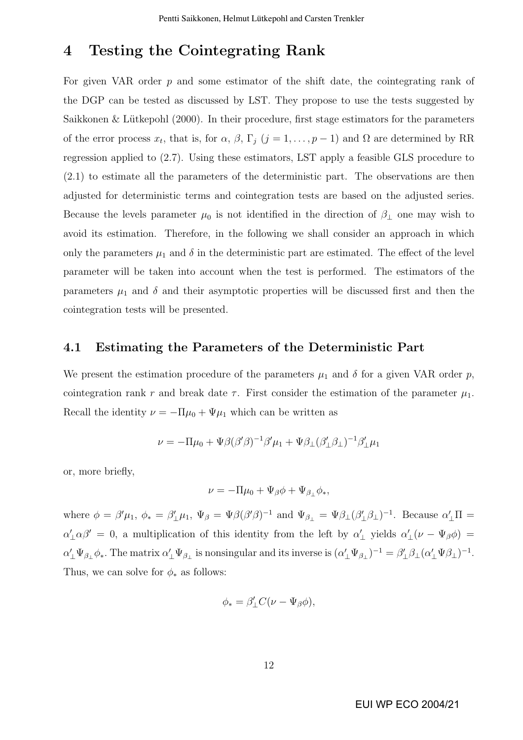# 4 Testing the Cointegrating Rank

For given VAR order $p$ and some estimator of the shift date, the cointegrating rank of the DGP can be tested as discussed by LST. They propose to use the tests suggested by Saikkonen & Lütkepohl (2000). In their procedure, first stage estimators for the parameters of the error process $x_t$, that is, for $\alpha$, $\beta$, $\Gamma_j$ $(j = 1, \dots, p-1)$ and $\Omega$ are determined by RR regression applied to (2.7). Using these estimators, LST apply a feasible GLS procedure to (2.1) to estimate all the parameters of the deterministic part. The observations are then adjusted for deterministic terms and cointegration tests are based on the adjusted series. Because the levels parameter $\mu_0$ is not identified in the direction of $\beta_\perp$ one may wish to avoid its estimation. Therefore, in the following we shall consider an approach in which only the parameters $\mu_1$ and $\delta$ in the deterministic part are estimated. The effect of the level parameter will be taken into account when the test is performed. The estimators of the parameters $\mu_1$ and $\delta$ and their asymptotic properties will be discussed first and then the cointegration tests will be presented.

## 4.1 Estimating the Parameters of the Deterministic Part

We present the estimation procedure of the parameters $\mu_1$ and $\delta$ for a given VAR order $p$, cointegration rank $r$ and break date $\tau$. First consider the estimation of the parameter $\mu_1$. Recall the identity $\nu = -\Pi\mu_0 + \Psi\mu_1$ which can be written as

$$\nu = -\Pi\mu_0 + \Psi\beta(\beta'\beta)^{-1}\beta'\mu_1 + \Psi\beta_\perp(\beta_\perp'\beta_\perp)^{-1}\beta_\perp'\mu_1$$

or, more briefly,

$$\nu = -\Pi\mu_0 + \Psi_\beta\phi + \Psi_{\beta_\perp}\phi_*,$$

where $\phi = \beta'\mu_1$, $\phi_* = \beta_\perp'\mu_1$, $\Psi_\beta = \Psi\beta(\beta'\beta)^{-1}$ and $\Psi_{\beta_\perp} = \Psi\beta_\perp(\beta_\perp'\beta_\perp)^{-1}$. Because $\alpha_\perp'\Pi = \alpha_\perp'\alpha\beta' = 0$, a multiplication of this identity from the left by $\alpha_\perp'$ yields $\alpha_\perp'(\nu - \Psi_\beta\phi) = \alpha_\perp'\Psi_{\beta_\perp}\phi_*$. The matrix $\alpha_\perp'\Psi_{\beta_\perp}$ is nonsingular and its inverse is $(\alpha_\perp'\Psi_{\beta_\perp})^{-1} = \beta_\perp'\beta_\perp(\alpha_\perp'\Psi\beta_\perp)^{-1}$. Thus, we can solve for $\phi_*$ as follows:

$$\phi_* = \beta_\perp' C(\nu - \Psi_\beta\phi),$$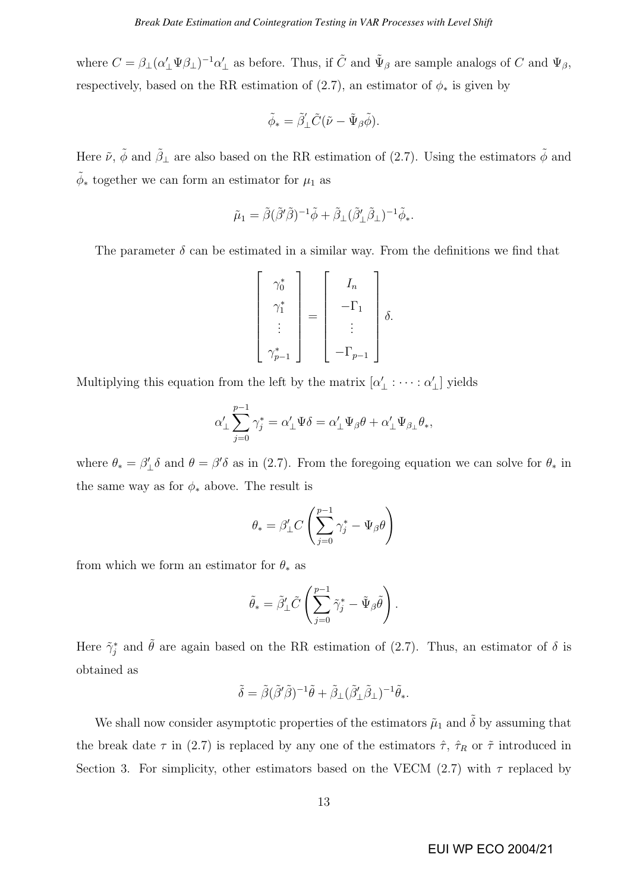where $C = \beta_\perp(\alpha'_\perp \Psi \beta_\perp)^{-1}\alpha'_\perp$ as before. Thus, if $\tilde{C}$ and $\tilde{\Psi}_\beta$ are sample analogs of $C$ and $\Psi_\beta$, respectively, based on the RR estimation of (2.7), an estimator of $\phi_*$ is given by

$$\tilde{\phi}_* = \tilde{\beta}'_\perp \tilde{C}(\tilde{\nu} - \tilde{\Psi}_\beta \tilde{\phi}).$$

Here $\tilde{\nu}$, $\tilde{\phi}$ and $\tilde{\beta}_\perp$ are also based on the RR estimation of (2.7). Using the estimators $\tilde{\phi}$ and $\tilde{\phi}_*$ together we can form an estimator for $\mu_1$ as

$$\tilde{\mu}_1 = \tilde{\beta}(\tilde{\beta}'\tilde{\beta})^{-1}\tilde{\phi} + \tilde{\beta}_\perp(\tilde{\beta}'_\perp \tilde{\beta}_\perp)^{-1}\tilde{\phi}_*.$$

The parameter $\delta$ can be estimated in a similar way. From the definitions we find that

$$\begin{bmatrix} \gamma_0^* \\ \gamma_1^* \\ \vdots \\ \gamma_{p-1}^* \end{bmatrix} = \begin{bmatrix} I_n \\ -\Gamma_1 \\ \vdots \\ -\Gamma_{p-1} \end{bmatrix} \delta.$$

Multiplying this equation from the left by the matrix $[\alpha'_\perp : \cdots : \alpha'_\perp]$ yields

$$\alpha'_\perp \sum_{j=0}^{p-1} \gamma_j^* = \alpha'_\perp \Psi \delta = \alpha'_\perp \Psi_\beta \theta + \alpha'_\perp \Psi_{\beta_\perp} \theta_*,$$

where $\theta_* = \beta'_\perp \delta$ and $\theta = \beta'\delta$ as in (2.7). From the foregoing equation we can solve for $\theta_*$ in the same way as for $\phi_*$ above. The result is

$$\theta_* = \beta'_\perp C \left( \sum_{j=0}^{p-1} \gamma_j^* - \Psi_\beta \theta \right)$$

from which we form an estimator for $\theta_*$ as

$$\tilde{\theta}_* = \tilde{\beta}'_\perp \tilde{C} \left( \sum_{j=0}^{p-1} \tilde{\gamma}_j^* - \tilde{\Psi}_\beta \tilde{\theta} \right).$$

Here $\tilde{\gamma}_j^*$ and $\tilde{\theta}$ are again based on the RR estimation of (2.7). Thus, an estimator of $\delta$ is obtained as

$$\tilde{\delta} = \tilde{\beta}(\tilde{\beta}'\tilde{\beta})^{-1}\tilde{\theta} + \tilde{\beta}_\perp(\tilde{\beta}'_\perp \tilde{\beta}_\perp)^{-1}\tilde{\theta}_*.$$

We shall now consider asymptotic properties of the estimators $\tilde{\mu}_1$ and $\tilde{\delta}$ by assuming that the break date $\tau$ in (2.7) is replaced by any one of the estimators $\hat{\tau}$, $\hat{\tau}_R$ or $\tilde{\tau}$ introduced in Section 3. For simplicity, other estimators based on the VECM (2.7) with $\tau$ replaced by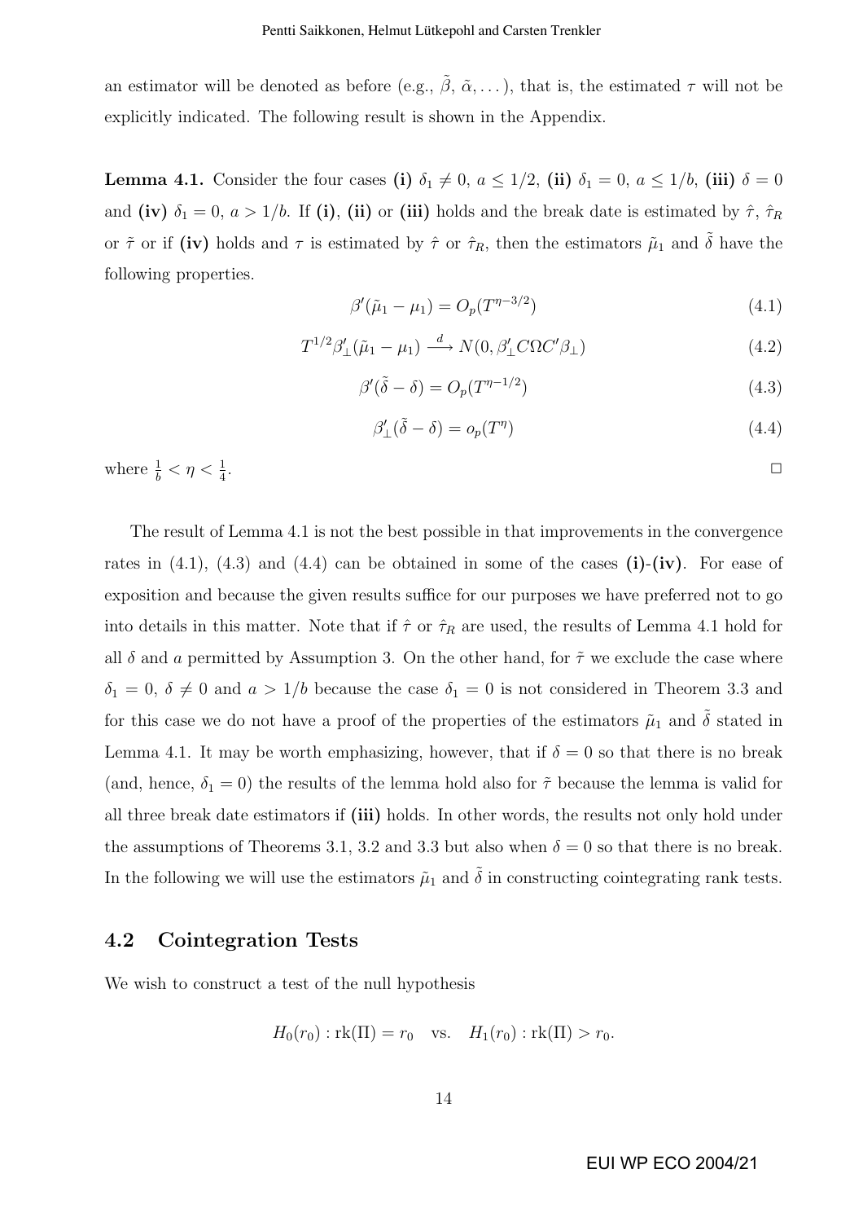an estimator will be denoted as before (e.g., $\tilde{\beta}$, $\tilde{\alpha}, \dots$), that is, the estimated $\tau$ will not be explicitly indicated. The following result is shown in the Appendix.

**Lemma 4.1.** Consider the four cases **(i)** $\delta_1 \neq 0$, $a \leq 1/2$, **(ii)** $\delta_1 = 0$, $a \leq 1/b$, **(iii)** $\delta = 0$ and **(iv)** $\delta_1 = 0$, $a > 1/b$. If **(i)**, **(ii)** or **(iii)** holds and the break date is estimated by $\hat{\tau}$, $\hat{\tau}_R$ or $\tilde{\tau}$ or if **(iv)** holds and $\tau$ is estimated by $\hat{\tau}$ or $\hat{\tau}_R$, then the estimators $\tilde{\mu}_1$ and $\tilde{\delta}$ have the following properties.

$$\beta'(\tilde{\mu}_1 - \mu_1) = O_p(T^{\eta - 3/2}) \tag{4.1}$$

$$T^{1/2}\beta_\perp'(\tilde{\mu}_1 - \mu_1) \xrightarrow{d} N(0, \beta_\perp' C \Omega C' \beta_\perp) \tag{4.2}$$

$$\beta'(\tilde{\delta} - \delta) = O_p(T^{\eta - 1/2}) \tag{4.3}$$

$$\beta_\perp'(\tilde{\delta} - \delta) = o_p(T^{\eta}) \tag{4.4}$$

where $\frac{1}{b} < \eta < \frac{1}{4}$. □

The result of Lemma 4.1 is not the best possible in that improvements in the convergence rates in (4.1), (4.3) and (4.4) can be obtained in some of the cases **(i)**-**(iv)**. For ease of exposition and because the given results suffice for our purposes we have preferred not to go into details in this matter. Note that if $\hat{\tau}$ or $\hat{\tau}_R$ are used, the results of Lemma 4.1 hold for all $\delta$ and $a$ permitted by Assumption 3. On the other hand, for $\tilde{\tau}$ we exclude the case where $\delta_1 = 0$, $\delta \neq 0$ and $a > 1/b$ because the case $\delta_1 = 0$ is not considered in Theorem 3.3 and for this case we do not have a proof of the properties of the estimators $\tilde{\mu}_1$ and $\tilde{\delta}$ stated in Lemma 4.1. It may be worth emphasizing, however, that if $\delta = 0$ so that there is no break (and, hence, $\delta_1 = 0$) the results of the lemma hold also for $\tilde{\tau}$ because the lemma is valid for all three break date estimators if **(iii)** holds. In other words, the results not only hold under the assumptions of Theorems 3.1, 3.2 and 3.3 but also when $\delta = 0$ so that there is no break. In the following we will use the estimators $\tilde{\mu}_1$ and $\tilde{\delta}$ in constructing cointegrating rank tests.

## 4.2 Cointegration Tests

We wish to construct a test of the null hypothesis

$$H_0(r_0) : \text{rk}(\Pi) = r_0 \quad \text{vs.} \quad H_1(r_0) : \text{rk}(\Pi) > r_0.$$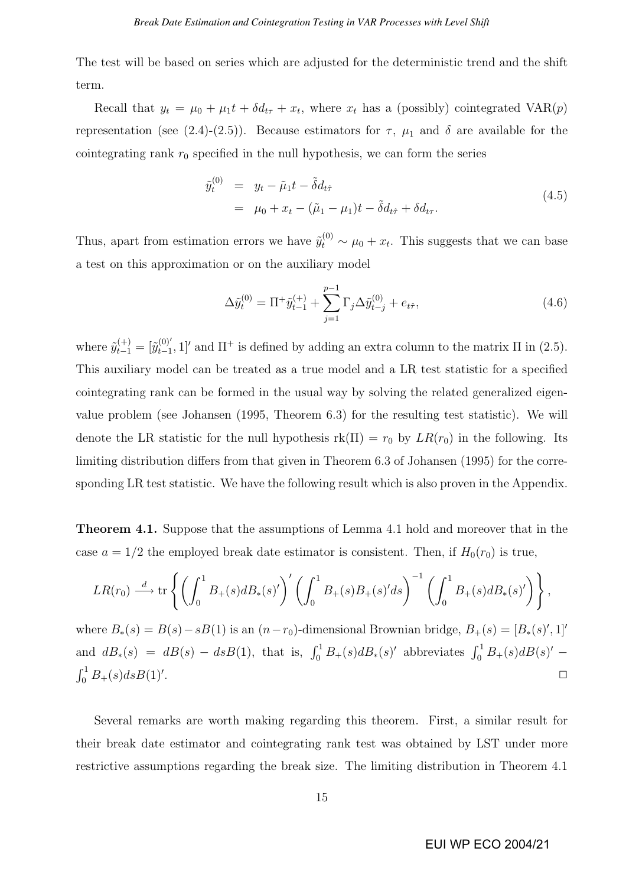The test will be based on series which are adjusted for the deterministic trend and the shift term.

Recall that $y_t = \mu_0 + \mu_1 t + \delta d_{t\tau} + x_t$, where $x_t$ has a (possibly) cointegrated VAR($p$) representation (see (2.4)-(2.5)). Because estimators for $\tau$, $\mu_1$ and $\delta$ are available for the cointegrating rank $r_0$ specified in the null hypothesis, we can form the series

$$
\begin{aligned}
\tilde{y}_t^{(0)} &= y_t - \tilde{\mu}_1 t - \tilde{\delta} d_{t\hat{\tau}} \\
&= \mu_0 + x_t - (\tilde{\mu}_1 - \mu_1)t - \tilde{\delta} d_{t\hat{\tau}} + \delta d_{t\tau}.
\end{aligned}
\tag{4.5}
$$

Thus, apart from estimation errors we have $\tilde{y}_t^{(0)} \sim \mu_0 + x_t$. This suggests that we can base a test on this approximation or on the auxiliary model

$$
\Delta \tilde{y}_t^{(0)} = \Pi^+ \tilde{y}_{t-1}^{(+)} + \sum_{j=1}^{p-1} \Gamma_j \Delta \tilde{y}_{t-j}^{(0)} + e_{t\hat{\tau}},
\tag{4.6}
$$

where $\tilde{y}_{t-1}^{(+)} = [\tilde{y}_{t-1}^{(0)\prime}, 1]'$ and $\Pi^+$ is defined by adding an extra column to the matrix $\Pi$ in (2.5). This auxiliary model can be treated as a true model and a LR test statistic for a specified cointegrating rank can be formed in the usual way by solving the related generalized eigenvalue problem (see Johansen (1995, Theorem 6.3) for the resulting test statistic). We will denote the LR statistic for the null hypothesis $\text{rk}(\Pi) = r_0$ by $LR(r_0)$ in the following. Its limiting distribution differs from that given in Theorem 6.3 of Johansen (1995) for the corresponding LR test statistic. We have the following result which is also proven in the Appendix.

**Theorem 4.1.** Suppose that the assumptions of Lemma 4.1 hold and moreover that in the case $a = 1/2$ the employed break date estimator is consistent. Then, if $H_0(r_0)$ is true,

$$
LR(r_0) \xrightarrow{d} \text{tr}\left\{ \left( \int_0^1 B_+(s) dB_*(s)' \right)' \left( \int_0^1 B_+(s) B_+(s)' ds \right)^{-1} \left( \int_0^1 B_+(s) dB_*(s)' \right) \right\},
$$

where $B_*(s) = B(s) - sB(1)$ is an $(n - r_0)$-dimensional Brownian bridge, $B_+(s) = [B_*(s)', 1]'$ and $dB_*(s) = dB(s) - dsB(1)$, that is, $\int_0^1 B_+(s) dB_*(s)'$ abbreviates $\int_0^1 B_+(s) dB(s)' - \int_0^1 B_+(s) ds B(1)'$. □

Several remarks are worth making regarding this theorem. First, a similar result for their break date estimator and cointegrating rank test was obtained by LST under more restrictive assumptions regarding the break size. The limiting distribution in Theorem 4.1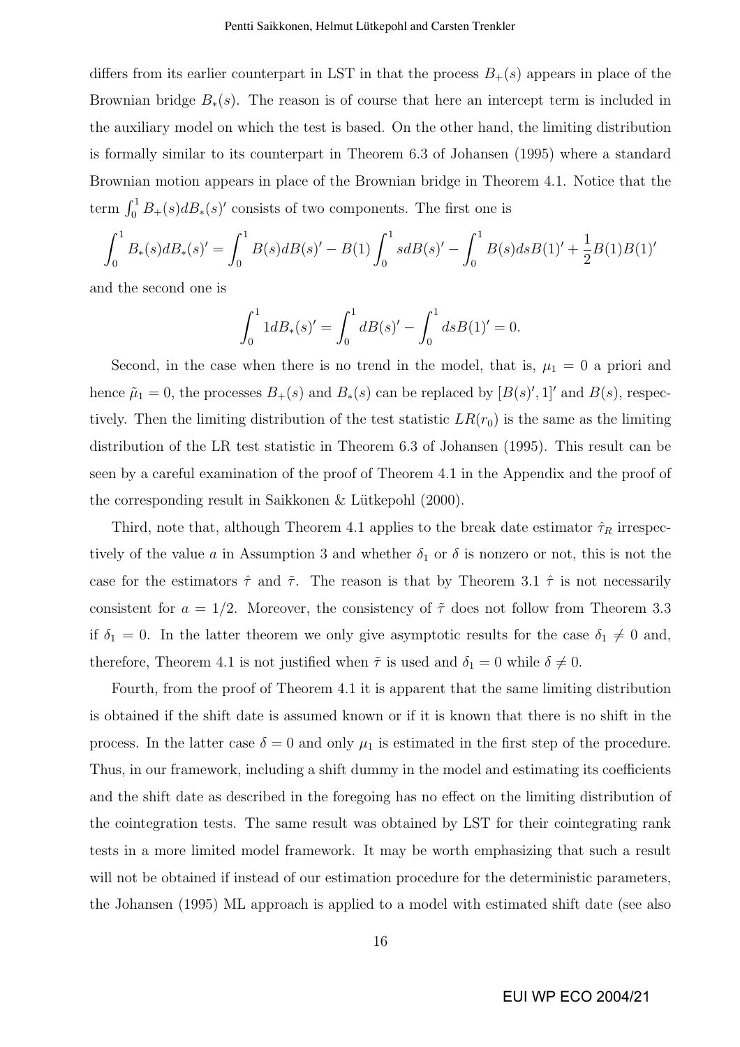differs from its earlier counterpart in LST in that the process $B_+(s)$ appears in place of the Brownian bridge $B_*(s)$. The reason is of course that here an intercept term is included in the auxiliary model on which the test is based. On the other hand, the limiting distribution is formally similar to its counterpart in Theorem 6.3 of Johansen (1995) where a standard Brownian motion appears in place of the Brownian bridge in Theorem 4.1. Notice that the term $\int_0^1 B_+(s)dB_*(s)'$ consists of two components. The first one is

$$\int_0^1 B_*(s)dB_*(s)' = \int_0^1 B(s)dB(s)' - B(1)\int_0^1 sdB(s)' - \int_0^1 B(s)dsB(1)' + \frac{1}{2}B(1)B(1)'$$

and the second one is

$$\int_0^1 1dB_*(s)' = \int_0^1 dB(s)' - \int_0^1 dsB(1)' = 0.$$

Second, in the case when there is no trend in the model, that is, $\mu_1 = 0$ a priori and hence $\tilde{\mu}_1 = 0$, the processes $B_+(s)$ and $B_*(s)$ can be replaced by $[B(s)', 1]'$ and $B(s)$, respectively. Then the limiting distribution of the test statistic $LR(r_0)$ is the same as the limiting distribution of the LR test statistic in Theorem 6.3 of Johansen (1995). This result can be seen by a careful examination of the proof of Theorem 4.1 in the Appendix and the proof of the corresponding result in Saikkonen & Lütkepohl (2000).

Third, note that, although Theorem 4.1 applies to the break date estimator $\hat{\tau}_R$ irrespectively of the value $a$ in Assumption 3 and whether $\delta_1$ or $\delta$ is nonzero or not, this is not the case for the estimators $\hat{\tau}$ and $\tilde{\tau}$. The reason is that by Theorem 3.1 $\hat{\tau}$ is not necessarily consistent for $a = 1/2$. Moreover, the consistency of $\tilde{\tau}$ does not follow from Theorem 3.3 if $\delta_1 = 0$. In the latter theorem we only give asymptotic results for the case $\delta_1 \neq 0$ and, therefore, Theorem 4.1 is not justified when $\tilde{\tau}$ is used and $\delta_1 = 0$ while $\delta \neq 0$.

Fourth, from the proof of Theorem 4.1 it is apparent that the same limiting distribution is obtained if the shift date is assumed known or if it is known that there is no shift in the process. In the latter case $\delta = 0$ and only $\mu_1$ is estimated in the first step of the procedure. Thus, in our framework, including a shift dummy in the model and estimating its coefficients and the shift date as described in the foregoing has no effect on the limiting distribution of the cointegration tests. The same result was obtained by LST for their cointegrating rank tests in a more limited model framework. It may be worth emphasizing that such a result will not be obtained if instead of our estimation procedure for the deterministic parameters, the Johansen (1995) ML approach is applied to a model with estimated shift date (see also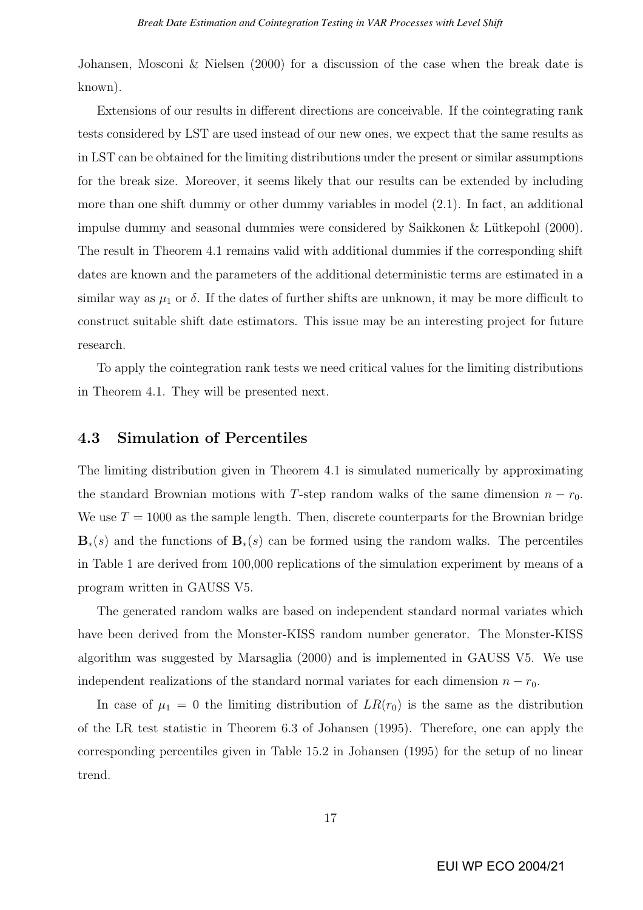Johansen, Mosconi & Nielsen (2000) for a discussion of the case when the break date is known).

Extensions of our results in different directions are conceivable. If the cointegrating rank tests considered by LST are used instead of our new ones, we expect that the same results as in LST can be obtained for the limiting distributions under the present or similar assumptions for the break size. Moreover, it seems likely that our results can be extended by including more than one shift dummy or other dummy variables in model (2.1). In fact, an additional impulse dummy and seasonal dummies were considered by Saikkonen & Lütkepohl (2000). The result in Theorem 4.1 remains valid with additional dummies if the corresponding shift dates are known and the parameters of the additional deterministic terms are estimated in a similar way as $\mu_1$ or $\delta$. If the dates of further shifts are unknown, it may be more difficult to construct suitable shift date estimators. This issue may be an interesting project for future research.

To apply the cointegration rank tests we need critical values for the limiting distributions in Theorem 4.1. They will be presented next.

## 4.3 Simulation of Percentiles

The limiting distribution given in Theorem 4.1 is simulated numerically by approximating the standard Brownian motions with $T$-step random walks of the same dimension $n - r_0$. We use $T = 1000$ as the sample length. Then, discrete counterparts for the Brownian bridge $\mathbf{B}_*(s)$ and the functions of $\mathbf{B}_*(s)$ can be formed using the random walks. The percentiles in Table 1 are derived from 100,000 replications of the simulation experiment by means of a program written in GAUSS V5.

The generated random walks are based on independent standard normal variates which have been derived from the Monster-KISS random number generator. The Monster-KISS algorithm was suggested by Marsaglia (2000) and is implemented in GAUSS V5. We use independent realizations of the standard normal variates for each dimension $n - r_0$.

In case of $\mu_1 = 0$ the limiting distribution of $LR(r_0)$ is the same as the distribution of the LR test statistic in Theorem 6.3 of Johansen (1995). Therefore, one can apply the corresponding percentiles given in Table 15.2 in Johansen (1995) for the setup of no linear trend.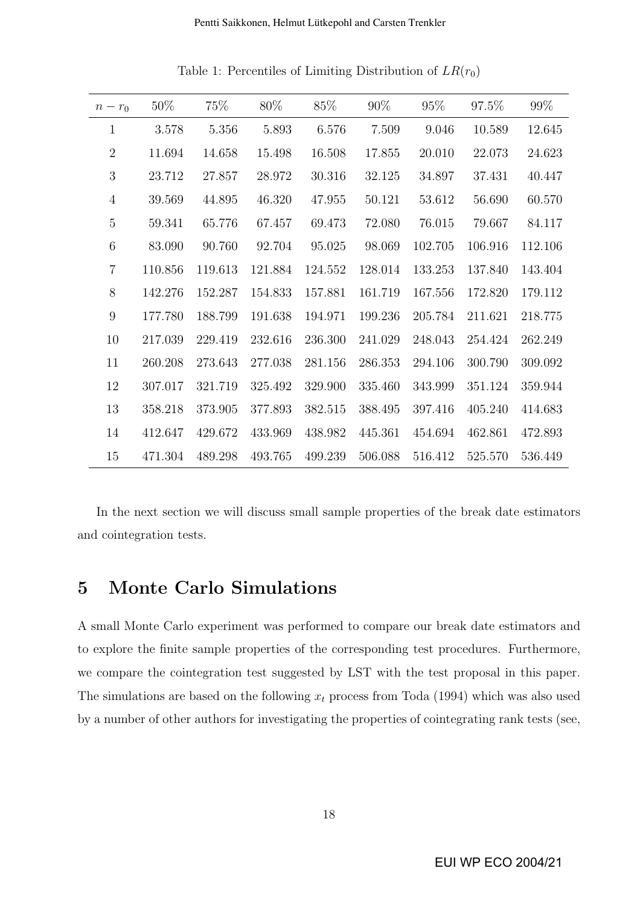Table 1: Percentiles of Limiting Distribution of $LR(r_0)$

| $n - r_0$ | 50% | 75% | 80% | 85% | 90% | 95% | 97.5% | 99% |
|---|---|---|---|---|---|---|---|---|
| 1 | 3.578 | 5.356 | 5.893 | 6.576 | 7.509 | 9.046 | 10.589 | 12.645 |
| 2 | 11.694 | 14.658 | 15.498 | 16.508 | 17.855 | 20.010 | 22.073 | 24.623 |
| 3 | 23.712 | 27.857 | 28.972 | 30.316 | 32.125 | 34.897 | 37.431 | 40.447 |
| 4 | 39.569 | 44.895 | 46.320 | 47.955 | 50.121 | 53.612 | 56.690 | 60.570 |
| 5 | 59.341 | 65.776 | 67.457 | 69.473 | 72.080 | 76.015 | 79.667 | 84.117 |
| 6 | 83.090 | 90.760 | 92.704 | 95.025 | 98.069 | 102.705 | 106.916 | 112.106 |
| 7 | 110.856 | 119.613 | 121.884 | 124.552 | 128.014 | 133.253 | 137.840 | 143.404 |
| 8 | 142.276 | 152.287 | 154.833 | 157.881 | 161.719 | 167.556 | 172.820 | 179.112 |
| 9 | 177.780 | 188.799 | 191.638 | 194.971 | 199.236 | 205.784 | 211.621 | 218.775 |
| 10 | 217.039 | 229.419 | 232.616 | 236.300 | 241.029 | 248.043 | 254.424 | 262.249 |
| 11 | 260.208 | 273.643 | 277.038 | 281.156 | 286.353 | 294.106 | 300.790 | 309.092 |
| 12 | 307.017 | 321.719 | 325.492 | 329.900 | 335.460 | 343.999 | 351.124 | 359.944 |
| 13 | 358.218 | 373.905 | 377.893 | 382.515 | 388.495 | 397.416 | 405.240 | 414.683 |
| 14 | 412.647 | 429.672 | 433.969 | 438.982 | 445.361 | 454.694 | 462.861 | 472.893 |
| 15 | 471.304 | 489.298 | 493.765 | 499.239 | 506.088 | 516.412 | 525.570 | 536.449 |

In the next section we will discuss small sample properties of the break date estimators and cointegration tests.

## 5 Monte Carlo Simulations

A small Monte Carlo experiment was performed to compare our break date estimators and to explore the finite sample properties of the corresponding test procedures. Furthermore, we compare the cointegration test suggested by LST with the test proposal in this paper. The simulations are based on the following $x_t$ process from Toda (1994) which was also used by a number of other authors for investigating the properties of cointegrating rank tests (see,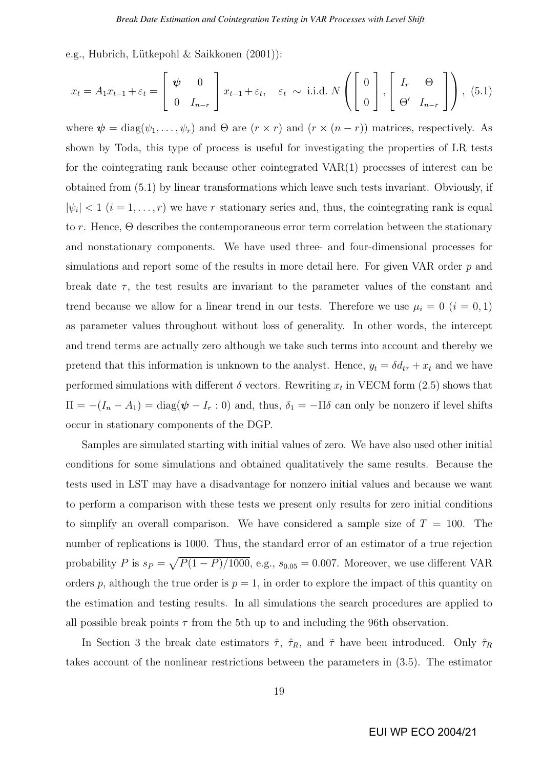e.g., Hubrich, Lütkepohl & Saikkonen (2001)):

$$x_t = A_1 x_{t-1} + \varepsilon_t = \begin{bmatrix} \boldsymbol{\psi} & 0 \\ 0 & I_{n-r} \end{bmatrix} x_{t-1} + \varepsilon_t, \quad \varepsilon_t \sim \text{ i.i.d. } N\left( \begin{bmatrix} 0 \\ 0 \end{bmatrix}, \begin{bmatrix} I_r & \Theta \\ \Theta' & I_{n-r} \end{bmatrix} \right), \tag{5.1}$$

where $\boldsymbol{\psi} = \text{diag}(\psi_1, \ldots, \psi_r)$ and $\Theta$ are $(r \times r)$ and $(r \times (n-r))$ matrices, respectively. As shown by Toda, this type of process is useful for investigating the properties of LR tests for the cointegrating rank because other cointegrated VAR(1) processes of interest can be obtained from (5.1) by linear transformations which leave such tests invariant. Obviously, if $|\psi_i| < 1$ $(i = 1, \ldots, r)$ we have $r$ stationary series and, thus, the cointegrating rank is equal to $r$. Hence, $\Theta$ describes the contemporaneous error term correlation between the stationary and nonstationary components. We have used three- and four-dimensional processes for simulations and report some of the results in more detail here. For given VAR order $p$ and break date $\tau$, the test results are invariant to the parameter values of the constant and trend because we allow for a linear trend in our tests. Therefore we use $\mu_i = 0$ $(i = 0, 1)$ as parameter values throughout without loss of generality. In other words, the intercept and trend terms are actually zero although we take such terms into account and thereby we pretend that this information is unknown to the analyst. Hence, $y_t = \delta d_{t\tau} + x_t$ and we have performed simulations with different $\delta$ vectors. Rewriting $x_t$ in VECM form (2.5) shows that $\Pi = -(I_n - A_1) = \text{diag}(\boldsymbol{\psi} - I_r : 0)$ and, thus, $\delta_1 = -\Pi\delta$ can only be nonzero if level shifts occur in stationary components of the DGP.

Samples are simulated starting with initial values of zero. We have also used other initial conditions for some simulations and obtained qualitatively the same results. Because the tests used in LST may have a disadvantage for nonzero initial values and because we want to perform a comparison with these tests we present only results for zero initial conditions to simplify an overall comparison. We have considered a sample size of $T = 100$. The number of replications is 1000. Thus, the standard error of an estimator of a true rejection probability $P$ is $s_P = \sqrt{P(1-P)/1000}$, e.g., $s_{0.05} = 0.007$. Moreover, we use different VAR orders $p$, although the true order is $p = 1$, in order to explore the impact of this quantity on the estimation and testing results. In all simulations the search procedures are applied to all possible break points $\tau$ from the 5th up to and including the 96th observation.

In Section 3 the break date estimators $\hat{\tau}$, $\hat{\tau}_R$, and $\tilde{\tau}$ have been introduced. Only $\hat{\tau}_R$ takes account of the nonlinear restrictions between the parameters in (3.5). The estimator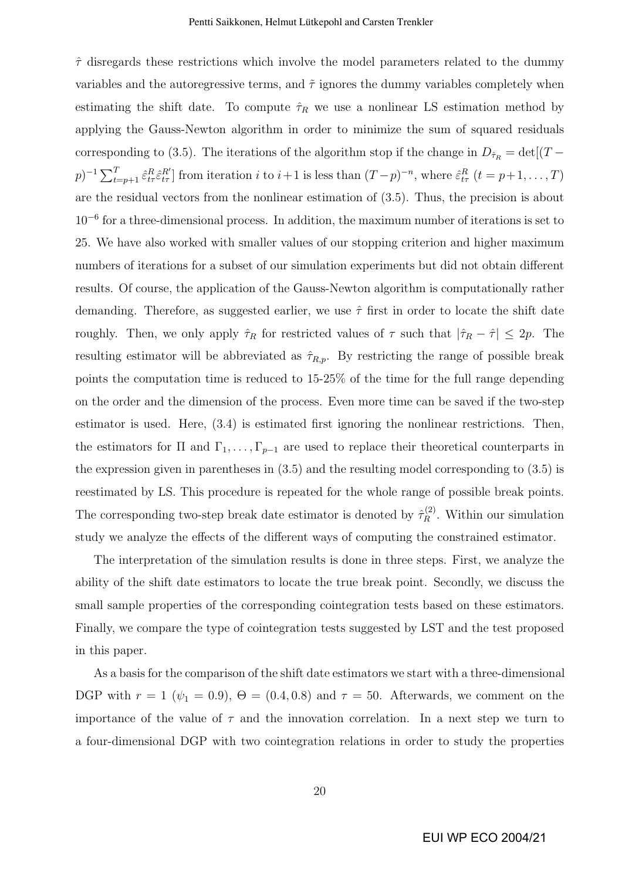$\hat{\tau}$ disregards these restrictions which involve the model parameters related to the dummy variables and the autoregressive terms, and $\tilde{\tau}$ ignores the dummy variables completely when estimating the shift date. To compute $\hat{\tau}_R$ we use a nonlinear LS estimation method by applying the Gauss-Newton algorithm in order to minimize the sum of squared residuals corresponding to (3.5). The iterations of the algorithm stop if the change in $D_{\hat{\tau}_R} = \det[(T-p)^{-1}\sum_{t=p+1}^{T}\hat{\varepsilon}_{t\tau}^R\hat{\varepsilon}_{t\tau}^{R\prime}]$ from iteration $i$ to $i+1$ is less than $(T-p)^{-n}$, where $\hat{\varepsilon}_{t\tau}^R$ $(t = p+1, \ldots, T)$ are the residual vectors from the nonlinear estimation of (3.5). Thus, the precision is about $10^{-6}$ for a three-dimensional process. In addition, the maximum number of iterations is set to 25. We have also worked with smaller values of our stopping criterion and higher maximum numbers of iterations for a subset of our simulation experiments but did not obtain different results. Of course, the application of the Gauss-Newton algorithm is computationally rather demanding. Therefore, as suggested earlier, we use $\hat{\tau}$ first in order to locate the shift date roughly. Then, we only apply $\hat{\tau}_R$ for restricted values of $\tau$ such that $|\hat{\tau}_R - \hat{\tau}| \leq 2p$. The resulting estimator will be abbreviated as $\hat{\tau}_{R,p}$. By restricting the range of possible break points the computation time is reduced to 15-25% of the time for the full range depending on the order and the dimension of the process. Even more time can be saved if the two-step estimator is used. Here, (3.4) is estimated first ignoring the nonlinear restrictions. Then, the estimators for $\Pi$ and $\Gamma_1, \ldots, \Gamma_{p-1}$ are used to replace their theoretical counterparts in the expression given in parentheses in (3.5) and the resulting model corresponding to (3.5) is reestimated by LS. This procedure is repeated for the whole range of possible break points. The corresponding two-step break date estimator is denoted by $\hat{\tau}_R^{(2)}$. Within our simulation study we analyze the effects of the different ways of computing the constrained estimator.

The interpretation of the simulation results is done in three steps. First, we analyze the ability of the shift date estimators to locate the true break point. Secondly, we discuss the small sample properties of the corresponding cointegration tests based on these estimators. Finally, we compare the type of cointegration tests suggested by LST and the test proposed in this paper.

As a basis for the comparison of the shift date estimators we start with a three-dimensional DGP with $r = 1$ ($\psi_1 = 0.9$), $\Theta = (0.4, 0.8)$ and $\tau = 50$. Afterwards, we comment on the importance of the value of $\tau$ and the innovation correlation. In a next step we turn to a four-dimensional DGP with two cointegration relations in order to study the properties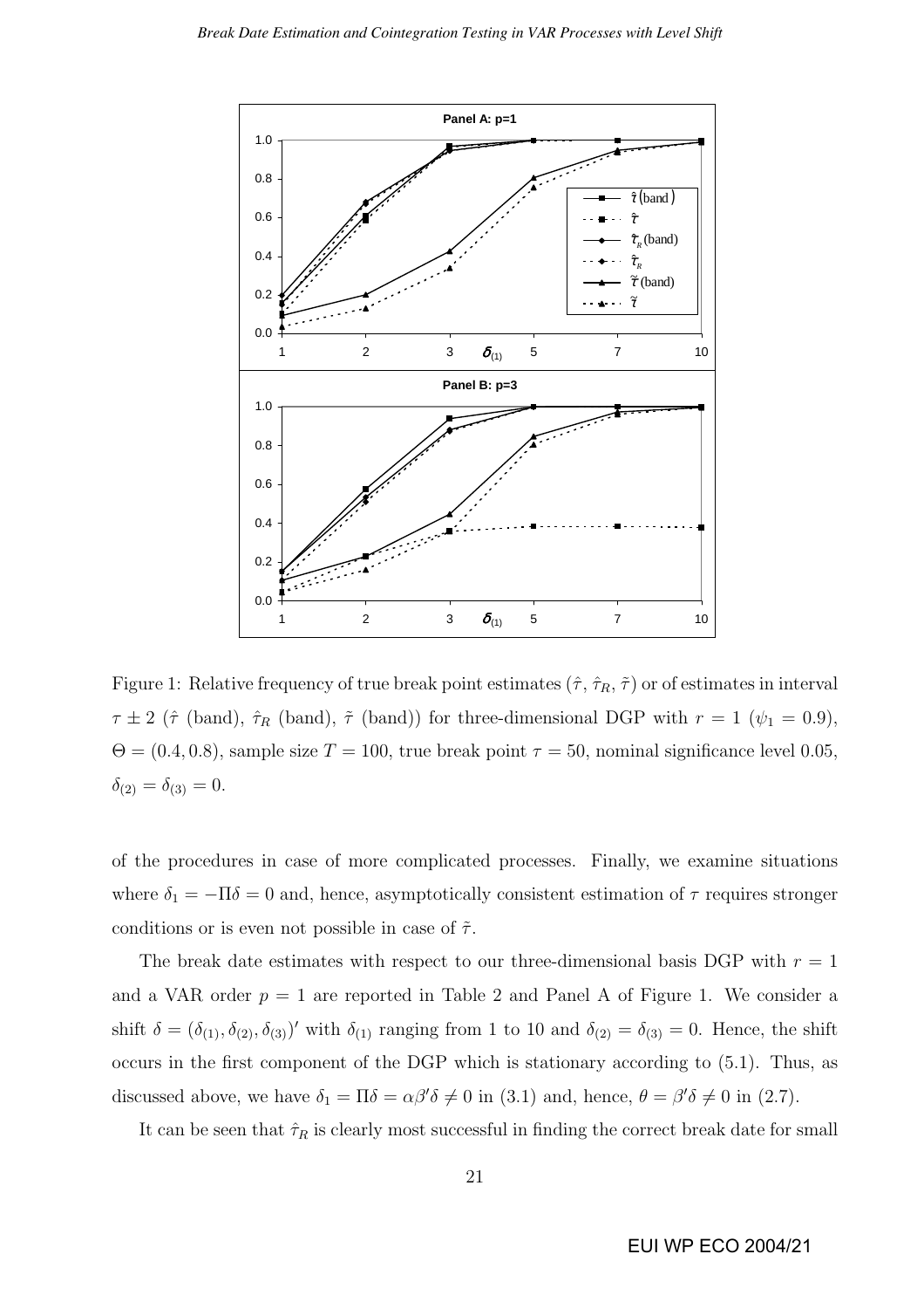Figure 1: Relative frequency of true break point estimates ($\hat{\tau}$, $\hat{\tau}_R$, $\tilde{\tau}$) or of estimates in interval $\tau \pm 2$ ($\hat{\tau}$ (band), $\hat{\tau}_R$ (band), $\tilde{\tau}$ (band)) for three-dimensional DGP with $r = 1$ ($\psi_1 = 0.9$), $\Theta = (0.4, 0.8)$, sample size $T = 100$, true break point $\tau = 50$, nominal significance level 0.05, $\delta_{(2)} = \delta_{(3)} = 0$.

of the procedures in case of more complicated processes. Finally, we examine situations where $\delta_1 = -\Pi\delta = 0$ and, hence, asymptotically consistent estimation of $\tau$ requires stronger conditions or is even not possible in case of $\tilde{\tau}$.

The break date estimates with respect to our three-dimensional basis DGP with $r = 1$ and a VAR order $p = 1$ are reported in Table 2 and Panel A of Figure 1. We consider a shift $\delta = (\delta_{(1)}, \delta_{(2)}, \delta_{(3)})'$ with $\delta_{(1)}$ ranging from 1 to 10 and $\delta_{(2)} = \delta_{(3)} = 0$. Hence, the shift occurs in the first component of the DGP which is stationary according to (5.1). Thus, as discussed above, we have $\delta_1 = \Pi\delta = \alpha\beta'\delta \neq 0$ in (3.1) and, hence, $\theta = \beta'\delta \neq 0$ in (2.7).

It can be seen that $\hat{\tau}_R$ is clearly most successful in finding the correct break date for small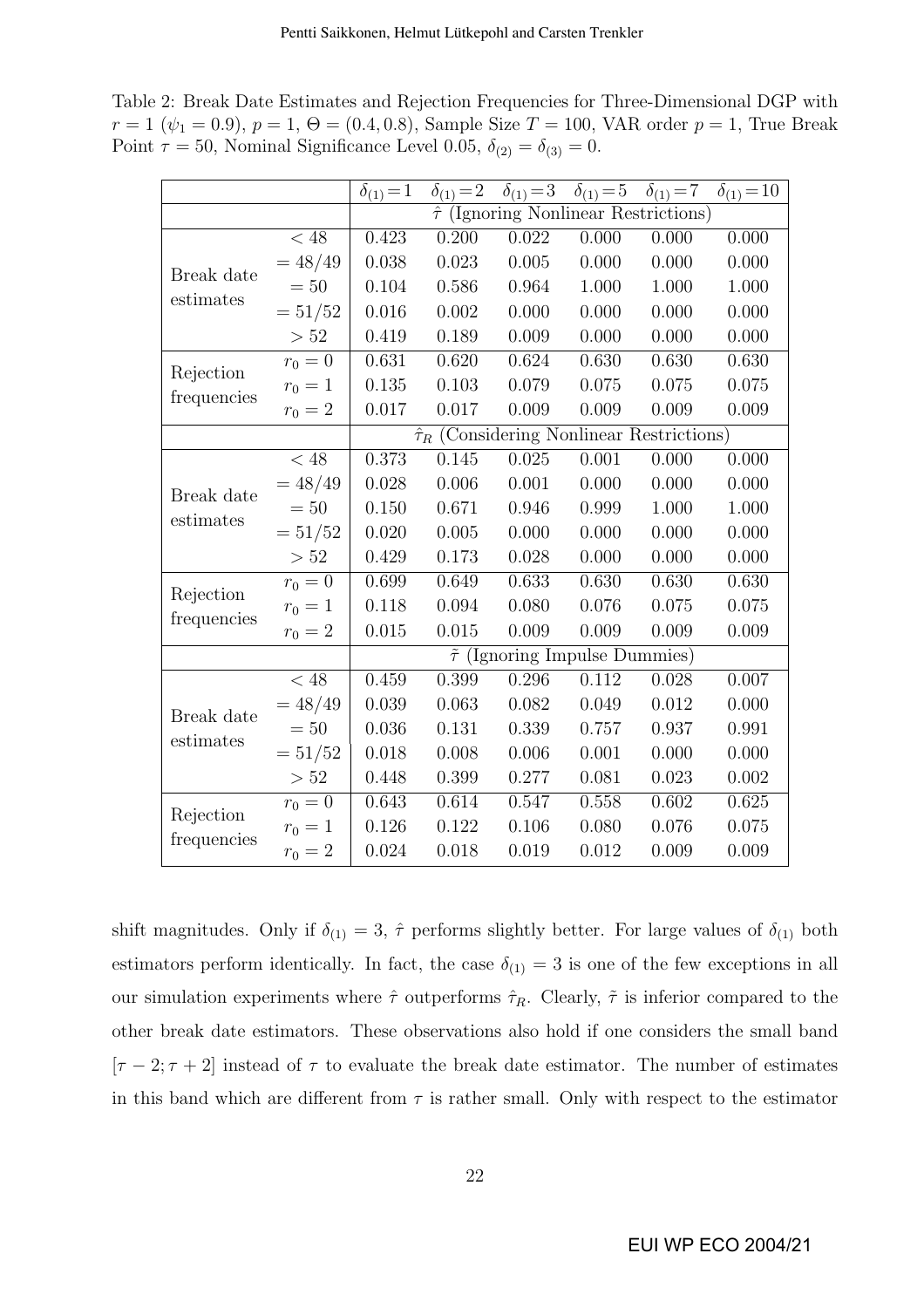Table 2: Break Date Estimates and Rejection Frequencies for Three-Dimensional DGP with $r = 1$ ($\psi_1 = 0.9$), $p = 1$, $\Theta = (0.4, 0.8)$, Sample Size $T = 100$, VAR order $p = 1$, True Break Point $\tau = 50$, Nominal Significance Level 0.05, $\delta_{(2)} = \delta_{(3)} = 0$.

| | | $\delta_{(1)}=1$ | $\delta_{(1)}=2$ | $\delta_{(1)}=3$ | $\delta_{(1)}=5$ | $\delta_{(1)}=7$ | $\delta_{(1)}=10$ |
|---|---|---|---|---|---|---|---|
| | | $\hat{\tau}$ (Ignoring Nonlinear Restrictions) | | | | | |
| Break date estimates | $< 48$ | 0.423 | 0.200 | 0.022 | 0.000 | 0.000 | 0.000 |
| | $= 48/49$ | 0.038 | 0.023 | 0.005 | 0.000 | 0.000 | 0.000 |
| | $= 50$ | 0.104 | 0.586 | 0.964 | 1.000 | 1.000 | 1.000 |
| | $= 51/52$ | 0.016 | 0.002 | 0.000 | 0.000 | 0.000 | 0.000 |
| | $> 52$ | 0.419 | 0.189 | 0.009 | 0.000 | 0.000 | 0.000 |
| Rejection frequencies | $r_0 = 0$ | 0.631 | 0.620 | 0.624 | 0.630 | 0.630 | 0.630 |
| | $r_0 = 1$ | 0.135 | 0.103 | 0.079 | 0.075 | 0.075 | 0.075 |
| | $r_0 = 2$ | 0.017 | 0.017 | 0.009 | 0.009 | 0.009 | 0.009 |
| | | $\hat{\tau}_R$ (Considering Nonlinear Restrictions) | | | | | |
| Break date estimates | $< 48$ | 0.373 | 0.145 | 0.025 | 0.001 | 0.000 | 0.000 |
| | $= 48/49$ | 0.028 | 0.006 | 0.001 | 0.000 | 0.000 | 0.000 |
| | $= 50$ | 0.150 | 0.671 | 0.946 | 0.999 | 1.000 | 1.000 |
| | $= 51/52$ | 0.020 | 0.005 | 0.000 | 0.000 | 0.000 | 0.000 |
| | $> 52$ | 0.429 | 0.173 | 0.028 | 0.000 | 0.000 | 0.000 |
| Rejection frequencies | $r_0 = 0$ | 0.699 | 0.649 | 0.633 | 0.630 | 0.630 | 0.630 |
| | $r_0 = 1$ | 0.118 | 0.094 | 0.080 | 0.076 | 0.075 | 0.075 |
| | $r_0 = 2$ | 0.015 | 0.015 | 0.009 | 0.009 | 0.009 | 0.009 |
| | | $\tilde{\tau}$ (Ignoring Impulse Dummies) | | | | | |
| Break date estimates | $< 48$ | 0.459 | 0.399 | 0.296 | 0.112 | 0.028 | 0.007 |
| | $= 48/49$ | 0.039 | 0.063 | 0.082 | 0.049 | 0.012 | 0.000 |
| | $= 50$ | 0.036 | 0.131 | 0.339 | 0.757 | 0.937 | 0.991 |
| | $= 51/52$ | 0.018 | 0.008 | 0.006 | 0.001 | 0.000 | 0.000 |
| | $> 52$ | 0.448 | 0.399 | 0.277 | 0.081 | 0.023 | 0.002 |
| Rejection frequencies | $r_0 = 0$ | 0.643 | 0.614 | 0.547 | 0.558 | 0.602 | 0.625 |
| | $r_0 = 1$ | 0.126 | 0.122 | 0.106 | 0.080 | 0.076 | 0.075 |
| | $r_0 = 2$ | 0.024 | 0.018 | 0.019 | 0.012 | 0.009 | 0.009 |

shift magnitudes. Only if $\delta_{(1)} = 3$, $\hat{\tau}$ performs slightly better. For large values of $\delta_{(1)}$ both estimators perform identically. In fact, the case $\delta_{(1)} = 3$ is one of the few exceptions in all our simulation experiments where $\hat{\tau}$ outperforms $\hat{\tau}_R$. Clearly, $\tilde{\tau}$ is inferior compared to the other break date estimators. These observations also hold if one considers the small band $[\tau - 2; \tau + 2]$ instead of $\tau$ to evaluate the break date estimator. The number of estimates in this band which are different from $\tau$ is rather small. Only with respect to the estimator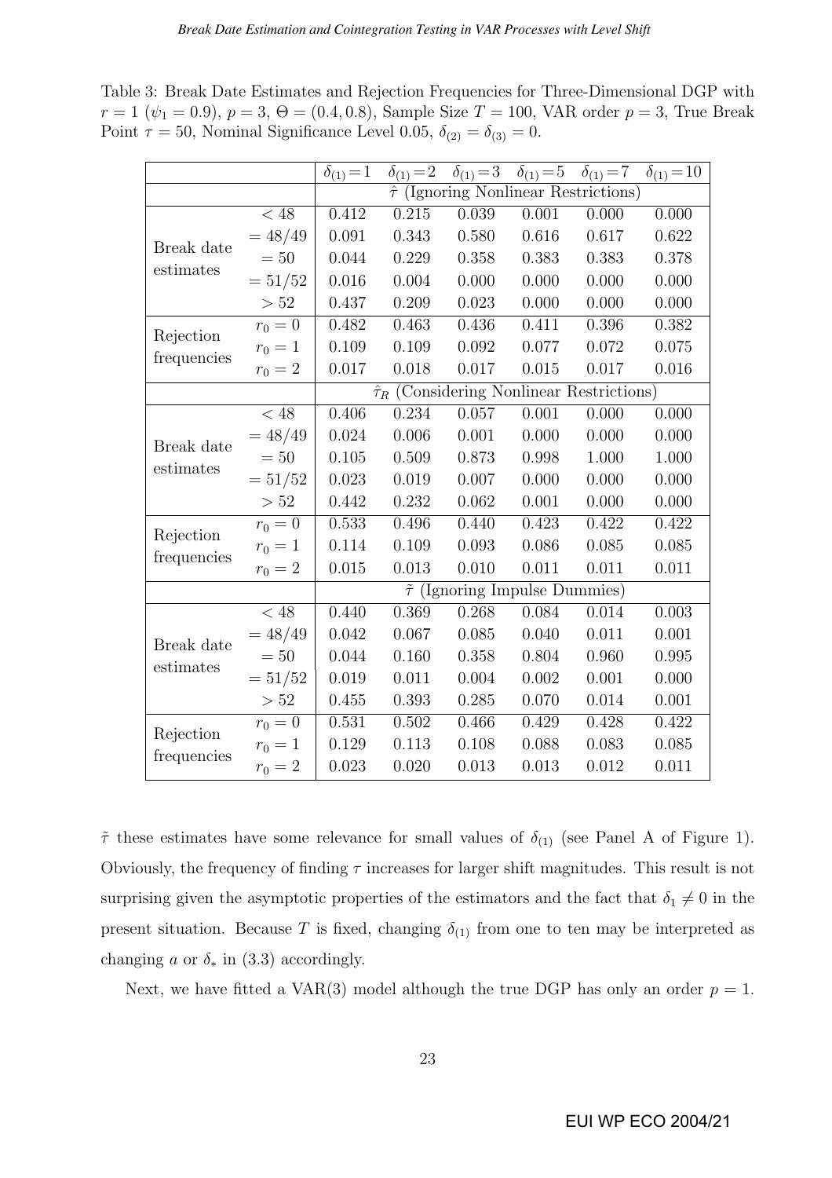Table 3: Break Date Estimates and Rejection Frequencies for Three-Dimensional DGP with $r = 1$ ($\psi_1 = 0.9$), $p = 3$, $\Theta = (0.4, 0.8)$, Sample Size $T = 100$, VAR order $p = 3$, True Break Point $\tau = 50$, Nominal Significance Level 0.05, $\delta_{(2)} = \delta_{(3)} = 0$.

| | | $\delta_{(1)}=1$ | $\delta_{(1)}=2$ | $\delta_{(1)}=3$ | $\delta_{(1)}=5$ | $\delta_{(1)}=7$ | $\delta_{(1)}=10$ |
|---|---|---|---|---|---|---|---|
| | | $\hat{\tau}$ (Ignoring Nonlinear Restrictions) | | | | | |
| Break date estimates | $< 48$ | 0.412 | 0.215 | 0.039 | 0.001 | 0.000 | 0.000 |
| | $= 48/49$ | 0.091 | 0.343 | 0.580 | 0.616 | 0.617 | 0.622 |
| | $= 50$ | 0.044 | 0.229 | 0.358 | 0.383 | 0.383 | 0.378 |
| | $= 51/52$ | 0.016 | 0.004 | 0.000 | 0.000 | 0.000 | 0.000 |
| | $> 52$ | 0.437 | 0.209 | 0.023 | 0.000 | 0.000 | 0.000 |
| Rejection frequencies | $r_0 = 0$ | 0.482 | 0.463 | 0.436 | 0.411 | 0.396 | 0.382 |
| | $r_0 = 1$ | 0.109 | 0.109 | 0.092 | 0.077 | 0.072 | 0.075 |
| | $r_0 = 2$ | 0.017 | 0.018 | 0.017 | 0.015 | 0.017 | 0.016 |
| | | $\hat{\tau}_R$ (Considering Nonlinear Restrictions) | | | | | |
| Break date estimates | $< 48$ | 0.406 | 0.234 | 0.057 | 0.001 | 0.000 | 0.000 |
| | $= 48/49$ | 0.024 | 0.006 | 0.001 | 0.000 | 0.000 | 0.000 |
| | $= 50$ | 0.105 | 0.509 | 0.873 | 0.998 | 1.000 | 1.000 |
| | $= 51/52$ | 0.023 | 0.019 | 0.007 | 0.000 | 0.000 | 0.000 |
| | $> 52$ | 0.442 | 0.232 | 0.062 | 0.001 | 0.000 | 0.000 |
| Rejection frequencies | $r_0 = 0$ | 0.533 | 0.496 | 0.440 | 0.423 | 0.422 | 0.422 |
| | $r_0 = 1$ | 0.114 | 0.109 | 0.093 | 0.086 | 0.085 | 0.085 |
| | $r_0 = 2$ | 0.015 | 0.013 | 0.010 | 0.011 | 0.011 | 0.011 |
| | | $\tilde{\tau}$ (Ignoring Impulse Dummies) | | | | | |
| Break date estimates | $< 48$ | 0.440 | 0.369 | 0.268 | 0.084 | 0.014 | 0.003 |
| | $= 48/49$ | 0.042 | 0.067 | 0.085 | 0.040 | 0.011 | 0.001 |
| | $= 50$ | 0.044 | 0.160 | 0.358 | 0.804 | 0.960 | 0.995 |
| | $= 51/52$ | 0.019 | 0.011 | 0.004 | 0.002 | 0.001 | 0.000 |
| | $> 52$ | 0.455 | 0.393 | 0.285 | 0.070 | 0.014 | 0.001 |
| Rejection frequencies | $r_0 = 0$ | 0.531 | 0.502 | 0.466 | 0.429 | 0.428 | 0.422 |
| | $r_0 = 1$ | 0.129 | 0.113 | 0.108 | 0.088 | 0.083 | 0.085 |
| | $r_0 = 2$ | 0.023 | 0.020 | 0.013 | 0.013 | 0.012 | 0.011 |

$\tilde{\tau}$ these estimates have some relevance for small values of $\delta_{(1)}$ (see Panel A of Figure 1). Obviously, the frequency of finding $\tau$ increases for larger shift magnitudes. This result is not surprising given the asymptotic properties of the estimators and the fact that $\delta_1 \neq 0$ in the present situation. Because $T$ is fixed, changing $\delta_{(1)}$ from one to ten may be interpreted as changing $a$ or $\delta_*$ in (3.3) accordingly.

Next, we have fitted a VAR(3) model although the true DGP has only an order $p = 1$.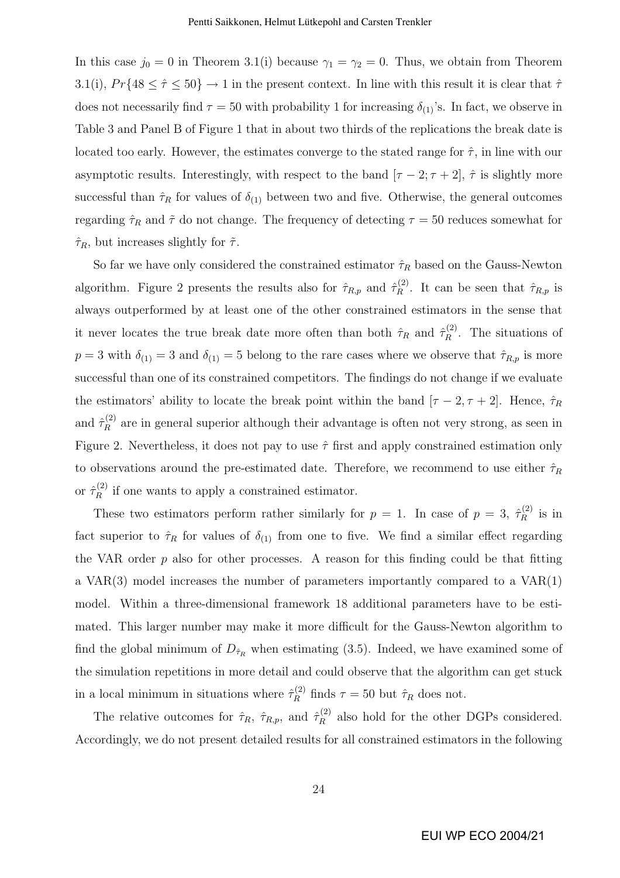In this case $j_0 = 0$ in Theorem 3.1(i) because $\gamma_1 = \gamma_2 = 0$. Thus, we obtain from Theorem 3.1(i), $Pr\{48 \leq \hat{\tau} \leq 50\} \to 1$ in the present context. In line with this result it is clear that $\hat{\tau}$ does not necessarily find $\tau = 50$ with probability 1 for increasing $\delta_{(1)}$'s. In fact, we observe in Table 3 and Panel B of Figure 1 that in about two thirds of the replications the break date is located too early. However, the estimates converge to the stated range for $\hat{\tau}$, in line with our asymptotic results. Interestingly, with respect to the band $[\tau - 2; \tau + 2]$, $\hat{\tau}$ is slightly more successful than $\hat{\tau}_R$ for values of $\delta_{(1)}$ between two and five. Otherwise, the general outcomes regarding $\hat{\tau}_R$ and $\tilde{\tau}$ do not change. The frequency of detecting $\tau = 50$ reduces somewhat for $\hat{\tau}_R$, but increases slightly for $\tilde{\tau}$.

So far we have only considered the constrained estimator $\hat{\tau}_R$ based on the Gauss-Newton algorithm. Figure 2 presents the results also for $\hat{\tau}_{R,p}$ and $\hat{\tau}_R^{(2)}$. It can be seen that $\hat{\tau}_{R,p}$ is always outperformed by at least one of the other constrained estimators in the sense that it never locates the true break date more often than both $\hat{\tau}_R$ and $\hat{\tau}_R^{(2)}$. The situations of $p = 3$ with $\delta_{(1)} = 3$ and $\delta_{(1)} = 5$ belong to the rare cases where we observe that $\hat{\tau}_{R,p}$ is more successful than one of its constrained competitors. The findings do not change if we evaluate the estimators' ability to locate the break point within the band $[\tau - 2, \tau + 2]$. Hence, $\hat{\tau}_R$ and $\hat{\tau}_R^{(2)}$ are in general superior although their advantage is often not very strong, as seen in Figure 2. Nevertheless, it does not pay to use $\hat{\tau}$ first and apply constrained estimation only to observations around the pre-estimated date. Therefore, we recommend to use either $\hat{\tau}_R$ or $\hat{\tau}_R^{(2)}$ if one wants to apply a constrained estimator.

These two estimators perform rather similarly for $p = 1$. In case of $p = 3$, $\hat{\tau}_R^{(2)}$ is in fact superior to $\hat{\tau}_R$ for values of $\delta_{(1)}$ from one to five. We find a similar effect regarding the VAR order $p$ also for other processes. A reason for this finding could be that fitting a VAR(3) model increases the number of parameters importantly compared to a VAR(1) model. Within a three-dimensional framework 18 additional parameters have to be estimated. This larger number may make it more difficult for the Gauss-Newton algorithm to find the global minimum of $D_{\hat{\tau}_R}$ when estimating (3.5). Indeed, we have examined some of the simulation repetitions in more detail and could observe that the algorithm can get stuck in a local minimum in situations where $\hat{\tau}_R^{(2)}$ finds $\tau = 50$ but $\hat{\tau}_R$ does not.

The relative outcomes for $\hat{\tau}_R$, $\hat{\tau}_{R,p}$, and $\hat{\tau}_R^{(2)}$ also hold for the other DGPs considered. Accordingly, we do not present detailed results for all constrained estimators in the following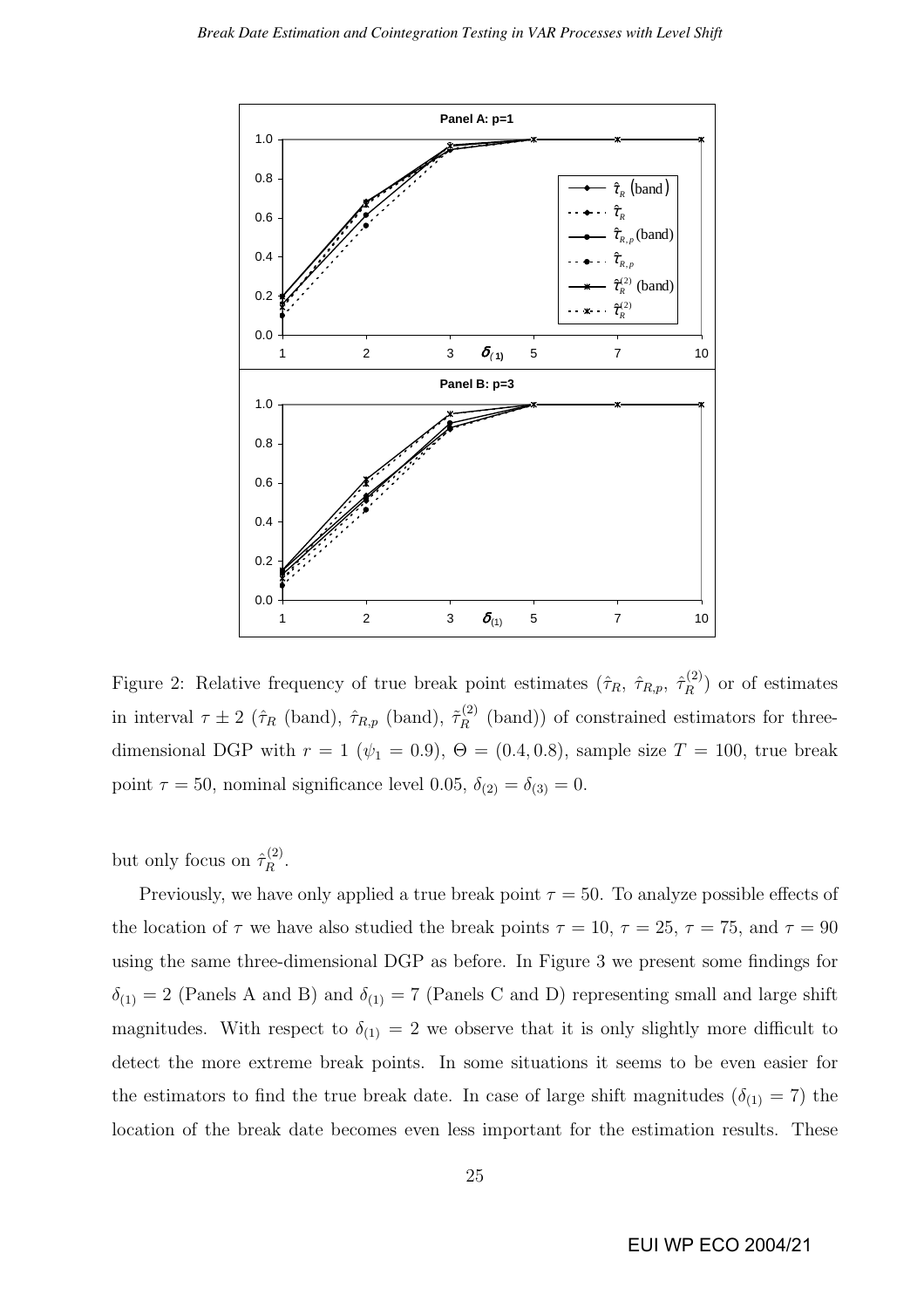Figure 2: Relative frequency of true break point estimates ($\hat{\tau}_R$, $\hat{\tau}_{R,p}$, $\hat{\tau}_R^{(2)}$) or of estimates in interval $\tau \pm 2$ ($\hat{\tau}_R$ (band), $\hat{\tau}_{R,p}$ (band), $\tilde{\tau}_R^{(2)}$ (band)) of constrained estimators for three-dimensional DGP with $r = 1$ ($\psi_1 = 0.9$), $\Theta = (0.4, 0.8)$, sample size $T = 100$, true break point $\tau = 50$, nominal significance level 0.05, $\delta_{(2)} = \delta_{(3)} = 0$.

but only focus on $\hat{\tau}_R^{(2)}$.

Previously, we have only applied a true break point $\tau = 50$. To analyze possible effects of the location of $\tau$ we have also studied the break points $\tau = 10$, $\tau = 25$, $\tau = 75$, and $\tau = 90$ using the same three-dimensional DGP as before. In Figure 3 we present some findings for $\delta_{(1)} = 2$ (Panels A and B) and $\delta_{(1)} = 7$ (Panels C and D) representing small and large shift magnitudes. With respect to $\delta_{(1)} = 2$ we observe that it is only slightly more difficult to detect the more extreme break points. In some situations it seems to be even easier for the estimators to find the true break date. In case of large shift magnitudes ($\delta_{(1)} = 7$) the location of the break date becomes even less important for the estimation results. These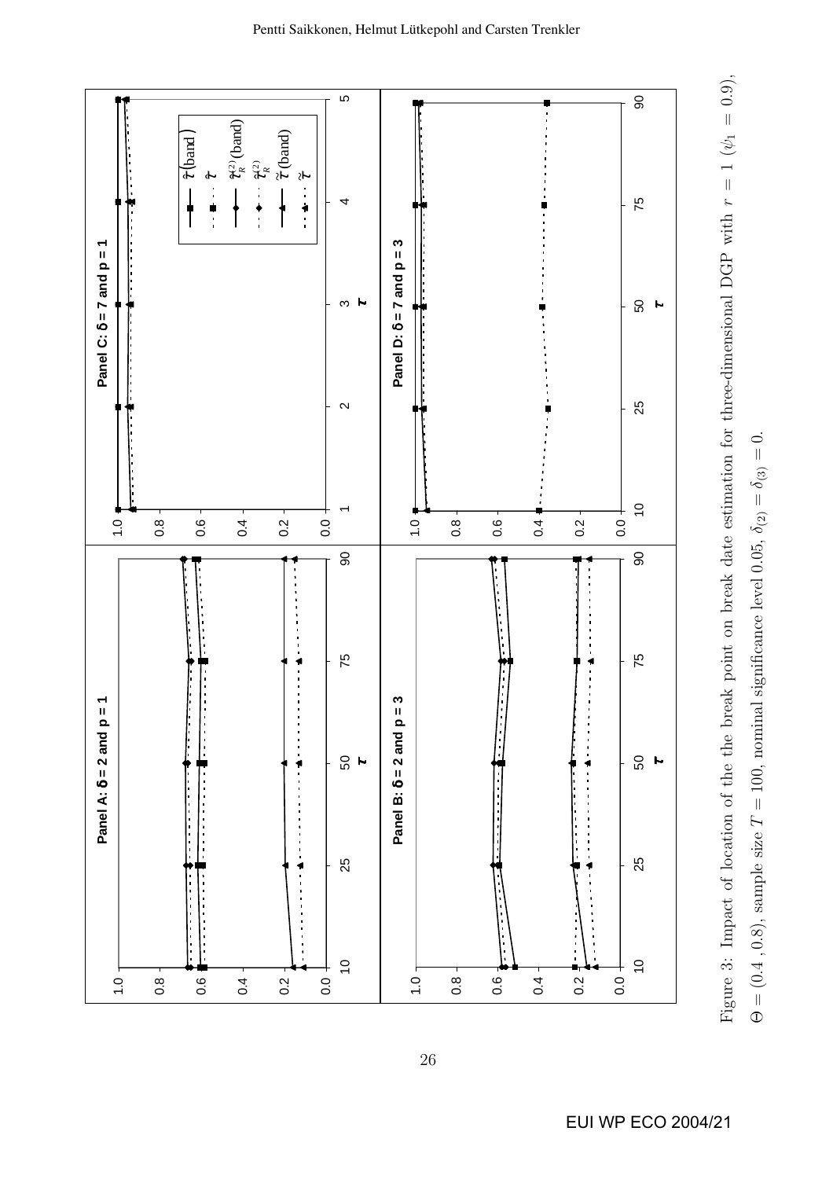Figure 3: Impact of location of the the break point on break date estimation for three-dimensional DGP with $r = 1$ ($\psi_1 = 0.9$), $\Theta = (0.4\ , 0.8)$, sample size $T = 100$, nominal significance level 0.05, $\delta_{(2)} = \delta_{(3)} = 0$.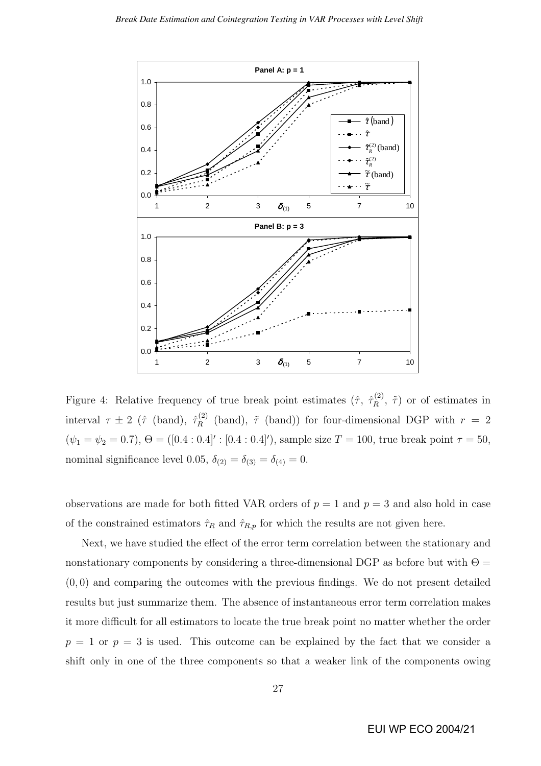Figure 4: Relative frequency of true break point estimates ($\hat{\tau}$, $\hat{\tau}_R^{(2)}$, $\tilde{\tau}$) or of estimates in interval $\tau \pm 2$ ($\hat{\tau}$ (band), $\hat{\tau}_R^{(2)}$ (band), $\tilde{\tau}$ (band)) for four-dimensional DGP with $r = 2$ ($\psi_1 = \psi_2 = 0.7$), $\Theta = ([0.4 : 0.4]' : [0.4 : 0.4]')$, sample size $T = 100$, true break point $\tau = 50$, nominal significance level 0.05, $\delta_{(2)} = \delta_{(3)} = \delta_{(4)} = 0$.

observations are made for both fitted VAR orders of $p = 1$ and $p = 3$ and also hold in case of the constrained estimators $\hat{\tau}_R$ and $\hat{\tau}_{R,p}$ for which the results are not given here.

Next, we have studied the effect of the error term correlation between the stationary and nonstationary components by considering a three-dimensional DGP as before but with $\Theta = (0, 0)$ and comparing the outcomes with the previous findings. We do not present detailed results but just summarize them. The absence of instantaneous error term correlation makes it more difficult for all estimators to locate the true break point no matter whether the order $p = 1$ or $p = 3$ is used. This outcome can be explained by the fact that we consider a shift only in one of the three components so that a weaker link of the components owing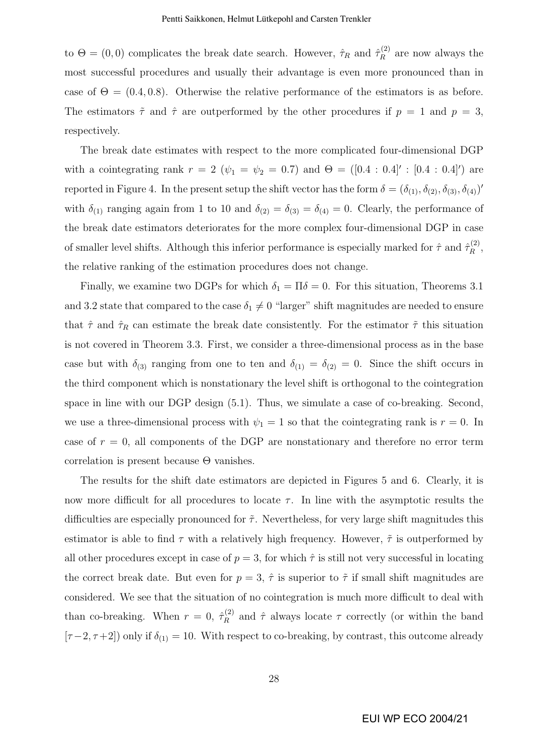to $\Theta = (0, 0)$ complicates the break date search. However, $\hat{\tau}_R$ and $\hat{\tau}_R^{(2)}$ are now always the most successful procedures and usually their advantage is even more pronounced than in case of $\Theta = (0.4, 0.8)$. Otherwise the relative performance of the estimators is as before. The estimators $\tilde{\tau}$ and $\hat{\tau}$ are outperformed by the other procedures if $p = 1$ and $p = 3$, respectively.

The break date estimates with respect to the more complicated four-dimensional DGP with a cointegrating rank $r = 2$ ($\psi_1 = \psi_2 = 0.7$) and $\Theta = ([0.4 : 0.4]' : [0.4 : 0.4]')$ are reported in Figure 4. In the present setup the shift vector has the form $\delta = (\delta_{(1)}, \delta_{(2)}, \delta_{(3)}, \delta_{(4)})'$ with $\delta_{(1)}$ ranging again from 1 to 10 and $\delta_{(2)} = \delta_{(3)} = \delta_{(4)} = 0$. Clearly, the performance of the break date estimators deteriorates for the more complex four-dimensional DGP in case of smaller level shifts. Although this inferior performance is especially marked for $\hat{\tau}$ and $\hat{\tau}_R^{(2)}$, the relative ranking of the estimation procedures does not change.

Finally, we examine two DGPs for which $\delta_1 = \Pi\delta = 0$. For this situation, Theorems 3.1 and 3.2 state that compared to the case $\delta_1 \neq 0$ "larger" shift magnitudes are needed to ensure that $\hat{\tau}$ and $\hat{\tau}_R$ can estimate the break date consistently. For the estimator $\tilde{\tau}$ this situation is not covered in Theorem 3.3. First, we consider a three-dimensional process as in the base case but with $\delta_{(3)}$ ranging from one to ten and $\delta_{(1)} = \delta_{(2)} = 0$. Since the shift occurs in the third component which is nonstationary the level shift is orthogonal to the cointegration space in line with our DGP design (5.1). Thus, we simulate a case of co-breaking. Second, we use a three-dimensional process with $\psi_1 = 1$ so that the cointegrating rank is $r = 0$. In case of $r = 0$, all components of the DGP are nonstationary and therefore no error term correlation is present because $\Theta$ vanishes.

The results for the shift date estimators are depicted in Figures 5 and 6. Clearly, it is now more difficult for all procedures to locate $\tau$. In line with the asymptotic results the difficulties are especially pronounced for $\tilde{\tau}$. Nevertheless, for very large shift magnitudes this estimator is able to find $\tau$ with a relatively high frequency. However, $\tilde{\tau}$ is outperformed by all other procedures except in case of $p = 3$, for which $\hat{\tau}$ is still not very successful in locating the correct break date. But even for $p = 3$, $\hat{\tau}$ is superior to $\tilde{\tau}$ if small shift magnitudes are considered. We see that the situation of no cointegration is much more difficult to deal with than co-breaking. When $r = 0$, $\hat{\tau}_R^{(2)}$ and $\hat{\tau}$ always locate $\tau$ correctly (or within the band $[\tau - 2, \tau + 2]$) only if $\delta_{(1)} = 10$. With respect to co-breaking, by contrast, this outcome already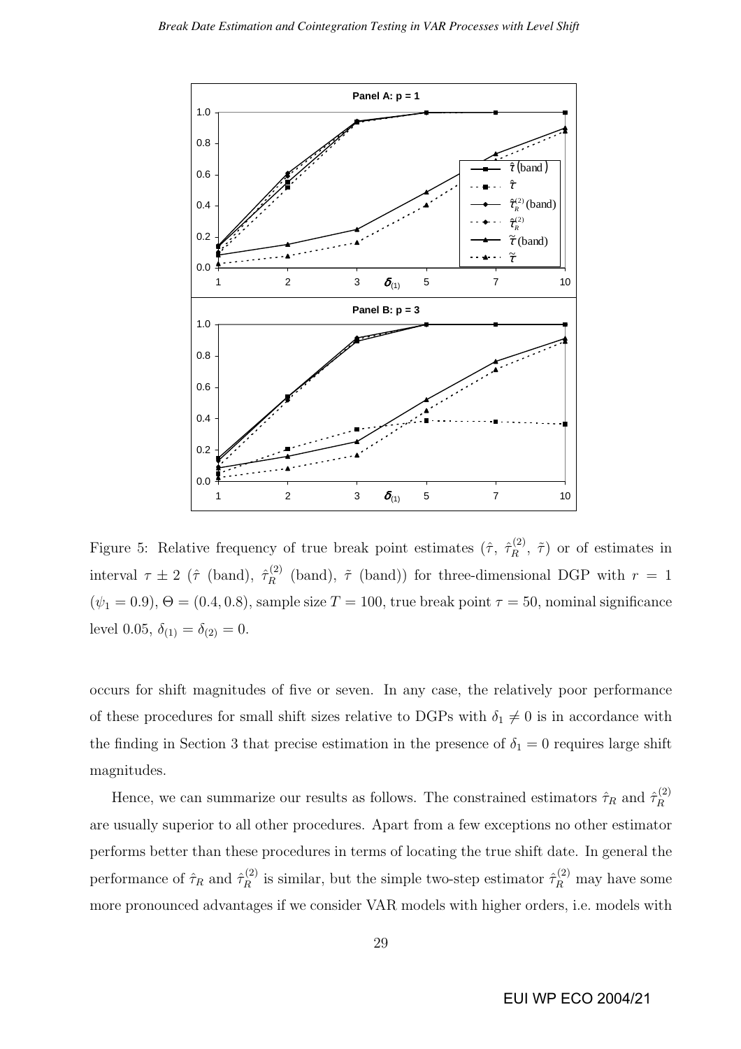Figure 5: Relative frequency of true break point estimates ($\hat{\tau}$, $\hat{\tau}_R^{(2)}$, $\tilde{\tau}$) or of estimates in interval $\tau \pm 2$ ($\hat{\tau}$ (band), $\hat{\tau}_R^{(2)}$ (band), $\tilde{\tau}$ (band)) for three-dimensional DGP with $r = 1$ ($\psi_1 = 0.9$), $\Theta = (0.4, 0.8)$, sample size $T = 100$, true break point $\tau = 50$, nominal significance level 0.05, $\delta_{(1)} = \delta_{(2)} = 0$.

occurs for shift magnitudes of five or seven. In any case, the relatively poor performance of these procedures for small shift sizes relative to DGPs with $\delta_1 \neq 0$ is in accordance with the finding in Section 3 that precise estimation in the presence of $\delta_1 = 0$ requires large shift magnitudes.

Hence, we can summarize our results as follows. The constrained estimators $\hat{\tau}_R$ and $\hat{\tau}_R^{(2)}$ are usually superior to all other procedures. Apart from a few exceptions no other estimator performs better than these procedures in terms of locating the true shift date. In general the performance of $\hat{\tau}_R$ and $\hat{\tau}_R^{(2)}$ is similar, but the simple two-step estimator $\hat{\tau}_R^{(2)}$ may have some more pronounced advantages if we consider VAR models with higher orders, i.e. models with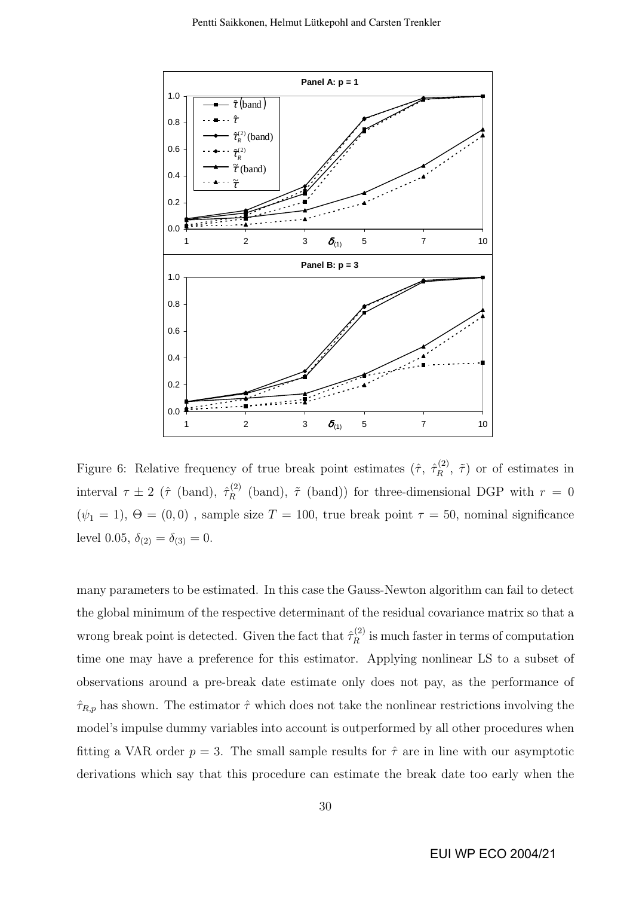Figure 6: Relative frequency of true break point estimates ($\hat{\tau}$, $\hat{\tau}_R^{(2)}$, $\tilde{\tau}$) or of estimates in interval $\tau \pm 2$ ($\hat{\tau}$ (band), $\hat{\tau}_R^{(2)}$ (band), $\tilde{\tau}$ (band)) for three-dimensional DGP with $r = 0$ ($\psi_1 = 1$), $\Theta = (0, 0)$ , sample size $T = 100$, true break point $\tau = 50$, nominal significance level 0.05, $\delta_{(2)} = \delta_{(3)} = 0$.

many parameters to be estimated. In this case the Gauss-Newton algorithm can fail to detect the global minimum of the respective determinant of the residual covariance matrix so that a wrong break point is detected. Given the fact that $\hat{\tau}_R^{(2)}$ is much faster in terms of computation time one may have a preference for this estimator. Applying nonlinear LS to a subset of observations around a pre-break date estimate only does not pay, as the performance of $\hat{\tau}_{R,p}$ has shown. The estimator $\hat{\tau}$ which does not take the nonlinear restrictions involving the model's impulse dummy variables into account is outperformed by all other procedures when fitting a VAR order $p = 3$. The small sample results for $\hat{\tau}$ are in line with our asymptotic derivations which say that this procedure can estimate the break date too early when the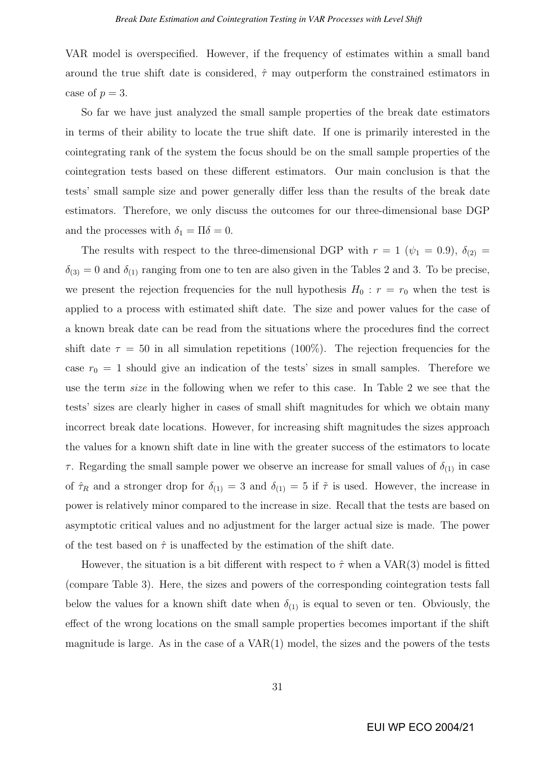VAR model is overspecified. However, if the frequency of estimates within a small band around the true shift date is considered, $\hat{\tau}$ may outperform the constrained estimators in case of $p = 3$.

So far we have just analyzed the small sample properties of the break date estimators in terms of their ability to locate the true shift date. If one is primarily interested in the cointegrating rank of the system the focus should be on the small sample properties of the cointegration tests based on these different estimators. Our main conclusion is that the tests' small sample size and power generally differ less than the results of the break date estimators. Therefore, we only discuss the outcomes for our three-dimensional base DGP and the processes with $\delta_1 = \Pi\delta = 0$.

The results with respect to the three-dimensional DGP with $r = 1$ ($\psi_1 = 0.9$), $\delta_{(2)} = \delta_{(3)} = 0$ and $\delta_{(1)}$ ranging from one to ten are also given in the Tables 2 and 3. To be precise, we present the rejection frequencies for the null hypothesis $H_0 : r = r_0$ when the test is applied to a process with estimated shift date. The size and power values for the case of a known break date can be read from the situations where the procedures find the correct shift date $\tau = 50$ in all simulation repetitions (100%). The rejection frequencies for the case $r_0 = 1$ should give an indication of the tests' sizes in small samples. Therefore we use the term *size* in the following when we refer to this case. In Table 2 we see that the tests' sizes are clearly higher in cases of small shift magnitudes for which we obtain many incorrect break date locations. However, for increasing shift magnitudes the sizes approach the values for a known shift date in line with the greater success of the estimators to locate $\tau$. Regarding the small sample power we observe an increase for small values of $\delta_{(1)}$ in case of $\hat{\tau}_R$ and a stronger drop for $\delta_{(1)} = 3$ and $\delta_{(1)} = 5$ if $\tilde{\tau}$ is used. However, the increase in power is relatively minor compared to the increase in size. Recall that the tests are based on asymptotic critical values and no adjustment for the larger actual size is made. The power of the test based on $\hat{\tau}$ is unaffected by the estimation of the shift date.

However, the situation is a bit different with respect to $\hat{\tau}$ when a VAR(3) model is fitted (compare Table 3). Here, the sizes and powers of the corresponding cointegration tests fall below the values for a known shift date when $\delta_{(1)}$ is equal to seven or ten. Obviously, the effect of the wrong locations on the small sample properties becomes important if the shift magnitude is large. As in the case of a VAR(1) model, the sizes and the powers of the tests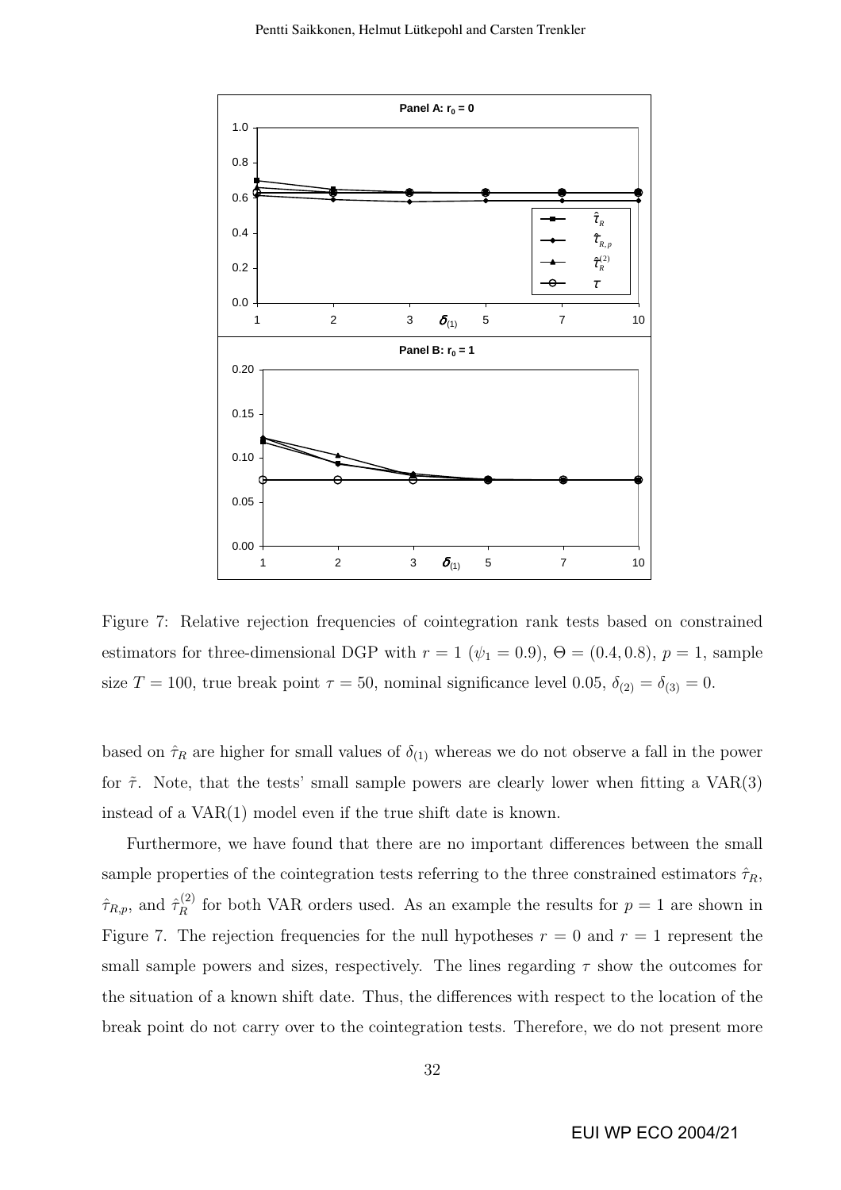Figure 7: Relative rejection frequencies of cointegration rank tests based on constrained estimators for three-dimensional DGP with $r = 1$ ($\psi_1 = 0.9$), $\Theta = (0.4, 0.8)$, $p = 1$, sample size $T = 100$, true break point $\tau = 50$, nominal significance level 0.05, $\delta_{(2)} = \delta_{(3)} = 0$.

based on $\hat{\tau}_R$ are higher for small values of $\delta_{(1)}$ whereas we do not observe a fall in the power for $\tilde{\tau}$. Note, that the tests' small sample powers are clearly lower when fitting a VAR(3) instead of a VAR(1) model even if the true shift date is known.

Furthermore, we have found that there are no important differences between the small sample properties of the cointegration tests referring to the three constrained estimators $\hat{\tau}_R$, $\hat{\tau}_{R,p}$, and $\hat{\tau}_R^{(2)}$ for both VAR orders used. As an example the results for $p = 1$ are shown in Figure 7. The rejection frequencies for the null hypotheses $r = 0$ and $r = 1$ represent the small sample powers and sizes, respectively. The lines regarding $\tau$ show the outcomes for the situation of a known shift date. Thus, the differences with respect to the location of the break point do not carry over to the cointegration tests. Therefore, we do not present more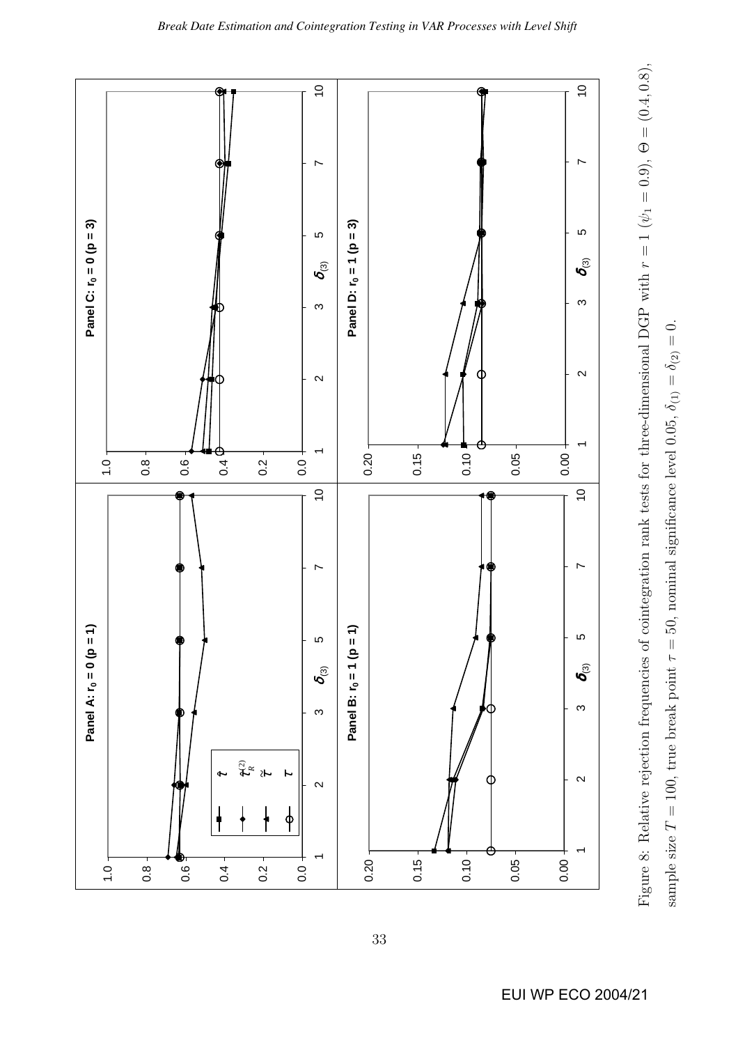Figure 8: Relative rejection frequencies of cointegration rank tests for three-dimensional DGP with $r = 1$ ($\psi_1 = 0.9$), $\Theta = (0.4, 0.8)$, sample size $T = 100$, true break point $\tau = 50$, nominal significance level 0.05, $\delta_{(1)} = \delta_{(2)} = 0$.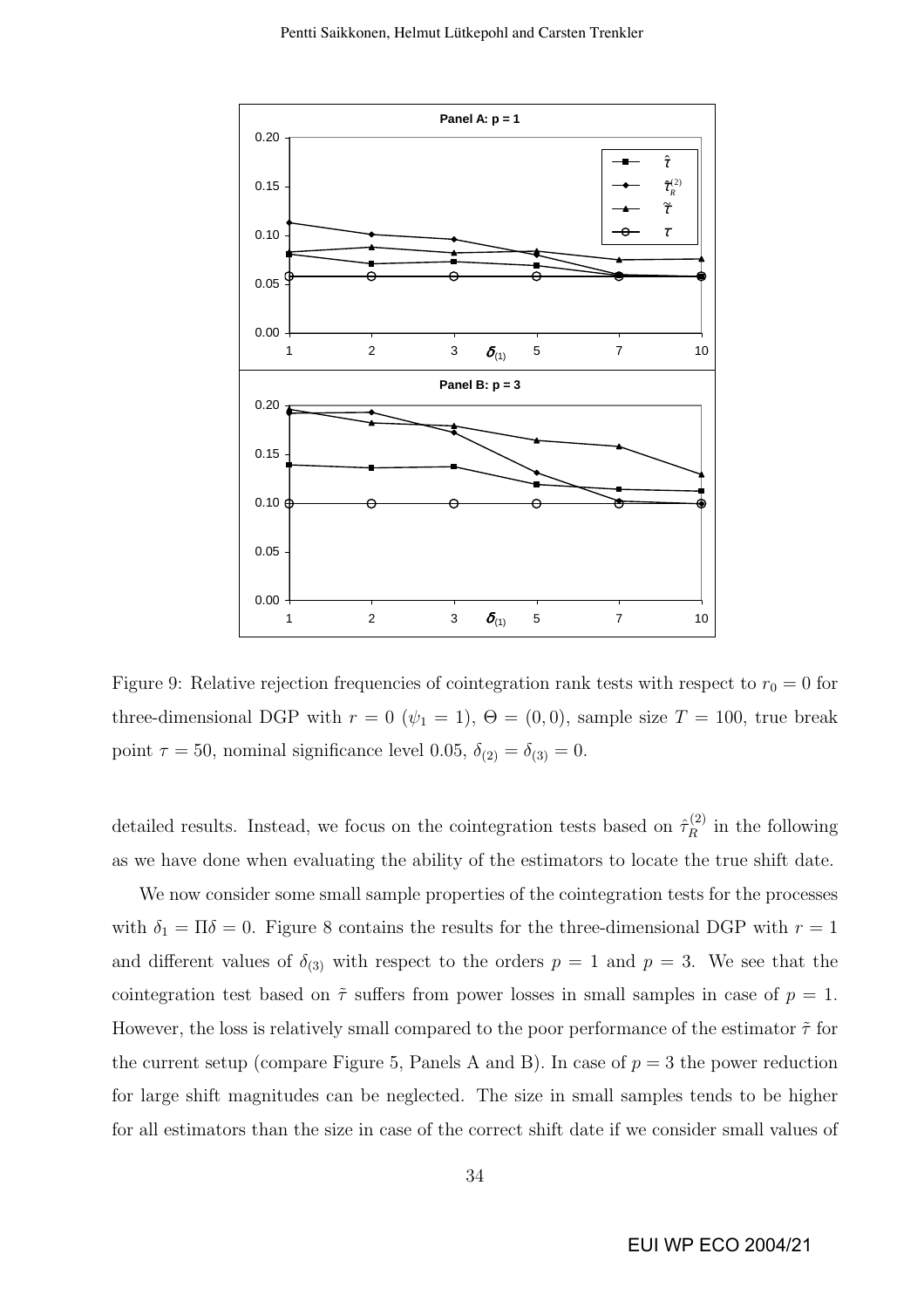Figure 9: Relative rejection frequencies of cointegration rank tests with respect to $r_0 = 0$ for three-dimensional DGP with $r = 0$ ($\psi_1 = 1$), $\Theta = (0, 0)$, sample size $T = 100$, true break point $\tau = 50$, nominal significance level 0.05, $\delta_{(2)} = \delta_{(3)} = 0$.

detailed results. Instead, we focus on the cointegration tests based on $\hat{\tau}_R^{(2)}$ in the following as we have done when evaluating the ability of the estimators to locate the true shift date.

We now consider some small sample properties of the cointegration tests for the processes with $\delta_1 = \Pi\delta = 0$. Figure 8 contains the results for the three-dimensional DGP with $r = 1$ and different values of $\delta_{(3)}$ with respect to the orders $p = 1$ and $p = 3$. We see that the cointegration test based on $\tilde{\tau}$ suffers from power losses in small samples in case of $p = 1$. However, the loss is relatively small compared to the poor performance of the estimator $\tilde{\tau}$ for the current setup (compare Figure 5, Panels A and B). In case of $p = 3$ the power reduction for large shift magnitudes can be neglected. The size in small samples tends to be higher for all estimators than the size in case of the correct shift date if we consider small values of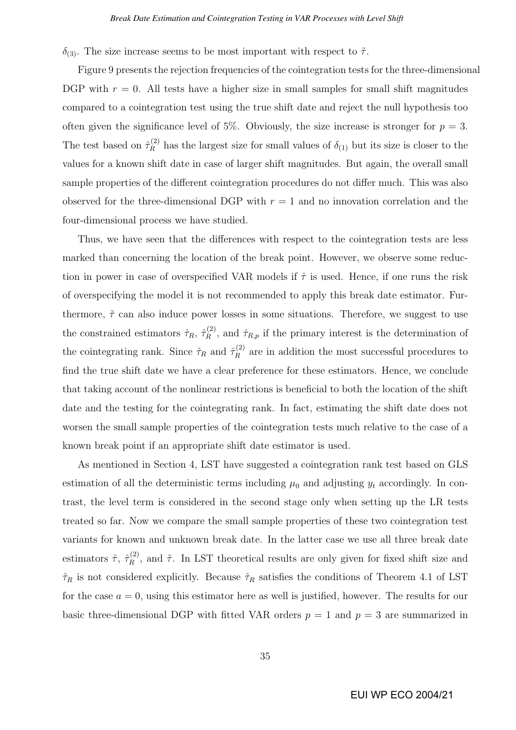$\delta_{(3)}$. The size increase seems to be most important with respect to $\tilde{\tau}$.

Figure 9 presents the rejection frequencies of the cointegration tests for the three-dimensional DGP with $r = 0$. All tests have a higher size in small samples for small shift magnitudes compared to a cointegration test using the true shift date and reject the null hypothesis too often given the significance level of 5%. Obviously, the size increase is stronger for $p = 3$. The test based on $\hat{\tau}_R^{(2)}$ has the largest size for small values of $\delta_{(1)}$ but its size is closer to the values for a known shift date in case of larger shift magnitudes. But again, the overall small sample properties of the different cointegration procedures do not differ much. This was also observed for the three-dimensional DGP with $r = 1$ and no innovation correlation and the four-dimensional process we have studied.

Thus, we have seen that the differences with respect to the cointegration tests are less marked than concerning the location of the break point. However, we observe some reduction in power in case of overspecified VAR models if $\hat{\tau}$ is used. Hence, if one runs the risk of overspecifying the model it is not recommended to apply this break date estimator. Furthermore, $\tilde{\tau}$ can also induce power losses in some situations. Therefore, we suggest to use the constrained estimators $\hat{\tau}_R$, $\hat{\tau}_R^{(2)}$, and $\hat{\tau}_{R,p}$ if the primary interest is the determination of the cointegrating rank. Since $\hat{\tau}_R$ and $\hat{\tau}_R^{(2)}$ are in addition the most successful procedures to find the true shift date we have a clear preference for these estimators. Hence, we conclude that taking account of the nonlinear restrictions is beneficial to both the location of the shift date and the testing for the cointegrating rank. In fact, estimating the shift date does not worsen the small sample properties of the cointegration tests much relative to the case of a known break point if an appropriate shift date estimator is used.

As mentioned in Section 4, LST have suggested a cointegration rank test based on GLS estimation of all the deterministic terms including $\mu_0$ and adjusting $y_t$ accordingly. In contrast, the level term is considered in the second stage only when setting up the LR tests treated so far. Now we compare the small sample properties of these two cointegration test variants for known and unknown break date. In the latter case we use all three break date estimators $\hat{\tau}$, $\hat{\tau}_R^{(2)}$, and $\tilde{\tau}$. In LST theoretical results are only given for fixed shift size and $\hat{\tau}_R$ is not considered explicitly. Because $\hat{\tau}_R$ satisfies the conditions of Theorem 4.1 of LST for the case $a = 0$, using this estimator here as well is justified, however. The results for our basic three-dimensional DGP with fitted VAR orders $p = 1$ and $p = 3$ are summarized in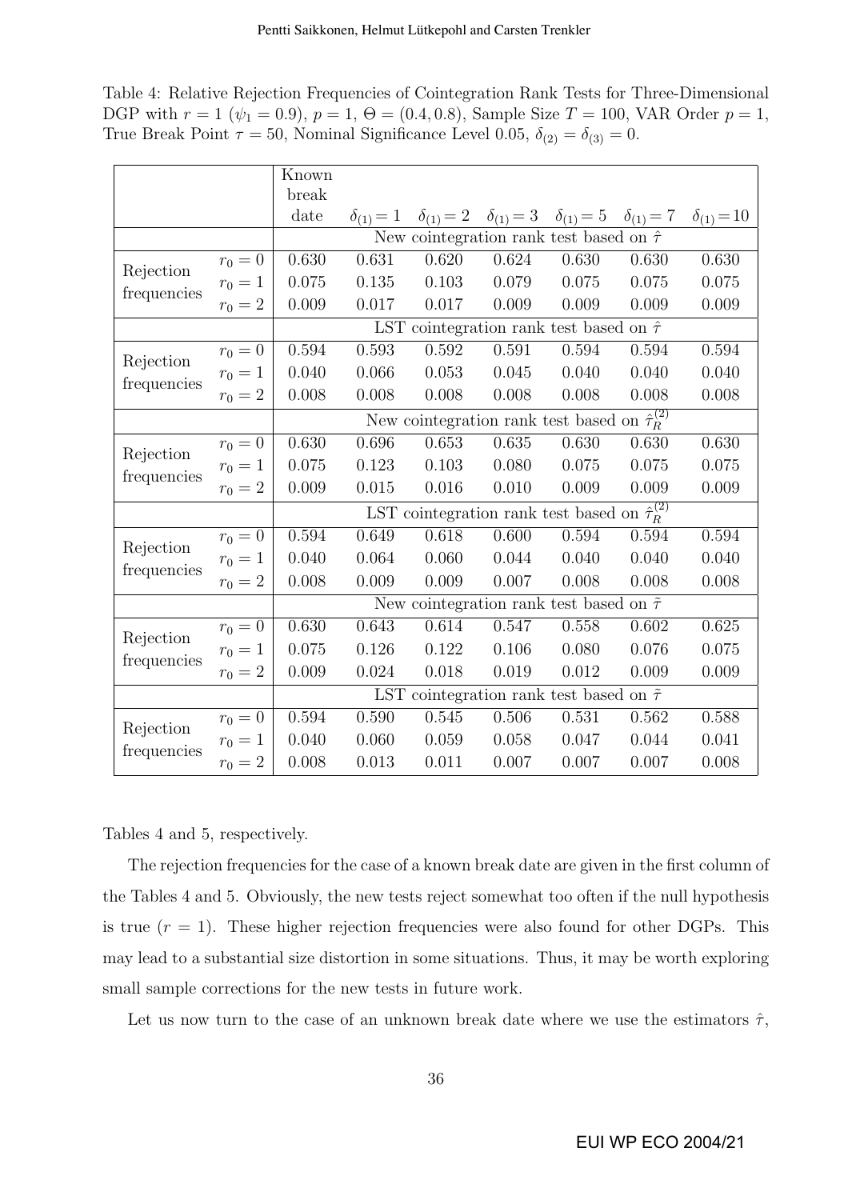Table 4: Relative Rejection Frequencies of Cointegration Rank Tests for Three-Dimensional DGP with $r = 1$ ($\psi_1 = 0.9$), $p = 1$, $\Theta = (0.4, 0.8)$, Sample Size $T = 100$, VAR Order $p = 1$, True Break Point $\tau = 50$, Nominal Significance Level 0.05, $\delta_{(2)} = \delta_{(3)} = 0$.

| | | Known break date | $\delta_{(1)} = 1$ | $\delta_{(1)} = 2$ | $\delta_{(1)} = 3$ | $\delta_{(1)} = 5$ | $\delta_{(1)} = 7$ | $\delta_{(1)} = 10$ |
|---|---|---|---|---|---|---|---|---|
| | | New cointegration rank test based on $\hat{\tau}$ | | | | | | |
| Rejection frequencies | $r_0 = 0$ | 0.630 | 0.631 | 0.620 | 0.624 | 0.630 | 0.630 | 0.630 |
| | $r_0 = 1$ | 0.075 | 0.135 | 0.103 | 0.079 | 0.075 | 0.075 | 0.075 |
| | $r_0 = 2$ | 0.009 | 0.017 | 0.017 | 0.009 | 0.009 | 0.009 | 0.009 |
| | | LST cointegration rank test based on $\hat{\tau}$ | | | | | | |
| Rejection frequencies | $r_0 = 0$ | 0.594 | 0.593 | 0.592 | 0.591 | 0.594 | 0.594 | 0.594 |
| | $r_0 = 1$ | 0.040 | 0.066 | 0.053 | 0.045 | 0.040 | 0.040 | 0.040 |
| | $r_0 = 2$ | 0.008 | 0.008 | 0.008 | 0.008 | 0.008 | 0.008 | 0.008 |
| | | New cointegration rank test based on $\hat{\tau}_R^{(2)}$ | | | | | | |
| Rejection frequencies | $r_0 = 0$ | 0.630 | 0.696 | 0.653 | 0.635 | 0.630 | 0.630 | 0.630 |
| | $r_0 = 1$ | 0.075 | 0.123 | 0.103 | 0.080 | 0.075 | 0.075 | 0.075 |
| | $r_0 = 2$ | 0.009 | 0.015 | 0.016 | 0.010 | 0.009 | 0.009 | 0.009 |
| | | LST cointegration rank test based on $\hat{\tau}_R^{(2)}$ | | | | | | |
| Rejection frequencies | $r_0 = 0$ | 0.594 | 0.649 | 0.618 | 0.600 | 0.594 | 0.594 | 0.594 |
| | $r_0 = 1$ | 0.040 | 0.064 | 0.060 | 0.044 | 0.040 | 0.040 | 0.040 |
| | $r_0 = 2$ | 0.008 | 0.009 | 0.009 | 0.007 | 0.008 | 0.008 | 0.008 |
| | | New cointegration rank test based on $\tilde{\tau}$ | | | | | | |
| Rejection frequencies | $r_0 = 0$ | 0.630 | 0.643 | 0.614 | 0.547 | 0.558 | 0.602 | 0.625 |
| | $r_0 = 1$ | 0.075 | 0.126 | 0.122 | 0.106 | 0.080 | 0.076 | 0.075 |
| | $r_0 = 2$ | 0.009 | 0.024 | 0.018 | 0.019 | 0.012 | 0.009 | 0.009 |
| | | LST cointegration rank test based on $\tilde{\tau}$ | | | | | | |
| Rejection frequencies | $r_0 = 0$ | 0.594 | 0.590 | 0.545 | 0.506 | 0.531 | 0.562 | 0.588 |
| | $r_0 = 1$ | 0.040 | 0.060 | 0.059 | 0.058 | 0.047 | 0.044 | 0.041 |
| | $r_0 = 2$ | 0.008 | 0.013 | 0.011 | 0.007 | 0.007 | 0.007 | 0.008 |

Tables 4 and 5, respectively.

The rejection frequencies for the case of a known break date are given in the first column of the Tables 4 and 5. Obviously, the new tests reject somewhat too often if the null hypothesis is true ($r = 1$). These higher rejection frequencies were also found for other DGPs. This may lead to a substantial size distortion in some situations. Thus, it may be worth exploring small sample corrections for the new tests in future work.

Let us now turn to the case of an unknown break date where we use the estimators $\hat{\tau}$,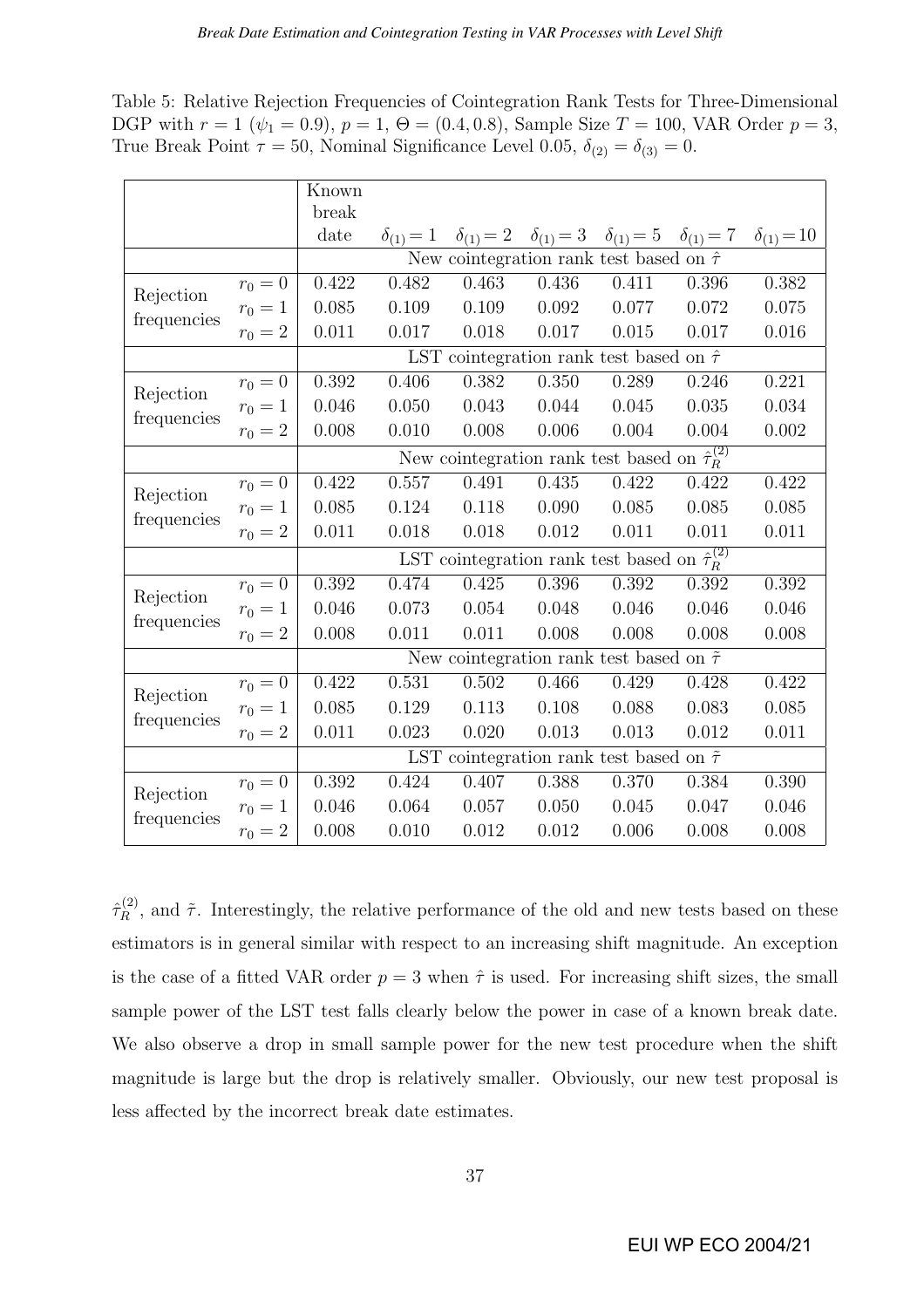Table 5: Relative Rejection Frequencies of Cointegration Rank Tests for Three-Dimensional DGP with $r = 1$ ($\psi_1 = 0.9$), $p = 1$, $\Theta = (0.4, 0.8)$, Sample Size $T = 100$, VAR Order $p = 3$, True Break Point $\tau = 50$, Nominal Significance Level 0.05, $\delta_{(2)} = \delta_{(3)} = 0$.

| | | Known break date | $\delta_{(1)} = 1$ | $\delta_{(1)} = 2$ | $\delta_{(1)} = 3$ | $\delta_{(1)} = 5$ | $\delta_{(1)} = 7$ | $\delta_{(1)} = 10$ |
|---|---|---|---|---|---|---|---|---|
| | | New cointegration rank test based on $\hat{\tau}$ | | | | | | |
| Rejection frequencies | $r_0 = 0$ | 0.422 | 0.482 | 0.463 | 0.436 | 0.411 | 0.396 | 0.382 |
| | $r_0 = 1$ | 0.085 | 0.109 | 0.109 | 0.092 | 0.077 | 0.072 | 0.075 |
| | $r_0 = 2$ | 0.011 | 0.017 | 0.018 | 0.017 | 0.015 | 0.017 | 0.016 |
| | | LST cointegration rank test based on $\hat{\tau}$ | | | | | | |
| Rejection frequencies | $r_0 = 0$ | 0.392 | 0.406 | 0.382 | 0.350 | 0.289 | 0.246 | 0.221 |
| | $r_0 = 1$ | 0.046 | 0.050 | 0.043 | 0.044 | 0.045 | 0.035 | 0.034 |
| | $r_0 = 2$ | 0.008 | 0.010 | 0.008 | 0.006 | 0.004 | 0.004 | 0.002 |
| | | New cointegration rank test based on $\hat{\tau}_R^{(2)}$ | | | | | | |
| Rejection frequencies | $r_0 = 0$ | 0.422 | 0.557 | 0.491 | 0.435 | 0.422 | 0.422 | 0.422 |
| | $r_0 = 1$ | 0.085 | 0.124 | 0.118 | 0.090 | 0.085 | 0.085 | 0.085 |
| | $r_0 = 2$ | 0.011 | 0.018 | 0.018 | 0.012 | 0.011 | 0.011 | 0.011 |
| | | LST cointegration rank test based on $\hat{\tau}_R^{(2)}$ | | | | | | |
| Rejection frequencies | $r_0 = 0$ | 0.392 | 0.474 | 0.425 | 0.396 | 0.392 | 0.392 | 0.392 |
| | $r_0 = 1$ | 0.046 | 0.073 | 0.054 | 0.048 | 0.046 | 0.046 | 0.046 |
| | $r_0 = 2$ | 0.008 | 0.011 | 0.011 | 0.008 | 0.008 | 0.008 | 0.008 |
| | | New cointegration rank test based on $\tilde{\tau}$ | | | | | | |
| Rejection frequencies | $r_0 = 0$ | 0.422 | 0.531 | 0.502 | 0.466 | 0.429 | 0.428 | 0.422 |
| | $r_0 = 1$ | 0.085 | 0.129 | 0.113 | 0.108 | 0.088 | 0.083 | 0.085 |
| | $r_0 = 2$ | 0.011 | 0.023 | 0.020 | 0.013 | 0.013 | 0.012 | 0.011 |
| | | LST cointegration rank test based on $\tilde{\tau}$ | | | | | | |
| Rejection frequencies | $r_0 = 0$ | 0.392 | 0.424 | 0.407 | 0.388 | 0.370 | 0.384 | 0.390 |
| | $r_0 = 1$ | 0.046 | 0.064 | 0.057 | 0.050 | 0.045 | 0.047 | 0.046 |
| | $r_0 = 2$ | 0.008 | 0.010 | 0.012 | 0.012 | 0.006 | 0.008 | 0.008 |

$\hat{\tau}_R^{(2)}$, and $\tilde{\tau}$. Interestingly, the relative performance of the old and new tests based on these estimators is in general similar with respect to an increasing shift magnitude. An exception is the case of a fitted VAR order $p = 3$ when $\hat{\tau}$ is used. For increasing shift sizes, the small sample power of the LST test falls clearly below the power in case of a known break date. We also observe a drop in small sample power for the new test procedure when the shift magnitude is large but the drop is relatively smaller. Obviously, our new test proposal is less affected by the incorrect break date estimates.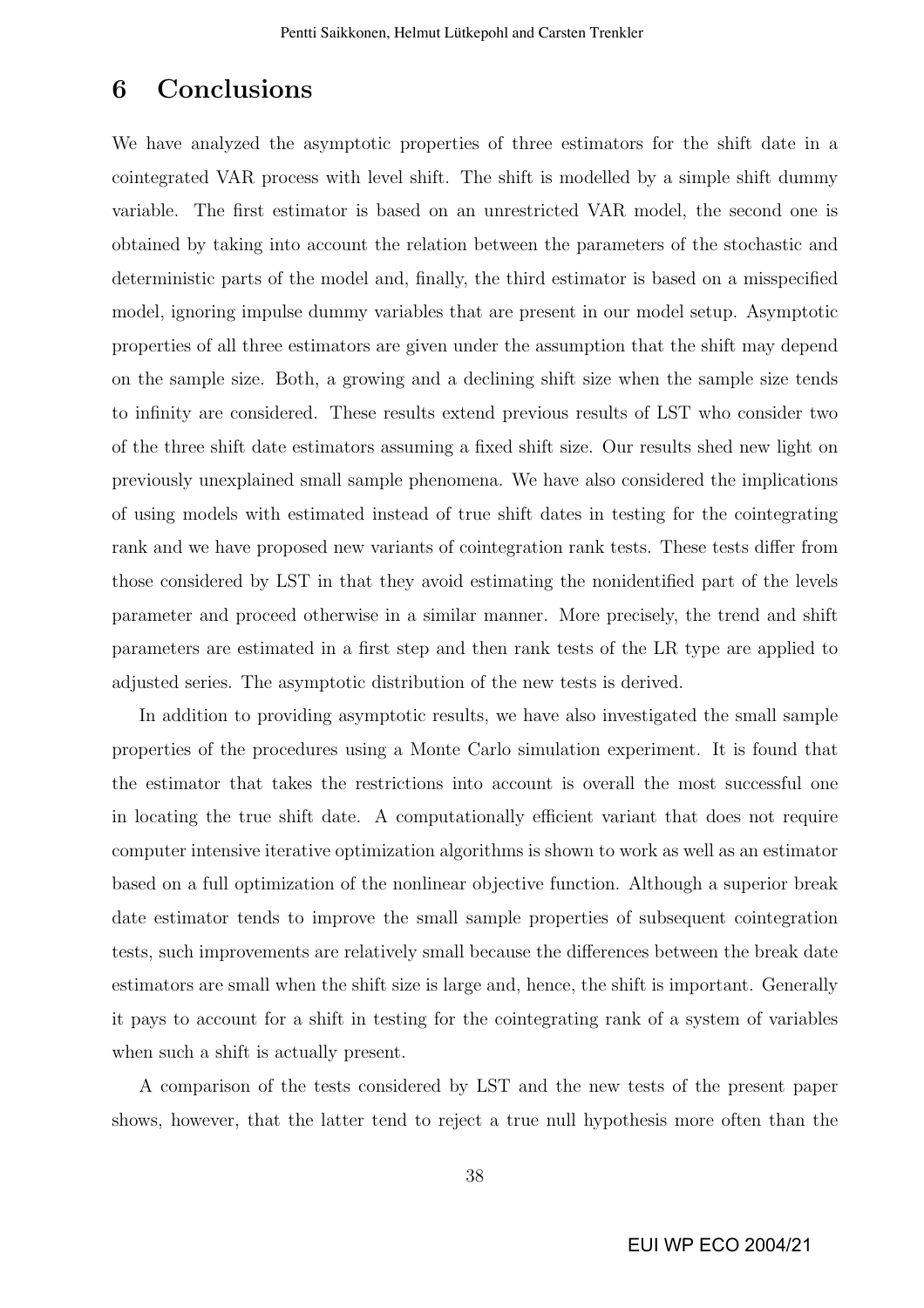# 6 Conclusions

We have analyzed the asymptotic properties of three estimators for the shift date in a cointegrated VAR process with level shift. The shift is modelled by a simple shift dummy variable. The first estimator is based on an unrestricted VAR model, the second one is obtained by taking into account the relation between the parameters of the stochastic and deterministic parts of the model and, finally, the third estimator is based on a misspecified model, ignoring impulse dummy variables that are present in our model setup. Asymptotic properties of all three estimators are given under the assumption that the shift may depend on the sample size. Both, a growing and a declining shift size when the sample size tends to infinity are considered. These results extend previous results of LST who consider two of the three shift date estimators assuming a fixed shift size. Our results shed new light on previously unexplained small sample phenomena. We have also considered the implications of using models with estimated instead of true shift dates in testing for the cointegrating rank and we have proposed new variants of cointegration rank tests. These tests differ from those considered by LST in that they avoid estimating the nonidentified part of the levels parameter and proceed otherwise in a similar manner. More precisely, the trend and shift parameters are estimated in a first step and then rank tests of the LR type are applied to adjusted series. The asymptotic distribution of the new tests is derived.

In addition to providing asymptotic results, we have also investigated the small sample properties of the procedures using a Monte Carlo simulation experiment. It is found that the estimator that takes the restrictions into account is overall the most successful one in locating the true shift date. A computationally efficient variant that does not require computer intensive iterative optimization algorithms is shown to work as well as an estimator based on a full optimization of the nonlinear objective function. Although a superior break date estimator tends to improve the small sample properties of subsequent cointegration tests, such improvements are relatively small because the differences between the break date estimators are small when the shift size is large and, hence, the shift is important. Generally it pays to account for a shift in testing for the cointegrating rank of a system of variables when such a shift is actually present.

A comparison of the tests considered by LST and the new tests of the present paper shows, however, that the latter tend to reject a true null hypothesis more often than the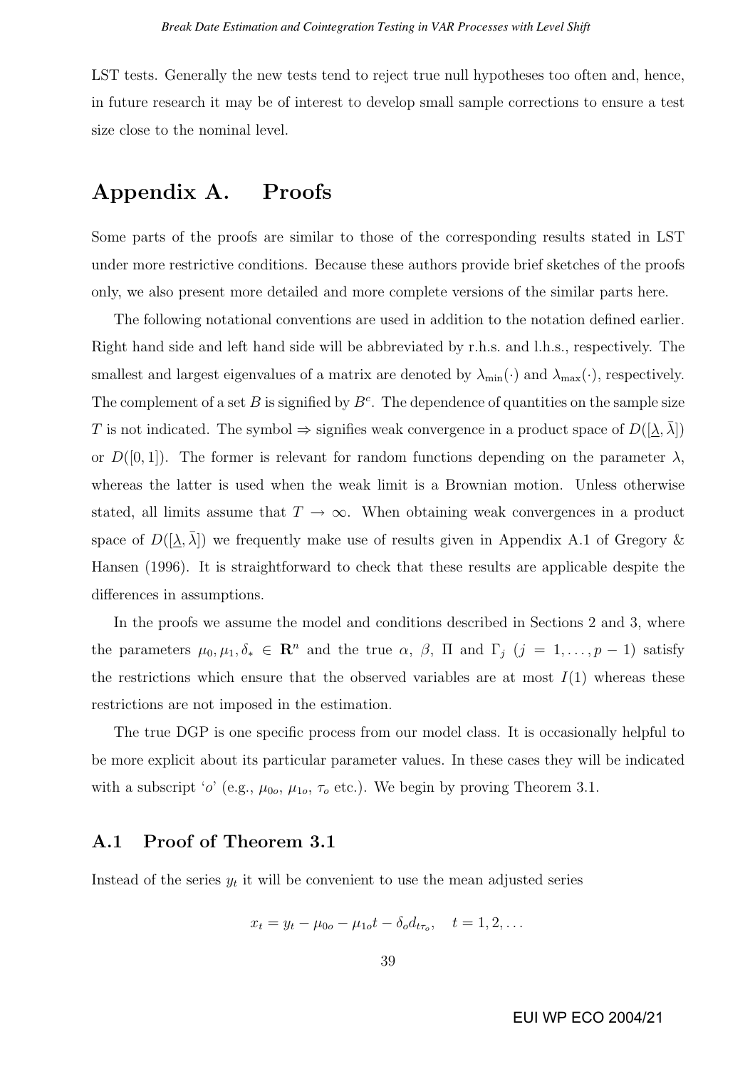LST tests. Generally the new tests tend to reject true null hypotheses too often and, hence, in future research it may be of interest to develop small sample corrections to ensure a test size close to the nominal level.

# Appendix A. Proofs

Some parts of the proofs are similar to those of the corresponding results stated in LST under more restrictive conditions. Because these authors provide brief sketches of the proofs only, we also present more detailed and more complete versions of the similar parts here.

The following notational conventions are used in addition to the notation defined earlier. Right hand side and left hand side will be abbreviated by r.h.s. and l.h.s., respectively. The smallest and largest eigenvalues of a matrix are denoted by $\lambda_{\min}(\cdot)$ and $\lambda_{\max}(\cdot)$, respectively. The complement of a set $B$ is signified by $B^c$. The dependence of quantities on the sample size $T$ is not indicated. The symbol $\Rightarrow$ signifies weak convergence in a product space of $D([\underline{\lambda}, \bar{\lambda}])$ or $D([0,1])$. The former is relevant for random functions depending on the parameter $\lambda$, whereas the latter is used when the weak limit is a Brownian motion. Unless otherwise stated, all limits assume that $T \to \infty$. When obtaining weak convergences in a product space of $D([\underline{\lambda}, \bar{\lambda}])$ we frequently make use of results given in Appendix A.1 of Gregory & Hansen (1996). It is straightforward to check that these results are applicable despite the differences in assumptions.

In the proofs we assume the model and conditions described in Sections 2 and 3, where the parameters $\mu_0, \mu_1, \delta_* \in \mathbf{R}^n$ and the true $\alpha$, $\beta$, $\Pi$ and $\Gamma_j$ $(j = 1, \ldots, p-1)$ satisfy the restrictions which ensure that the observed variables are at most $I(1)$ whereas these restrictions are not imposed in the estimation.

The true DGP is one specific process from our model class. It is occasionally helpful to be more explicit about its particular parameter values. In these cases they will be indicated with a subscript '$o$' (e.g., $\mu_{0o}$, $\mu_{1o}$, $\tau_o$ etc.). We begin by proving Theorem 3.1.

## A.1 Proof of Theorem 3.1

Instead of the series $y_t$ it will be convenient to use the mean adjusted series

$$x_t = y_t - \mu_{0o} - \mu_{1o}t - \delta_o d_{t\tau_o}, \quad t = 1, 2, \ldots$$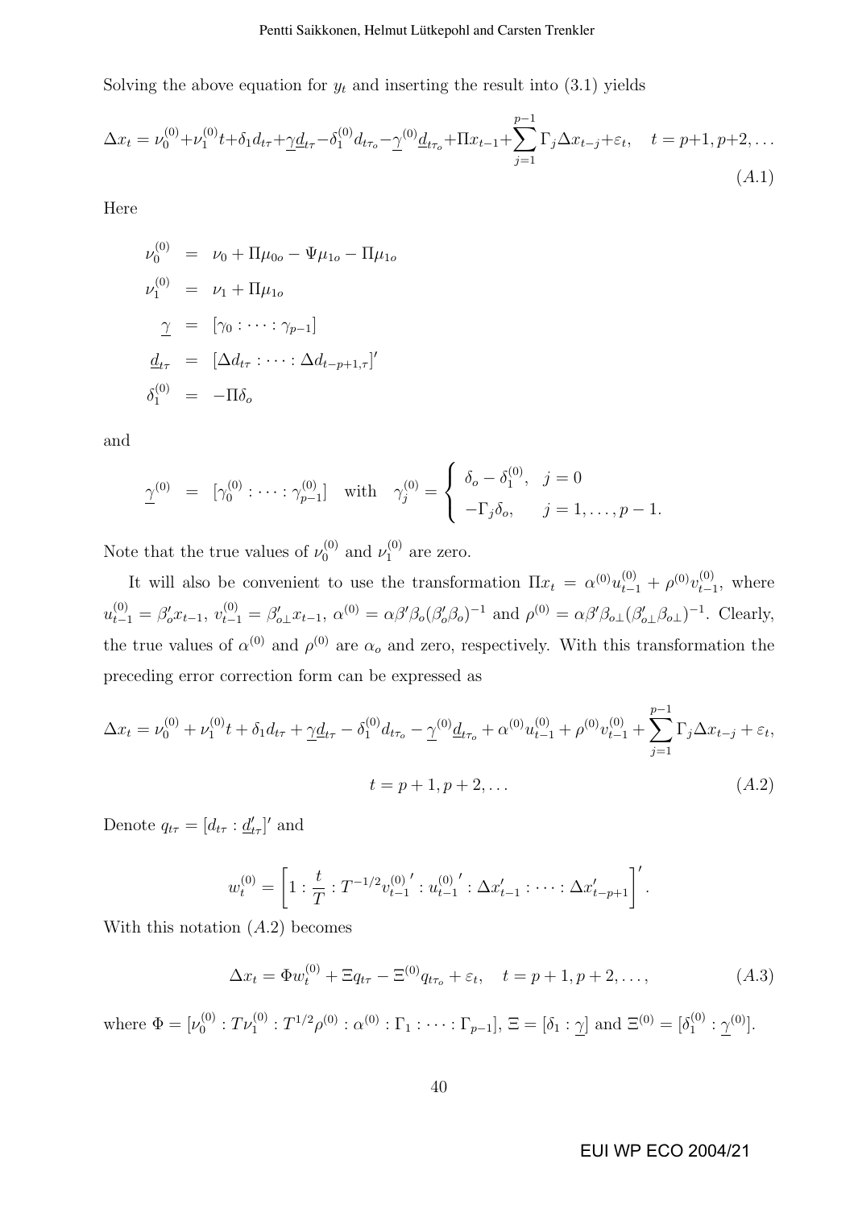Solving the above equation for $y_t$ and inserting the result into (3.1) yields

$$\Delta x_t = \nu_0^{(0)} + \nu_1^{(0)} t + \delta_1 d_{t\tau} + \underline{\gamma}\,\underline{d}_{t\tau} - \delta_1^{(0)} d_{t\tau_o} - \underline{\gamma}^{(0)} \underline{d}_{t\tau_o} + \Pi x_{t-1} + \sum_{j=1}^{p-1} \Gamma_j \Delta x_{t-j} + \varepsilon_t, \quad t = p+1, p+2, \ldots \tag{A.1}$$

Here

$$\begin{aligned}
\nu_0^{(0)} &= \nu_0 + \Pi\mu_{0o} - \Psi\mu_{1o} - \Pi\mu_{1o} \\
\nu_1^{(0)} &= \nu_1 + \Pi\mu_{1o} \\
\underline{\gamma} &= [\gamma_0 : \cdots : \gamma_{p-1}] \\
\underline{d}_{t\tau} &= [\Delta d_{t\tau} : \cdots : \Delta d_{t-p+1,\tau}]' \\
\delta_1^{(0)} &= -\Pi\delta_o
\end{aligned}$$

and

$$\underline{\gamma}^{(0)} = [\gamma_0^{(0)} : \cdots : \gamma_{p-1}^{(0)}] \quad \text{with} \quad \gamma_j^{(0)} = \begin{cases} \delta_o - \delta_1^{(0)}, & j = 0 \\ -\Gamma_j \delta_o, & j = 1, \ldots, p-1. \end{cases}$$

Note that the true values of $\nu_0^{(0)}$ and $\nu_1^{(0)}$ are zero.

It will also be convenient to use the transformation $\Pi x_t = \alpha^{(0)} u_{t-1}^{(0)} + \rho^{(0)} v_{t-1}^{(0)}$, where $u_{t-1}^{(0)} = \beta_o' x_{t-1}$, $v_{t-1}^{(0)} = \beta_{o\perp}' x_{t-1}$, $\alpha^{(0)} = \alpha\beta'\beta_o(\beta_o'\beta_o)^{-1}$ and $\rho^{(0)} = \alpha\beta'\beta_{o\perp}(\beta_{o\perp}'\beta_{o\perp})^{-1}$. Clearly, the true values of $\alpha^{(0)}$ and $\rho^{(0)}$ are $\alpha_o$ and zero, respectively. With this transformation the preceding error correction form can be expressed as

$$\Delta x_t = \nu_0^{(0)} + \nu_1^{(0)} t + \delta_1 d_{t\tau} + \underline{\gamma}\,\underline{d}_{t\tau} - \delta_1^{(0)} d_{t\tau_o} - \underline{\gamma}^{(0)} \underline{d}_{t\tau_o} + \alpha^{(0)} u_{t-1}^{(0)} + \rho^{(0)} v_{t-1}^{(0)} + \sum_{j=1}^{p-1} \Gamma_j \Delta x_{t-j} + \varepsilon_t,$$
$$t = p+1, p+2, \ldots \tag{A.2}$$

Denote $q_{t\tau} = [d_{t\tau} : \underline{d}_{t\tau}']'$ and

$$w_t^{(0)} = \left[1 : \frac{t}{T} : T^{-1/2} v_{t-1}^{(0)\,\prime} : u_{t-1}^{(0)\,\prime} : \Delta x_{t-1}' : \cdots : \Delta x_{t-p+1}'\right]'.$$

With this notation $(A.2)$ becomes

$$\Delta x_t = \Phi w_t^{(0)} + \Xi q_{t\tau} - \Xi^{(0)} q_{t\tau_o} + \varepsilon_t, \quad t = p+1, p+2, \ldots, \tag{A.3}$$

where $\Phi = [\nu_0^{(0)} : T\nu_1^{(0)} : T^{1/2}\rho^{(0)} : \alpha^{(0)} : \Gamma_1 : \cdots : \Gamma_{p-1}]$, $\Xi = [\delta_1 : \underline{\gamma}]$ and $\Xi^{(0)} = [\delta_1^{(0)} : \underline{\gamma}^{(0)}]$.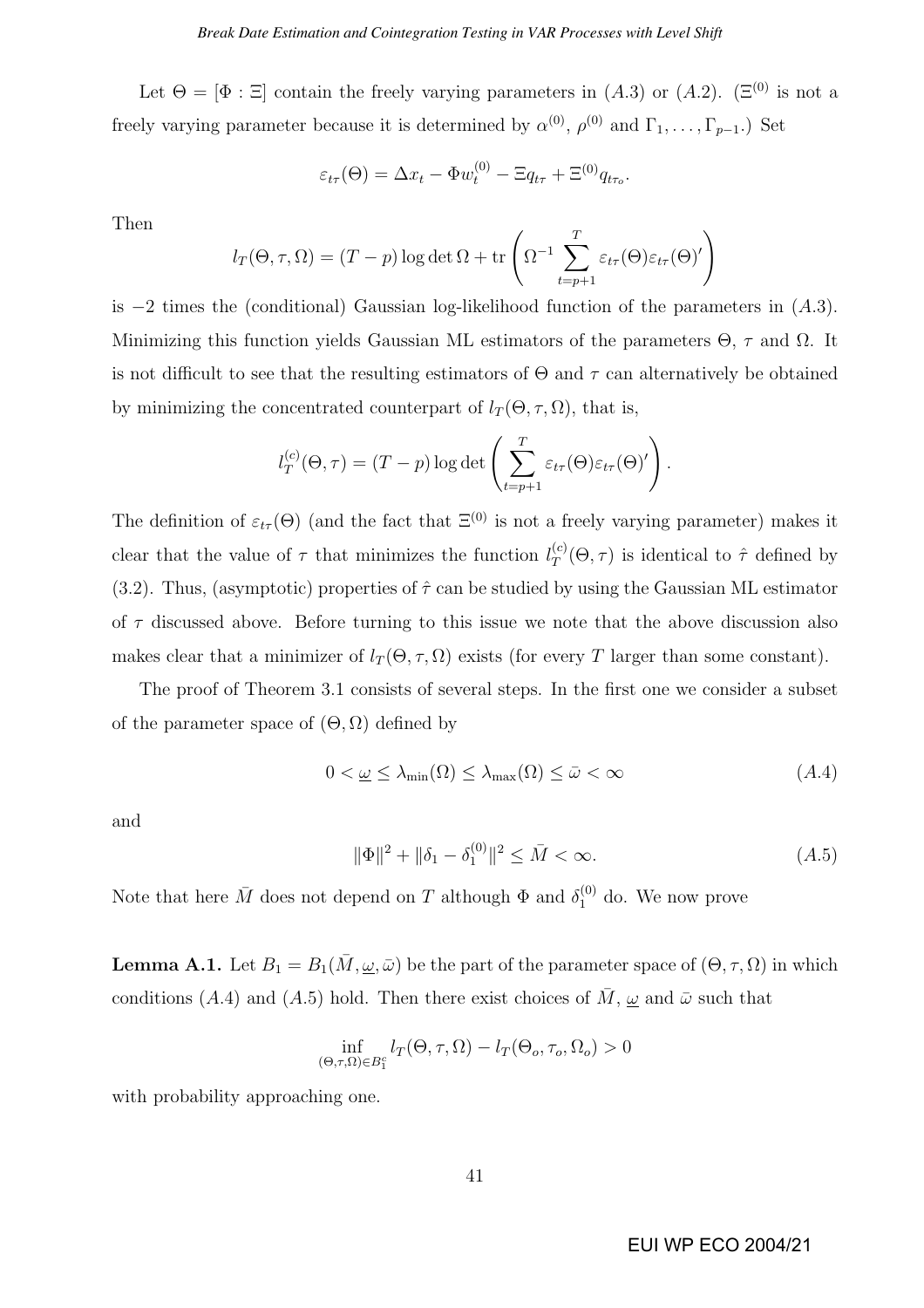Let $\Theta = [\Phi : \Xi]$ contain the freely varying parameters in $(A.3)$ or $(A.2)$. ($\Xi^{(0)}$ is not a freely varying parameter because it is determined by $\alpha^{(0)}$, $\rho^{(0)}$ and $\Gamma_1, \ldots, \Gamma_{p-1}$.) Set

$$\varepsilon_{t\tau}(\Theta) = \Delta x_t - \Phi w_t^{(0)} - \Xi q_{t\tau} + \Xi^{(0)} q_{t\tau_o}.$$

Then

$$l_T(\Theta, \tau, \Omega) = (T-p) \log \det \Omega + \operatorname{tr}\left(\Omega^{-1} \sum_{t=p+1}^{T} \varepsilon_{t\tau}(\Theta)\varepsilon_{t\tau}(\Theta)'\right)$$

is $-2$ times the (conditional) Gaussian log-likelihood function of the parameters in $(A.3)$. Minimizing this function yields Gaussian ML estimators of the parameters $\Theta$, $\tau$ and $\Omega$. It is not difficult to see that the resulting estimators of $\Theta$ and $\tau$ can alternatively be obtained by minimizing the concentrated counterpart of $l_T(\Theta, \tau, \Omega)$, that is,

$$l_T^{(c)}(\Theta, \tau) = (T-p) \log \det \left(\sum_{t=p+1}^{T} \varepsilon_{t\tau}(\Theta)\varepsilon_{t\tau}(\Theta)'\right).$$

The definition of $\varepsilon_{t\tau}(\Theta)$ (and the fact that $\Xi^{(0)}$ is not a freely varying parameter) makes it clear that the value of $\tau$ that minimizes the function $l_T^{(c)}(\Theta, \tau)$ is identical to $\hat{\tau}$ defined by (3.2). Thus, (asymptotic) properties of $\hat{\tau}$ can be studied by using the Gaussian ML estimator of $\tau$ discussed above. Before turning to this issue we note that the above discussion also makes clear that a minimizer of $l_T(\Theta, \tau, \Omega)$ exists (for every $T$ larger than some constant).

The proof of Theorem 3.1 consists of several steps. In the first one we consider a subset of the parameter space of $(\Theta, \Omega)$ defined by

$$0 < \underline{\omega} \leq \lambda_{\min}(\Omega) \leq \lambda_{\max}(\Omega) \leq \bar{\omega} < \infty \tag{A.4}$$

and

$$\|\Phi\|^2 + \|\delta_1 - \delta_1^{(0)}\|^2 \leq \bar{M} < \infty. \tag{A.5}$$

Note that here $\bar{M}$ does not depend on $T$ although $\Phi$ and $\delta_1^{(0)}$ do. We now prove

**Lemma A.1.** Let $B_1 = B_1(\bar{M}, \underline{\omega}, \bar{\omega})$ be the part of the parameter space of $(\Theta, \tau, \Omega)$ in which conditions $(A.4)$ and $(A.5)$ hold. Then there exist choices of $\bar{M}$, $\underline{\omega}$ and $\bar{\omega}$ such that

$$\inf_{(\Theta,\tau,\Omega)\in B_1^c} l_T(\Theta, \tau, \Omega) - l_T(\Theta_o, \tau_o, \Omega_o) > 0$$

with probability approaching one.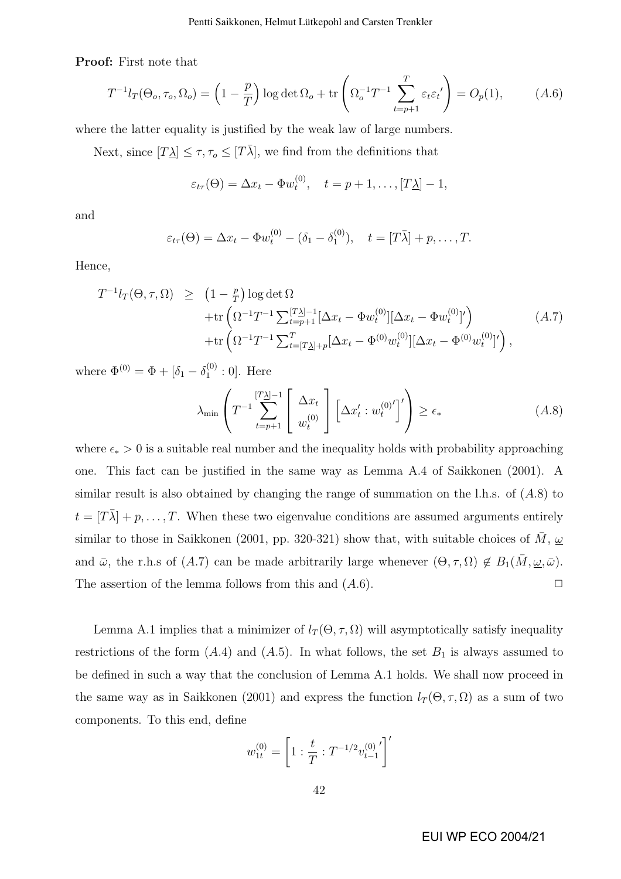**Proof:** First note that

$$T^{-1}l_T(\Theta_o, \tau_o, \Omega_o) = \left(1 - \frac{p}{T}\right)\log\det\Omega_o + \operatorname{tr}\left(\Omega_o^{-1}T^{-1}\sum_{t=p+1}^{T}\varepsilon_t\varepsilon_t{}'\right) = O_p(1), \qquad (A.6)$$

where the latter equality is justified by the weak law of large numbers.

Next, since $[T\underline{\lambda}] \leq \tau, \tau_o \leq [T\bar{\lambda}]$, we find from the definitions that

$$\varepsilon_{t\tau}(\Theta) = \Delta x_t - \Phi w_t^{(0)}, \quad t = p+1, \ldots, [T\underline{\lambda}] - 1,$$

and

$$\varepsilon_{t\tau}(\Theta) = \Delta x_t - \Phi w_t^{(0)} - (\delta_1 - \delta_1^{(0)}), \quad t = [T\bar{\lambda}] + p, \ldots, T.$$

Hence,

$$\begin{aligned} T^{-1}l_T(\Theta, \tau, \Omega) \ \geq \ & \left(1 - \tfrac{p}{T}\right)\log\det\Omega \\ & + \operatorname{tr}\left(\Omega^{-1}T^{-1}\textstyle\sum_{t=p+1}^{[T\underline{\lambda}]-1}[\Delta x_t - \Phi w_t^{(0)}][\Delta x_t - \Phi w_t^{(0)}]'\right) \qquad (A.7) \\ & + \operatorname{tr}\left(\Omega^{-1}T^{-1}\textstyle\sum_{t=[T\underline{\lambda}]+p}^{T}[\Delta x_t - \Phi^{(0)} w_t^{(0)}][\Delta x_t - \Phi^{(0)} w_t^{(0)}]'\right), \end{aligned}$$

where $\Phi^{(0)} = \Phi + [\delta_1 - \delta_1^{(0)} : 0]$. Here

$$\lambda_{\min}\left(T^{-1}\sum_{t=p+1}^{[T\underline{\lambda}]-1}\begin{bmatrix}\Delta x_t \\ w_t^{(0)}\end{bmatrix}\left[\Delta x_t' : w_t^{(0)\prime}\right]'\right) \geq \epsilon_* \qquad (A.8)$$

where $\epsilon_* > 0$ is a suitable real number and the inequality holds with probability approaching one. This fact can be justified in the same way as Lemma A.4 of Saikkonen (2001). A similar result is also obtained by changing the range of summation on the l.h.s. of $(A.8)$ to $t = [T\bar{\lambda}] + p, \ldots, T$. When these two eigenvalue conditions are assumed arguments entirely similar to those in Saikkonen (2001, pp. 320-321) show that, with suitable choices of $\bar{M}$, $\underline{\omega}$ and $\bar{\omega}$, the r.h.s of $(A.7)$ can be made arbitrarily large whenever $(\Theta, \tau, \Omega) \notin B_1(\bar{M}, \underline{\omega}, \bar{\omega})$. The assertion of the lemma follows from this and $(A.6)$. $\square$

Lemma A.1 implies that a minimizer of $l_T(\Theta, \tau, \Omega)$ will asymptotically satisfy inequality restrictions of the form $(A.4)$ and $(A.5)$. In what follows, the set $B_1$ is always assumed to be defined in such a way that the conclusion of Lemma A.1 holds. We shall now proceed in the same way as in Saikkonen (2001) and express the function $l_T(\Theta, \tau, \Omega)$ as a sum of two components. To this end, define

$$w_{1t}^{(0)} = \left[1 : \frac{t}{T} : T^{-1/2}v_{t-1}^{(0)}{}'\right]'$$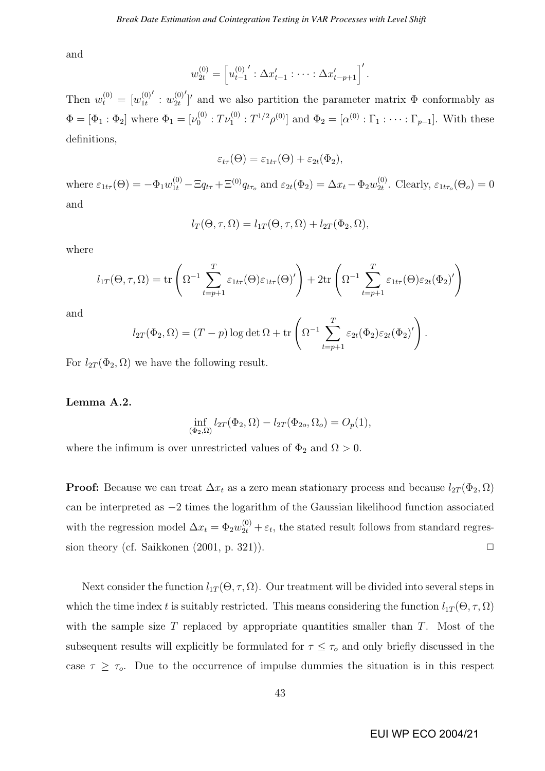and

$$w_{2t}^{(0)} = \left[ u_{t-1}^{(0)\prime} : \Delta x_{t-1}' : \cdots : \Delta x_{t-p+1}' \right]'.$$

Then $w_t^{(0)} = [w_{1t}^{(0)\prime} : w_{2t}^{(0)\prime}]'$ and we also partition the parameter matrix $\Phi$ conformably as $\Phi = [\Phi_1 : \Phi_2]$ where $\Phi_1 = [\nu_0^{(0)} : T\nu_1^{(0)} : T^{1/2}\rho^{(0)}]$ and $\Phi_2 = [\alpha^{(0)} : \Gamma_1 : \cdots : \Gamma_{p-1}]$. With these definitions,

$$\varepsilon_{t\tau}(\Theta) = \varepsilon_{1t\tau}(\Theta) + \varepsilon_{2t}(\Phi_2),$$

where $\varepsilon_{1t\tau}(\Theta) = -\Phi_1 w_{1t}^{(0)} - \Xi q_{t\tau} + \Xi^{(0)} q_{t\tau_o}$ and $\varepsilon_{2t}(\Phi_2) = \Delta x_t - \Phi_2 w_{2t}^{(0)}$. Clearly, $\varepsilon_{1t\tau_o}(\Theta_o) = 0$ and

$$l_T(\Theta, \tau, \Omega) = l_{1T}(\Theta, \tau, \Omega) + l_{2T}(\Phi_2, \Omega),$$

where

$$l_{1T}(\Theta, \tau, \Omega) = \operatorname{tr}\left( \Omega^{-1} \sum_{t=p+1}^{T} \varepsilon_{1t\tau}(\Theta)\varepsilon_{1t\tau}(\Theta)' \right) + 2\operatorname{tr}\left( \Omega^{-1} \sum_{t=p+1}^{T} \varepsilon_{1t\tau}(\Theta)\varepsilon_{2t}(\Phi_2)' \right)$$

and

$$l_{2T}(\Phi_2, \Omega) = (T-p)\log\det\Omega + \operatorname{tr}\left( \Omega^{-1} \sum_{t=p+1}^{T} \varepsilon_{2t}(\Phi_2)\varepsilon_{2t}(\Phi_2)' \right).$$

For $l_{2T}(\Phi_2, \Omega)$ we have the following result.

**Lemma A.2.**

$$\inf_{(\Phi_2, \Omega)} l_{2T}(\Phi_2, \Omega) - l_{2T}(\Phi_{2o}, \Omega_o) = O_p(1),$$

where the infimum is over unrestricted values of $\Phi_2$ and $\Omega > 0$.

**Proof:** Because we can treat $\Delta x_t$ as a zero mean stationary process and because $l_{2T}(\Phi_2, \Omega)$ can be interpreted as $-2$ times the logarithm of the Gaussian likelihood function associated with the regression model $\Delta x_t = \Phi_2 w_{2t}^{(0)} + \varepsilon_t$, the stated result follows from standard regression theory (cf. Saikkonen (2001, p. 321)). $\square$

Next consider the function $l_{1T}(\Theta, \tau, \Omega)$. Our treatment will be divided into several steps in which the time index $t$ is suitably restricted. This means considering the function $l_{1T}(\Theta, \tau, \Omega)$ with the sample size $T$ replaced by appropriate quantities smaller than $T$. Most of the subsequent results will explicitly be formulated for $\tau \leq \tau_o$ and only briefly discussed in the case $\tau \geq \tau_o$. Due to the occurrence of impulse dummies the situation is in this respect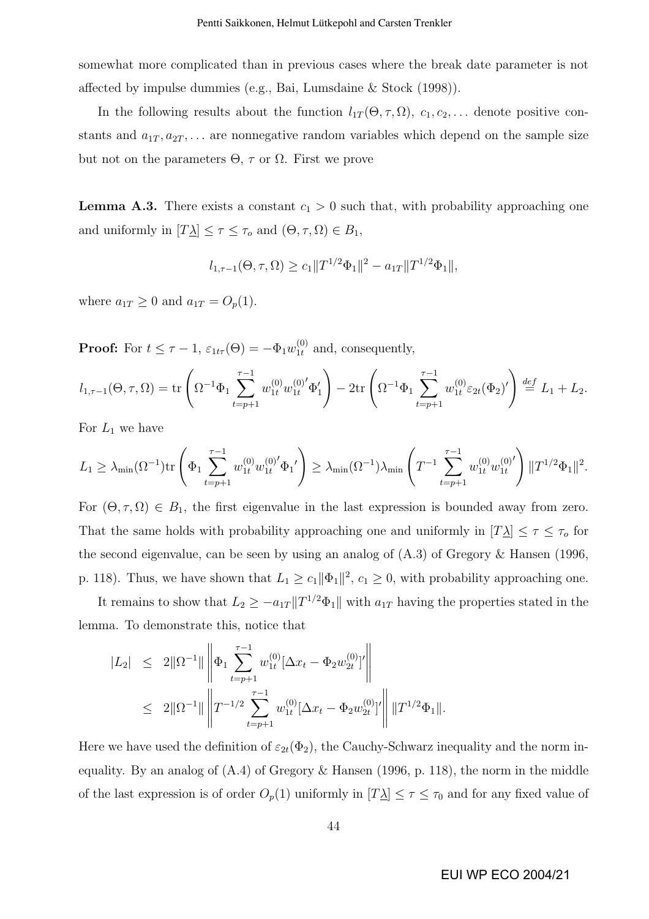somewhat more complicated than in previous cases where the break date parameter is not affected by impulse dummies (e.g., Bai, Lumsdaine & Stock (1998)).

In the following results about the function $l_{1T}(\Theta, \tau, \Omega)$, $c_1, c_2, \ldots$ denote positive constants and $a_{1T}, a_{2T}, \ldots$ are nonnegative random variables which depend on the sample size but not on the parameters $\Theta$, $\tau$ or $\Omega$. First we prove

**Lemma A.3.** There exists a constant $c_1 > 0$ such that, with probability approaching one and uniformly in $[T\underline{\lambda}] \leq \tau \leq \tau_o$ and $(\Theta, \tau, \Omega) \in B_1$,

$$l_{1,\tau-1}(\Theta, \tau, \Omega) \geq c_1 \|T^{1/2}\Phi_1\|^2 - a_{1T}\|T^{1/2}\Phi_1\|,$$

where $a_{1T} \geq 0$ and $a_{1T} = O_p(1)$.

**Proof:** For $t \leq \tau - 1$, $\varepsilon_{1t\tau}(\Theta) = -\Phi_1 w_{1t}^{(0)}$ and, consequently,

$$l_{1,\tau-1}(\Theta, \tau, \Omega) = \text{tr}\left(\Omega^{-1}\Phi_1 \sum_{t=p+1}^{\tau-1} w_{1t}^{(0)} w_{1t}^{(0)'} \Phi_1'\right) - 2\text{tr}\left(\Omega^{-1}\Phi_1 \sum_{t=p+1}^{\tau-1} w_{1t}^{(0)} \varepsilon_{2t}(\Phi_2)'\right) \stackrel{def}{=} L_1 + L_2.$$

For $L_1$ we have

$$L_1 \geq \lambda_{\min}(\Omega^{-1})\text{tr}\left(\Phi_1 \sum_{t=p+1}^{\tau-1} w_{1t}^{(0)} w_{1t}^{(0)'} \Phi_1{}'\right) \geq \lambda_{\min}(\Omega^{-1})\lambda_{\min}\left(T^{-1}\sum_{t=p+1}^{\tau-1} w_{1t}^{(0)} w_{1t}^{(0)'}\right) \|T^{1/2}\Phi_1\|^2.$$

For $(\Theta, \tau, \Omega) \in B_1$, the first eigenvalue in the last expression is bounded away from zero. That the same holds with probability approaching one and uniformly in $[T\underline{\lambda}] \leq \tau \leq \tau_o$ for the second eigenvalue, can be seen by using an analog of (A.3) of Gregory & Hansen (1996, p. 118). Thus, we have shown that $L_1 \geq c_1\|\Phi_1\|^2$, $c_1 \geq 0$, with probability approaching one.

It remains to show that $L_2 \geq -a_{1T}\|T^{1/2}\Phi_1\|$ with $a_{1T}$ having the properties stated in the lemma. To demonstrate this, notice that

$$\begin{aligned}
|L_2| &\leq 2\|\Omega^{-1}\| \left\|\Phi_1 \sum_{t=p+1}^{\tau-1} w_{1t}^{(0)} [\Delta x_t - \Phi_2 w_{2t}^{(0)}]'\right\| \\
&\leq 2\|\Omega^{-1}\| \left\|T^{-1/2} \sum_{t=p+1}^{\tau-1} w_{1t}^{(0)} [\Delta x_t - \Phi_2 w_{2t}^{(0)}]'\right\| \|T^{1/2}\Phi_1\|.
\end{aligned}$$

Here we have used the definition of $\varepsilon_{2t}(\Phi_2)$, the Cauchy-Schwarz inequality and the norm inequality. By an analog of (A.4) of Gregory & Hansen (1996, p. 118), the norm in the middle of the last expression is of order $O_p(1)$ uniformly in $[T\underline{\lambda}] \leq \tau \leq \tau_0$ and for any fixed value of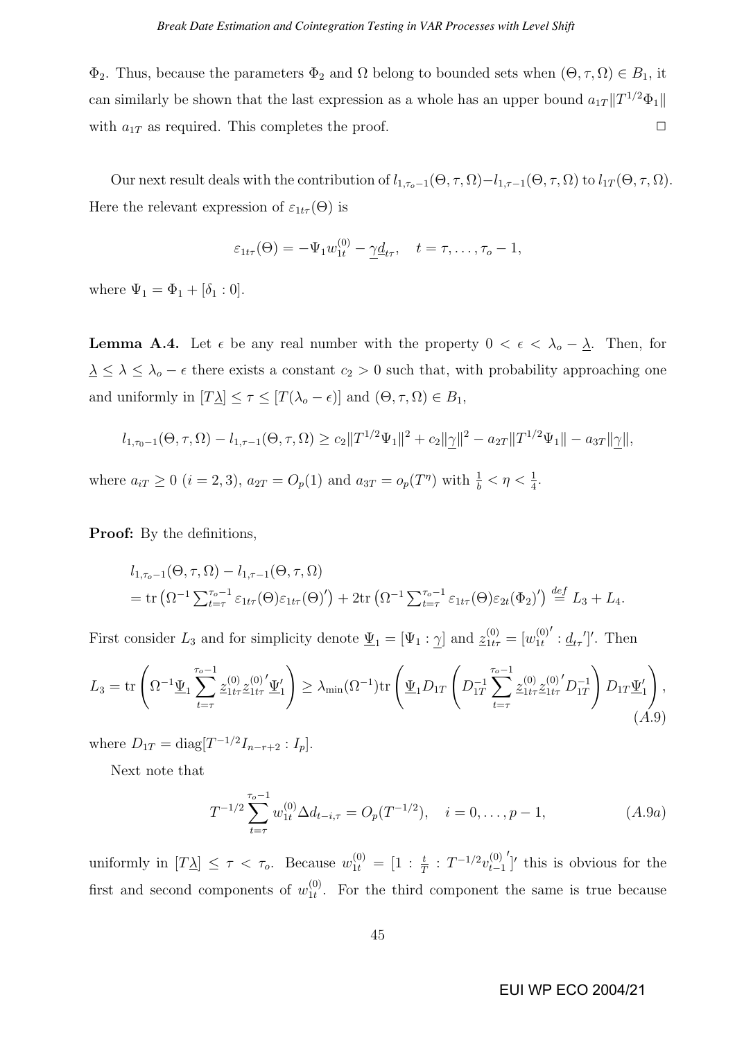$\Phi_2$. Thus, because the parameters $\Phi_2$ and $\Omega$ belong to bounded sets when $(\Theta, \tau, \Omega) \in B_1$, it can similarly be shown that the last expression as a whole has an upper bound $a_{1T}\|T^{1/2}\Phi_1\|$ with $a_{1T}$ as required. This completes the proof. $\square$

Our next result deals with the contribution of $l_{1,\tau_o-1}(\Theta, \tau, \Omega) - l_{1,\tau-1}(\Theta, \tau, \Omega)$ to $l_{1T}(\Theta, \tau, \Omega)$. Here the relevant expression of $\varepsilon_{1t\tau}(\Theta)$ is

$$\varepsilon_{1t\tau}(\Theta) = -\Psi_1 w_{1t}^{(0)} - \underline{\gamma}\underline{d}_{t\tau}, \quad t = \tau, \ldots, \tau_o - 1,$$

where $\Psi_1 = \Phi_1 + [\delta_1 : 0]$.

**Lemma A.4.** Let $\epsilon$ be any real number with the property $0 < \epsilon < \lambda_o - \underline{\lambda}$. Then, for $\underline{\lambda} \leq \lambda \leq \lambda_o - \epsilon$ there exists a constant $c_2 > 0$ such that, with probability approaching one and uniformly in $[T\underline{\lambda}] \leq \tau \leq [T(\lambda_o - \epsilon)]$ and $(\Theta, \tau, \Omega) \in B_1$,

$$l_{1,\tau_0-1}(\Theta, \tau, \Omega) - l_{1,\tau-1}(\Theta, \tau, \Omega) \geq c_2\|T^{1/2}\Psi_1\|^2 + c_2\|\underline{\gamma}\|^2 - a_{2T}\|T^{1/2}\Psi_1\| - a_{3T}\|\underline{\gamma}\|,$$

where $a_{iT} \geq 0$ $(i = 2, 3)$, $a_{2T} = O_p(1)$ and $a_{3T} = o_p(T^{\eta})$ with $\frac{1}{b} < \eta < \frac{1}{4}$.

**Proof:** By the definitions,

$$\begin{aligned}
&l_{1,\tau_o-1}(\Theta, \tau, \Omega) - l_{1,\tau-1}(\Theta, \tau, \Omega) \\
&= \mathrm{tr}\left(\Omega^{-1}\textstyle\sum_{t=\tau}^{\tau_o-1}\varepsilon_{1t\tau}(\Theta)\varepsilon_{1t\tau}(\Theta)'\right) + 2\mathrm{tr}\left(\Omega^{-1}\textstyle\sum_{t=\tau}^{\tau_o-1}\varepsilon_{1t\tau}(\Theta)\varepsilon_{2t}(\Phi_2)'\right) \stackrel{def}{=} L_3 + L_4.
\end{aligned}$$

First consider $L_3$ and for simplicity denote $\underline{\Psi}_1 = [\Psi_1 : \underline{\gamma}]$ and $\underline{z}_{1t\tau}^{(0)} = [w_{1t}^{(0)\prime} : \underline{d}_{t\tau}{}']'$. Then

$$L_3 = \mathrm{tr}\left(\Omega^{-1}\underline{\Psi}_1\sum_{t=\tau}^{\tau_o-1}\underline{z}_{1t\tau}^{(0)}\underline{z}_{1t\tau}^{(0)\prime}\underline{\Psi}_1'\right) \geq \lambda_{\min}(\Omega^{-1})\mathrm{tr}\left(\underline{\Psi}_1 D_{1T}\left(D_{1T}^{-1}\sum_{t=\tau}^{\tau_o-1}\underline{z}_{1t\tau}^{(0)}\underline{z}_{1t\tau}^{(0)\prime}D_{1T}^{-1}\right)D_{1T}\underline{\Psi}_1'\right), \tag{A.9}$$

where $D_{1T} = \mathrm{diag}[T^{-1/2}I_{n-r+2} : I_p]$.

Next note that

$$T^{-1/2}\sum_{t=\tau}^{\tau_o-1}w_{1t}^{(0)}\Delta d_{t-i,\tau} = O_p(T^{-1/2}), \quad i = 0, \ldots, p-1, \tag{A.9a}$$

uniformly in $[T\underline{\lambda}] \leq \tau < \tau_o$. Because $w_{1t}^{(0)} = [1 : \frac{t}{T} : T^{-1/2}v_{t-1}^{(0)\prime}]'$ this is obvious for the first and second components of $w_{1t}^{(0)}$. For the third component the same is true because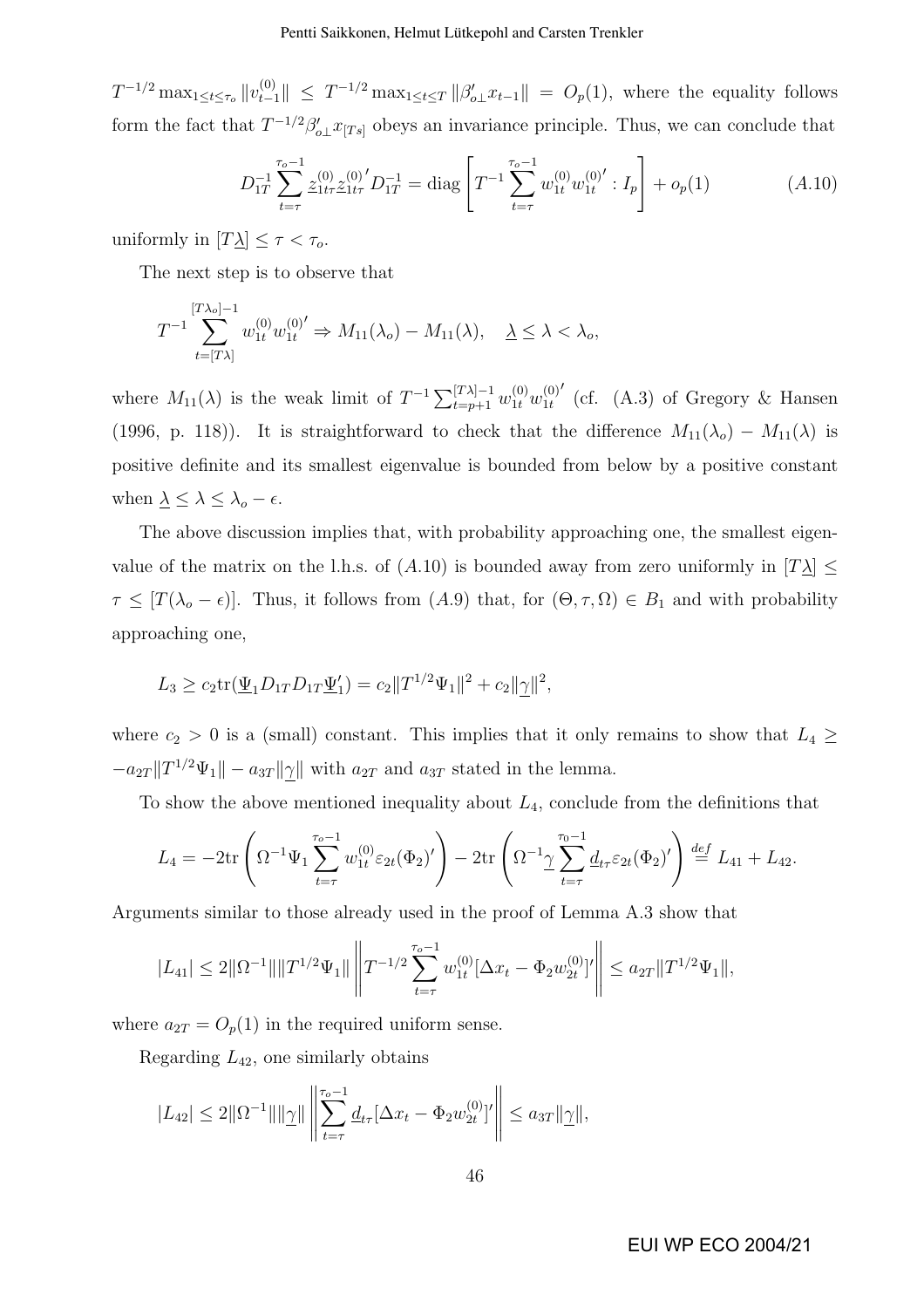$T^{-1/2}\max_{1\leq t\leq \tau_o}\|v_{t-1}^{(0)}\| \leq T^{-1/2}\max_{1\leq t\leq T}\|\beta_{o\perp}' x_{t-1}\| = O_p(1)$, where the equality follows form the fact that $T^{-1/2}\beta_{o\perp}' x_{[Ts]}$ obeys an invariance principle. Thus, we can conclude that

$$D_{1T}^{-1}\sum_{t=\tau}^{\tau_o-1}\underline{z}_{1t\tau}^{(0)}\underline{z}_{1t\tau}^{(0)\prime}D_{1T}^{-1} = \text{diag}\left[T^{-1}\sum_{t=\tau}^{\tau_o-1}w_{1t}^{(0)}w_{1t}^{(0)\prime} : I_p\right] + o_p(1) \qquad (A.10)$$

uniformly in $[T\underline{\lambda}] \leq \tau < \tau_o$.

The next step is to observe that

$$T^{-1}\sum_{t=[T\lambda]}^{[T\lambda_o]-1}w_{1t}^{(0)}w_{1t}^{(0)\prime} \Rightarrow M_{11}(\lambda_o) - M_{11}(\lambda), \quad \underline{\lambda}\leq\lambda<\lambda_o,$$

where $M_{11}(\lambda)$ is the weak limit of $T^{-1}\sum_{t=p+1}^{[T\lambda]-1}w_{1t}^{(0)}w_{1t}^{(0)\prime}$ (cf. (A.3) of Gregory & Hansen (1996, p. 118)). It is straightforward to check that the difference $M_{11}(\lambda_o) - M_{11}(\lambda)$ is positive definite and its smallest eigenvalue is bounded from below by a positive constant when $\underline{\lambda}\leq\lambda\leq\lambda_o-\epsilon$.

The above discussion implies that, with probability approaching one, the smallest eigenvalue of the matrix on the l.h.s. of $(A.10)$ is bounded away from zero uniformly in $[T\underline{\lambda}] \leq \tau \leq [T(\lambda_o-\epsilon)]$. Thus, it follows from $(A.9)$ that, for $(\Theta,\tau,\Omega)\in B_1$ and with probability approaching one,

$$L_3 \geq c_2\text{tr}(\underline{\Psi}_1 D_{1T}D_{1T}\underline{\Psi}_1') = c_2\|T^{1/2}\Psi_1\|^2 + c_2\|\underline{\gamma}\|^2,$$

where $c_2>0$ is a (small) constant. This implies that it only remains to show that $L_4 \geq -a_{2T}\|T^{1/2}\Psi_1\| - a_{3T}\|\underline{\gamma}\|$ with $a_{2T}$ and $a_{3T}$ stated in the lemma.

To show the above mentioned inequality about $L_4$, conclude from the definitions that

$$L_4 = -2\text{tr}\left(\Omega^{-1}\Psi_1\sum_{t=\tau}^{\tau_o-1}w_{1t}^{(0)}\varepsilon_{2t}(\Phi_2)'\right) - 2\text{tr}\left(\Omega^{-1}\underline{\gamma}\sum_{t=\tau}^{\tau_0-1}\underline{d}_{t\tau}\varepsilon_{2t}(\Phi_2)'\right) \stackrel{def}{=} L_{41}+L_{42}.$$

Arguments similar to those already used in the proof of Lemma A.3 show that

$$|L_{41}| \leq 2\|\Omega^{-1}\|\|T^{1/2}\Psi_1\|\left\|T^{-1/2}\sum_{t=\tau}^{\tau_o-1}w_{1t}^{(0)}[\Delta x_t - \Phi_2 w_{2t}^{(0)}]'\right\| \leq a_{2T}\|T^{1/2}\Psi_1\|,$$

where $a_{2T}=O_p(1)$ in the required uniform sense.

Regarding $L_{42}$, one similarly obtains

$$|L_{42}| \leq 2\|\Omega^{-1}\|\|\underline{\gamma}\|\left\|\sum_{t=\tau}^{\tau_o-1}\underline{d}_{t\tau}[\Delta x_t - \Phi_2 w_{2t}^{(0)}]'\right\| \leq a_{3T}\|\underline{\gamma}\|,$$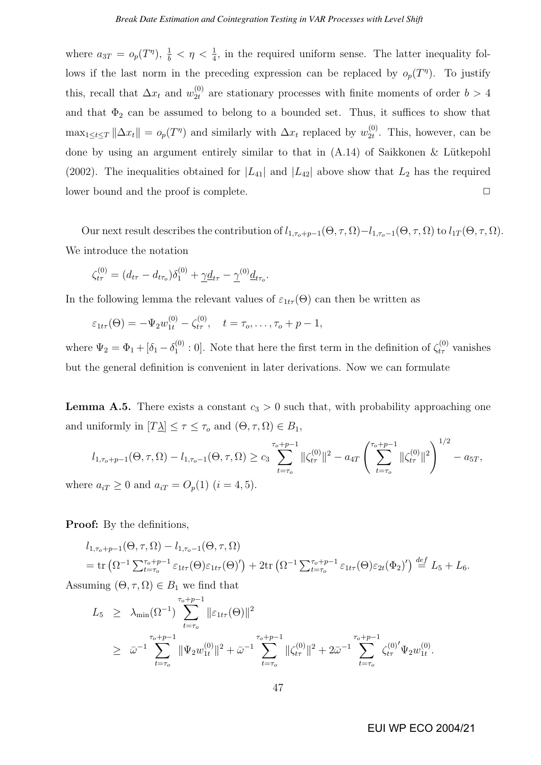where $a_{3T} = o_p(T^\eta)$, $\frac{1}{b} < \eta < \frac{1}{4}$, in the required uniform sense. The latter inequality follows if the last norm in the preceding expression can be replaced by $o_p(T^\eta)$. To justify this, recall that $\Delta x_t$ and $w_{2t}^{(0)}$ are stationary processes with finite moments of order $b > 4$ and that $\Phi_2$ can be assumed to belong to a bounded set. Thus, it suffices to show that $\max_{1\le t\le T} \|\Delta x_t\| = o_p(T^\eta)$ and similarly with $\Delta x_t$ replaced by $w_{2t}^{(0)}$. This, however, can be done by using an argument entirely similar to that in (A.14) of Saikkonen & Lütkepohl (2002). The inequalities obtained for $|L_{41}|$ and $|L_{42}|$ above show that $L_2$ has the required lower bound and the proof is complete. $\square$

Our next result describes the contribution of $l_{1,\tau_o+p-1}(\Theta,\tau,\Omega) - l_{1,\tau_o-1}(\Theta,\tau,\Omega)$ to $l_{1T}(\Theta,\tau,\Omega)$. We introduce the notation

$$\zeta_{t\tau}^{(0)} = (d_{t\tau} - d_{t\tau_o})\delta_1^{(0)} + \underline{\gamma}\underline{d}_{t\tau} - \underline{\gamma}^{(0)}\underline{d}_{t\tau_o}.$$

In the following lemma the relevant values of $\varepsilon_{1t\tau}(\Theta)$ can then be written as

$$\varepsilon_{1t\tau}(\Theta) = -\Psi_2 w_{1t}^{(0)} - \zeta_{t\tau}^{(0)}, \quad t = \tau_o, \ldots, \tau_o + p - 1,$$

where $\Psi_2 = \Phi_1 + [\delta_1 - \delta_1^{(0)} : 0]$. Note that here the first term in the definition of $\zeta_{t\tau}^{(0)}$ vanishes but the general definition is convenient in later derivations. Now we can formulate

**Lemma A.5.** There exists a constant $c_3 > 0$ such that, with probability approaching one and uniformly in $[T\underline{\lambda}] \le \tau \le \tau_o$ and $(\Theta,\tau,\Omega) \in B_1$,

$$l_{1,\tau_o+p-1}(\Theta,\tau,\Omega) - l_{1,\tau_o-1}(\Theta,\tau,\Omega) \ge c_3 \sum_{t=\tau_o}^{\tau_o+p-1} \|\zeta_{t\tau}^{(0)}\|^2 - a_{4T}\left(\sum_{t=\tau_o}^{\tau_o+p-1} \|\zeta_{t\tau}^{(0)}\|^2\right)^{1/2} - a_{5T},$$

where $a_{iT} \ge 0$ and $a_{iT} = O_p(1)$ $(i = 4, 5)$.

**Proof:** By the definitions,

$$\begin{aligned}
&l_{1,\tau_o+p-1}(\Theta,\tau,\Omega) - l_{1,\tau_o-1}(\Theta,\tau,\Omega) \\
&= \mathrm{tr}\left(\Omega^{-1}\textstyle\sum_{t=\tau_o}^{\tau_o+p-1} \varepsilon_{1t\tau}(\Theta)\varepsilon_{1t\tau}(\Theta)'\right) + 2\mathrm{tr}\left(\Omega^{-1}\textstyle\sum_{t=\tau_o}^{\tau_o+p-1} \varepsilon_{1t\tau}(\Theta)\varepsilon_{2t}(\Phi_2)'\right) \overset{def}{=} L_5 + L_6.
\end{aligned}$$

Assuming $(\Theta,\tau,\Omega) \in B_1$ we find that

$$\begin{aligned}
L_5 &\ge \lambda_{\min}(\Omega^{-1}) \sum_{t=\tau_o}^{\tau_o+p-1} \|\varepsilon_{1t\tau}(\Theta)\|^2 \\
&\ge \bar{\omega}^{-1} \sum_{t=\tau_o}^{\tau_o+p-1} \|\Psi_2 w_{1t}^{(0)}\|^2 + \bar{\omega}^{-1} \sum_{t=\tau_o}^{\tau_o+p-1} \|\zeta_{t\tau}^{(0)}\|^2 + 2\bar{\omega}^{-1} \sum_{t=\tau_o}^{\tau_o+p-1} \zeta_{t\tau}^{(0)\prime}\Psi_2 w_{1t}^{(0)}.
\end{aligned}$$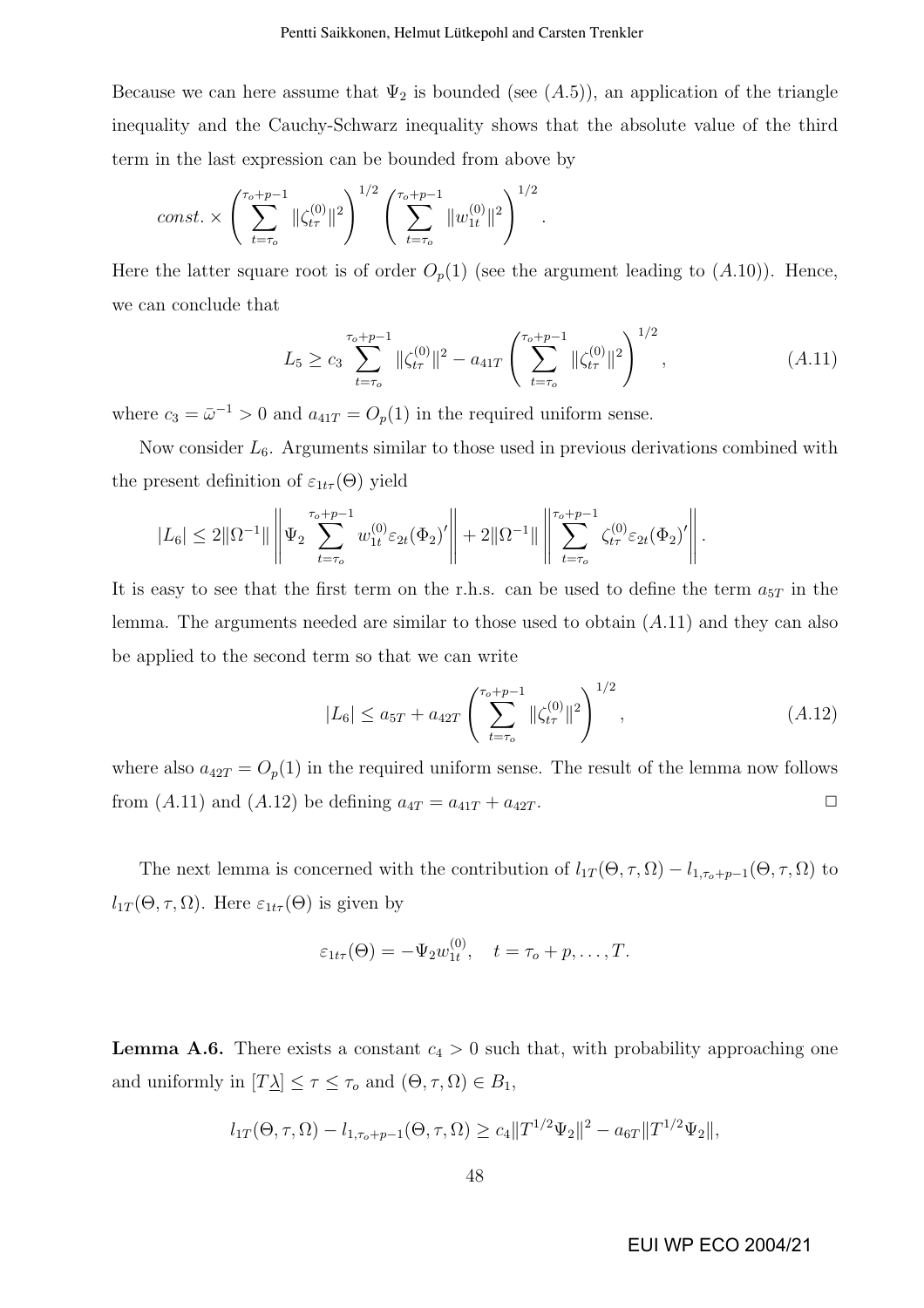Because we can here assume that $\Psi_2$ is bounded (see $(A.5)$), an application of the triangle inequality and the Cauchy-Schwarz inequality shows that the absolute value of the third term in the last expression can be bounded from above by

$$const. \times \left( \sum_{t=\tau_o}^{\tau_o+p-1} \|\zeta_{t\tau}^{(0)}\|^2 \right)^{1/2} \left( \sum_{t=\tau_o}^{\tau_o+p-1} \|w_{1t}^{(0)}\|^2 \right)^{1/2}.$$

Here the latter square root is of order $O_p(1)$ (see the argument leading to $(A.10)$). Hence, we can conclude that

$$L_5 \geq c_3 \sum_{t=\tau_o}^{\tau_o+p-1} \|\zeta_{t\tau}^{(0)}\|^2 - a_{41T} \left( \sum_{t=\tau_o}^{\tau_o+p-1} \|\zeta_{t\tau}^{(0)}\|^2 \right)^{1/2}, \tag{A.11}$$

where $c_3 = \bar{\omega}^{-1} > 0$ and $a_{41T} = O_p(1)$ in the required uniform sense.

Now consider $L_6$. Arguments similar to those used in previous derivations combined with the present definition of $\varepsilon_{1t\tau}(\Theta)$ yield

$$|L_6| \leq 2\|\Omega^{-1}\| \left\| \Psi_2 \sum_{t=\tau_o}^{\tau_o+p-1} w_{1t}^{(0)} \varepsilon_{2t}(\Phi_2)' \right\| + 2\|\Omega^{-1}\| \left\| \sum_{t=\tau_o}^{\tau_o+p-1} \zeta_{t\tau}^{(0)} \varepsilon_{2t}(\Phi_2)' \right\|.$$

It is easy to see that the first term on the r.h.s. can be used to define the term $a_{5T}$ in the lemma. The arguments needed are similar to those used to obtain $(A.11)$ and they can also be applied to the second term so that we can write

$$|L_6| \leq a_{5T} + a_{42T} \left( \sum_{t=\tau_o}^{\tau_o+p-1} \|\zeta_{t\tau}^{(0)}\|^2 \right)^{1/2}, \tag{A.12}$$

where also $a_{42T} = O_p(1)$ in the required uniform sense. The result of the lemma now follows from $(A.11)$ and $(A.12)$ be defining $a_{4T} = a_{41T} + a_{42T}$. □

The next lemma is concerned with the contribution of $l_{1T}(\Theta, \tau, \Omega) - l_{1,\tau_o+p-1}(\Theta, \tau, \Omega)$ to $l_{1T}(\Theta, \tau, \Omega)$. Here $\varepsilon_{1t\tau}(\Theta)$ is given by

$$\varepsilon_{1t\tau}(\Theta) = -\Psi_2 w_{1t}^{(0)}, \quad t = \tau_o + p, \ldots, T.$$

**Lemma A.6.** There exists a constant $c_4 > 0$ such that, with probability approaching one and uniformly in $[T\underline{\lambda}] \leq \tau \leq \tau_o$ and $(\Theta, \tau, \Omega) \in B_1$,

$$l_{1T}(\Theta, \tau, \Omega) - l_{1,\tau_o+p-1}(\Theta, \tau, \Omega) \geq c_4 \|T^{1/2}\Psi_2\|^2 - a_{6T}\|T^{1/2}\Psi_2\|,$$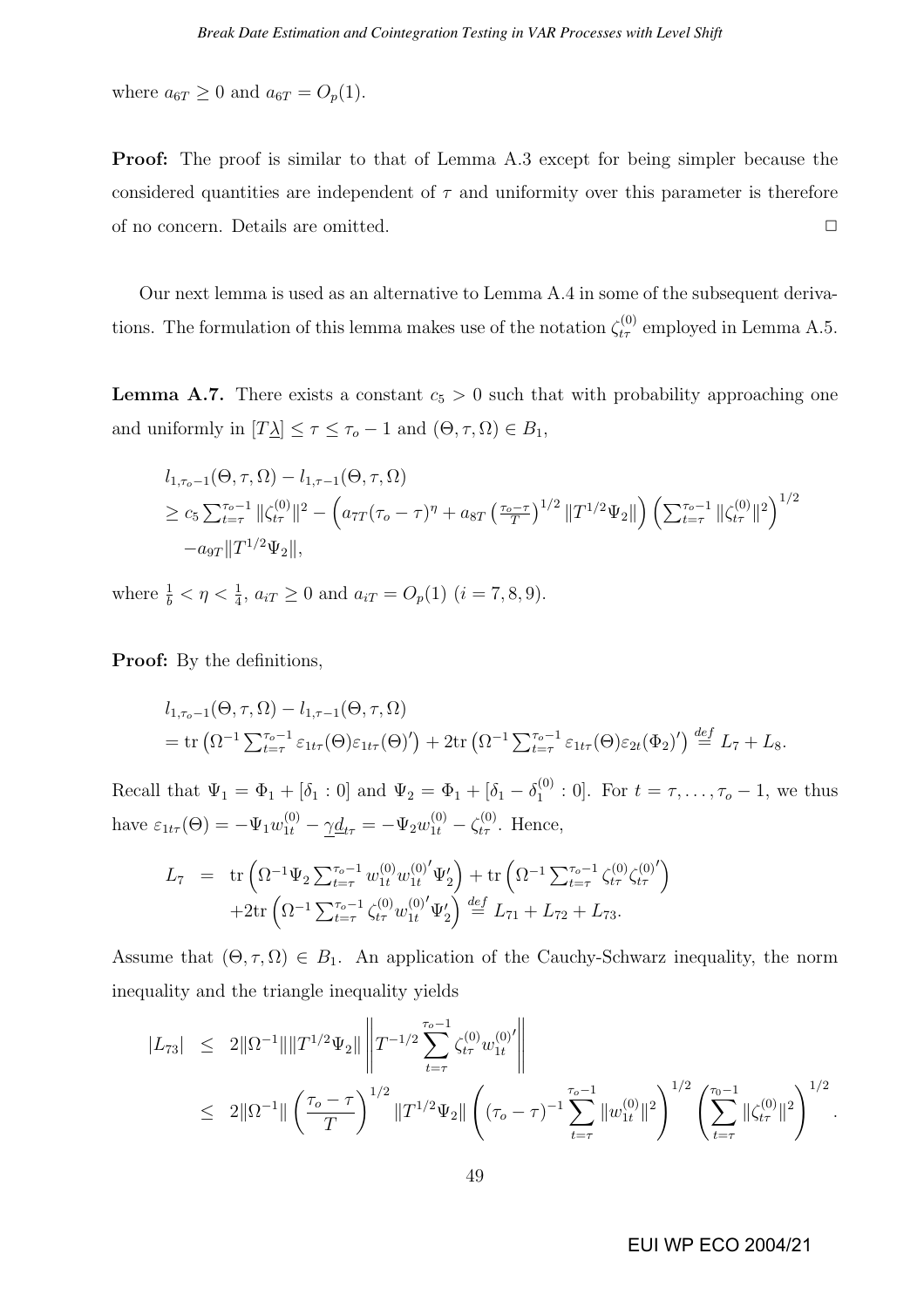where $a_{6T} \geq 0$ and $a_{6T} = O_p(1)$.

**Proof:** The proof is similar to that of Lemma A.3 except for being simpler because the considered quantities are independent of $\tau$ and uniformity over this parameter is therefore of no concern. Details are omitted. $\square$

Our next lemma is used as an alternative to Lemma A.4 in some of the subsequent derivations. The formulation of this lemma makes use of the notation $\zeta_{t\tau}^{(0)}$ employed in Lemma A.5.

**Lemma A.7.** There exists a constant $c_5 > 0$ such that with probability approaching one and uniformly in $[T\underline{\lambda}] \leq \tau \leq \tau_o - 1$ and $(\Theta, \tau, \Omega) \in B_1$,

$$\begin{aligned}
&l_{1,\tau_o-1}(\Theta,\tau,\Omega) - l_{1,\tau-1}(\Theta,\tau,\Omega) \\
&\geq c_5 \textstyle\sum_{t=\tau}^{\tau_o-1} \|\zeta_{t\tau}^{(0)}\|^2 - \left(a_{7T}(\tau_o-\tau)^\eta + a_{8T}\left(\frac{\tau_o-\tau}{T}\right)^{1/2}\|T^{1/2}\Psi_2\|\right)\left(\sum_{t=\tau}^{\tau_o-1}\|\zeta_{t\tau}^{(0)}\|^2\right)^{1/2} \\
&\quad - a_{9T}\|T^{1/2}\Psi_2\|,
\end{aligned}$$

where $\frac{1}{b} < \eta < \frac{1}{4}$, $a_{iT} \geq 0$ and $a_{iT} = O_p(1)$ $(i = 7, 8, 9)$.

**Proof:** By the definitions,

$$\begin{aligned}
&l_{1,\tau_o-1}(\Theta,\tau,\Omega) - l_{1,\tau-1}(\Theta,\tau,\Omega) \\
&= \mathrm{tr}\left(\Omega^{-1}\textstyle\sum_{t=\tau}^{\tau_o-1}\varepsilon_{1t\tau}(\Theta)\varepsilon_{1t\tau}(\Theta)'\right) + 2\mathrm{tr}\left(\Omega^{-1}\sum_{t=\tau}^{\tau_o-1}\varepsilon_{1t\tau}(\Theta)\varepsilon_{2t}(\Phi_2)'\right) \overset{def}{=} L_7 + L_8.
\end{aligned}$$

Recall that $\Psi_1 = \Phi_1 + [\delta_1 : 0]$ and $\Psi_2 = \Phi_1 + [\delta_1 - \delta_1^{(0)} : 0]$. For $t = \tau, \ldots, \tau_o - 1$, we thus have $\varepsilon_{1t\tau}(\Theta) = -\Psi_1 w_{1t}^{(0)} - \underline{\gamma}\underline{d}_{t\tau} = -\Psi_2 w_{1t}^{(0)} - \zeta_{t\tau}^{(0)}$. Hence,

$$\begin{aligned}
L_7 &= \mathrm{tr}\left(\Omega^{-1}\Psi_2\textstyle\sum_{t=\tau}^{\tau_o-1} w_{1t}^{(0)}w_{1t}^{(0)\prime}\Psi_2'\right) + \mathrm{tr}\left(\Omega^{-1}\sum_{t=\tau}^{\tau_o-1}\zeta_{t\tau}^{(0)}\zeta_{t\tau}^{(0)\prime}\right) \\
&\quad + 2\mathrm{tr}\left(\Omega^{-1}\textstyle\sum_{t=\tau}^{\tau_o-1}\zeta_{t\tau}^{(0)}w_{1t}^{(0)\prime}\Psi_2'\right) \overset{def}{=} L_{71} + L_{72} + L_{73}.
\end{aligned}$$

Assume that $(\Theta, \tau, \Omega) \in B_1$. An application of the Cauchy-Schwarz inequality, the norm inequality and the triangle inequality yields

$$\begin{aligned}
|L_{73}| &\leq 2\|\Omega^{-1}\|\|T^{1/2}\Psi_2\|\left\|T^{-1/2}\sum_{t=\tau}^{\tau_o-1}\zeta_{t\tau}^{(0)}w_{1t}^{(0)\prime}\right\| \\
&\leq 2\|\Omega^{-1}\|\left(\frac{\tau_o-\tau}{T}\right)^{1/2}\|T^{1/2}\Psi_2\|\left((\tau_o-\tau)^{-1}\sum_{t=\tau}^{\tau_o-1}\|w_{1t}^{(0)}\|^2\right)^{1/2}\left(\sum_{t=\tau}^{\tau_0-1}\|\zeta_{t\tau}^{(0)}\|^2\right)^{1/2}.
\end{aligned}$$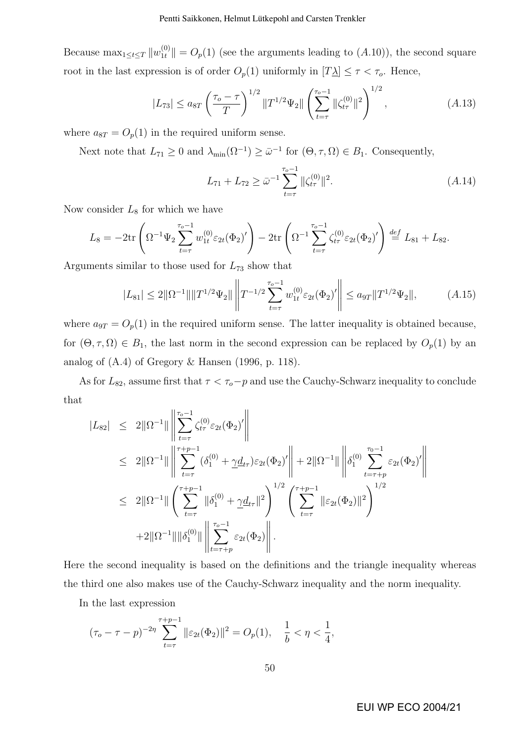Because $\max_{1\leq t\leq T}\|w_{1t}^{(0)}\| = O_p(1)$ (see the arguments leading to $(A.10)$), the second square root in the last expression is of order $O_p(1)$ uniformly in $[T\underline{\lambda}] \leq \tau < \tau_o$. Hence,

$$|L_{73}| \leq a_{8T}\left(\frac{\tau_o-\tau}{T}\right)^{1/2}\|T^{1/2}\Psi_2\|\left(\sum_{t=\tau}^{\tau_o-1}\|\zeta_{t\tau}^{(0)}\|^2\right)^{1/2}, \qquad (A.13)$$

where $a_{8T} = O_p(1)$ in the required uniform sense.

Next note that $L_{71} \geq 0$ and $\lambda_{\min}(\Omega^{-1}) \geq \bar{\omega}^{-1}$ for $(\Theta, \tau, \Omega) \in B_1$. Consequently,

$$L_{71} + L_{72} \geq \bar{\omega}^{-1}\sum_{t=\tau}^{\tau_o-1}\|\zeta_{t\tau}^{(0)}\|^2. \qquad (A.14)$$

Now consider $L_8$ for which we have

$$L_8 = -2\text{tr}\left(\Omega^{-1}\Psi_2\sum_{t=\tau}^{\tau_o-1}w_{1t}^{(0)}\varepsilon_{2t}(\Phi_2)'\right) - 2\text{tr}\left(\Omega^{-1}\sum_{t=\tau}^{\tau_o-1}\zeta_{t\tau}^{(0)}\varepsilon_{2t}(\Phi_2)'\right) \overset{def}{=} L_{81} + L_{82}.$$

Arguments similar to those used for $L_{73}$ show that

$$|L_{81}| \leq 2\|\Omega^{-1}\|\|T^{1/2}\Psi_2\|\left\|T^{-1/2}\sum_{t=\tau}^{\tau_o-1}w_{1t}^{(0)}\varepsilon_{2t}(\Phi_2)'\right\| \leq a_{9T}\|T^{1/2}\Psi_2\|, \qquad (A.15)$$

where $a_{9T} = O_p(1)$ in the required uniform sense. The latter inequality is obtained because, for $(\Theta, \tau, \Omega) \in B_1$, the last norm in the second expression can be replaced by $O_p(1)$ by an analog of (A.4) of Gregory & Hansen (1996, p. 118).

As for $L_{82}$, assume first that $\tau < \tau_o - p$ and use the Cauchy-Schwarz inequality to conclude that

$$\begin{aligned}
|L_{82}| &\leq 2\|\Omega^{-1}\|\left\|\sum_{t=\tau}^{\tau_o-1}\zeta_{t\tau}^{(0)}\varepsilon_{2t}(\Phi_2)'\right\| \\
&\leq 2\|\Omega^{-1}\|\left\|\sum_{t=\tau}^{\tau+p-1}(\delta_1^{(0)}+\underline{\gamma}\underline{d}_{t\tau})\varepsilon_{2t}(\Phi_2)'\right\| + 2\|\Omega^{-1}\|\left\|\delta_1^{(0)}\sum_{t=\tau+p}^{\tau_0-1}\varepsilon_{2t}(\Phi_2)'\right\| \\
&\leq 2\|\Omega^{-1}\|\left(\sum_{t=\tau}^{\tau+p-1}\|\delta_1^{(0)}+\underline{\gamma}\underline{d}_{t\tau}\|^2\right)^{1/2}\left(\sum_{t=\tau}^{\tau+p-1}\|\varepsilon_{2t}(\Phi_2)\|^2\right)^{1/2} \\
&\quad +2\|\Omega^{-1}\|\|\delta_1^{(0)}\|\left\|\sum_{t=\tau+p}^{\tau_o-1}\varepsilon_{2t}(\Phi_2)\right\|.
\end{aligned}$$

Here the second inequality is based on the definitions and the triangle inequality whereas the third one also makes use of the Cauchy-Schwarz inequality and the norm inequality.

In the last expression

$$(\tau_o-\tau-p)^{-2\eta}\sum_{t=\tau}^{\tau+p-1}\|\varepsilon_{2t}(\Phi_2)\|^2 = O_p(1), \quad \frac{1}{b} < \eta < \frac{1}{4},$$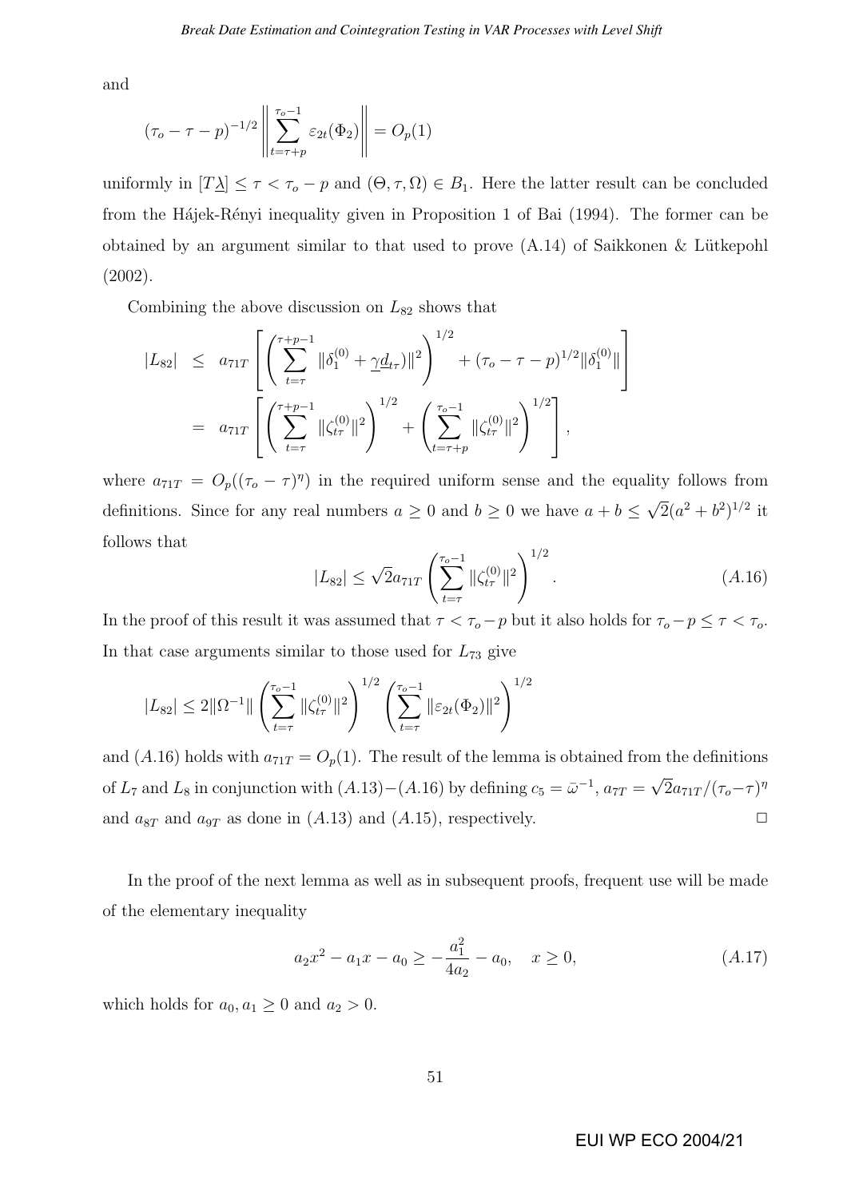and

$$
(\tau_o - \tau - p)^{-1/2} \left\| \sum_{t=\tau+p}^{\tau_o - 1} \varepsilon_{2t}(\Phi_2) \right\| = O_p(1)
$$

uniformly in $[T\underline{\lambda}] \leq \tau < \tau_o - p$ and $(\Theta, \tau, \Omega) \in B_1$. Here the latter result can be concluded from the Hájek-Rényi inequality given in Proposition 1 of Bai (1994). The former can be obtained by an argument similar to that used to prove (A.14) of Saikkonen & Lütkepohl (2002).

Combining the above discussion on $L_{82}$ shows that

$$
\begin{aligned}
|L_{82}| &\leq a_{71T} \left[ \left( \sum_{t=\tau}^{\tau+p-1} \|\delta_1^{(0)} + \underline{\gamma} \underline{d}_{t\tau})\|^2 \right)^{1/2} + (\tau_o - \tau - p)^{1/2} \|\delta_1^{(0)}\| \right] \\
&= a_{71T} \left[ \left( \sum_{t=\tau}^{\tau+p-1} \|\zeta_{t\tau}^{(0)}\|^2 \right)^{1/2} + \left( \sum_{t=\tau+p}^{\tau_o - 1} \|\zeta_{t\tau}^{(0)}\|^2 \right)^{1/2} \right],
\end{aligned}
$$

where $a_{71T} = O_p((\tau_o - \tau)^{\eta})$ in the required uniform sense and the equality follows from definitions. Since for any real numbers $a \geq 0$ and $b \geq 0$ we have $a + b \leq \sqrt{2}(a^2 + b^2)^{1/2}$ it follows that

$$
|L_{82}| \leq \sqrt{2} a_{71T} \left( \sum_{t=\tau}^{\tau_o - 1} \|\zeta_{t\tau}^{(0)}\|^2 \right)^{1/2}. \tag{A.16}
$$

In the proof of this result it was assumed that $\tau < \tau_o - p$ but it also holds for $\tau_o - p \leq \tau < \tau_o$. In that case arguments similar to those used for $L_{73}$ give

$$
|L_{82}| \leq 2\|\Omega^{-1}\| \left( \sum_{t=\tau}^{\tau_o - 1} \|\zeta_{t\tau}^{(0)}\|^2 \right)^{1/2} \left( \sum_{t=\tau}^{\tau_o - 1} \|\varepsilon_{2t}(\Phi_2)\|^2 \right)^{1/2}
$$

and $(A.16)$ holds with $a_{71T} = O_p(1)$. The result of the lemma is obtained from the definitions of $L_7$ and $L_8$ in conjunction with $(A.13)-(A.16)$ by defining $c_5 = \bar{\omega}^{-1}$, $a_{7T} = \sqrt{2} a_{71T}/(\tau_o - \tau)^{\eta}$ and $a_{8T}$ and $a_{9T}$ as done in $(A.13)$ and $(A.15)$, respectively. □

In the proof of the next lemma as well as in subsequent proofs, frequent use will be made of the elementary inequality

$$
a_2 x^2 - a_1 x - a_0 \geq -\frac{a_1^2}{4a_2} - a_0, \quad x \geq 0, \tag{A.17}
$$

which holds for $a_0, a_1 \geq 0$ and $a_2 > 0$.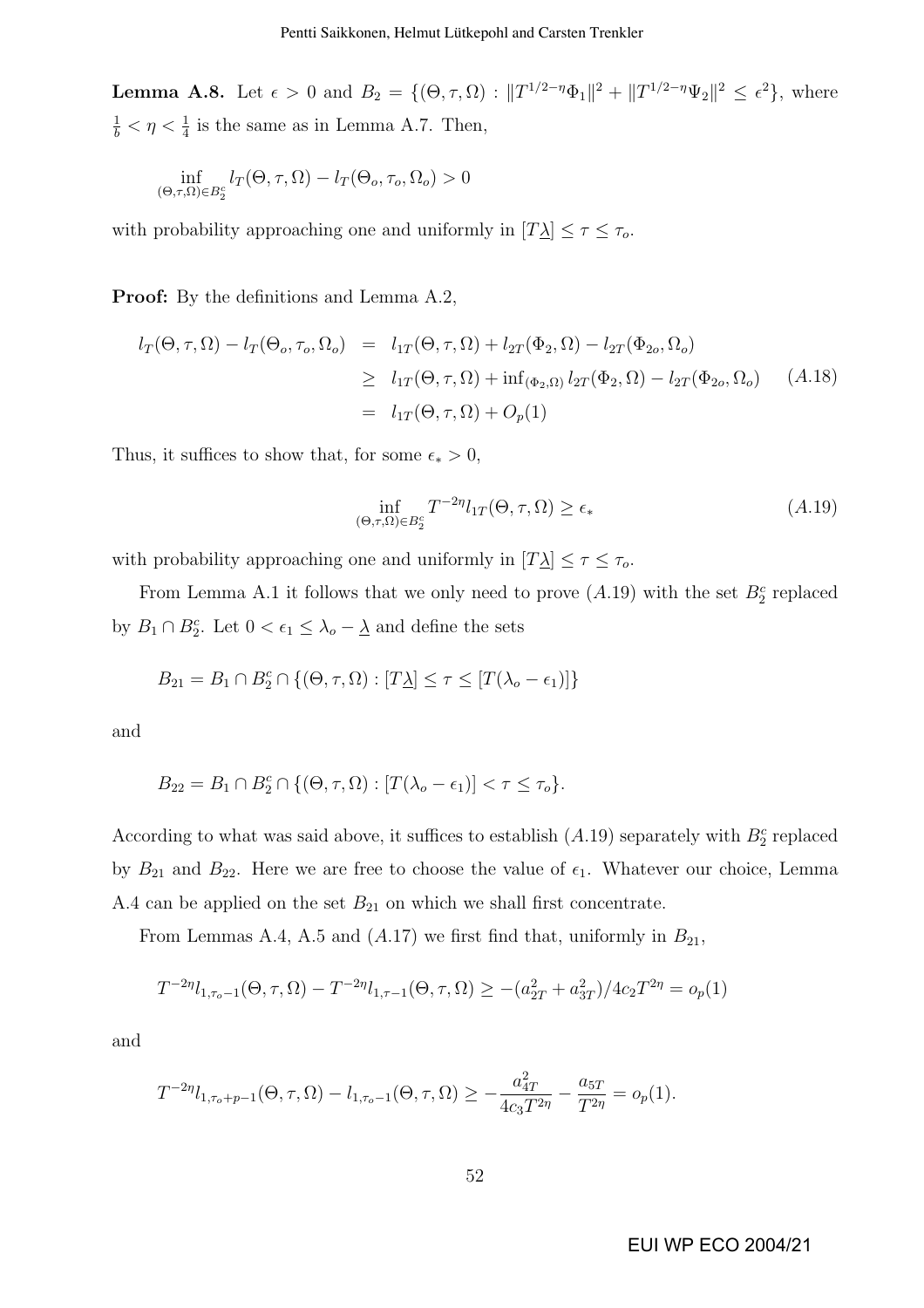**Lemma A.8.** Let $\epsilon > 0$ and $B_2 = \{(\Theta, \tau, \Omega) : \|T^{1/2-\eta}\Phi_1\|^2 + \|T^{1/2-\eta}\Psi_2\|^2 \le \epsilon^2\}$, where $\frac{1}{b} < \eta < \frac{1}{4}$ is the same as in Lemma A.7. Then,

$$\inf_{(\Theta,\tau,\Omega)\in B_2^c} l_T(\Theta, \tau, \Omega) - l_T(\Theta_o, \tau_o, \Omega_o) > 0$$

with probability approaching one and uniformly in $[T\underline{\lambda}] \le \tau \le \tau_o$.

**Proof:** By the definitions and Lemma A.2,

$$\begin{aligned} l_T(\Theta, \tau, \Omega) - l_T(\Theta_o, \tau_o, \Omega_o) &= l_{1T}(\Theta, \tau, \Omega) + l_{2T}(\Phi_2, \Omega) - l_{2T}(\Phi_{2o}, \Omega_o) \\ &\ge l_{1T}(\Theta, \tau, \Omega) + \inf_{(\Phi_2,\Omega)} l_{2T}(\Phi_2, \Omega) - l_{2T}(\Phi_{2o}, \Omega_o) \qquad (A.18) \\ &= l_{1T}(\Theta, \tau, \Omega) + O_p(1) \end{aligned}$$

Thus, it suffices to show that, for some $\epsilon_* > 0$,

$$\inf_{(\Theta,\tau,\Omega)\in B_2^c} T^{-2\eta} l_{1T}(\Theta, \tau, \Omega) \ge \epsilon_* \qquad (A.19)$$

with probability approaching one and uniformly in $[T\underline{\lambda}] \le \tau \le \tau_o$.

From Lemma A.1 it follows that we only need to prove $(A.19)$ with the set $B_2^c$ replaced by $B_1 \cap B_2^c$. Let $0 < \epsilon_1 \le \lambda_o - \underline{\lambda}$ and define the sets

$$B_{21} = B_1 \cap B_2^c \cap \{(\Theta, \tau, \Omega) : [T\underline{\lambda}] \le \tau \le [T(\lambda_o - \epsilon_1)]\}$$

and

$$B_{22} = B_1 \cap B_2^c \cap \{(\Theta, \tau, \Omega) : [T(\lambda_o - \epsilon_1)] < \tau \le \tau_o\}.$$

According to what was said above, it suffices to establish $(A.19)$ separately with $B_2^c$ replaced by $B_{21}$ and $B_{22}$. Here we are free to choose the value of $\epsilon_1$. Whatever our choice, Lemma A.4 can be applied on the set $B_{21}$ on which we shall first concentrate.

From Lemmas A.4, A.5 and $(A.17)$ we first find that, uniformly in $B_{21}$,

$$T^{-2\eta} l_{1,\tau_o-1}(\Theta, \tau, \Omega) - T^{-2\eta} l_{1,\tau-1}(\Theta, \tau, \Omega) \ge -(a_{2T}^2 + a_{3T}^2)/4c_2 T^{2\eta} = o_p(1)$$

and

$$T^{-2\eta} l_{1,\tau_o+p-1}(\Theta, \tau, \Omega) - l_{1,\tau_o-1}(\Theta, \tau, \Omega) \ge -\frac{a_{4T}^2}{4c_3 T^{2\eta}} - \frac{a_{5T}}{T^{2\eta}} = o_p(1).$$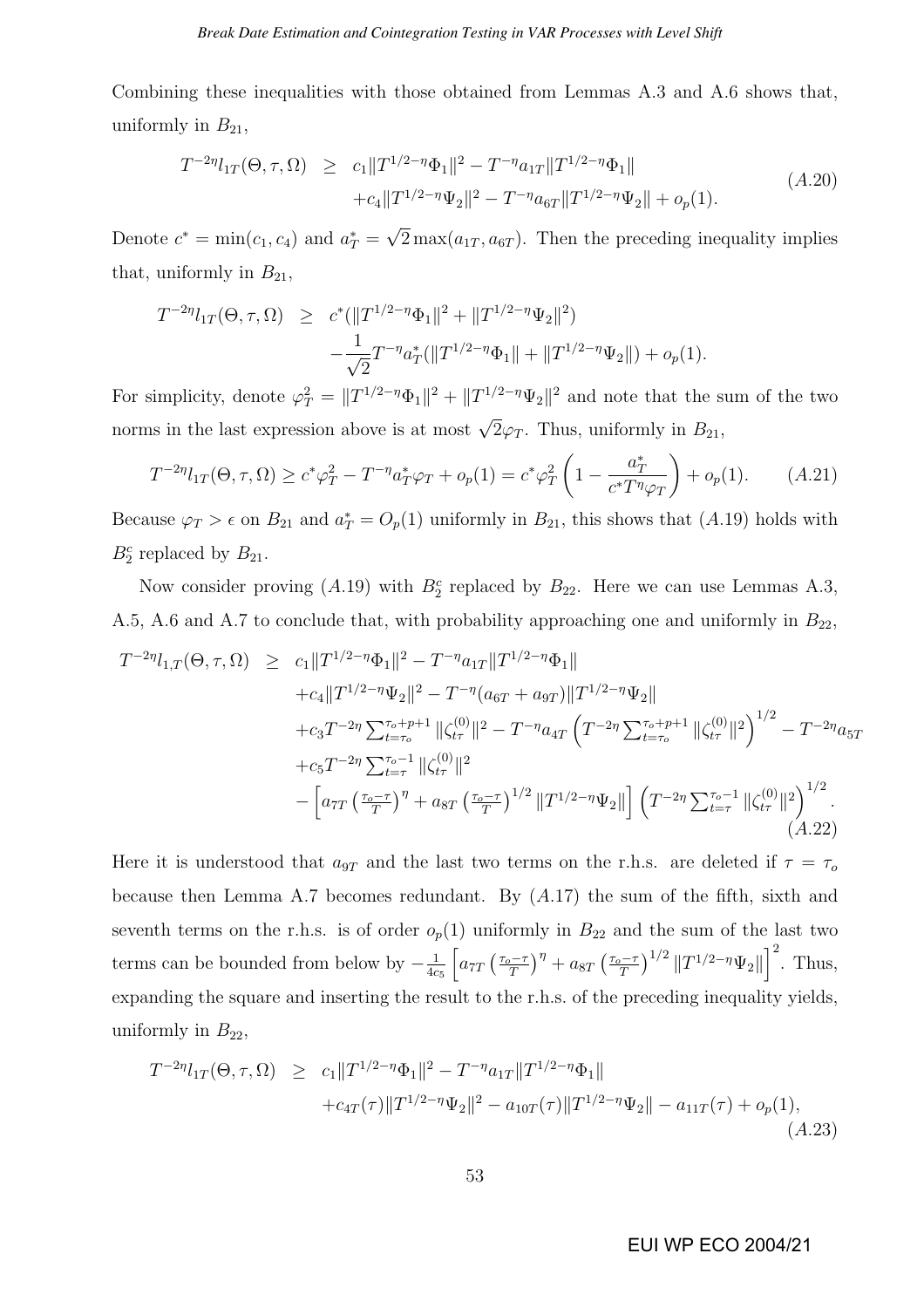Combining these inequalities with those obtained from Lemmas A.3 and A.6 shows that, uniformly in $B_{21}$,

$$
\begin{aligned}
T^{-2\eta} l_{1T}(\Theta, \tau, \Omega) \quad &\geq \quad c_1 \|T^{1/2-\eta}\Phi_1\|^2 - T^{-\eta} a_{1T} \|T^{1/2-\eta}\Phi_1\| \\
&\quad + c_4 \|T^{1/2-\eta}\Psi_2\|^2 - T^{-\eta} a_{6T} \|T^{1/2-\eta}\Psi_2\| + o_p(1).
\end{aligned} \tag{A.20}
$$

Denote $c^* = \min(c_1, c_4)$ and $a_T^* = \sqrt{2}\max(a_{1T}, a_{6T})$. Then the preceding inequality implies that, uniformly in $B_{21}$,

$$
\begin{aligned}
T^{-2\eta} l_{1T}(\Theta, \tau, \Omega) \quad &\geq \quad c^* (\|T^{1/2-\eta}\Phi_1\|^2 + \|T^{1/2-\eta}\Psi_2\|^2) \\
&\quad - \frac{1}{\sqrt{2}} T^{-\eta} a_T^* (\|T^{1/2-\eta}\Phi_1\| + \|T^{1/2-\eta}\Psi_2\|) + o_p(1).
\end{aligned}
$$

For simplicity, denote $\varphi_T^2 = \|T^{1/2-\eta}\Phi_1\|^2 + \|T^{1/2-\eta}\Psi_2\|^2$ and note that the sum of the two norms in the last expression above is at most $\sqrt{2}\varphi_T$. Thus, uniformly in $B_{21}$,

$$
T^{-2\eta} l_{1T}(\Theta, \tau, \Omega) \geq c^* \varphi_T^2 - T^{-\eta} a_T^* \varphi_T + o_p(1) = c^* \varphi_T^2 \left(1 - \frac{a_T^*}{c^* T^\eta \varphi_T}\right) + o_p(1). \tag{A.21}
$$

Because $\varphi_T > \epsilon$ on $B_{21}$ and $a_T^* = O_p(1)$ uniformly in $B_{21}$, this shows that $(A.19)$ holds with $B_2^c$ replaced by $B_{21}$.

Now consider proving $(A.19)$ with $B_2^c$ replaced by $B_{22}$. Here we can use Lemmas A.3, A.5, A.6 and A.7 to conclude that, with probability approaching one and uniformly in $B_{22}$,

$$
\begin{aligned}
T^{-2\eta} l_{1,T}(\Theta, \tau, \Omega) \quad &\geq \quad c_1 \|T^{1/2-\eta}\Phi_1\|^2 - T^{-\eta} a_{1T} \|T^{1/2-\eta}\Phi_1\| \\
&\quad + c_4 \|T^{1/2-\eta}\Psi_2\|^2 - T^{-\eta}(a_{6T} + a_{9T}) \|T^{1/2-\eta}\Psi_2\| \\
&\quad + c_3 T^{-2\eta} \textstyle\sum_{t=\tau_o}^{\tau_o+p+1} \|\zeta_{t\tau}^{(0)}\|^2 - T^{-\eta} a_{4T} \left(T^{-2\eta} \sum_{t=\tau_o}^{\tau_o+p+1} \|\zeta_{t\tau}^{(0)}\|^2\right)^{1/2} - T^{-2\eta} a_{5T} \\
&\quad + c_5 T^{-2\eta} \textstyle\sum_{t=\tau}^{\tau_o-1} \|\zeta_{t\tau}^{(0)}\|^2 \\
&\quad - \left[a_{7T} \left(\frac{\tau_o - \tau}{T}\right)^\eta + a_{8T} \left(\frac{\tau_o - \tau}{T}\right)^{1/2} \|T^{1/2-\eta}\Psi_2\|\right] \left(T^{-2\eta} \sum_{t=\tau}^{\tau_o-1} \|\zeta_{t\tau}^{(0)}\|^2\right)^{1/2}.
\end{aligned} \tag{A.22}
$$

Here it is understood that $a_{9T}$ and the last two terms on the r.h.s. are deleted if $\tau = \tau_o$ because then Lemma A.7 becomes redundant. By $(A.17)$ the sum of the fifth, sixth and seventh terms on the r.h.s. is of order $o_p(1)$ uniformly in $B_{22}$ and the sum of the last two terms can be bounded from below by $-\frac{1}{4c_5}\left[a_{7T}\left(\frac{\tau_o - \tau}{T}\right)^\eta + a_{8T}\left(\frac{\tau_o - \tau}{T}\right)^{1/2} \|T^{1/2-\eta}\Psi_2\|\right]^2$. Thus, expanding the square and inserting the result to the r.h.s. of the preceding inequality yields, uniformly in $B_{22}$,

$$
\begin{aligned}
T^{-2\eta} l_{1T}(\Theta, \tau, \Omega) \quad &\geq \quad c_1 \|T^{1/2-\eta}\Phi_1\|^2 - T^{-\eta} a_{1T} \|T^{1/2-\eta}\Phi_1\| \\
&\quad + c_{4T}(\tau) \|T^{1/2-\eta}\Psi_2\|^2 - a_{10T}(\tau) \|T^{1/2-\eta}\Psi_2\| - a_{11T}(\tau) + o_p(1),
\end{aligned} \tag{A.23}
$$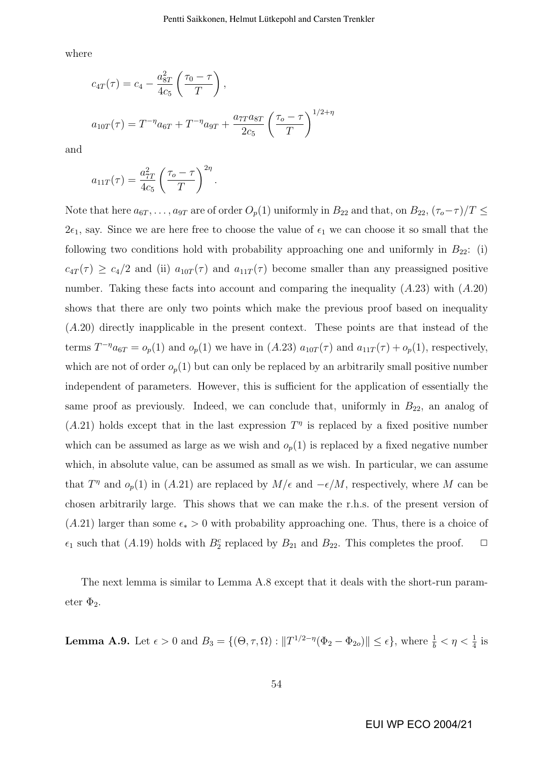where

$$c_{4T}(\tau) = c_4 - \frac{a_{8T}^2}{4c_5}\left(\frac{\tau_0 - \tau}{T}\right),$$

$$a_{10T}(\tau) = T^{-\eta}a_{6T} + T^{-\eta}a_{9T} + \frac{a_{7T}a_{8T}}{2c_5}\left(\frac{\tau_o - \tau}{T}\right)^{1/2+\eta}$$

and

$$a_{11T}(\tau) = \frac{a_{7T}^2}{4c_5}\left(\frac{\tau_o - \tau}{T}\right)^{2\eta}.$$

Note that here $a_{6T}, \ldots, a_{9T}$ are of order $O_p(1)$ uniformly in $B_{22}$ and that, on $B_{22}$, $(\tau_o - \tau)/T \leq 2\epsilon_1$, say. Since we are here free to choose the value of $\epsilon_1$ we can choose it so small that the following two conditions hold with probability approaching one and uniformly in $B_{22}$: (i) $c_{4T}(\tau) \geq c_4/2$ and (ii) $a_{10T}(\tau)$ and $a_{11T}(\tau)$ become smaller than any preassigned positive number. Taking these facts into account and comparing the inequality $(A.23)$ with $(A.20)$ shows that there are only two points which make the previous proof based on inequality $(A.20)$ directly inapplicable in the present context. These points are that instead of the terms $T^{-\eta}a_{6T} = o_p(1)$ and $o_p(1)$ we have in $(A.23)$ $a_{10T}(\tau)$ and $a_{11T}(\tau) + o_p(1)$, respectively, which are not of order $o_p(1)$ but can only be replaced by an arbitrarily small positive number independent of parameters. However, this is sufficient for the application of essentially the same proof as previously. Indeed, we can conclude that, uniformly in $B_{22}$, an analog of $(A.21)$ holds except that in the last expression $T^{\eta}$ is replaced by a fixed positive number which can be assumed as large as we wish and $o_p(1)$ is replaced by a fixed negative number which, in absolute value, can be assumed as small as we wish. In particular, we can assume that $T^{\eta}$ and $o_p(1)$ in $(A.21)$ are replaced by $M/\epsilon$ and $-\epsilon/M$, respectively, where $M$ can be chosen arbitrarily large. This shows that we can make the r.h.s. of the present version of $(A.21)$ larger than some $\epsilon_* > 0$ with probability approaching one. Thus, there is a choice of $\epsilon_1$ such that $(A.19)$ holds with $B_2^c$ replaced by $B_{21}$ and $B_{22}$. This completes the proof. $\square$

The next lemma is similar to Lemma A.8 except that it deals with the short-run parameter $\Phi_2$.

**Lemma A.9.** Let $\epsilon > 0$ and $B_3 = \{(\Theta, \tau, \Omega) : \|T^{1/2-\eta}(\Phi_2 - \Phi_{2o})\| \leq \epsilon\}$, where $\frac{1}{b} < \eta < \frac{1}{4}$ is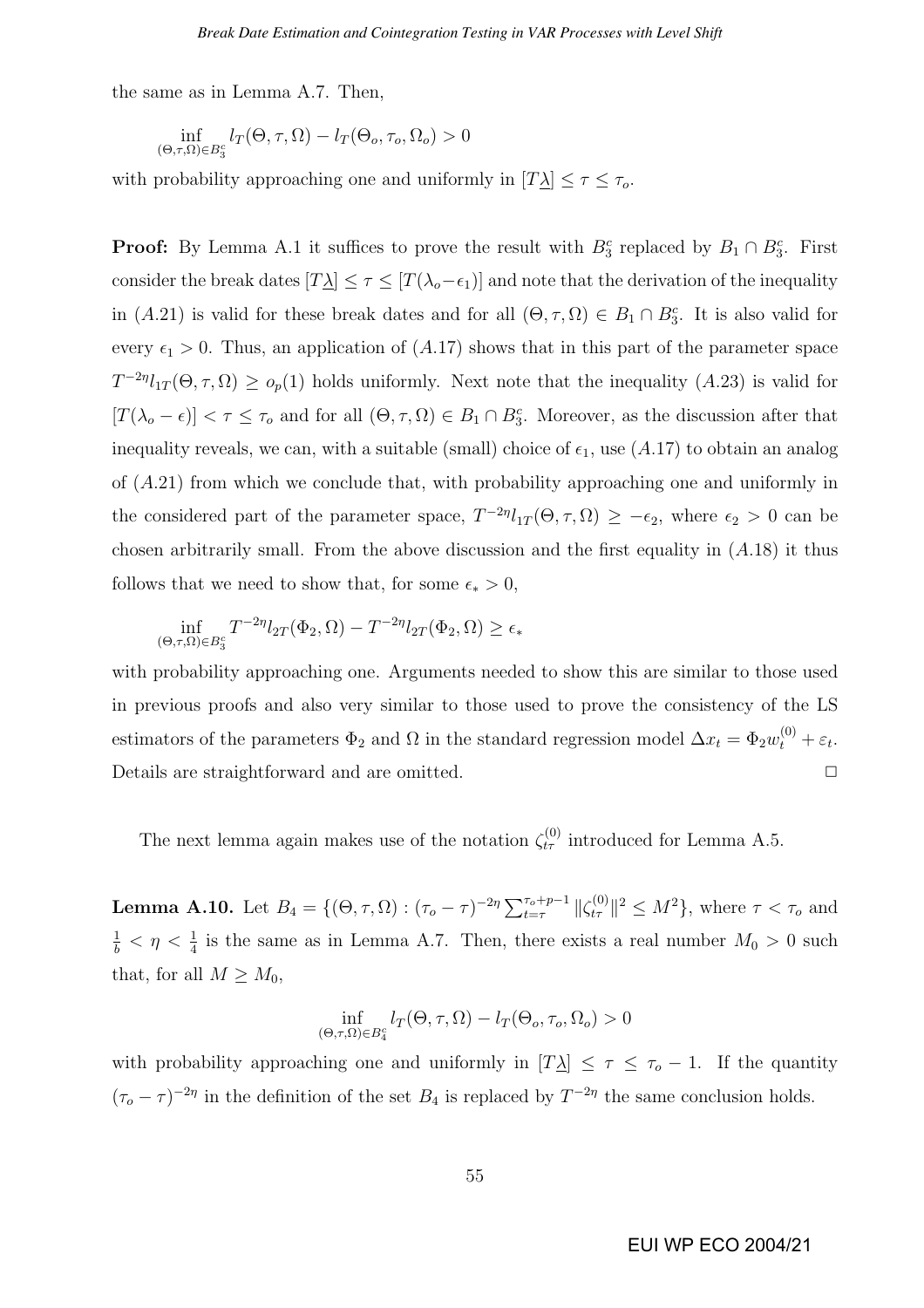the same as in Lemma A.7. Then,

$$\inf_{(\Theta,\tau,\Omega)\in B_3^c} l_T(\Theta,\tau,\Omega) - l_T(\Theta_o,\tau_o,\Omega_o) > 0$$

with probability approaching one and uniformly in $[T\underline{\lambda}] \le \tau \le \tau_o$.

**Proof:** By Lemma A.1 it suffices to prove the result with $B_3^c$ replaced by $B_1 \cap B_3^c$. First consider the break dates $[T\underline{\lambda}] \le \tau \le [T(\lambda_o - \epsilon_1)]$ and note that the derivation of the inequality in $(A.21)$ is valid for these break dates and for all $(\Theta,\tau,\Omega) \in B_1 \cap B_3^c$. It is also valid for every $\epsilon_1 > 0$. Thus, an application of $(A.17)$ shows that in this part of the parameter space $T^{-2\eta} l_{1T}(\Theta,\tau,\Omega) \ge o_p(1)$ holds uniformly. Next note that the inequality $(A.23)$ is valid for $[T(\lambda_o - \epsilon)] < \tau \le \tau_o$ and for all $(\Theta,\tau,\Omega) \in B_1 \cap B_3^c$. Moreover, as the discussion after that inequality reveals, we can, with a suitable (small) choice of $\epsilon_1$, use $(A.17)$ to obtain an analog of $(A.21)$ from which we conclude that, with probability approaching one and uniformly in the considered part of the parameter space, $T^{-2\eta} l_{1T}(\Theta,\tau,\Omega) \ge -\epsilon_2$, where $\epsilon_2 > 0$ can be chosen arbitrarily small. From the above discussion and the first equality in $(A.18)$ it thus follows that we need to show that, for some $\epsilon_* > 0$,

$$\inf_{(\Theta,\tau,\Omega)\in B_3^c} T^{-2\eta} l_{2T}(\Phi_2,\Omega) - T^{-2\eta} l_{2T}(\Phi_2,\Omega) \ge \epsilon_*$$

with probability approaching one. Arguments needed to show this are similar to those used in previous proofs and also very similar to those used to prove the consistency of the LS estimators of the parameters $\Phi_2$ and $\Omega$ in the standard regression model $\Delta x_t = \Phi_2 w_t^{(0)} + \varepsilon_t$. Details are straightforward and are omitted. $\square$

The next lemma again makes use of the notation $\zeta_{t\tau}^{(0)}$ introduced for Lemma A.5.

**Lemma A.10.** Let $B_4 = \{(\Theta,\tau,\Omega) : (\tau_o - \tau)^{-2\eta} \sum_{t=\tau}^{\tau_o+p-1} \|\zeta_{t\tau}^{(0)}\|^2 \le M^2\}$, where $\tau < \tau_o$ and $\frac{1}{b} < \eta < \frac{1}{4}$ is the same as in Lemma A.7. Then, there exists a real number $M_0 > 0$ such that, for all $M \ge M_0$,

$$\inf_{(\Theta,\tau,\Omega)\in B_4^c} l_T(\Theta,\tau,\Omega) - l_T(\Theta_o,\tau_o,\Omega_o) > 0$$

with probability approaching one and uniformly in $[T\underline{\lambda}] \le \tau \le \tau_o - 1$. If the quantity $(\tau_o - \tau)^{-2\eta}$ in the definition of the set $B_4$ is replaced by $T^{-2\eta}$ the same conclusion holds.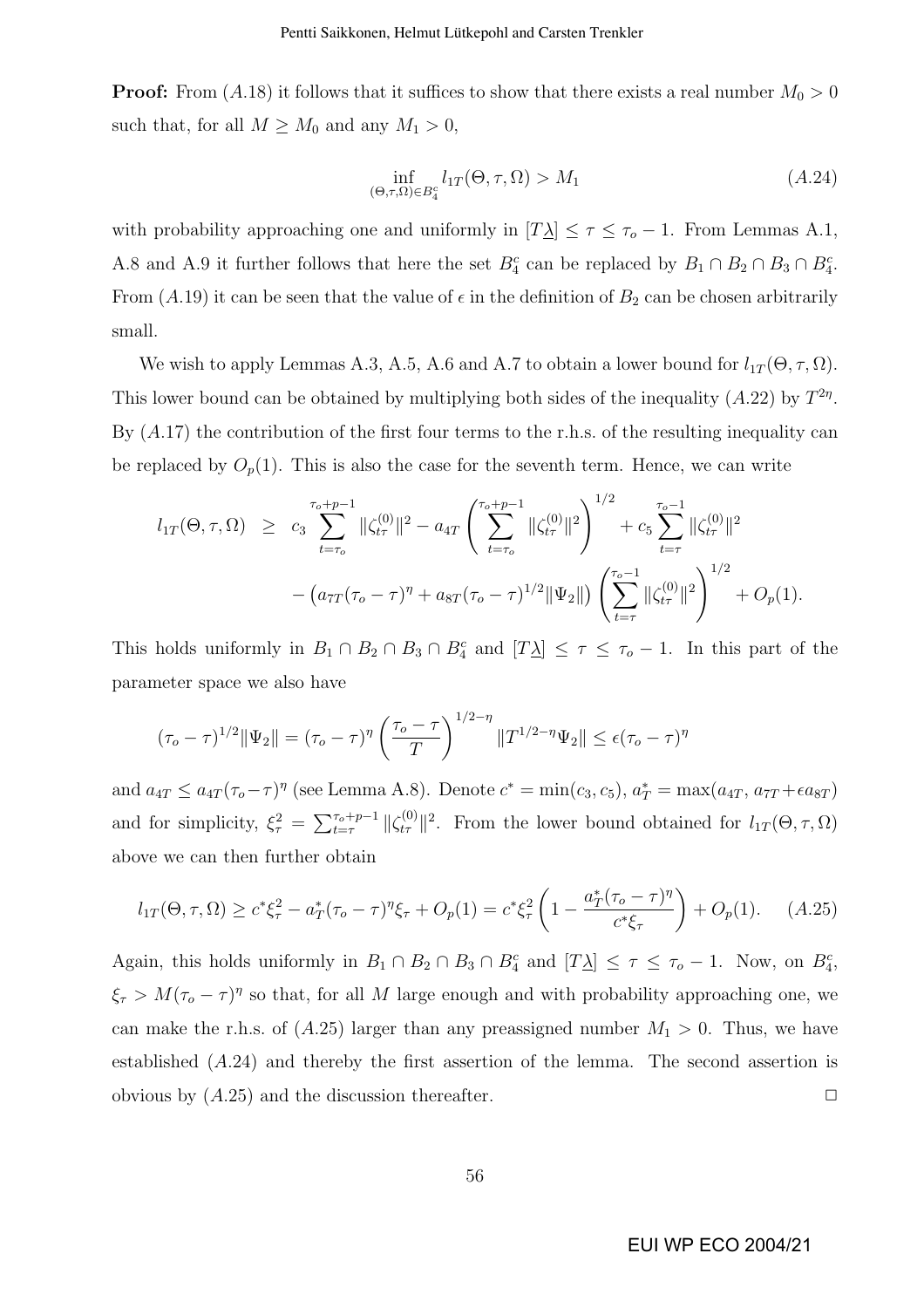**Proof:** From $(A.18)$ it follows that it suffices to show that there exists a real number $M_0 > 0$ such that, for all $M \geq M_0$ and any $M_1 > 0$,

$$\inf_{(\Theta,\tau,\Omega)\in B_4^c} l_{1T}(\Theta,\tau,\Omega) > M_1 \tag{A.24}$$

with probability approaching one and uniformly in $[T\underline{\lambda}] \leq \tau \leq \tau_o - 1$. From Lemmas A.1, A.8 and A.9 it further follows that here the set $B_4^c$ can be replaced by $B_1 \cap B_2 \cap B_3 \cap B_4^c$. From $(A.19)$ it can be seen that the value of $\epsilon$ in the definition of $B_2$ can be chosen arbitrarily small.

We wish to apply Lemmas A.3, A.5, A.6 and A.7 to obtain a lower bound for $l_{1T}(\Theta,\tau,\Omega)$. This lower bound can be obtained by multiplying both sides of the inequality $(A.22)$ by $T^{2\eta}$. By $(A.17)$ the contribution of the first four terms to the r.h.s. of the resulting inequality can be replaced by $O_p(1)$. This is also the case for the seventh term. Hence, we can write

$$\begin{aligned} l_{1T}(\Theta,\tau,\Omega) \;\; &\geq \;\; c_3 \sum_{t=\tau_o}^{\tau_o+p-1} \|\zeta_{t\tau}^{(0)}\|^2 - a_{4T}\left(\sum_{t=\tau_o}^{\tau_o+p-1} \|\zeta_{t\tau}^{(0)}\|^2\right)^{1/2} + c_5 \sum_{t=\tau}^{\tau_o-1} \|\zeta_{t\tau}^{(0)}\|^2 \\ &\quad - \left(a_{7T}(\tau_o-\tau)^{\eta} + a_{8T}(\tau_o-\tau)^{1/2}\|\Psi_2\|\right)\left(\sum_{t=\tau}^{\tau_o-1} \|\zeta_{t\tau}^{(0)}\|^2\right)^{1/2} + O_p(1). \end{aligned}$$

This holds uniformly in $B_1 \cap B_2 \cap B_3 \cap B_4^c$ and $[T\underline{\lambda}] \leq \tau \leq \tau_o - 1$. In this part of the parameter space we also have

$$(\tau_o-\tau)^{1/2}\|\Psi_2\| = (\tau_o-\tau)^{\eta}\left(\frac{\tau_o-\tau}{T}\right)^{1/2-\eta}\|T^{1/2-\eta}\Psi_2\| \leq \epsilon(\tau_o-\tau)^{\eta}$$

and $a_{4T} \leq a_{4T}(\tau_o-\tau)^{\eta}$ (see Lemma A.8). Denote $c^* = \min(c_3, c_5)$, $a_T^* = \max(a_{4T}, a_{7T} + \epsilon a_{8T})$ and for simplicity, $\xi_\tau^2 = \sum_{t=\tau}^{\tau_o+p-1} \|\zeta_{t\tau}^{(0)}\|^2$. From the lower bound obtained for $l_{1T}(\Theta,\tau,\Omega)$ above we can then further obtain

$$l_{1T}(\Theta,\tau,\Omega) \geq c^*\xi_\tau^2 - a_T^*(\tau_o-\tau)^{\eta}\xi_\tau + O_p(1) = c^*\xi_\tau^2\left(1 - \frac{a_T^*(\tau_o-\tau)^{\eta}}{c^*\xi_\tau}\right) + O_p(1). \tag{A.25}$$

Again, this holds uniformly in $B_1 \cap B_2 \cap B_3 \cap B_4^c$ and $[T\underline{\lambda}] \leq \tau \leq \tau_o - 1$. Now, on $B_4^c$, $\xi_\tau > M(\tau_o-\tau)^{\eta}$ so that, for all $M$ large enough and with probability approaching one, we can make the r.h.s. of $(A.25)$ larger than any preassigned number $M_1 > 0$. Thus, we have established $(A.24)$ and thereby the first assertion of the lemma. The second assertion is obvious by $(A.25)$ and the discussion thereafter. □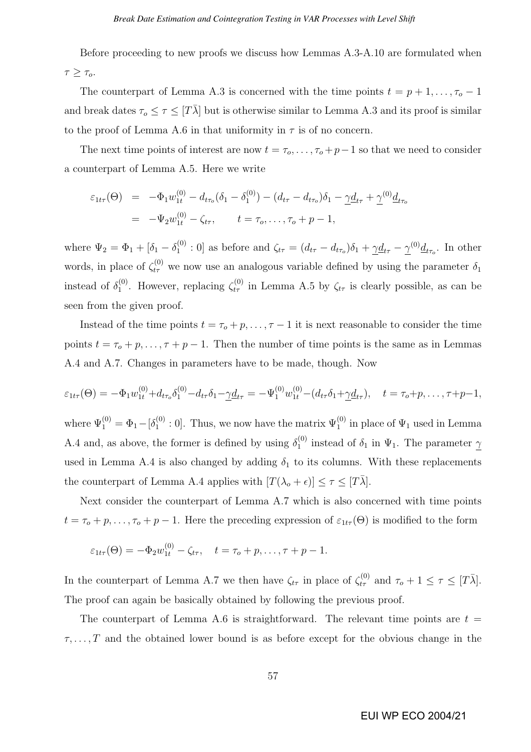Before proceeding to new proofs we discuss how Lemmas A.3-A.10 are formulated when $\tau \geq \tau_o$.

The counterpart of Lemma A.3 is concerned with the time points $t = p+1, \ldots, \tau_o - 1$ and break dates $\tau_o \leq \tau \leq [T\bar{\lambda}]$ but is otherwise similar to Lemma A.3 and its proof is similar to the proof of Lemma A.6 in that uniformity in $\tau$ is of no concern.

The next time points of interest are now $t = \tau_o, \ldots, \tau_o + p - 1$ so that we need to consider a counterpart of Lemma A.5. Here we write

$$
\begin{aligned}
\varepsilon_{1t\tau}(\Theta) &= -\Phi_1 w_{1t}^{(0)} - d_{t\tau_o}(\delta_1 - \delta_1^{(0)}) - (d_{t\tau} - d_{t\tau_o})\delta_1 - \underline{\gamma}\underline{d}_{t\tau} + \underline{\gamma}^{(0)}\underline{d}_{t\tau_o} \\
&= -\Psi_2 w_{1t}^{(0)} - \zeta_{t\tau}, \qquad t = \tau_o, \ldots, \tau_o + p - 1,
\end{aligned}
$$

where $\Psi_2 = \Phi_1 + [\delta_1 - \delta_1^{(0)} : 0]$ as before and $\zeta_{t\tau} = (d_{t\tau} - d_{t\tau_o})\delta_1 + \underline{\gamma}\underline{d}_{t\tau} - \underline{\gamma}^{(0)}\underline{d}_{t\tau_o}$. In other words, in place of $\zeta_{t\tau}^{(0)}$ we now use an analogous variable defined by using the parameter $\delta_1$ instead of $\delta_1^{(0)}$. However, replacing $\zeta_{t\tau}^{(0)}$ in Lemma A.5 by $\zeta_{t\tau}$ is clearly possible, as can be seen from the given proof.

Instead of the time points $t = \tau_o + p, \ldots, \tau - 1$ it is next reasonable to consider the time points $t = \tau_o + p, \ldots, \tau + p - 1$. Then the number of time points is the same as in Lemmas A.4 and A.7. Changes in parameters have to be made, though. Now

$$
\varepsilon_{1t\tau}(\Theta) = -\Phi_1 w_{1t}^{(0)} + d_{t\tau_o}\delta_1^{(0)} - d_{t\tau}\delta_1 - \underline{\gamma}\underline{d}_{t\tau} = -\Psi_1^{(0)} w_{1t}^{(0)} - (d_{t\tau}\delta_1 + \underline{\gamma}\underline{d}_{t\tau}), \quad t = \tau_o + p, \ldots, \tau + p - 1,
$$

where $\Psi_1^{(0)} = \Phi_1 - [\delta_1^{(0)} : 0]$. Thus, we now have the matrix $\Psi_1^{(0)}$ in place of $\Psi_1$ used in Lemma A.4 and, as above, the former is defined by using $\delta_1^{(0)}$ instead of $\delta_1$ in $\Psi_1$. The parameter $\underline{\gamma}$ used in Lemma A.4 is also changed by adding $\delta_1$ to its columns. With these replacements the counterpart of Lemma A.4 applies with $[T(\lambda_o + \epsilon)] \leq \tau \leq [T\bar{\lambda}]$.

Next consider the counterpart of Lemma A.7 which is also concerned with time points $t = \tau_o + p, \ldots, \tau_o + p - 1$. Here the preceding expression of $\varepsilon_{1t\tau}(\Theta)$ is modified to the form

$$
\varepsilon_{1t\tau}(\Theta) = -\Phi_2 w_{1t}^{(0)} - \zeta_{t\tau}, \quad t = \tau_o + p, \ldots, \tau + p - 1.
$$

In the counterpart of Lemma A.7 we then have $\zeta_{t\tau}$ in place of $\zeta_{t\tau}^{(0)}$ and $\tau_o + 1 \leq \tau \leq [T\bar{\lambda}]$. The proof can again be basically obtained by following the previous proof.

The counterpart of Lemma A.6 is straightforward. The relevant time points are $t = \tau, \ldots, T$ and the obtained lower bound is as before except for the obvious change in the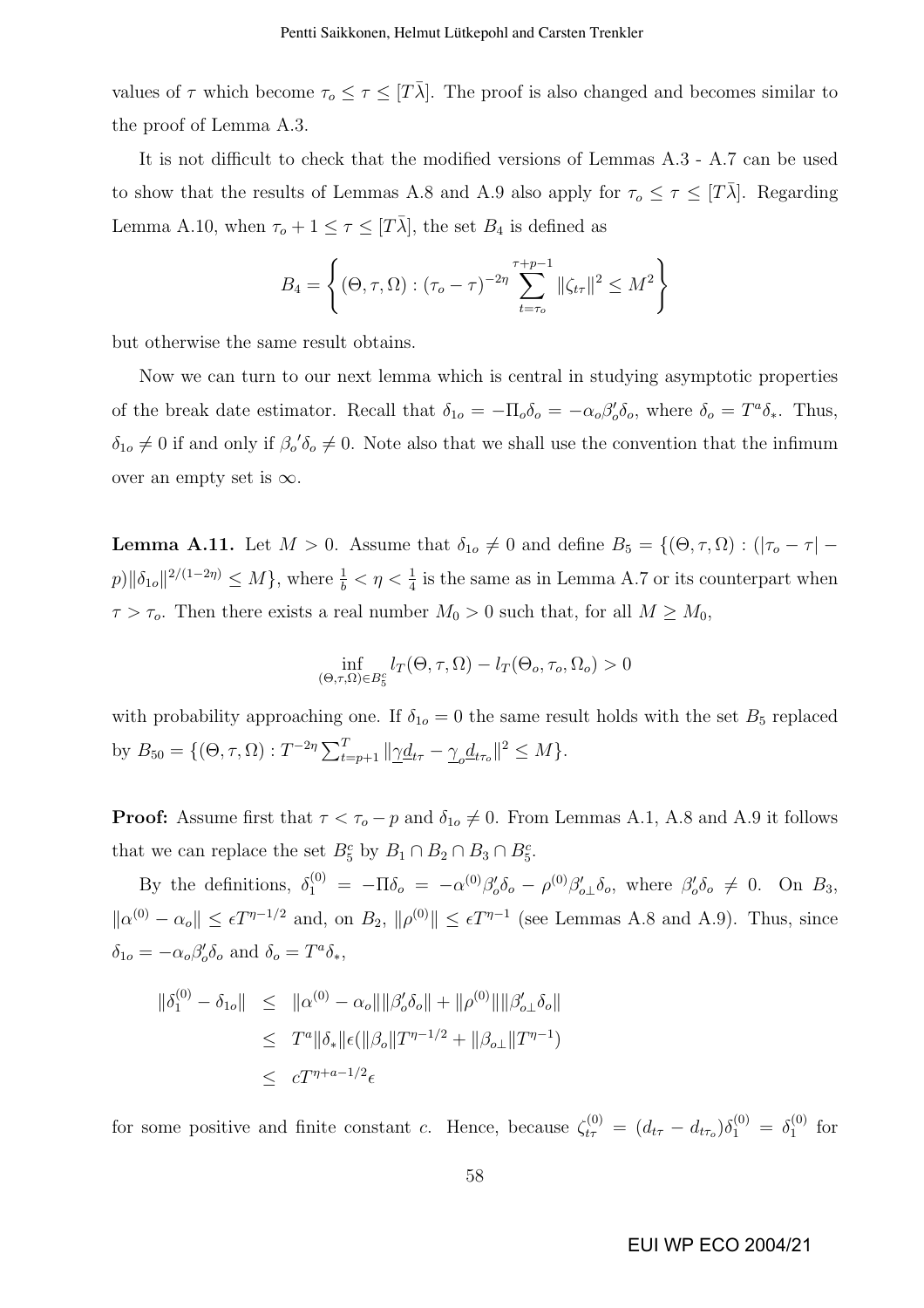values of $\tau$ which become $\tau_o \leq \tau \leq [T\bar{\lambda}]$. The proof is also changed and becomes similar to the proof of Lemma A.3.

It is not difficult to check that the modified versions of Lemmas A.3 - A.7 can be used to show that the results of Lemmas A.8 and A.9 also apply for $\tau_o \leq \tau \leq [T\bar{\lambda}]$. Regarding Lemma A.10, when $\tau_o + 1 \leq \tau \leq [T\bar{\lambda}]$, the set $B_4$ is defined as

$$B_4 = \left\{ (\Theta, \tau, \Omega) : (\tau_o - \tau)^{-2\eta} \sum_{t=\tau_o}^{\tau+p-1} \|\zeta_{t\tau}\|^2 \leq M^2 \right\}$$

but otherwise the same result obtains.

Now we can turn to our next lemma which is central in studying asymptotic properties of the break date estimator. Recall that $\delta_{1o} = -\Pi_o \delta_o = -\alpha_o \beta_o' \delta_o$, where $\delta_o = T^a \delta_*$. Thus, $\delta_{1o} \neq 0$ if and only if ${\beta_o}' \delta_o \neq 0$. Note also that we shall use the convention that the infimum over an empty set is $\infty$.

**Lemma A.11.** Let $M > 0$. Assume that $\delta_{1o} \neq 0$ and define $B_5 = \{(\Theta, \tau, \Omega) : (|\tau_o - \tau| - p)\|\delta_{1o}\|^{2/(1-2\eta)} \leq M\}$, where $\frac{1}{b} < \eta < \frac{1}{4}$ is the same as in Lemma A.7 or its counterpart when $\tau > \tau_o$. Then there exists a real number $M_0 > 0$ such that, for all $M \geq M_0$,

$$\inf_{(\Theta,\tau,\Omega)\in B_5^c} l_T(\Theta, \tau, \Omega) - l_T(\Theta_o, \tau_o, \Omega_o) > 0$$

with probability approaching one. If $\delta_{1o} = 0$ the same result holds with the set $B_5$ replaced by $B_{50} = \{(\Theta, \tau, \Omega) : T^{-2\eta} \sum_{t=p+1}^{T} \|\underline{\gamma} \underline{d}_{t\tau} - \underline{\gamma}_o \underline{d}_{t\tau_o}\|^2 \leq M\}$.

**Proof:** Assume first that $\tau < \tau_o - p$ and $\delta_{1o} \neq 0$. From Lemmas A.1, A.8 and A.9 it follows that we can replace the set $B_5^c$ by $B_1 \cap B_2 \cap B_3 \cap B_5^c$.

By the definitions, $\delta_1^{(0)} = -\Pi \delta_o = -\alpha^{(0)} \beta_o' \delta_o - \rho^{(0)} \beta_{o\perp}' \delta_o$, where $\beta_o' \delta_o \neq 0$. On $B_3$, $\|\alpha^{(0)} - \alpha_o\| \leq \epsilon T^{\eta-1/2}$ and, on $B_2$, $\|\rho^{(0)}\| \leq \epsilon T^{\eta-1}$ (see Lemmas A.8 and A.9). Thus, since $\delta_{1o} = -\alpha_o \beta_o' \delta_o$ and $\delta_o = T^a \delta_*$,

$$\begin{aligned}
\|\delta_1^{(0)} - \delta_{1o}\| &\leq \|\alpha^{(0)} - \alpha_o\| \|\beta_o' \delta_o\| + \|\rho^{(0)}\| \|\beta_{o\perp}' \delta_o\| \\
&\leq T^a \|\delta_*\| \epsilon (\|\beta_o\| T^{\eta-1/2} + \|\beta_{o\perp}\| T^{\eta-1}) \\
&\leq cT^{\eta+a-1/2} \epsilon
\end{aligned}$$

for some positive and finite constant $c$. Hence, because $\zeta_{t\tau}^{(0)} = (d_{t\tau} - d_{t\tau_o})\delta_1^{(0)} = \delta_1^{(0)}$ for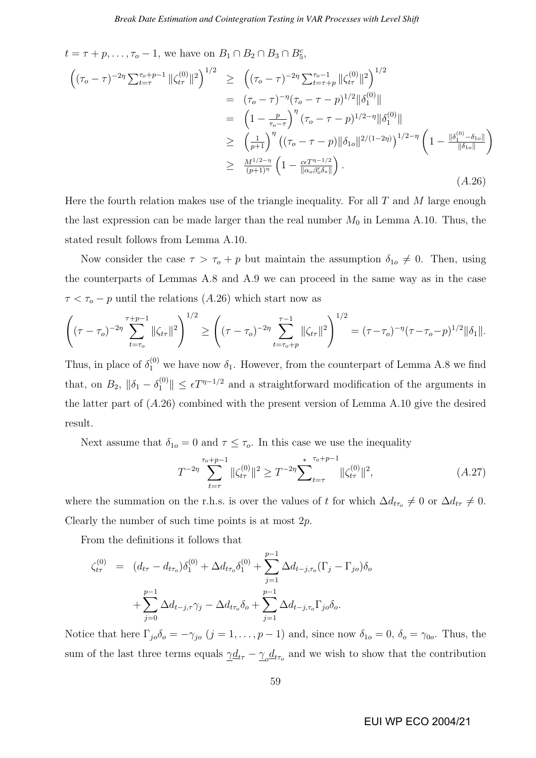$t = \tau + p, \ldots, \tau_o - 1$, we have on $B_1 \cap B_2 \cap B_3 \cap B_5^c$,

$$
\begin{aligned}
\left( (\tau_o - \tau)^{-2\eta} \sum_{t=\tau}^{\tau_o+p-1} \|\zeta_{t\tau}^{(0)}\|^2 \right)^{1/2} &\geq \left( (\tau_o - \tau)^{-2\eta} \sum_{t=\tau+p}^{\tau_o-1} \|\zeta_{t\tau}^{(0)}\|^2 \right)^{1/2} \\
&= (\tau_o - \tau)^{-\eta} (\tau_o - \tau - p)^{1/2} \|\delta_1^{(0)}\| \\
&= \left(1 - \frac{p}{\tau_o - \tau}\right)^{\eta} (\tau_o - \tau - p)^{1/2-\eta} \|\delta_1^{(0)}\| \\
&\geq \left(\frac{1}{p+1}\right)^{\eta} \left( (\tau_o - \tau - p) \|\delta_{1o}\|^{2/(1-2\eta)} \right)^{1/2-\eta} \left( 1 - \frac{\|\delta_1^{(0)} - \delta_{1o}\|}{\|\delta_{1o}\|} \right) \\
&\geq \frac{M^{1/2-\eta}}{(p+1)^{\eta}} \left( 1 - \frac{c\epsilon T^{\eta-1/2}}{\|\alpha_o \beta_o' \delta_*\|} \right).
\end{aligned}
\tag{A.26}
$$

Here the fourth relation makes use of the triangle inequality. For all $T$ and $M$ large enough the last expression can be made larger than the real number $M_0$ in Lemma A.10. Thus, the stated result follows from Lemma A.10.

Now consider the case $\tau > \tau_o + p$ but maintain the assumption $\delta_{1o} \neq 0$. Then, using the counterparts of Lemmas A.8 and A.9 we can proceed in the same way as in the case $\tau < \tau_o - p$ until the relations $(A.26)$ which start now as

$$
\left( (\tau - \tau_o)^{-2\eta} \sum_{t=\tau_o}^{\tau+p-1} \|\zeta_{t\tau}\|^2 \right)^{1/2} \geq \left( (\tau - \tau_o)^{-2\eta} \sum_{t=\tau_o+p}^{\tau-1} \|\zeta_{t\tau}\|^2 \right)^{1/2} = (\tau - \tau_o)^{-\eta} (\tau - \tau_o - p)^{1/2} \|\delta_1\|.
$$

Thus, in place of $\delta_1^{(0)}$ we have now $\delta_1$. However, from the counterpart of Lemma A.8 we find that, on $B_2$, $\|\delta_1 - \delta_1^{(0)}\| \leq \epsilon T^{\eta-1/2}$ and a straightforward modification of the arguments in the latter part of $(A.26)$ combined with the present version of Lemma A.10 give the desired result.

Next assume that $\delta_{1o} = 0$ and $\tau \leq \tau_o$. In this case we use the inequality

$$
T^{-2\eta} \sum_{t=\tau}^{\tau_o+p-1} \|\zeta_{t\tau}^{(0)}\|^2 \geq T^{-2\eta} \sideset{}{^*}\sum_{t=\tau}^{\tau_o+p-1} \|\zeta_{t\tau}^{(0)}\|^2, \tag{A.27}
$$

where the summation on the r.h.s. is over the values of $t$ for which $\Delta d_{t\tau_o} \neq 0$ or $\Delta d_{t\tau} \neq 0$. Clearly the number of such time points is at most $2p$.

From the definitions it follows that

$$
\begin{aligned}
\zeta_{t\tau}^{(0)} &= (d_{t\tau} - d_{t\tau_o}) \delta_1^{(0)} + \Delta d_{t\tau_o} \delta_1^{(0)} + \sum_{j=1}^{p-1} \Delta d_{t-j,\tau_o} (\Gamma_j - \Gamma_{jo}) \delta_o \\
&\quad + \sum_{j=0}^{p-1} \Delta d_{t-j,\tau} \gamma_j - \Delta d_{t\tau_o} \delta_o + \sum_{j=1}^{p-1} \Delta d_{t-j,\tau_o} \Gamma_{jo} \delta_o.
\end{aligned}
$$

Notice that here $\Gamma_{jo} \delta_o = -\gamma_{jo}$ $(j = 1, \ldots, p-1)$ and, since now $\delta_{1o} = 0$, $\delta_o = \gamma_{0o}$. Thus, the sum of the last three terms equals $\underline{\gamma} \underline{d}_{t\tau} - \underline{\gamma}_o \underline{d}_{t\tau_o}$ and we wish to show that the contribution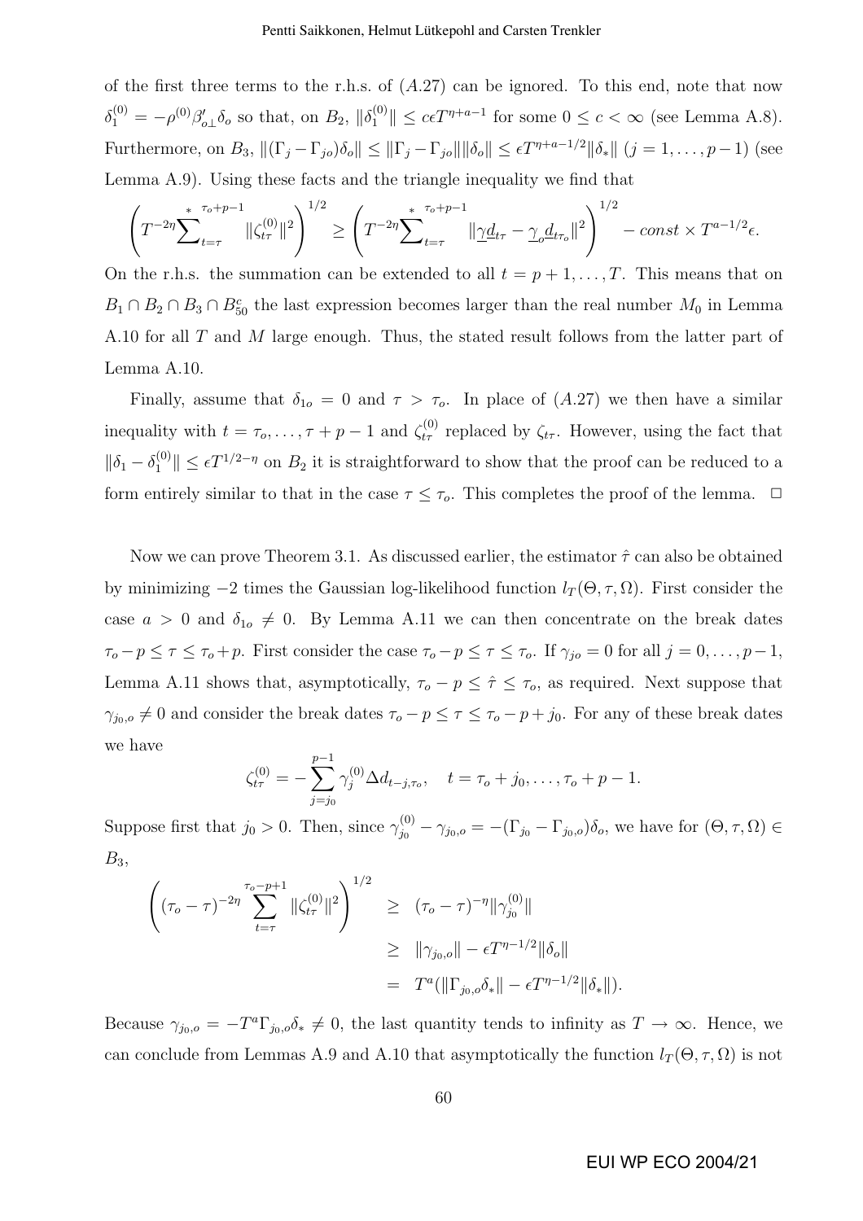of the first three terms to the r.h.s. of $(A.27)$ can be ignored. To this end, note that now $\delta_1^{(0)} = -\rho^{(0)}\beta_{o\perp}'\delta_o$ so that, on $B_2$, $\|\delta_1^{(0)}\| \leq c\epsilon T^{\eta+a-1}$ for some $0 \leq c < \infty$ (see Lemma A.8). Furthermore, on $B_3$, $\|(\Gamma_j - \Gamma_{jo})\delta_o\| \leq \|\Gamma_j - \Gamma_{jo}\|\|\delta_o\| \leq \epsilon T^{\eta+a-1/2}\|\delta_*\|$ $(j = 1, \ldots, p-1)$ (see Lemma A.9). Using these facts and the triangle inequality we find that

$$\left(T^{-2\eta}\sum_{t=\tau}^{*\ \tau_o+p-1}\|\zeta_{t\tau}^{(0)}\|^2\right)^{1/2} \geq \left(T^{-2\eta}\sum_{t=\tau}^{*\ \tau_o+p-1}\|\underline{\gamma}\underline{d}_{t\tau} - \underline{\gamma}_o\underline{d}_{t\tau_o}\|^2\right)^{1/2} - const \times T^{a-1/2}\epsilon.$$

On the r.h.s. the summation can be extended to all $t = p+1, \ldots, T$. This means that on $B_1 \cap B_2 \cap B_3 \cap B_{50}^c$ the last expression becomes larger than the real number $M_0$ in Lemma A.10 for all $T$ and $M$ large enough. Thus, the stated result follows from the latter part of Lemma A.10.

Finally, assume that $\delta_{1o} = 0$ and $\tau > \tau_o$. In place of $(A.27)$ we then have a similar inequality with $t = \tau_o, \ldots, \tau + p - 1$ and $\zeta_{t\tau}^{(0)}$ replaced by $\zeta_{t\tau}$. However, using the fact that $\|\delta_1 - \delta_1^{(0)}\| \leq \epsilon T^{1/2-\eta}$ on $B_2$ it is straightforward to show that the proof can be reduced to a form entirely similar to that in the case $\tau \leq \tau_o$. This completes the proof of the lemma. $\square$

Now we can prove Theorem 3.1. As discussed earlier, the estimator $\hat{\tau}$ can also be obtained by minimizing $-2$ times the Gaussian log-likelihood function $l_T(\Theta, \tau, \Omega)$. First consider the case $a > 0$ and $\delta_{1o} \neq 0$. By Lemma A.11 we can then concentrate on the break dates $\tau_o - p \leq \tau \leq \tau_o + p$. First consider the case $\tau_o - p \leq \tau \leq \tau_o$. If $\gamma_{jo} = 0$ for all $j = 0, \ldots, p-1$, Lemma A.11 shows that, asymptotically, $\tau_o - p \leq \hat{\tau} \leq \tau_o$, as required. Next suppose that $\gamma_{j_0,o} \neq 0$ and consider the break dates $\tau_o - p \leq \tau \leq \tau_o - p + j_0$. For any of these break dates we have

$$\zeta_{t\tau}^{(0)} = -\sum_{j=j_0}^{p-1}\gamma_j^{(0)}\Delta d_{t-j,\tau_o}, \quad t = \tau_o + j_0, \ldots, \tau_o + p - 1.$$

Suppose first that $j_0 > 0$. Then, since $\gamma_{j_0}^{(0)} - \gamma_{j_0,o} = -(\Gamma_{j_0} - \Gamma_{j_0,o})\delta_o$, we have for $(\Theta, \tau, \Omega) \in B_3$,

$$\begin{aligned}
\left((\tau_o - \tau)^{-2\eta}\sum_{t=\tau}^{\tau_o-p+1}\|\zeta_{t\tau}^{(0)}\|^2\right)^{1/2} &\geq (\tau_o - \tau)^{-\eta}\|\gamma_{j_0}^{(0)}\| \\
&\geq \|\gamma_{j_0,o}\| - \epsilon T^{\eta-1/2}\|\delta_o\| \\
&= T^a(\|\Gamma_{j_0,o}\delta_*\| - \epsilon T^{\eta-1/2}\|\delta_*\|).
\end{aligned}$$

Because $\gamma_{j_0,o} = -T^a\Gamma_{j_0,o}\delta_* \neq 0$, the last quantity tends to infinity as $T \to \infty$. Hence, we can conclude from Lemmas A.9 and A.10 that asymptotically the function $l_T(\Theta, \tau, \Omega)$ is not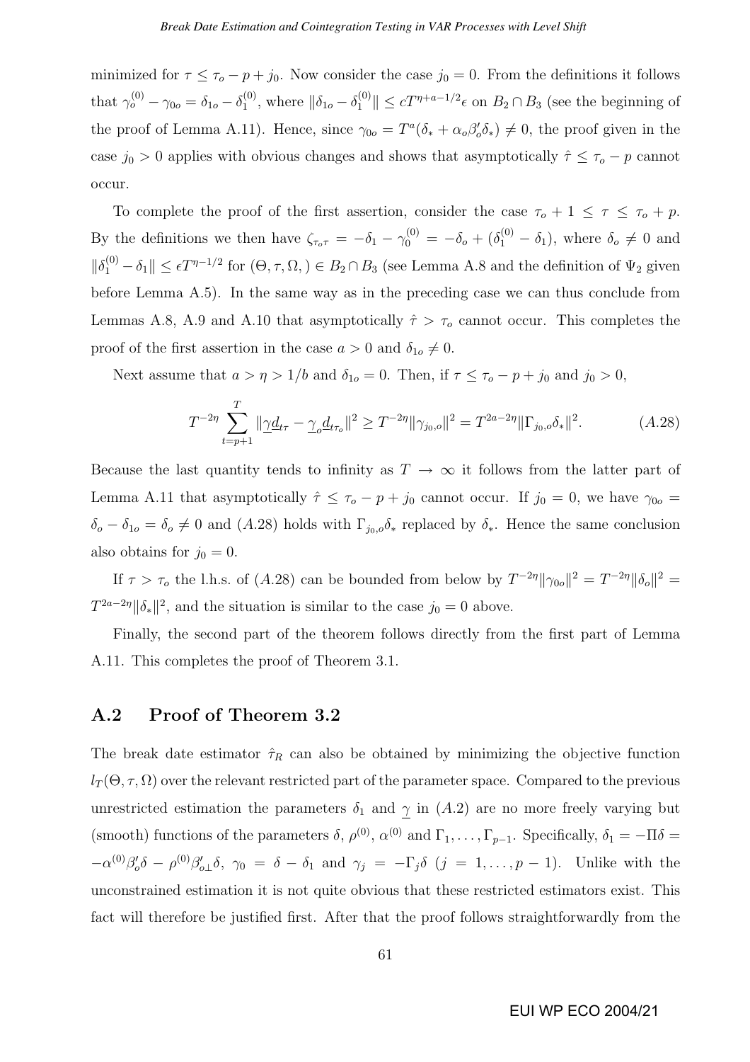minimized for $\tau \leq \tau_o - p + j_0$. Now consider the case $j_0 = 0$. From the definitions it follows that $\gamma_o^{(0)} - \gamma_{0o} = \delta_{1o} - \delta_1^{(0)}$, where $\|\delta_{1o} - \delta_1^{(0)}\| \leq cT^{\eta+a-1/2}\epsilon$ on $B_2 \cap B_3$ (see the beginning of the proof of Lemma A.11). Hence, since $\gamma_{0o} = T^a(\delta_* + \alpha_o\beta_o'\delta_*) \neq 0$, the proof given in the case $j_0 > 0$ applies with obvious changes and shows that asymptotically $\hat{\tau} \leq \tau_o - p$ cannot occur.

To complete the proof of the first assertion, consider the case $\tau_o + 1 \leq \tau \leq \tau_o + p$. By the definitions we then have $\zeta_{\tau_o\tau} = -\delta_1 - \gamma_0^{(0)} = -\delta_o + (\delta_1^{(0)} - \delta_1)$, where $\delta_o \neq 0$ and $\|\delta_1^{(0)} - \delta_1\| \leq \epsilon T^{\eta-1/2}$ for $(\Theta, \tau, \Omega,) \in B_2 \cap B_3$ (see Lemma A.8 and the definition of $\Psi_2$ given before Lemma A.5). In the same way as in the preceding case we can thus conclude from Lemmas A.8, A.9 and A.10 that asymptotically $\hat{\tau} > \tau_o$ cannot occur. This completes the proof of the first assertion in the case $a > 0$ and $\delta_{1o} \neq 0$.

Next assume that $a > \eta > 1/b$ and $\delta_{1o} = 0$. Then, if $\tau \leq \tau_o - p + j_0$ and $j_0 > 0$,

$$T^{-2\eta} \sum_{t=p+1}^{T} \|\underline{\gamma}\underline{d}_{t\tau} - \underline{\gamma}_o\underline{d}_{t\tau_o}\|^2 \geq T^{-2\eta}\|\gamma_{j_0,o}\|^2 = T^{2a-2\eta}\|\Gamma_{j_0,o}\delta_*\|^2. \tag{A.28}$$

Because the last quantity tends to infinity as $T \to \infty$ it follows from the latter part of Lemma A.11 that asymptotically $\hat{\tau} \leq \tau_o - p + j_0$ cannot occur. If $j_0 = 0$, we have $\gamma_{0o} = \delta_o - \delta_{1o} = \delta_o \neq 0$ and $(A.28)$ holds with $\Gamma_{j_0,o}\delta_*$ replaced by $\delta_*$. Hence the same conclusion also obtains for $j_0 = 0$.

If $\tau > \tau_o$ the l.h.s. of $(A.28)$ can be bounded from below by $T^{-2\eta}\|\gamma_{0o}\|^2 = T^{-2\eta}\|\delta_o\|^2 = T^{2a-2\eta}\|\delta_*\|^2$, and the situation is similar to the case $j_0 = 0$ above.

Finally, the second part of the theorem follows directly from the first part of Lemma A.11. This completes the proof of Theorem 3.1.

## A.2 Proof of Theorem 3.2

The break date estimator $\hat{\tau}_R$ can also be obtained by minimizing the objective function $l_T(\Theta, \tau, \Omega)$ over the relevant restricted part of the parameter space. Compared to the previous unrestricted estimation the parameters $\delta_1$ and $\underline{\gamma}$ in $(A.2)$ are no more freely varying but (smooth) functions of the parameters $\delta$, $\rho^{(0)}$, $\alpha^{(0)}$ and $\Gamma_1, \ldots, \Gamma_{p-1}$. Specifically, $\delta_1 = -\Pi\delta = -\alpha^{(0)}\beta_o'\delta - \rho^{(0)}\beta_{o\perp}'\delta$, $\gamma_0 = \delta - \delta_1$ and $\gamma_j = -\Gamma_j\delta$ $(j = 1, \ldots, p-1)$. Unlike with the unconstrained estimation it is not quite obvious that these restricted estimators exist. This fact will therefore be justified first. After that the proof follows straightforwardly from the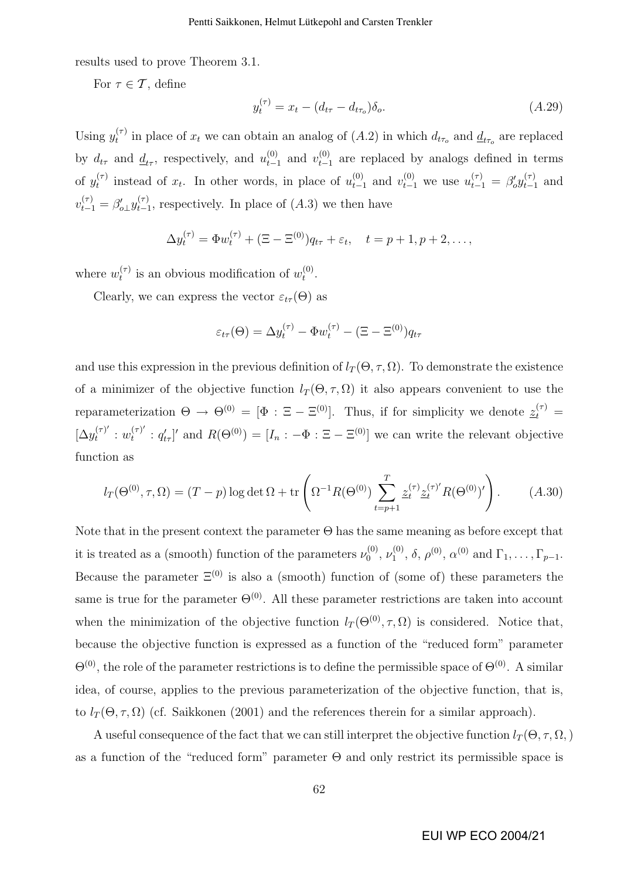results used to prove Theorem 3.1.

For $\tau \in \mathcal{T}$, define

$$y_t^{(\tau)} = x_t - (d_{t\tau} - d_{t\tau_o})\delta_o. \tag{A.29}$$

Using $y_t^{(\tau)}$ in place of $x_t$ we can obtain an analog of $(A.2)$ in which $d_{t\tau_o}$ and $\underline{d}_{t\tau_o}$ are replaced by $d_{t\tau}$ and $\underline{d}_{t\tau}$, respectively, and $u_{t-1}^{(0)}$ and $v_{t-1}^{(0)}$ are replaced by analogs defined in terms of $y_t^{(\tau)}$ instead of $x_t$. In other words, in place of $u_{t-1}^{(0)}$ and $v_{t-1}^{(0)}$ we use $u_{t-1}^{(\tau)} = \beta_o' y_{t-1}^{(\tau)}$ and $v_{t-1}^{(\tau)} = \beta_{o\perp}' y_{t-1}^{(\tau)}$, respectively. In place of $(A.3)$ we then have

$$\Delta y_t^{(\tau)} = \Phi w_t^{(\tau)} + (\Xi - \Xi^{(0)}) q_{t\tau} + \varepsilon_t, \quad t = p+1, p+2, \ldots,$$

where $w_t^{(\tau)}$ is an obvious modification of $w_t^{(0)}$.

Clearly, we can express the vector $\varepsilon_{t\tau}(\Theta)$ as

$$\varepsilon_{t\tau}(\Theta) = \Delta y_t^{(\tau)} - \Phi w_t^{(\tau)} - (\Xi - \Xi^{(0)}) q_{t\tau}$$

and use this expression in the previous definition of $l_T(\Theta, \tau, \Omega)$. To demonstrate the existence of a minimizer of the objective function $l_T(\Theta, \tau, \Omega)$ it also appears convenient to use the reparameterization $\Theta \to \Theta^{(0)} = [\Phi : \Xi - \Xi^{(0)}]$. Thus, if for simplicity we denote $\underline{z}_t^{(\tau)} = [\Delta y_t^{(\tau)'} : w_t^{(\tau)'} : q_{t\tau}']'$ and $R(\Theta^{(0)}) = [I_n : -\Phi : \Xi - \Xi^{(0)}]$ we can write the relevant objective function as

$$l_T(\Theta^{(0)}, \tau, \Omega) = (T-p) \log \det \Omega + \operatorname{tr}\left( \Omega^{-1} R(\Theta^{(0)}) \sum_{t=p+1}^{T} \underline{z}_t^{(\tau)} \underline{z}_t^{(\tau)'} R(\Theta^{(0)})' \right). \tag{A.30}$$

Note that in the present context the parameter $\Theta$ has the same meaning as before except that it is treated as a (smooth) function of the parameters $\nu_0^{(0)}$, $\nu_1^{(0)}$, $\delta$, $\rho^{(0)}$, $\alpha^{(0)}$ and $\Gamma_1, \ldots, \Gamma_{p-1}$. Because the parameter $\Xi^{(0)}$ is also a (smooth) function of (some of) these parameters the same is true for the parameter $\Theta^{(0)}$. All these parameter restrictions are taken into account when the minimization of the objective function $l_T(\Theta^{(0)}, \tau, \Omega)$ is considered. Notice that, because the objective function is expressed as a function of the "reduced form" parameter $\Theta^{(0)}$, the role of the parameter restrictions is to define the permissible space of $\Theta^{(0)}$. A similar idea, of course, applies to the previous parameterization of the objective function, that is, to $l_T(\Theta, \tau, \Omega)$ (cf. Saikkonen (2001) and the references therein for a similar approach).

A useful consequence of the fact that we can still interpret the objective function $l_T(\Theta, \tau, \Omega, )$ as a function of the "reduced form" parameter $\Theta$ and only restrict its permissible space is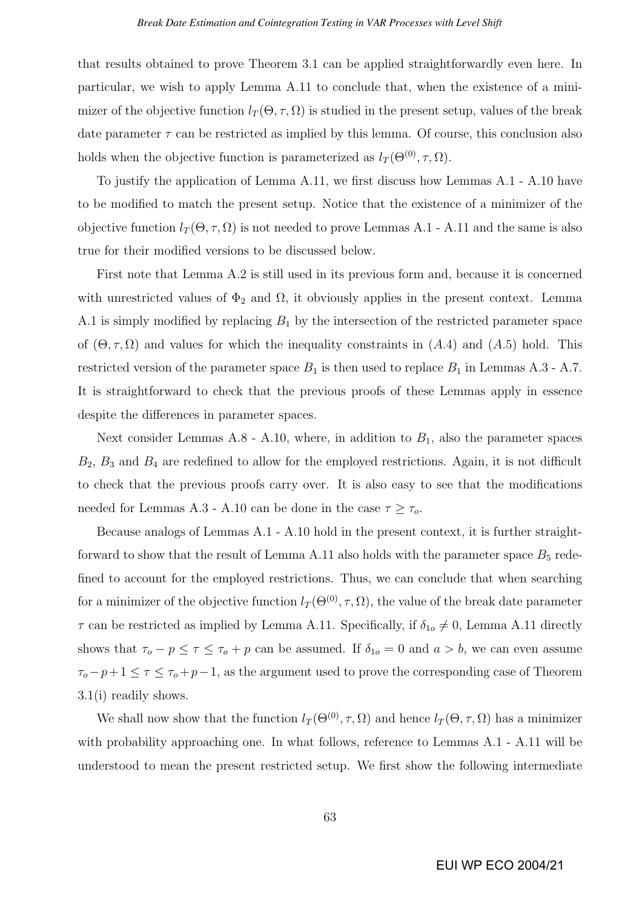that results obtained to prove Theorem 3.1 can be applied straightforwardly even here. In particular, we wish to apply Lemma A.11 to conclude that, when the existence of a minimizer of the objective function $l_T(\Theta, \tau, \Omega)$ is studied in the present setup, values of the break date parameter $\tau$ can be restricted as implied by this lemma. Of course, this conclusion also holds when the objective function is parameterized as $l_T(\Theta^{(0)}, \tau, \Omega)$.

To justify the application of Lemma A.11, we first discuss how Lemmas A.1 - A.10 have to be modified to match the present setup. Notice that the existence of a minimizer of the objective function $l_T(\Theta, \tau, \Omega)$ is not needed to prove Lemmas A.1 - A.11 and the same is also true for their modified versions to be discussed below.

First note that Lemma A.2 is still used in its previous form and, because it is concerned with unrestricted values of $\Phi_2$ and $\Omega$, it obviously applies in the present context. Lemma A.1 is simply modified by replacing $B_1$ by the intersection of the restricted parameter space of $(\Theta, \tau, \Omega)$ and values for which the inequality constraints in $(A.4)$ and $(A.5)$ hold. This restricted version of the parameter space $B_1$ is then used to replace $B_1$ in Lemmas A.3 - A.7. It is straightforward to check that the previous proofs of these Lemmas apply in essence despite the differences in parameter spaces.

Next consider Lemmas A.8 - A.10, where, in addition to $B_1$, also the parameter spaces $B_2$, $B_3$ and $B_4$ are redefined to allow for the employed restrictions. Again, it is not difficult to check that the previous proofs carry over. It is also easy to see that the modifications needed for Lemmas A.3 - A.10 can be done in the case $\tau \geq \tau_o$.

Because analogs of Lemmas A.1 - A.10 hold in the present context, it is further straightforward to show that the result of Lemma A.11 also holds with the parameter space $B_5$ redefined to account for the employed restrictions. Thus, we can conclude that when searching for a minimizer of the objective function $l_T(\Theta^{(0)}, \tau, \Omega)$, the value of the break date parameter $\tau$ can be restricted as implied by Lemma A.11. Specifically, if $\delta_{1o} \neq 0$, Lemma A.11 directly shows that $\tau_o - p \leq \tau \leq \tau_o + p$ can be assumed. If $\delta_{1o} = 0$ and $a > b$, we can even assume $\tau_o - p + 1 \leq \tau \leq \tau_o + p - 1$, as the argument used to prove the corresponding case of Theorem 3.1(i) readily shows.

We shall now show that the function $l_T(\Theta^{(0)}, \tau, \Omega)$ and hence $l_T(\Theta, \tau, \Omega)$ has a minimizer with probability approaching one. In what follows, reference to Lemmas A.1 - A.11 will be understood to mean the present restricted setup. We first show the following intermediate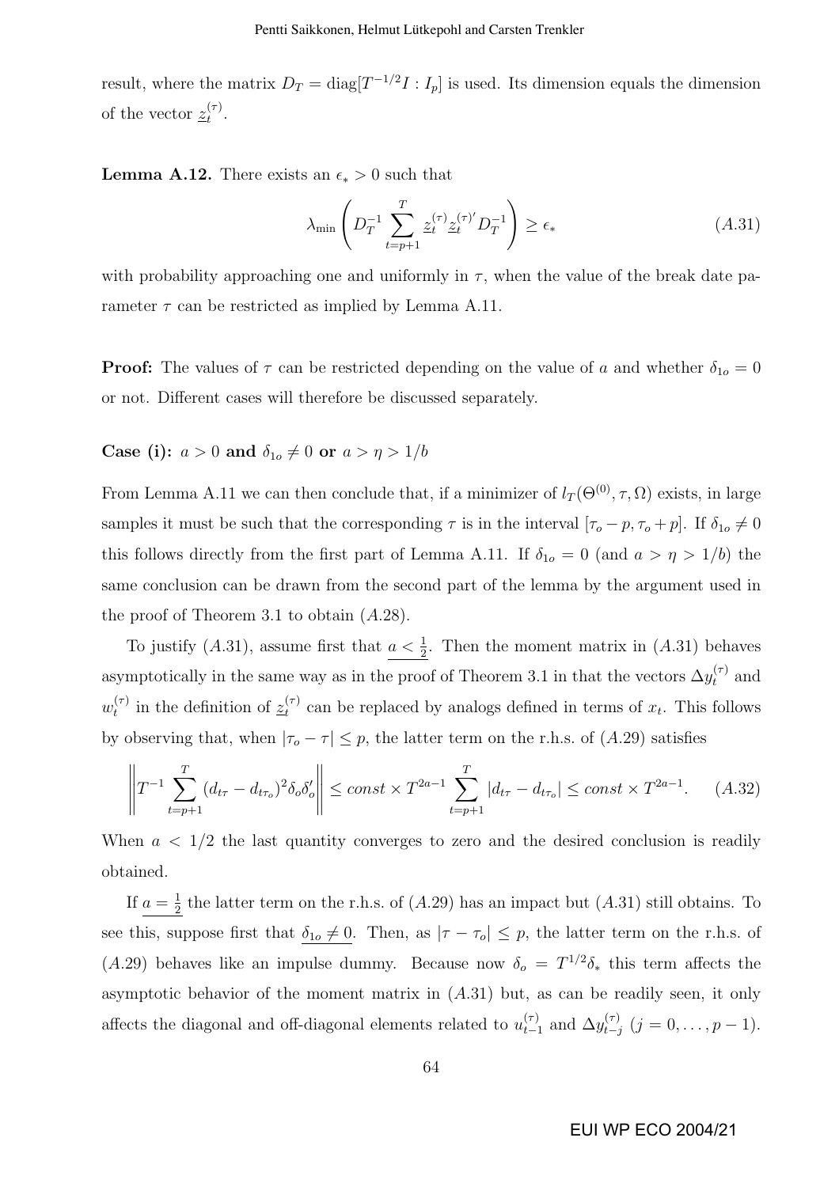result, where the matrix $D_T = \text{diag}[T^{-1/2}I : I_p]$ is used. Its dimension equals the dimension of the vector $\underline{z}_t^{(\tau)}$.

**Lemma A.12.** There exists an $\epsilon_* > 0$ such that

$$\lambda_{\min}\left(D_T^{-1}\sum_{t=p+1}^{T}\underline{z}_t^{(\tau)}\underline{z}_t^{(\tau)'}D_T^{-1}\right) \geq \epsilon_* \tag{A.31}$$

with probability approaching one and uniformly in $\tau$, when the value of the break date parameter $\tau$ can be restricted as implied by Lemma A.11.

**Proof:** The values of $\tau$ can be restricted depending on the value of $a$ and whether $\delta_{1o} = 0$ or not. Different cases will therefore be discussed separately.

**Case (i):** $a > 0$ **and** $\delta_{1o} \neq 0$ **or** $a > \eta > 1/b$

From Lemma A.11 we can then conclude that, if a minimizer of $l_T(\Theta^{(0)}, \tau, \Omega)$ exists, in large samples it must be such that the corresponding $\tau$ is in the interval $[\tau_o - p, \tau_o + p]$. If $\delta_{1o} \neq 0$ this follows directly from the first part of Lemma A.11. If $\delta_{1o} = 0$ (and $a > \eta > 1/b$) the same conclusion can be drawn from the second part of the lemma by the argument used in the proof of Theorem 3.1 to obtain $(A.28)$.

To justify $(A.31)$, assume first that $\underline{a < \frac{1}{2}}$. Then the moment matrix in $(A.31)$ behaves asymptotically in the same way as in the proof of Theorem 3.1 in that the vectors $\Delta y_t^{(\tau)}$ and $w_t^{(\tau)}$ in the definition of $\underline{z}_t^{(\tau)}$ can be replaced by analogs defined in terms of $x_t$. This follows by observing that, when $|\tau_o - \tau| \leq p$, the latter term on the r.h.s. of $(A.29)$ satisfies

$$\left\| T^{-1}\sum_{t=p+1}^{T}(d_{t\tau} - d_{t\tau_o})^2\delta_o\delta_o'\right\| \leq const \times T^{2a-1}\sum_{t=p+1}^{T}|d_{t\tau} - d_{t\tau_o}| \leq const \times T^{2a-1}. \tag{A.32}$$

When $a < 1/2$ the last quantity converges to zero and the desired conclusion is readily obtained.

If $\underline{a = \frac{1}{2}}$ the latter term on the r.h.s. of $(A.29)$ has an impact but $(A.31)$ still obtains. To see this, suppose first that $\underline{\delta_{1o} \neq 0}$. Then, as $|\tau - \tau_o| \leq p$, the latter term on the r.h.s. of $(A.29)$ behaves like an impulse dummy. Because now $\delta_o = T^{1/2}\delta_*$ this term affects the asymptotic behavior of the moment matrix in $(A.31)$ but, as can be readily seen, it only affects the diagonal and off-diagonal elements related to $u_{t-1}^{(\tau)}$ and $\Delta y_{t-j}^{(\tau)}$ $(j = 0, \ldots, p-1)$.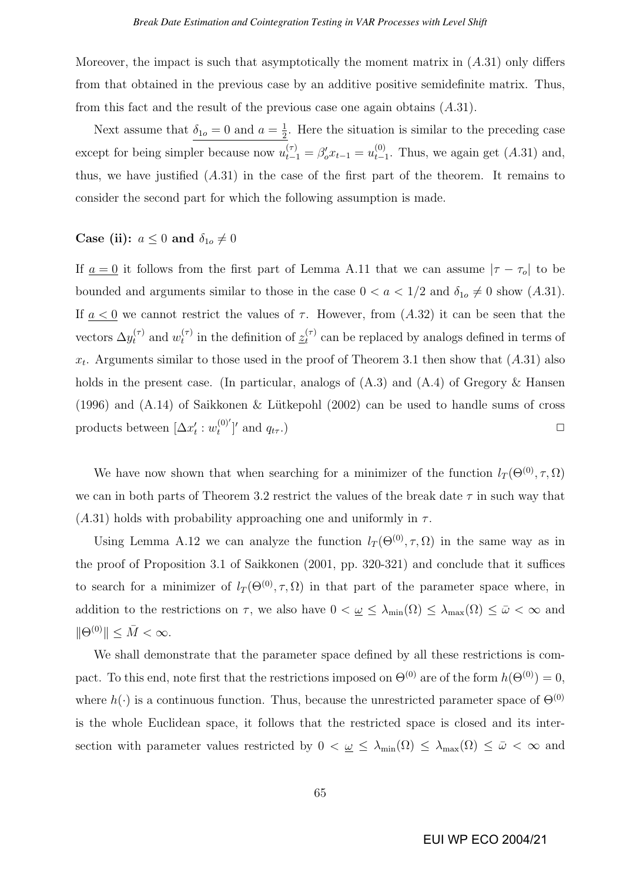Moreover, the impact is such that asymptotically the moment matrix in $(A.31)$ only differs from that obtained in the previous case by an additive positive semidefinite matrix. Thus, from this fact and the result of the previous case one again obtains $(A.31)$.

Next assume that $\underline{\delta_{1o} = 0 \text{ and } a = \frac{1}{2}}$. Here the situation is similar to the preceding case except for being simpler because now $u_{t-1}^{(\tau)} = \beta_o' x_{t-1} = u_{t-1}^{(0)}$. Thus, we again get $(A.31)$ and, thus, we have justified $(A.31)$ in the case of the first part of the theorem. It remains to consider the second part for which the following assumption is made.

**Case (ii):** $a \leq 0$ **and** $\delta_{1o} \neq 0$

If $\underline{a = 0}$ it follows from the first part of Lemma A.11 that we can assume $|\tau - \tau_o|$ to be bounded and arguments similar to those in the case $0 < a < 1/2$ and $\delta_{1o} \neq 0$ show $(A.31)$. If $\underline{a < 0}$ we cannot restrict the values of $\tau$. However, from $(A.32)$ it can be seen that the vectors $\Delta y_t^{(\tau)}$ and $w_t^{(\tau)}$ in the definition of $\underline{z}_t^{(\tau)}$ can be replaced by analogs defined in terms of $x_t$. Arguments similar to those used in the proof of Theorem 3.1 then show that $(A.31)$ also holds in the present case. (In particular, analogs of (A.3) and (A.4) of Gregory & Hansen (1996) and (A.14) of Saikkonen & Lütkepohl (2002) can be used to handle sums of cross products between $[\Delta x_t' : w_t^{(0)'}]'$ and $q_{t\tau}$.) $\square$

We have now shown that when searching for a minimizer of the function $l_T(\Theta^{(0)}, \tau, \Omega)$ we can in both parts of Theorem 3.2 restrict the values of the break date $\tau$ in such way that $(A.31)$ holds with probability approaching one and uniformly in $\tau$.

Using Lemma A.12 we can analyze the function $l_T(\Theta^{(0)}, \tau, \Omega)$ in the same way as in the proof of Proposition 3.1 of Saikkonen (2001, pp. 320-321) and conclude that it suffices to search for a minimizer of $l_T(\Theta^{(0)}, \tau, \Omega)$ in that part of the parameter space where, in addition to the restrictions on $\tau$, we also have $0 < \underline{\omega} \leq \lambda_{\min}(\Omega) \leq \lambda_{\max}(\Omega) \leq \bar{\omega} < \infty$ and $\|\Theta^{(0)}\| \leq \bar{M} < \infty$.

We shall demonstrate that the parameter space defined by all these restrictions is compact. To this end, note first that the restrictions imposed on $\Theta^{(0)}$ are of the form $h(\Theta^{(0)}) = 0$, where $h(\cdot)$ is a continuous function. Thus, because the unrestricted parameter space of $\Theta^{(0)}$ is the whole Euclidean space, it follows that the restricted space is closed and its intersection with parameter values restricted by $0 < \underline{\omega} \leq \lambda_{\min}(\Omega) \leq \lambda_{\max}(\Omega) \leq \bar{\omega} < \infty$ and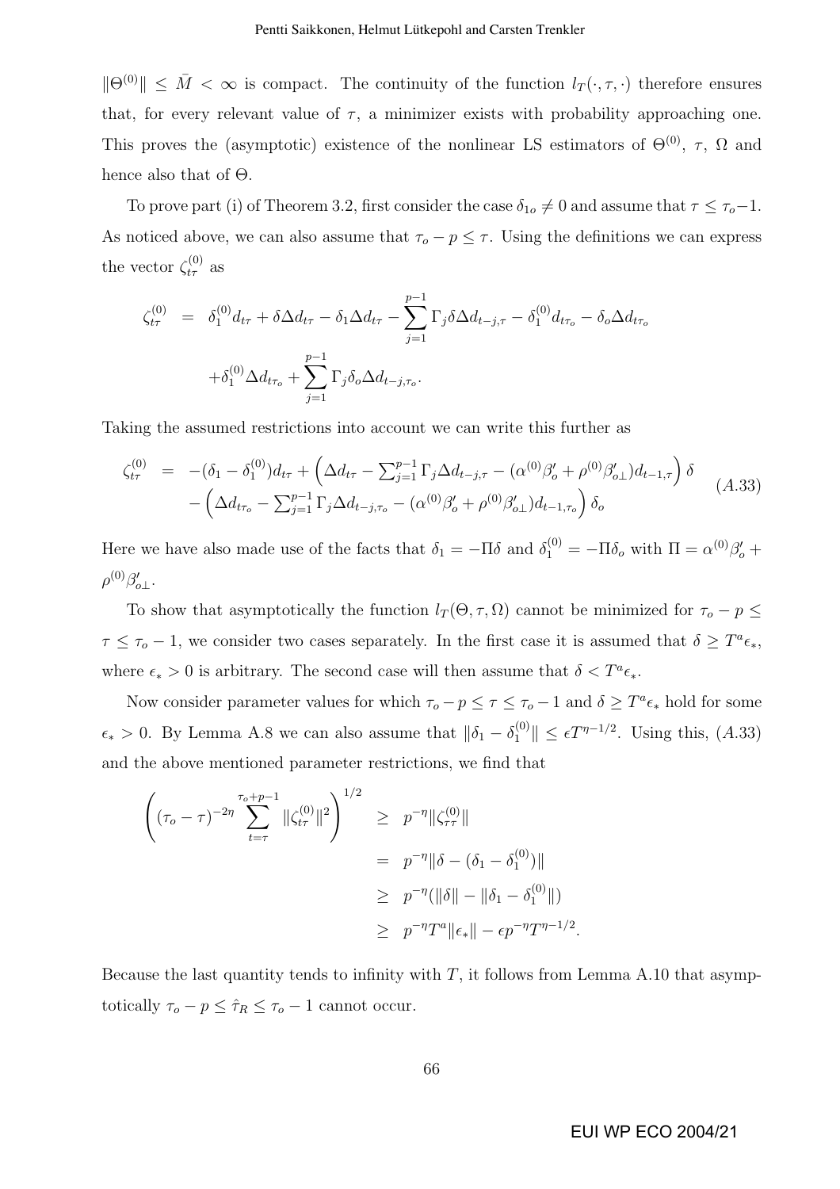$\|\Theta^{(0)}\| \leq \bar{M} < \infty$ is compact. The continuity of the function $l_T(\cdot, \tau, \cdot)$ therefore ensures that, for every relevant value of $\tau$, a minimizer exists with probability approaching one. This proves the (asymptotic) existence of the nonlinear LS estimators of $\Theta^{(0)}$, $\tau$, $\Omega$ and hence also that of $\Theta$.

To prove part (i) of Theorem 3.2, first consider the case $\delta_{1o} \neq 0$ and assume that $\tau \leq \tau_o - 1$. As noticed above, we can also assume that $\tau_o - p \leq \tau$. Using the definitions we can express the vector $\zeta_{t\tau}^{(0)}$ as

$$\begin{aligned}
\zeta_{t\tau}^{(0)} &= \delta_1^{(0)} d_{t\tau} + \delta \Delta d_{t\tau} - \delta_1 \Delta d_{t\tau} - \sum_{j=1}^{p-1} \Gamma_j \delta \Delta d_{t-j,\tau} - \delta_1^{(0)} d_{t\tau_o} - \delta_o \Delta d_{t\tau_o} \\
&\quad + \delta_1^{(0)} \Delta d_{t\tau_o} + \sum_{j=1}^{p-1} \Gamma_j \delta_o \Delta d_{t-j,\tau_o}.
\end{aligned}$$

Taking the assumed restrictions into account we can write this further as

$$\begin{aligned}
\zeta_{t\tau}^{(0)} &= -(\delta_1 - \delta_1^{(0)}) d_{t\tau} + \left( \Delta d_{t\tau} - \textstyle\sum_{j=1}^{p-1} \Gamma_j \Delta d_{t-j,\tau} - (\alpha^{(0)} \beta_o' + \rho^{(0)} \beta_{o\perp}') d_{t-1,\tau} \right) \delta \\
&\quad - \left( \Delta d_{t\tau_o} - \textstyle\sum_{j=1}^{p-1} \Gamma_j \Delta d_{t-j,\tau_o} - (\alpha^{(0)} \beta_o' + \rho^{(0)} \beta_{o\perp}') d_{t-1,\tau_o} \right) \delta_o
\end{aligned} \qquad (A.33)$$

Here we have also made use of the facts that $\delta_1 = -\Pi\delta$ and $\delta_1^{(0)} = -\Pi\delta_o$ with $\Pi = \alpha^{(0)}\beta_o' + \rho^{(0)}\beta_{o\perp}'$.

To show that asymptotically the function $l_T(\Theta, \tau, \Omega)$ cannot be minimized for $\tau_o - p \leq \tau \leq \tau_o - 1$, we consider two cases separately. In the first case it is assumed that $\delta \geq T^a \epsilon_*$, where $\epsilon_* > 0$ is arbitrary. The second case will then assume that $\delta < T^a \epsilon_*$.

Now consider parameter values for which $\tau_o - p \leq \tau \leq \tau_o - 1$ and $\delta \geq T^a \epsilon_*$ hold for some $\epsilon_* > 0$. By Lemma A.8 we can also assume that $\|\delta_1 - \delta_1^{(0)}\| \leq \epsilon T^{\eta - 1/2}$. Using this, $(A.33)$ and the above mentioned parameter restrictions, we find that

$$\begin{aligned}
\left( (\tau_o - \tau)^{-2\eta} \sum_{t=\tau}^{\tau_o + p - 1} \|\zeta_{t\tau}^{(0)}\|^2 \right)^{1/2} &\geq p^{-\eta} \|\zeta_{\tau\tau}^{(0)}\| \\
&= p^{-\eta} \|\delta - (\delta_1 - \delta_1^{(0)})\| \\
&\geq p^{-\eta} (\|\delta\| - \|\delta_1 - \delta_1^{(0)}\|) \\
&\geq p^{-\eta} T^a \|\epsilon_*\| - \epsilon p^{-\eta} T^{\eta - 1/2}.
\end{aligned}$$

Because the last quantity tends to infinity with $T$, it follows from Lemma A.10 that asymptotically $\tau_o - p \leq \hat{\tau}_R \leq \tau_o - 1$ cannot occur.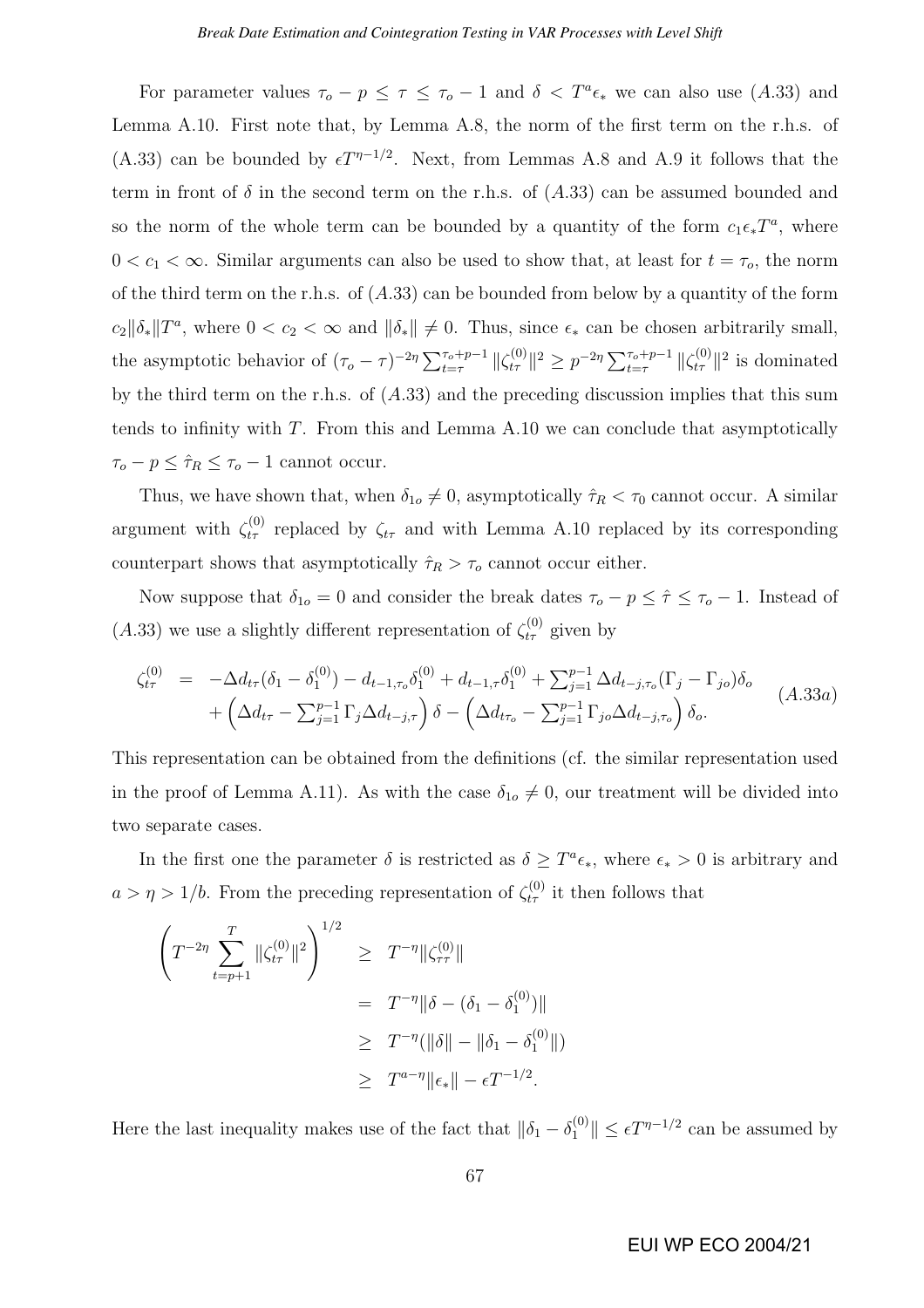For parameter values $\tau_o - p \leq \tau \leq \tau_o - 1$ and $\delta < T^a \epsilon_*$ we can also use $(A.33)$ and Lemma A.10. First note that, by Lemma A.8, the norm of the first term on the r.h.s. of (A.33) can be bounded by $\epsilon T^{\eta - 1/2}$. Next, from Lemmas A.8 and A.9 it follows that the term in front of $\delta$ in the second term on the r.h.s. of $(A.33)$ can be assumed bounded and so the norm of the whole term can be bounded by a quantity of the form $c_1 \epsilon_* T^a$, where $0 < c_1 < \infty$. Similar arguments can also be used to show that, at least for $t = \tau_o$, the norm of the third term on the r.h.s. of $(A.33)$ can be bounded from below by a quantity of the form $c_2 \|\delta_*\| T^a$, where $0 < c_2 < \infty$ and $\|\delta_*\| \neq 0$. Thus, since $\epsilon_*$ can be chosen arbitrarily small, the asymptotic behavior of $(\tau_o - \tau)^{-2\eta} \sum_{t=\tau}^{\tau_o + p - 1} \|\zeta_{t\tau}^{(0)}\|^2 \geq p^{-2\eta} \sum_{t=\tau}^{\tau_o + p - 1} \|\zeta_{t\tau}^{(0)}\|^2$ is dominated by the third term on the r.h.s. of $(A.33)$ and the preceding discussion implies that this sum tends to infinity with $T$. From this and Lemma A.10 we can conclude that asymptotically $\tau_o - p \leq \hat{\tau}_R \leq \tau_o - 1$ cannot occur.

Thus, we have shown that, when $\delta_{1o} \neq 0$, asymptotically $\hat{\tau}_R < \tau_0$ cannot occur. A similar argument with $\zeta_{t\tau}^{(0)}$ replaced by $\zeta_{t\tau}$ and with Lemma A.10 replaced by its corresponding counterpart shows that asymptotically $\hat{\tau}_R > \tau_o$ cannot occur either.

Now suppose that $\delta_{1o} = 0$ and consider the break dates $\tau_o - p \leq \hat{\tau} \leq \tau_o - 1$. Instead of $(A.33)$ we use a slightly different representation of $\zeta_{t\tau}^{(0)}$ given by

$$
\begin{aligned}
\zeta_{t\tau}^{(0)} \;=\; & -\Delta d_{t\tau}(\delta_1 - \delta_1^{(0)}) - d_{t-1,\tau_o}\delta_1^{(0)} + d_{t-1,\tau}\delta_1^{(0)} + \textstyle\sum_{j=1}^{p-1} \Delta d_{t-j,\tau_o}(\Gamma_j - \Gamma_{jo})\delta_o \\
& + \left(\Delta d_{t\tau} - \textstyle\sum_{j=1}^{p-1} \Gamma_j \Delta d_{t-j,\tau}\right)\delta - \left(\Delta d_{t\tau_o} - \textstyle\sum_{j=1}^{p-1} \Gamma_{jo} \Delta d_{t-j,\tau_o}\right)\delta_o.
\end{aligned} \qquad (A.33a)
$$

This representation can be obtained from the definitions (cf. the similar representation used in the proof of Lemma A.11). As with the case $\delta_{1o} \neq 0$, our treatment will be divided into two separate cases.

In the first one the parameter $\delta$ is restricted as $\delta \geq T^a \epsilon_*$, where $\epsilon_* > 0$ is arbitrary and $a > \eta > 1/b$. From the preceding representation of $\zeta_{t\tau}^{(0)}$ it then follows that

$$
\begin{aligned}
\left(T^{-2\eta} \sum_{t=p+1}^{T} \|\zeta_{t\tau}^{(0)}\|^2\right)^{1/2} & \geq T^{-\eta}\|\zeta_{\tau\tau}^{(0)}\| \\
& = T^{-\eta}\|\delta - (\delta_1 - \delta_1^{(0)})\| \\
& \geq T^{-\eta}(\|\delta\| - \|\delta_1 - \delta_1^{(0)}\|) \\
& \geq T^{a-\eta}\|\epsilon_*\| - \epsilon T^{-1/2}.
\end{aligned}
$$

Here the last inequality makes use of the fact that $\|\delta_1 - \delta_1^{(0)}\| \leq \epsilon T^{\eta - 1/2}$ can be assumed by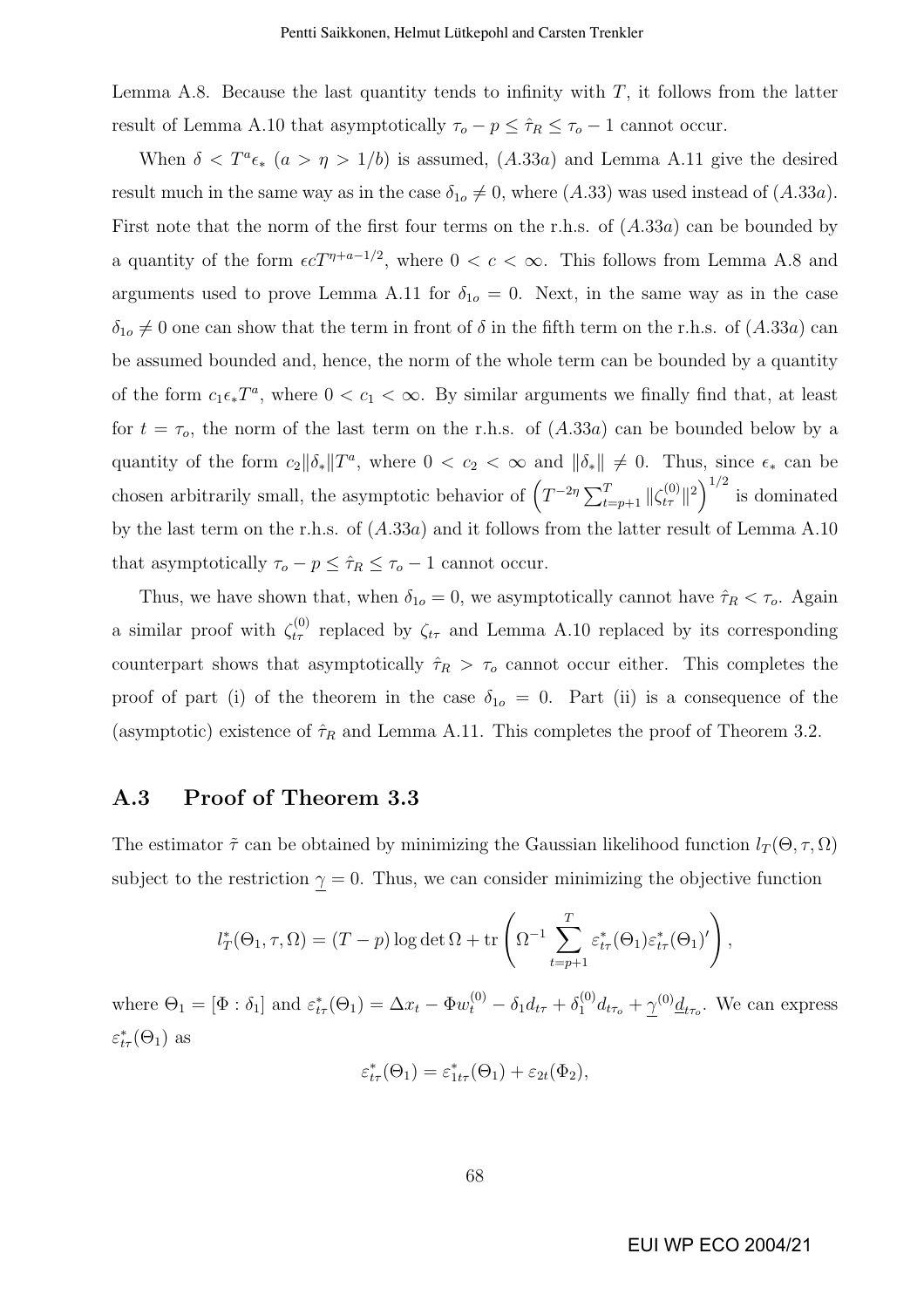Lemma A.8. Because the last quantity tends to infinity with $T$, it follows from the latter result of Lemma A.10 that asymptotically $\tau_o - p \leq \hat{\tau}_R \leq \tau_o - 1$ cannot occur.

When $\delta < T^a \epsilon_*$ ($a > \eta > 1/b$) is assumed, ($A.33a$) and Lemma A.11 give the desired result much in the same way as in the case $\delta_{1o} \neq 0$, where ($A.33$) was used instead of ($A.33a$). First note that the norm of the first four terms on the r.h.s. of ($A.33a$) can be bounded by a quantity of the form $\epsilon c T^{\eta+a-1/2}$, where $0 < c < \infty$. This follows from Lemma A.8 and arguments used to prove Lemma A.11 for $\delta_{1o} = 0$. Next, in the same way as in the case $\delta_{1o} \neq 0$ one can show that the term in front of $\delta$ in the fifth term on the r.h.s. of ($A.33a$) can be assumed bounded and, hence, the norm of the whole term can be bounded by a quantity of the form $c_1 \epsilon_* T^a$, where $0 < c_1 < \infty$. By similar arguments we finally find that, at least for $t = \tau_o$, the norm of the last term on the r.h.s. of ($A.33a$) can be bounded below by a quantity of the form $c_2 \|\delta_*\| T^a$, where $0 < c_2 < \infty$ and $\|\delta_*\| \neq 0$. Thus, since $\epsilon_*$ can be chosen arbitrarily small, the asymptotic behavior of $\left( T^{-2\eta} \sum_{t=p+1}^{T} \|\zeta_{t\tau}^{(0)}\|^2 \right)^{1/2}$ is dominated by the last term on the r.h.s. of ($A.33a$) and it follows from the latter result of Lemma A.10 that asymptotically $\tau_o - p \leq \hat{\tau}_R \leq \tau_o - 1$ cannot occur.

Thus, we have shown that, when $\delta_{1o} = 0$, we asymptotically cannot have $\hat{\tau}_R < \tau_o$. Again a similar proof with $\zeta_{t\tau}^{(0)}$ replaced by $\zeta_{t\tau}$ and Lemma A.10 replaced by its corresponding counterpart shows that asymptotically $\hat{\tau}_R > \tau_o$ cannot occur either. This completes the proof of part (i) of the theorem in the case $\delta_{1o} = 0$. Part (ii) is a consequence of the (asymptotic) existence of $\hat{\tau}_R$ and Lemma A.11. This completes the proof of Theorem 3.2.

## A.3 Proof of Theorem 3.3

The estimator $\tilde{\tau}$ can be obtained by minimizing the Gaussian likelihood function $l_T(\Theta, \tau, \Omega)$ subject to the restriction $\underline{\gamma} = 0$. Thus, we can consider minimizing the objective function

$$l_T^*(\Theta_1, \tau, \Omega) = (T-p) \log \det \Omega + \operatorname{tr} \left( \Omega^{-1} \sum_{t=p+1}^{T} \varepsilon_{t\tau}^*(\Theta_1) \varepsilon_{t\tau}^*(\Theta_1)' \right),$$

where $\Theta_1 = [\Phi : \delta_1]$ and $\varepsilon_{t\tau}^*(\Theta_1) = \Delta x_t - \Phi w_t^{(0)} - \delta_1 d_{t\tau} + \delta_1^{(0)} d_{t\tau_o} + \underline{\gamma}^{(0)} \underline{d}_{t\tau_o}$. We can express $\varepsilon_{t\tau}^*(\Theta_1)$ as

$$\varepsilon_{t\tau}^*(\Theta_1) = \varepsilon_{1t\tau}^*(\Theta_1) + \varepsilon_{2t}(\Phi_2),$$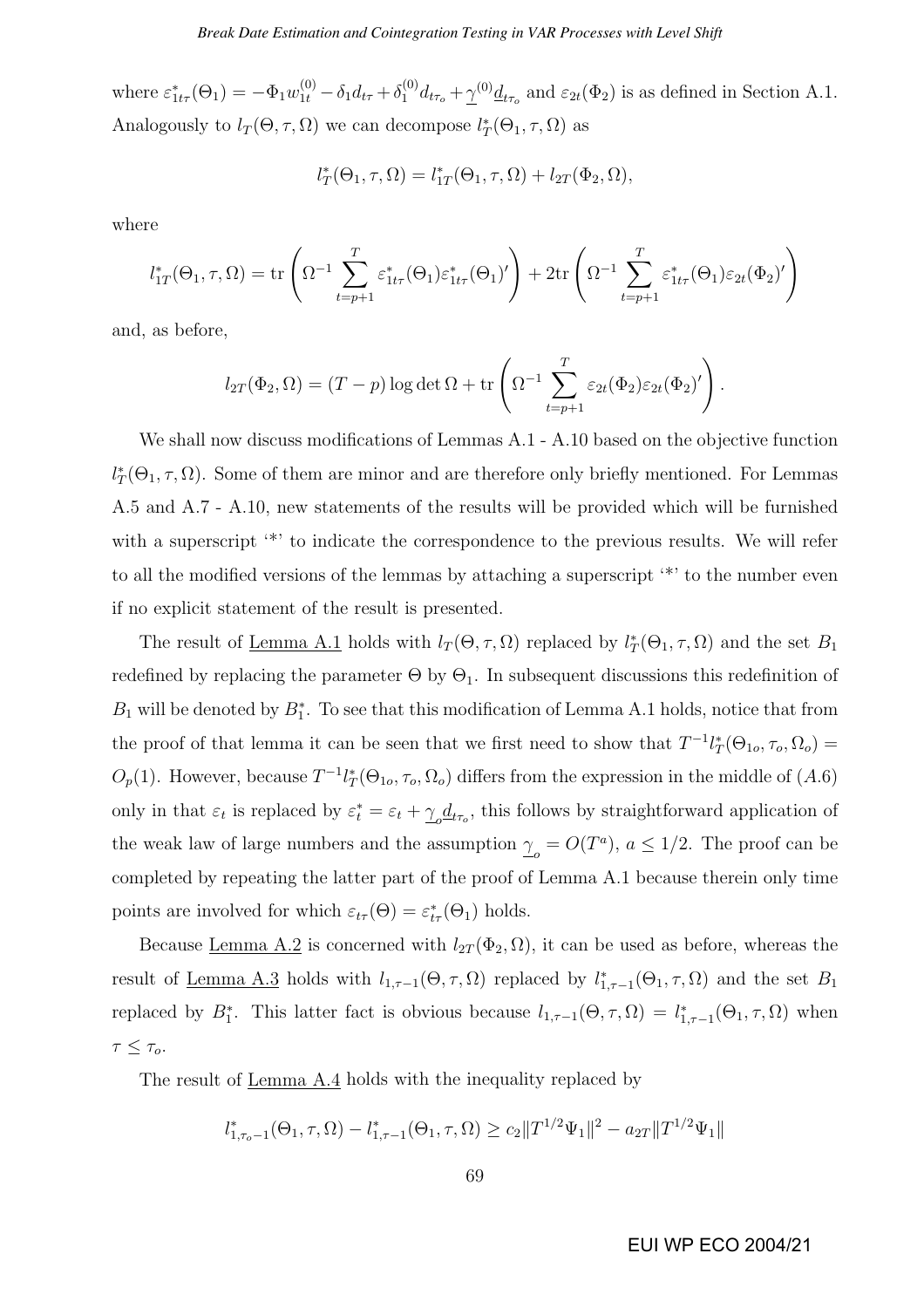where $\varepsilon^*_{1t\tau}(\Theta_1) = -\Phi_1 w^{(0)}_{1t} - \delta_1 d_{t\tau} + \delta^{(0)}_1 d_{t\tau_o} + \underline{\gamma}^{(0)} \underline{d}_{t\tau_o}$ and $\varepsilon_{2t}(\Phi_2)$ is as defined in Section A.1. Analogously to $l_T(\Theta, \tau, \Omega)$ we can decompose $l^*_T(\Theta_1, \tau, \Omega)$ as

$$l^*_T(\Theta_1, \tau, \Omega) = l^*_{1T}(\Theta_1, \tau, \Omega) + l_{2T}(\Phi_2, \Omega),$$

where

$$l^*_{1T}(\Theta_1, \tau, \Omega) = \text{tr}\left(\Omega^{-1} \sum_{t=p+1}^{T} \varepsilon^*_{1t\tau}(\Theta_1)\varepsilon^*_{1t\tau}(\Theta_1)'\right) + 2\text{tr}\left(\Omega^{-1} \sum_{t=p+1}^{T} \varepsilon^*_{1t\tau}(\Theta_1)\varepsilon_{2t}(\Phi_2)'\right)$$

and, as before,

$$l_{2T}(\Phi_2, \Omega) = (T-p)\log\det\Omega + \text{tr}\left(\Omega^{-1} \sum_{t=p+1}^{T} \varepsilon_{2t}(\Phi_2)\varepsilon_{2t}(\Phi_2)'\right).$$

We shall now discuss modifications of Lemmas A.1 - A.10 based on the objective function $l^*_T(\Theta_1, \tau, \Omega)$. Some of them are minor and are therefore only briefly mentioned. For Lemmas A.5 and A.7 - A.10, new statements of the results will be provided which will be furnished with a superscript '\*' to indicate the correspondence to the previous results. We will refer to all the modified versions of the lemmas by attaching a superscript '\*' to the number even if no explicit statement of the result is presented.

The result of Lemma A.1 holds with $l_T(\Theta, \tau, \Omega)$ replaced by $l^*_T(\Theta_1, \tau, \Omega)$ and the set $B_1$ redefined by replacing the parameter $\Theta$ by $\Theta_1$. In subsequent discussions this redefinition of $B_1$ will be denoted by $B^*_1$. To see that this modification of Lemma A.1 holds, notice that from the proof of that lemma it can be seen that we first need to show that $T^{-1}l^*_T(\Theta_{1o}, \tau_o, \Omega_o) = O_p(1)$. However, because $T^{-1}l^*_T(\Theta_{1o}, \tau_o, \Omega_o)$ differs from the expression in the middle of $(A.6)$ only in that $\varepsilon_t$ is replaced by $\varepsilon^*_t = \varepsilon_t + \underline{\gamma}_o \underline{d}_{t\tau_o}$, this follows by straightforward application of the weak law of large numbers and the assumption $\underline{\gamma}_o = O(T^a)$, $a \leq 1/2$. The proof can be completed by repeating the latter part of the proof of Lemma A.1 because therein only time points are involved for which $\varepsilon_{t\tau}(\Theta) = \varepsilon^*_{t\tau}(\Theta_1)$ holds.

Because Lemma A.2 is concerned with $l_{2T}(\Phi_2, \Omega)$, it can be used as before, whereas the result of Lemma A.3 holds with $l_{1,\tau-1}(\Theta, \tau, \Omega)$ replaced by $l^*_{1,\tau-1}(\Theta_1, \tau, \Omega)$ and the set $B_1$ replaced by $B^*_1$. This latter fact is obvious because $l_{1,\tau-1}(\Theta, \tau, \Omega) = l^*_{1,\tau-1}(\Theta_1, \tau, \Omega)$ when $\tau \leq \tau_o$.

The result of Lemma A.4 holds with the inequality replaced by

$$l^*_{1,\tau_o-1}(\Theta_1, \tau, \Omega) - l^*_{1,\tau-1}(\Theta_1, \tau, \Omega) \geq c_2\|T^{1/2}\Psi_1\|^2 - a_{2T}\|T^{1/2}\Psi_1\|$$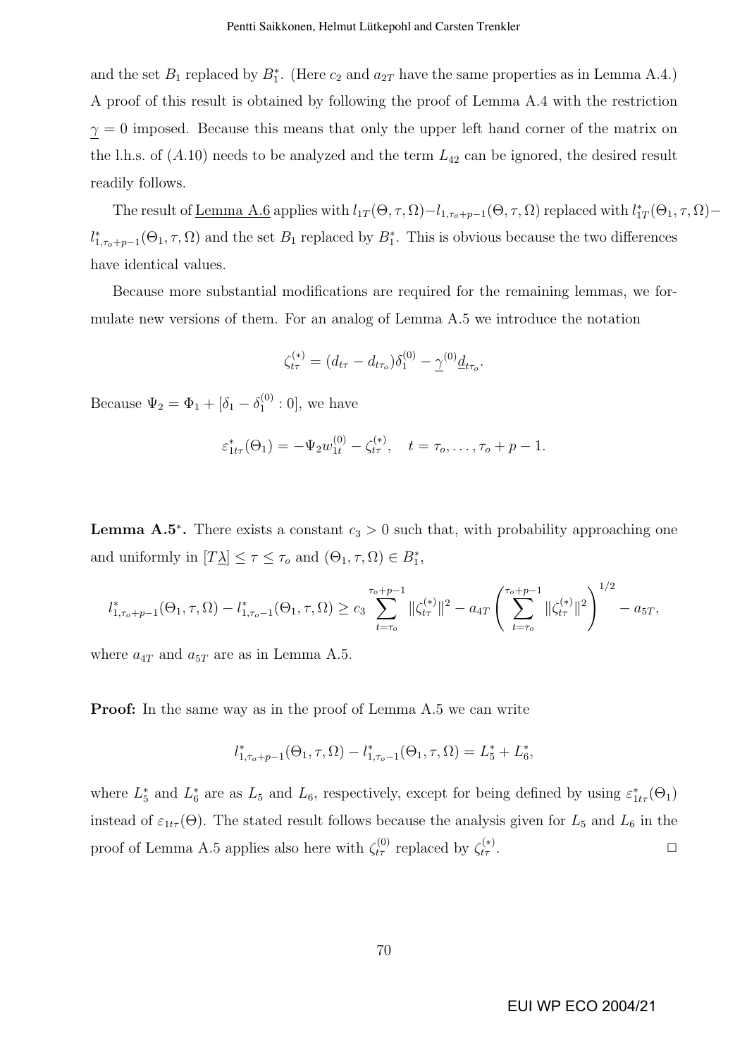and the set $B_1$ replaced by $B_1^*$. (Here $c_2$ and $a_{2T}$ have the same properties as in Lemma A.4.) A proof of this result is obtained by following the proof of Lemma A.4 with the restriction $\underline{\gamma} = 0$ imposed. Because this means that only the upper left hand corner of the matrix on the l.h.s. of $(A.10)$ needs to be analyzed and the term $L_{42}$ can be ignored, the desired result readily follows.

The result of Lemma A.6 applies with $l_{1T}(\Theta, \tau, \Omega) - l_{1,\tau_o+p-1}(\Theta, \tau, \Omega)$ replaced with $l_{1T}^*(\Theta_1, \tau, \Omega) - l_{1,\tau_o+p-1}^*(\Theta_1, \tau, \Omega)$ and the set $B_1$ replaced by $B_1^*$. This is obvious because the two differences have identical values.

Because more substantial modifications are required for the remaining lemmas, we formulate new versions of them. For an analog of Lemma A.5 we introduce the notation

$$\zeta_{t\tau}^{(*)} = (d_{t\tau} - d_{t\tau_o})\delta_1^{(0)} - \underline{\gamma}^{(0)}\underline{d}_{t\tau_o}.$$

Because $\Psi_2 = \Phi_1 + [\delta_1 - \delta_1^{(0)} : 0]$, we have

$$\varepsilon_{1t\tau}^*(\Theta_1) = -\Psi_2 w_{1t}^{(0)} - \zeta_{t\tau}^{(*)}, \quad t = \tau_o, \ldots, \tau_o + p - 1.$$

**Lemma A.5***. There exists a constant $c_3 > 0$ such that, with probability approaching one and uniformly in $[T\underline{\lambda}] \leq \tau \leq \tau_o$ and $(\Theta_1, \tau, \Omega) \in B_1^*$,

$$l_{1,\tau_o+p-1}^*(\Theta_1, \tau, \Omega) - l_{1,\tau_o-1}^*(\Theta_1, \tau, \Omega) \geq c_3 \sum_{t=\tau_o}^{\tau_o+p-1} \|\zeta_{t\tau}^{(*)}\|^2 - a_{4T} \left( \sum_{t=\tau_o}^{\tau_o+p-1} \|\zeta_{t\tau}^{(*)}\|^2 \right)^{1/2} - a_{5T},$$

where $a_{4T}$ and $a_{5T}$ are as in Lemma A.5.

**Proof:** In the same way as in the proof of Lemma A.5 we can write

$$l_{1,\tau_o+p-1}^*(\Theta_1, \tau, \Omega) - l_{1,\tau_o-1}^*(\Theta_1, \tau, \Omega) = L_5^* + L_6^*,$$

where $L_5^*$ and $L_6^*$ are as $L_5$ and $L_6$, respectively, except for being defined by using $\varepsilon_{1t\tau}^*(\Theta_1)$ instead of $\varepsilon_{1t\tau}(\Theta)$. The stated result follows because the analysis given for $L_5$ and $L_6$ in the proof of Lemma A.5 applies also here with $\zeta_{t\tau}^{(0)}$ replaced by $\zeta_{t\tau}^{(*)}$. □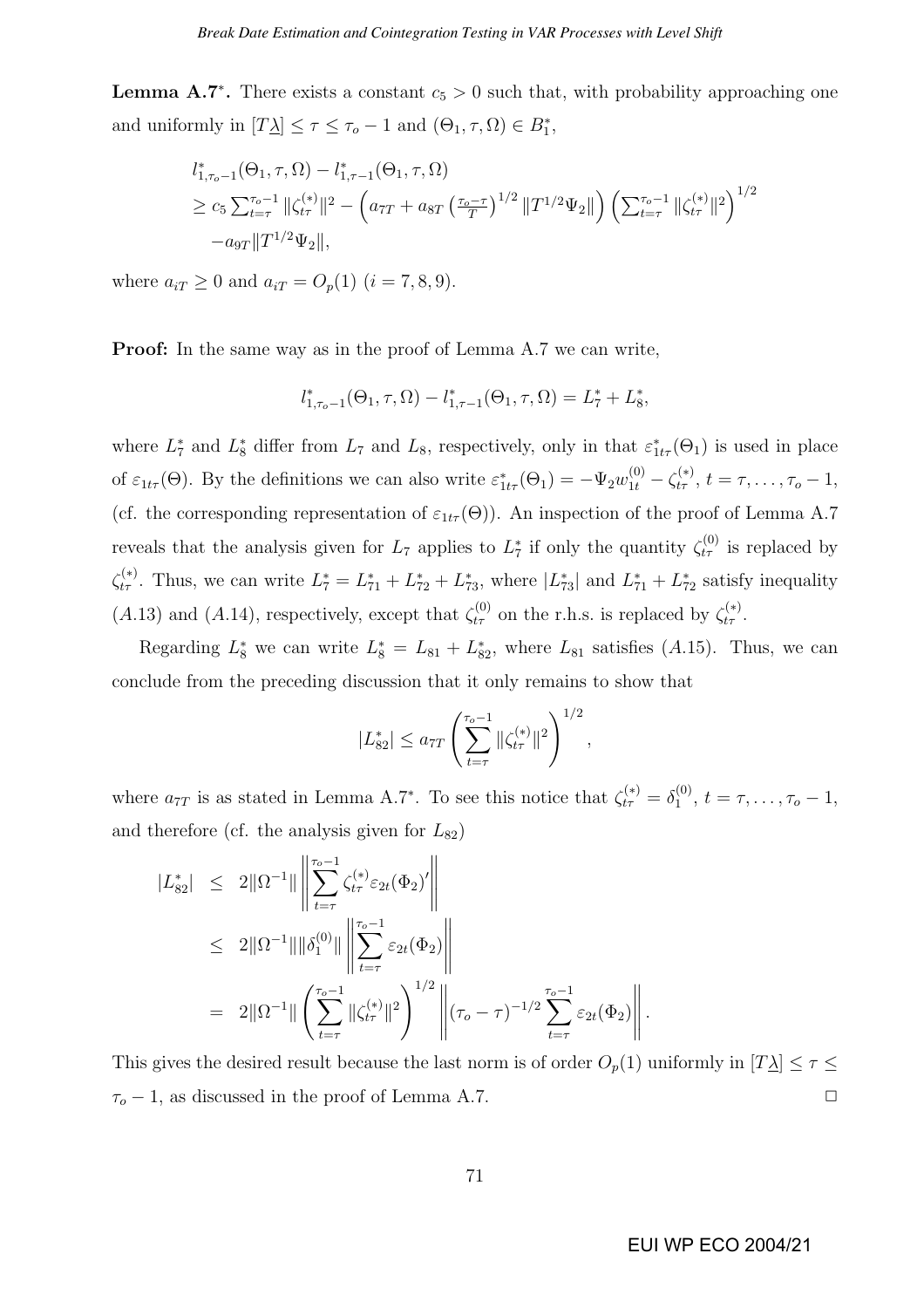**Lemma A.7*.** There exists a constant $c_5 > 0$ such that, with probability approaching one and uniformly in $[T\underline{\lambda}] \leq \tau \leq \tau_o - 1$ and $(\Theta_1, \tau, \Omega) \in B_1^*$,

$$
\begin{aligned}
& l^*_{1,\tau_o-1}(\Theta_1, \tau, \Omega) - l^*_{1,\tau-1}(\Theta_1, \tau, \Omega) \\
& \geq c_5 \sum_{t=\tau}^{\tau_o-1} \|\zeta_{t\tau}^{(*)}\|^2 - \left(a_{7T} + a_{8T}\left(\tfrac{\tau_o-\tau}{T}\right)^{1/2} \|T^{1/2}\Psi_2\|\right)\left(\sum_{t=\tau}^{\tau_o-1} \|\zeta_{t\tau}^{(*)}\|^2\right)^{1/2} \\
& \quad - a_{9T}\|T^{1/2}\Psi_2\|,
\end{aligned}
$$

where $a_{iT} \geq 0$ and $a_{iT} = O_p(1)$ $(i = 7, 8, 9)$.

**Proof:** In the same way as in the proof of Lemma A.7 we can write,

$$
l^*_{1,\tau_o-1}(\Theta_1, \tau, \Omega) - l^*_{1,\tau-1}(\Theta_1, \tau, \Omega) = L_7^* + L_8^*,
$$

where $L_7^*$ and $L_8^*$ differ from $L_7$ and $L_8$, respectively, only in that $\varepsilon^*_{1t\tau}(\Theta_1)$ is used in place of $\varepsilon_{1t\tau}(\Theta)$. By the definitions we can also write $\varepsilon^*_{1t\tau}(\Theta_1) = -\Psi_2 w_{1t}^{(0)} - \zeta_{t\tau}^{(*)}$, $t = \tau, \ldots, \tau_o - 1$, (cf. the corresponding representation of $\varepsilon_{1t\tau}(\Theta)$). An inspection of the proof of Lemma A.7 reveals that the analysis given for $L_7$ applies to $L_7^*$ if only the quantity $\zeta_{t\tau}^{(0)}$ is replaced by $\zeta_{t\tau}^{(*)}$. Thus, we can write $L_7^* = L_{71}^* + L_{72}^* + L_{73}^*$, where $|L_{73}^*|$ and $L_{71}^* + L_{72}^*$ satisfy inequality $(A.13)$ and $(A.14)$, respectively, except that $\zeta_{t\tau}^{(0)}$ on the r.h.s. is replaced by $\zeta_{t\tau}^{(*)}$.

Regarding $L_8^*$ we can write $L_8^* = L_{81} + L_{82}^*$, where $L_{81}$ satisfies $(A.15)$. Thus, we can conclude from the preceding discussion that it only remains to show that

$$
|L_{82}^*| \leq a_{7T}\left(\sum_{t=\tau}^{\tau_o-1} \|\zeta_{t\tau}^{(*)}\|^2\right)^{1/2},
$$

where $a_{7T}$ is as stated in Lemma A.7*. To see this notice that $\zeta_{t\tau}^{(*)} = \delta_1^{(0)}$, $t = \tau, \ldots, \tau_o - 1$, and therefore (cf. the analysis given for $L_{82}$)

$$
\begin{aligned}
|L_{82}^*| &\leq 2\|\Omega^{-1}\| \left\| \sum_{t=\tau}^{\tau_o-1} \zeta_{t\tau}^{(*)} \varepsilon_{2t}(\Phi_2)' \right\| \\
&\leq 2\|\Omega^{-1}\|\|\delta_1^{(0)}\| \left\| \sum_{t=\tau}^{\tau_o-1} \varepsilon_{2t}(\Phi_2) \right\| \\
&= 2\|\Omega^{-1}\| \left(\sum_{t=\tau}^{\tau_o-1} \|\zeta_{t\tau}^{(*)}\|^2\right)^{1/2} \left\| (\tau_o - \tau)^{-1/2} \sum_{t=\tau}^{\tau_o-1} \varepsilon_{2t}(\Phi_2) \right\|.
\end{aligned}
$$

This gives the desired result because the last norm is of order $O_p(1)$ uniformly in $[T\underline{\lambda}] \leq \tau \leq \tau_o - 1$, as discussed in the proof of Lemma A.7. □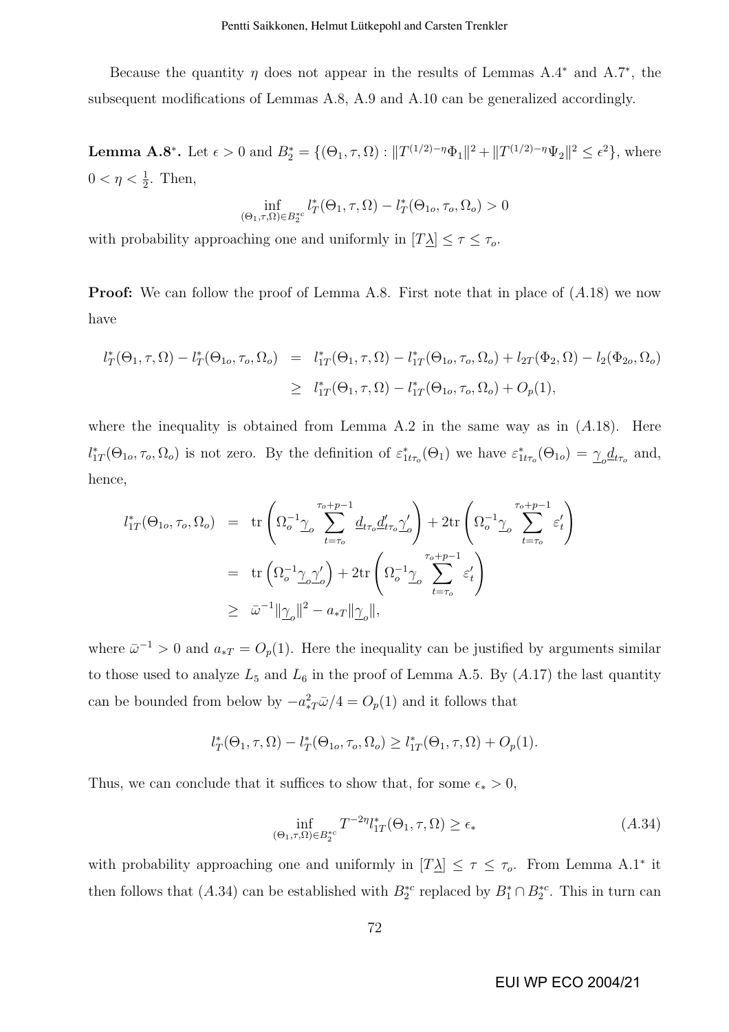Because the quantity $\eta$ does not appear in the results of Lemmas A.4* and A.7*, the subsequent modifications of Lemmas A.8, A.9 and A.10 can be generalized accordingly.

**Lemma A.8*.** Let $\epsilon > 0$ and $B_2^* = \{(\Theta_1, \tau, \Omega) : \|T^{(1/2)-\eta}\Phi_1\|^2 + \|T^{(1/2)-\eta}\Psi_2\|^2 \leq \epsilon^2\}$, where $0 < \eta < \frac{1}{2}$. Then,

$$\inf_{(\Theta_1,\tau,\Omega)\in B_2^{*c}} l_T^*(\Theta_1, \tau, \Omega) - l_T^*(\Theta_{1o}, \tau_o, \Omega_o) > 0$$

with probability approaching one and uniformly in $[T\underline{\lambda}] \leq \tau \leq \tau_o$.

**Proof:** We can follow the proof of Lemma A.8. First note that in place of $(A.18)$ we now have

$$\begin{aligned} l_T^*(\Theta_1, \tau, \Omega) - l_T^*(\Theta_{1o}, \tau_o, \Omega_o) &= l_{1T}^*(\Theta_1, \tau, \Omega) - l_{1T}^*(\Theta_{1o}, \tau_o, \Omega_o) + l_{2T}(\Phi_2, \Omega) - l_2(\Phi_{2o}, \Omega_o) \\ &\geq l_{1T}^*(\Theta_1, \tau, \Omega) - l_{1T}^*(\Theta_{1o}, \tau_o, \Omega_o) + O_p(1), \end{aligned}$$

where the inequality is obtained from Lemma A.2 in the same way as in $(A.18)$. Here $l_{1T}^*(\Theta_{1o}, \tau_o, \Omega_o)$ is not zero. By the definition of $\varepsilon_{1t\tau_o}^*(\Theta_1)$ we have $\varepsilon_{1t\tau_o}^*(\Theta_{1o}) = \underline{\gamma}_o \underline{d}_{t\tau_o}$ and, hence,

$$\begin{aligned} l_{1T}^*(\Theta_{1o}, \tau_o, \Omega_o) &= \text{tr}\left(\Omega_o^{-1}\underline{\gamma}_o \sum_{t=\tau_o}^{\tau_o+p-1} \underline{d}_{t\tau_o}\underline{d}_{t\tau_o}'\underline{\gamma}_o'\right) + 2\text{tr}\left(\Omega_o^{-1}\underline{\gamma}_o \sum_{t=\tau_o}^{\tau_o+p-1} \varepsilon_t'\right) \\ &= \text{tr}\left(\Omega_o^{-1}\underline{\gamma}_o\underline{\gamma}_o'\right) + 2\text{tr}\left(\Omega_o^{-1}\underline{\gamma}_o \sum_{t=\tau_o}^{\tau_o+p-1} \varepsilon_t'\right) \\ &\geq \bar{\omega}^{-1}\|\underline{\gamma}_o\|^2 - a_{*T}\|\underline{\gamma}_o\|, \end{aligned}$$

where $\bar{\omega}^{-1} > 0$ and $a_{*T} = O_p(1)$. Here the inequality can be justified by arguments similar to those used to analyze $L_5$ and $L_6$ in the proof of Lemma A.5. By $(A.17)$ the last quantity can be bounded from below by $-a_{*T}^2\bar{\omega}/4 = O_p(1)$ and it follows that

$$l_T^*(\Theta_1, \tau, \Omega) - l_T^*(\Theta_{1o}, \tau_o, \Omega_o) \geq l_{1T}^*(\Theta_1, \tau, \Omega) + O_p(1).$$

Thus, we can conclude that it suffices to show that, for some $\epsilon_* > 0$,

$$\inf_{(\Theta_1,\tau,\Omega)\in B_2^{*c}} T^{-2\eta} l_{1T}^*(\Theta_1, \tau, \Omega) \geq \epsilon_* \qquad (A.34)$$

with probability approaching one and uniformly in $[T\underline{\lambda}] \leq \tau \leq \tau_o$. From Lemma A.1* it then follows that $(A.34)$ can be established with $B_2^{*c}$ replaced by $B_1^* \cap B_2^{*c}$. This in turn can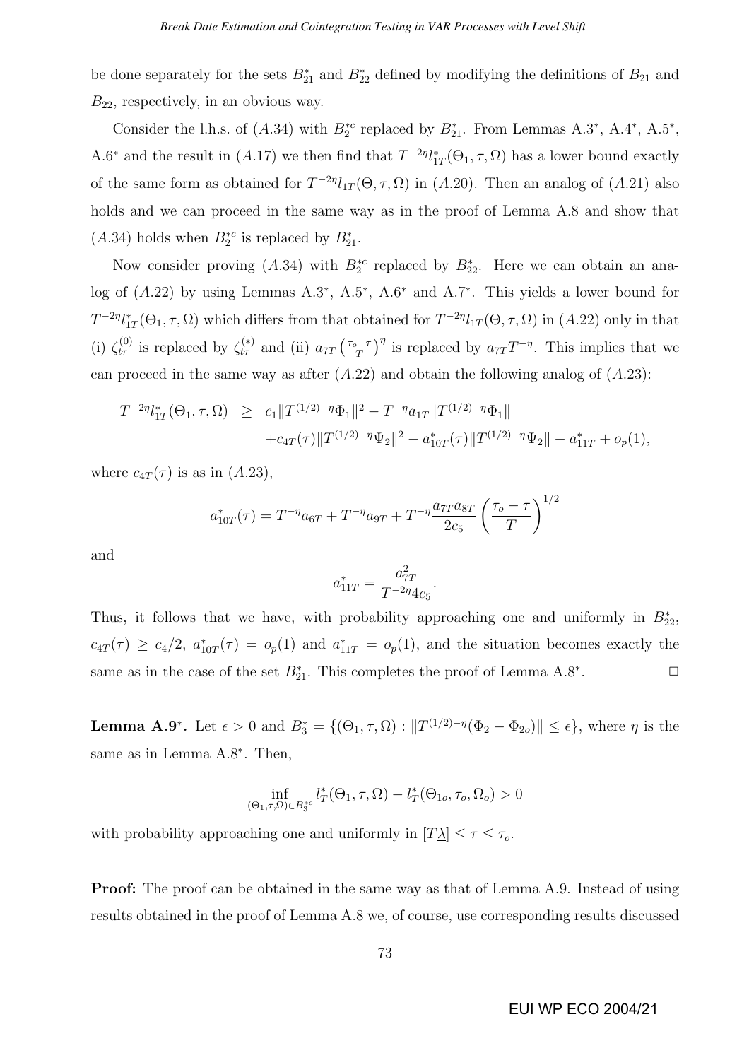be done separately for the sets $B_{21}^*$ and $B_{22}^*$ defined by modifying the definitions of $B_{21}$ and $B_{22}$, respectively, in an obvious way.

Consider the l.h.s. of $(A.34)$ with $B_2^{*c}$ replaced by $B_{21}^*$. From Lemmas A.3$^*$, A.4$^*$, A.5$^*$, A.6$^*$ and the result in $(A.17)$ we then find that $T^{-2\eta}l_{1T}^*(\Theta_1, \tau, \Omega)$ has a lower bound exactly of the same form as obtained for $T^{-2\eta}l_{1T}(\Theta, \tau, \Omega)$ in $(A.20)$. Then an analog of $(A.21)$ also holds and we can proceed in the same way as in the proof of Lemma A.8 and show that $(A.34)$ holds when $B_2^{*c}$ is replaced by $B_{21}^*$.

Now consider proving $(A.34)$ with $B_2^{*c}$ replaced by $B_{22}^*$. Here we can obtain an analog of $(A.22)$ by using Lemmas A.3$^*$, A.5$^*$, A.6$^*$ and A.7$^*$. This yields a lower bound for $T^{-2\eta}l_{1T}^*(\Theta_1, \tau, \Omega)$ which differs from that obtained for $T^{-2\eta}l_{1T}(\Theta, \tau, \Omega)$ in $(A.22)$ only in that (i) $\zeta_{t\tau}^{(0)}$ is replaced by $\zeta_{t\tau}^{(*)}$ and (ii) $a_{7T}\left(\frac{\tau_o - \tau}{T}\right)^{\eta}$ is replaced by $a_{7T}T^{-\eta}$. This implies that we can proceed in the same way as after $(A.22)$ and obtain the following analog of $(A.23)$:

$$
\begin{aligned}
T^{-2\eta}l_{1T}^*(\Theta_1, \tau, \Omega) \;\; \geq \;\; & c_1\|T^{(1/2)-\eta}\Phi_1\|^2 - T^{-\eta}a_{1T}\|T^{(1/2)-\eta}\Phi_1\| \\
& + c_{4T}(\tau)\|T^{(1/2)-\eta}\Psi_2\|^2 - a_{10T}^*(\tau)\|T^{(1/2)-\eta}\Psi_2\| - a_{11T}^* + o_p(1),
\end{aligned}
$$

where $c_{4T}(\tau)$ is as in $(A.23)$,

$$
a_{10T}^*(\tau) = T^{-\eta}a_{6T} + T^{-\eta}a_{9T} + T^{-\eta}\frac{a_{7T}a_{8T}}{2c_5}\left(\frac{\tau_o - \tau}{T}\right)^{1/2}
$$

and

$$
a_{11T}^* = \frac{a_{7T}^2}{T^{-2\eta}4c_5}.
$$

Thus, it follows that we have, with probability approaching one and uniformly in $B_{22}^*$, $c_{4T}(\tau) \geq c_4/2$, $a_{10T}^*(\tau) = o_p(1)$ and $a_{11T}^* = o_p(1)$, and the situation becomes exactly the same as in the case of the set $B_{21}^*$. This completes the proof of Lemma A.8$^*$. $\square$

**Lemma A.9$^*$.** Let $\epsilon > 0$ and $B_3^* = \{(\Theta_1, \tau, \Omega) : \|T^{(1/2)-\eta}(\Phi_2 - \Phi_{2o})\| \leq \epsilon\}$, where $\eta$ is the same as in Lemma A.8$^*$. Then,

$$
\inf_{(\Theta_1, \tau, \Omega) \in B_3^{*c}} l_T^*(\Theta_1, \tau, \Omega) - l_T^*(\Theta_{1o}, \tau_o, \Omega_o) > 0
$$

with probability approaching one and uniformly in $[T\underline{\lambda}] \leq \tau \leq \tau_o$.

**Proof:** The proof can be obtained in the same way as that of Lemma A.9. Instead of using results obtained in the proof of Lemma A.8 we, of course, use corresponding results discussed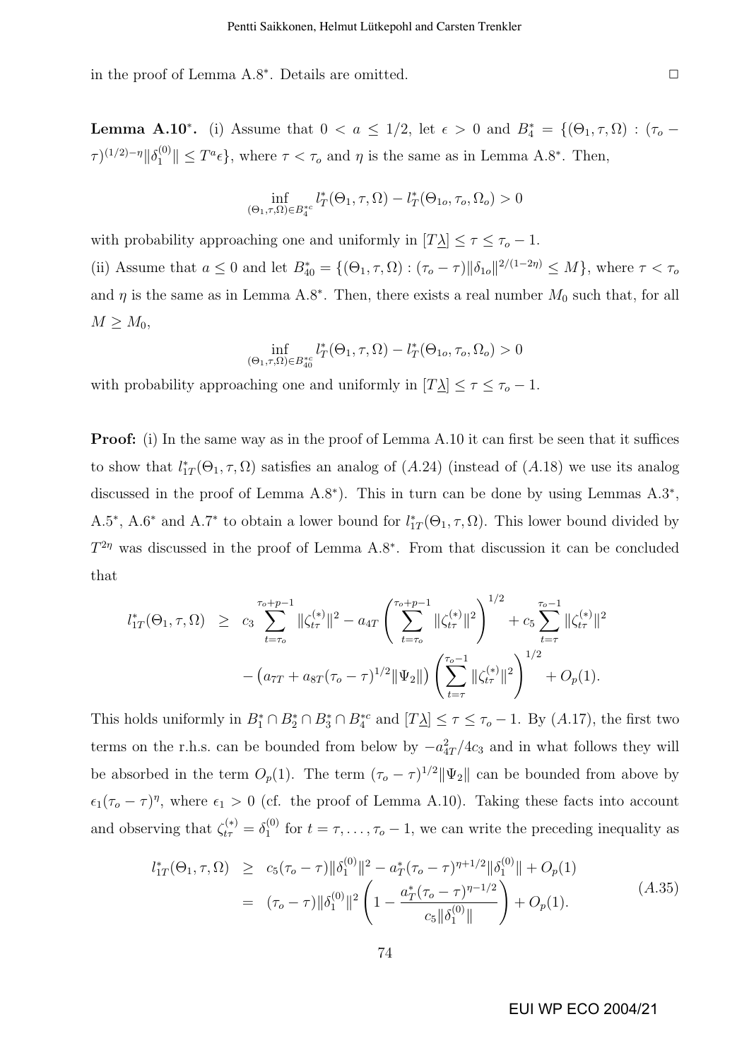in the proof of Lemma A.8*. Details are omitted. $\square$

**Lemma A.10*.** (i) Assume that $0 < a \leq 1/2$, let $\epsilon > 0$ and $B_4^* = \{(\Theta_1, \tau, \Omega) : (\tau_o - \tau)^{(1/2)-\eta}\|\delta_1^{(0)}\| \leq T^a\epsilon\}$, where $\tau < \tau_o$ and $\eta$ is the same as in Lemma A.8*. Then,

$$\inf_{(\Theta_1,\tau,\Omega)\in B_4^{*c}} l_T^*(\Theta_1, \tau, \Omega) - l_T^*(\Theta_{1o}, \tau_o, \Omega_o) > 0$$

with probability approaching one and uniformly in $[T\underline{\lambda}] \leq \tau \leq \tau_o - 1$.

(ii) Assume that $a \leq 0$ and let $B_{40}^* = \{(\Theta_1, \tau, \Omega) : (\tau_o - \tau)\|\delta_{1o}\|^{2/(1-2\eta)} \leq M\}$, where $\tau < \tau_o$ and $\eta$ is the same as in Lemma A.8*. Then, there exists a real number $M_0$ such that, for all $M \geq M_0$,

$$\inf_{(\Theta_1,\tau,\Omega)\in B_{40}^{*c}} l_T^*(\Theta_1, \tau, \Omega) - l_T^*(\Theta_{1o}, \tau_o, \Omega_o) > 0$$

with probability approaching one and uniformly in $[T\underline{\lambda}] \leq \tau \leq \tau_o - 1$.

**Proof:** (i) In the same way as in the proof of Lemma A.10 it can first be seen that it suffices to show that $l_{1T}^*(\Theta_1, \tau, \Omega)$ satisfies an analog of $(A.24)$ (instead of $(A.18)$ we use its analog discussed in the proof of Lemma A.8*). This in turn can be done by using Lemmas A.3*, A.5*, A.6* and A.7* to obtain a lower bound for $l_{1T}^*(\Theta_1, \tau, \Omega)$. This lower bound divided by $T^{2\eta}$ was discussed in the proof of Lemma A.8*. From that discussion it can be concluded that

$$\begin{aligned} l_{1T}^*(\Theta_1, \tau, \Omega) \;\geq\; & c_3 \sum_{t=\tau_o}^{\tau_o+p-1} \|\zeta_{t\tau}^{(*)}\|^2 - a_{4T} \left( \sum_{t=\tau_o}^{\tau_o+p-1} \|\zeta_{t\tau}^{(*)}\|^2 \right)^{1/2} + c_5 \sum_{t=\tau}^{\tau_o-1} \|\zeta_{t\tau}^{(*)}\|^2 \\ & - \left( a_{7T} + a_{8T}(\tau_o - \tau)^{1/2}\|\Psi_2\| \right) \left( \sum_{t=\tau}^{\tau_o-1} \|\zeta_{t\tau}^{(*)}\|^2 \right)^{1/2} + O_p(1). \end{aligned}$$

This holds uniformly in $B_1^* \cap B_2^* \cap B_3^* \cap B_4^{*c}$ and $[T\underline{\lambda}] \leq \tau \leq \tau_o - 1$. By $(A.17)$, the first two terms on the r.h.s. can be bounded from below by $-a_{4T}^2/4c_3$ and in what follows they will be absorbed in the term $O_p(1)$. The term $(\tau_o - \tau)^{1/2}\|\Psi_2\|$ can be bounded from above by $\epsilon_1(\tau_o - \tau)^\eta$, where $\epsilon_1 > 0$ (cf. the proof of Lemma A.10). Taking these facts into account and observing that $\zeta_{t\tau}^{(*)} = \delta_1^{(0)}$ for $t = \tau, \ldots, \tau_o - 1$, we can write the preceding inequality as

$$\begin{aligned} l_{1T}^*(\Theta_1, \tau, \Omega) \;&\geq\; c_5(\tau_o - \tau)\|\delta_1^{(0)}\|^2 - a_T^*(\tau_o - \tau)^{\eta+1/2}\|\delta_1^{(0)}\| + O_p(1) \\ &=\; (\tau_o - \tau)\|\delta_1^{(0)}\|^2 \left( 1 - \frac{a_T^*(\tau_o - \tau)^{\eta-1/2}}{c_5\|\delta_1^{(0)}\|} \right) + O_p(1). \end{aligned} \tag{A.35}$$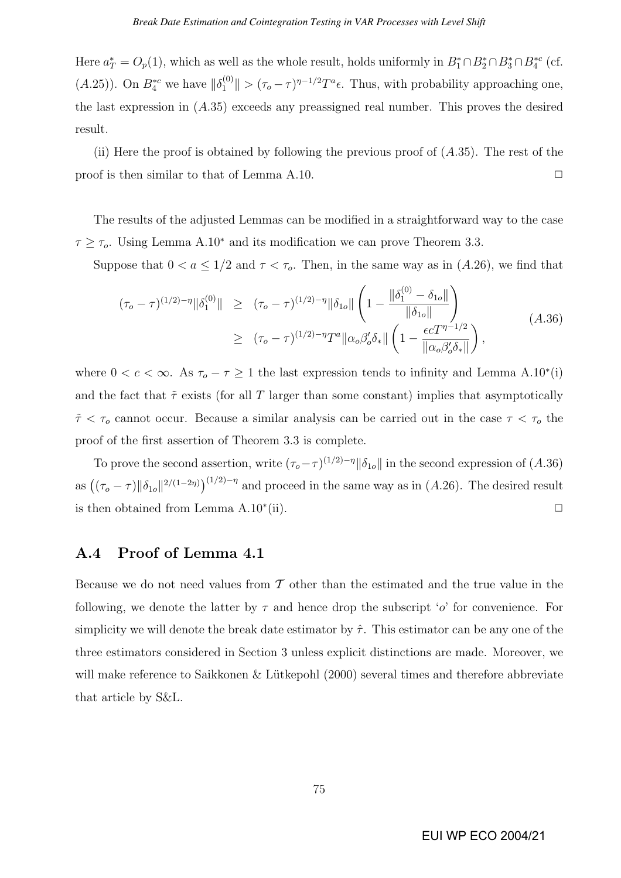Here $a_T^* = O_p(1)$, which as well as the whole result, holds uniformly in $B_1^* \cap B_2^* \cap B_3^* \cap B_4^{*c}$ (cf. $(A.25)$). On $B_4^{*c}$ we have $\|\delta_1^{(0)}\| > (\tau_o - \tau)^{\eta - 1/2} T^a \epsilon$. Thus, with probability approaching one, the last expression in $(A.35)$ exceeds any preassigned real number. This proves the desired result.

(ii) Here the proof is obtained by following the previous proof of $(A.35)$. The rest of the proof is then similar to that of Lemma A.10. $\square$

The results of the adjusted Lemmas can be modified in a straightforward way to the case $\tau \geq \tau_o$. Using Lemma A.10$^*$ and its modification we can prove Theorem 3.3.

Suppose that $0 < a \leq 1/2$ and $\tau < \tau_o$. Then, in the same way as in $(A.26)$, we find that

$$
\begin{aligned}
(\tau_o - \tau)^{(1/2)-\eta} \|\delta_1^{(0)}\| &\geq (\tau_o - \tau)^{(1/2)-\eta} \|\delta_{1o}\| \left(1 - \frac{\|\delta_1^{(0)} - \delta_{1o}\|}{\|\delta_{1o}\|}\right) \\
&\geq (\tau_o - \tau)^{(1/2)-\eta} T^a \|\alpha_o \beta_o' \delta_*\| \left(1 - \frac{\epsilon c T^{\eta - 1/2}}{\|\alpha_o \beta_o' \delta_*\|}\right),
\end{aligned}
\tag{A.36}
$$

where $0 < c < \infty$. As $\tau_o - \tau \geq 1$ the last expression tends to infinity and Lemma A.10$^*$(i) and the fact that $\tilde{\tau}$ exists (for all $T$ larger than some constant) implies that asymptotically $\tilde{\tau} < \tau_o$ cannot occur. Because a similar analysis can be carried out in the case $\tau < \tau_o$ the proof of the first assertion of Theorem 3.3 is complete.

To prove the second assertion, write $(\tau_o - \tau)^{(1/2)-\eta} \|\delta_{1o}\|$ in the second expression of $(A.36)$ as $\left((\tau_o - \tau)\|\delta_{1o}\|^{2/(1-2\eta)}\right)^{(1/2)-\eta}$ and proceed in the same way as in $(A.26)$. The desired result is then obtained from Lemma A.10$^*$(ii). $\square$

## A.4 Proof of Lemma 4.1

Because we do not need values from $\mathcal{T}$ other than the estimated and the true value in the following, we denote the latter by $\tau$ and hence drop the subscript '$o$' for convenience. For simplicity we will denote the break date estimator by $\hat{\tau}$. This estimator can be any one of the three estimators considered in Section 3 unless explicit distinctions are made. Moreover, we will make reference to Saikkonen & Lütkepohl (2000) several times and therefore abbreviate that article by S&L.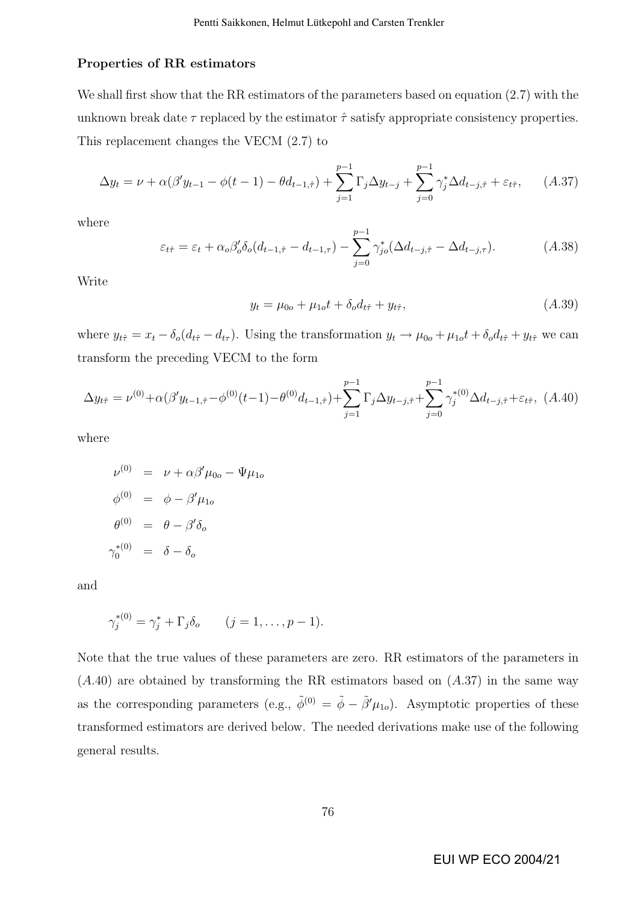**Properties of RR estimators**

We shall first show that the RR estimators of the parameters based on equation (2.7) with the unknown break date $\tau$ replaced by the estimator $\hat{\tau}$ satisfy appropriate consistency properties. This replacement changes the VECM (2.7) to

$$\Delta y_t = \nu + \alpha(\beta' y_{t-1} - \phi(t-1) - \theta d_{t-1,\hat{\tau}}) + \sum_{j=1}^{p-1} \Gamma_j \Delta y_{t-j} + \sum_{j=0}^{p-1} \gamma_j^* \Delta d_{t-j,\hat{\tau}} + \varepsilon_{t\hat{\tau}}, \qquad (A.37)$$

where

$$\varepsilon_{t\hat{\tau}} = \varepsilon_t + \alpha_o \beta_o' \delta_o (d_{t-1,\hat{\tau}} - d_{t-1,\tau}) - \sum_{j=0}^{p-1} \gamma_{jo}^* (\Delta d_{t-j,\hat{\tau}} - \Delta d_{t-j,\tau}). \qquad (A.38)$$

Write

$$y_t = \mu_{0o} + \mu_{1o} t + \delta_o d_{t\hat{\tau}} + y_{t\hat{\tau}}, \qquad (A.39)$$

where $y_{t\hat{\tau}} = x_t - \delta_o(d_{t\hat{\tau}} - d_{t\tau})$. Using the transformation $y_t \to \mu_{0o} + \mu_{1o} t + \delta_o d_{t\hat{\tau}} + y_{t\hat{\tau}}$ we can transform the preceding VECM to the form

$$\Delta y_{t\hat{\tau}} = \nu^{(0)} + \alpha(\beta' y_{t-1,\hat{\tau}} - \phi^{(0)}(t-1) - \theta^{(0)} d_{t-1,\hat{\tau}}) + \sum_{j=1}^{p-1} \Gamma_j \Delta y_{t-j,\hat{\tau}} + \sum_{j=0}^{p-1} \gamma_j^{*(0)} \Delta d_{t-j,\hat{\tau}} + \varepsilon_{t\hat{\tau}}, \quad (A.40)$$

where

$$\begin{aligned}
\nu^{(0)} &= \nu + \alpha\beta'\mu_{0o} - \Psi\mu_{1o} \\
\phi^{(0)} &= \phi - \beta'\mu_{1o} \\
\theta^{(0)} &= \theta - \beta'\delta_o \\
\gamma_0^{*(0)} &= \delta - \delta_o
\end{aligned}$$

and

$$\gamma_j^{*(0)} = \gamma_j^* + \Gamma_j \delta_o \qquad (j = 1, \ldots, p-1).$$

Note that the true values of these parameters are zero. RR estimators of the parameters in $(A.40)$ are obtained by transforming the RR estimators based on $(A.37)$ in the same way as the corresponding parameters (e.g., $\tilde{\phi}^{(0)} = \tilde{\phi} - \tilde{\beta}'\mu_{1o}$). Asymptotic properties of these transformed estimators are derived below. The needed derivations make use of the following general results.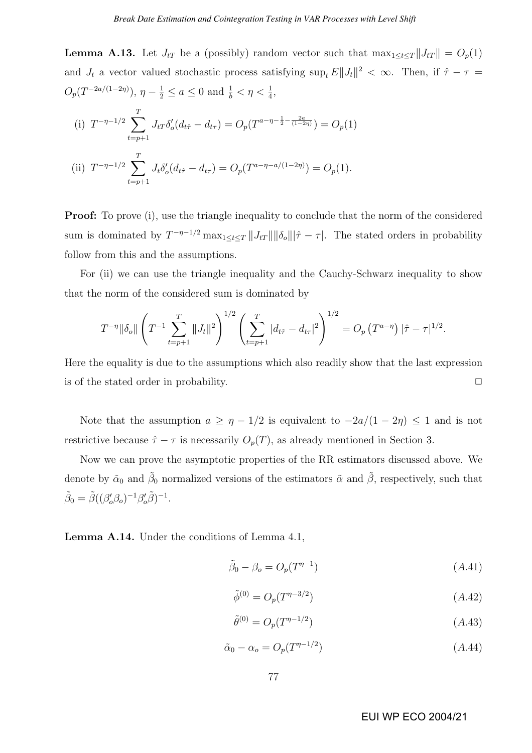**Lemma A.13.** Let $J_{tT}$ be a (possibly) random vector such that $\max_{1\leq t\leq T}\|J_{tT}\| = O_p(1)$ and $J_t$ a vector valued stochastic process satisfying $\sup_t E\|J_t\|^2 < \infty$. Then, if $\hat{\tau} - \tau = O_p(T^{-2a/(1-2\eta)})$, $\eta - \frac{1}{2} \leq a \leq 0$ and $\frac{1}{b} < \eta < \frac{1}{4}$,

(i) $T^{-\eta-1/2}\sum_{t=p+1}^{T} J_{tT}\delta_o'(d_{t\hat{\tau}} - d_{t\tau}) = O_p(T^{a-\eta-\frac{1}{2}-\frac{2a}{(1-2\eta)}}) = O_p(1)$

(ii) $T^{-\eta-1/2}\sum_{t=p+1}^{T} J_t\delta_o'(d_{t\hat{\tau}} - d_{t\tau}) = O_p(T^{a-\eta-a/(1-2\eta)}) = O_p(1)$.

**Proof:** To prove (i), use the triangle inequality to conclude that the norm of the considered sum is dominated by $T^{-\eta-1/2}\max_{1\leq t\leq T}\|J_{tT}\|\|\delta_o\||\hat{\tau} - \tau|$. The stated orders in probability follow from this and the assumptions.

For (ii) we can use the triangle inequality and the Cauchy-Schwarz inequality to show that the norm of the considered sum is dominated by

$$T^{-\eta}\|\delta_o\|\left(T^{-1}\sum_{t=p+1}^{T}\|J_t\|^2\right)^{1/2}\left(\sum_{t=p+1}^{T}|d_{t\hat{\tau}} - d_{t\tau}|^2\right)^{1/2} = O_p\left(T^{a-\eta}\right)|\hat{\tau} - \tau|^{1/2}.$$

Here the equality is due to the assumptions which also readily show that the last expression is of the stated order in probability. $\square$

Note that the assumption $a \geq \eta - 1/2$ is equivalent to $-2a/(1-2\eta) \leq 1$ and is not restrictive because $\hat{\tau} - \tau$ is necessarily $O_p(T)$, as already mentioned in Section 3.

Now we can prove the asymptotic properties of the RR estimators discussed above. We denote by $\tilde{\alpha}_0$ and $\tilde{\beta}_0$ normalized versions of the estimators $\tilde{\alpha}$ and $\tilde{\beta}$, respectively, such that $\tilde{\beta}_0 = \tilde{\beta}((\beta_o'\beta_o)^{-1}\beta_o'\tilde{\beta})^{-1}$.

**Lemma A.14.** Under the conditions of Lemma 4.1,

$$\tilde{\beta}_0 - \beta_o = O_p(T^{\eta-1}) \qquad (A.41)$$

$$\tilde{\phi}^{(0)} = O_p(T^{\eta-3/2}) \qquad (A.42)$$

$$\tilde{\theta}^{(0)} = O_p(T^{\eta-1/2}) \qquad (A.43)$$

$$\tilde{\alpha}_0 - \alpha_o = O_p(T^{\eta-1/2}) \qquad (A.44)$$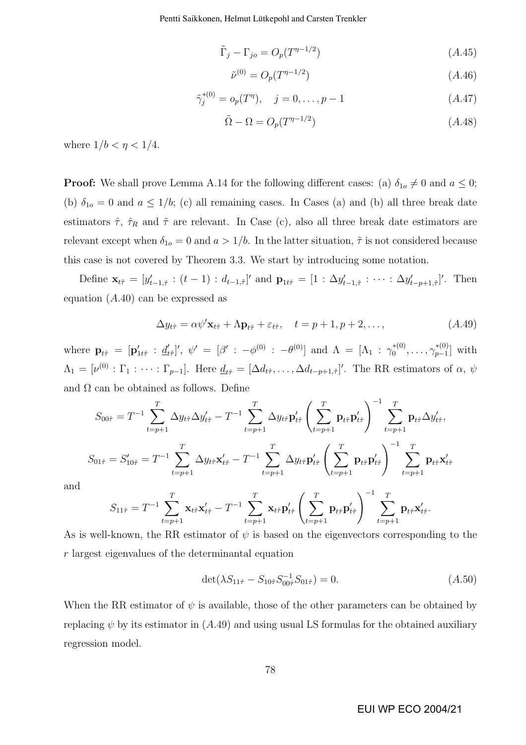$$\tilde{\Gamma}_j - \Gamma_{jo} = O_p(T^{\eta-1/2}) \tag{A.45}$$

$$\tilde{\nu}^{(0)} = O_p(T^{\eta-1/2}) \tag{A.46}$$

$$\tilde{\gamma}_j^{*(0)} = o_p(T^{\eta}), \quad j = 0, \ldots, p-1 \tag{A.47}$$

$$\tilde{\Omega} - \Omega = O_p(T^{\eta-1/2}) \tag{A.48}$$

where $1/b < \eta < 1/4$.

**Proof:** We shall prove Lemma A.14 for the following different cases: (a) $\delta_{1o} \neq 0$ and $a \leq 0$; (b) $\delta_{1o} = 0$ and $a \leq 1/b$; (c) all remaining cases. In Cases (a) and (b) all three break date estimators $\hat{\tau}$, $\hat{\tau}_R$ and $\tilde{\tau}$ are relevant. In Case (c), also all three break date estimators are relevant except when $\delta_{1o} = 0$ and $a > 1/b$. In the latter situation, $\tilde{\tau}$ is not considered because this case is not covered by Theorem 3.3. We start by introducing some notation.

Define $\mathbf{x}_{t\hat{\tau}} = [y'_{t-1,\hat{\tau}} : (t-1) : d_{t-1,\hat{\tau}}]'$ and $\mathbf{p}_{1t\hat{\tau}} = [1 : \Delta y'_{t-1,\hat{\tau}} : \cdots : \Delta y'_{t-p+1,\hat{\tau}}]'$. Then equation $(A.40)$ can be expressed as

$$\Delta y_{t\hat{\tau}} = \alpha \psi' \mathbf{x}_{t\hat{\tau}} + \Lambda \mathbf{p}_{t\hat{\tau}} + \varepsilon_{t\hat{\tau}}, \quad t = p+1, p+2, \ldots, \tag{A.49}$$

where $\mathbf{p}_{t\hat{\tau}} = [\mathbf{p}'_{1t\hat{\tau}} : \underline{d}'_{t\hat{\tau}}]'$, $\psi' = [\beta' : -\phi^{(0)} : -\theta^{(0)}]$ and $\Lambda = [\Lambda_1 : \gamma_0^{*(0)}, \ldots, \gamma_{p-1}^{*(0)}]$ with $\Lambda_1 = [\nu^{(0)} : \Gamma_1 : \cdots : \Gamma_{p-1}]$. Here $\underline{d}_{t\hat{\tau}} = [\Delta d_{t\hat{\tau}}, \ldots, \Delta d_{t-p+1,\hat{\tau}}]'$. The RR estimators of $\alpha$, $\psi$ and $\Omega$ can be obtained as follows. Define

$$S_{00\hat{\tau}} = T^{-1} \sum_{t=p+1}^{T} \Delta y_{t\hat{\tau}} \Delta y'_{t\hat{\tau}} - T^{-1} \sum_{t=p+1}^{T} \Delta y_{t\hat{\tau}} \mathbf{p}'_{t\hat{\tau}} \left( \sum_{t=p+1}^{T} \mathbf{p}_{t\hat{\tau}} \mathbf{p}'_{t\hat{\tau}} \right)^{-1} \sum_{t=p+1}^{T} \mathbf{p}_{t\hat{\tau}} \Delta y'_{t\hat{\tau}},$$

$$S_{01\hat{\tau}} = S'_{10\hat{\tau}} = T^{-1} \sum_{t=p+1}^{T} \Delta y_{t\hat{\tau}} \mathbf{x}'_{t\hat{\tau}} - T^{-1} \sum_{t=p+1}^{T} \Delta y_{t\hat{\tau}} \mathbf{p}'_{t\hat{\tau}} \left( \sum_{t=p+1}^{T} \mathbf{p}_{t\hat{\tau}} \mathbf{p}'_{t\hat{\tau}} \right)^{-1} \sum_{t=p+1}^{T} \mathbf{p}_{t\hat{\tau}} \mathbf{x}'_{t\hat{\tau}}$$

and

$$S_{11\hat{\tau}} = T^{-1} \sum_{t=p+1}^{T} \mathbf{x}_{t\hat{\tau}} \mathbf{x}'_{t\hat{\tau}} - T^{-1} \sum_{t=p+1}^{T} \mathbf{x}_{t\hat{\tau}} \mathbf{p}'_{t\hat{\tau}} \left( \sum_{t=p+1}^{T} \mathbf{p}_{t\hat{\tau}} \mathbf{p}'_{t\hat{\tau}} \right)^{-1} \sum_{t=p+1}^{T} \mathbf{p}_{t\hat{\tau}} \mathbf{x}'_{t\hat{\tau}}.$$

As is well-known, the RR estimator of $\psi$ is based on the eigenvectors corresponding to the $r$ largest eigenvalues of the determinantal equation

$$\det(\lambda S_{11\hat{\tau}} - S_{10\hat{\tau}} S_{00\hat{\tau}}^{-1} S_{01\hat{\tau}}) = 0. \tag{A.50}$$

When the RR estimator of $\psi$ is available, those of the other parameters can be obtained by replacing $\psi$ by its estimator in $(A.49)$ and using usual LS formulas for the obtained auxiliary regression model.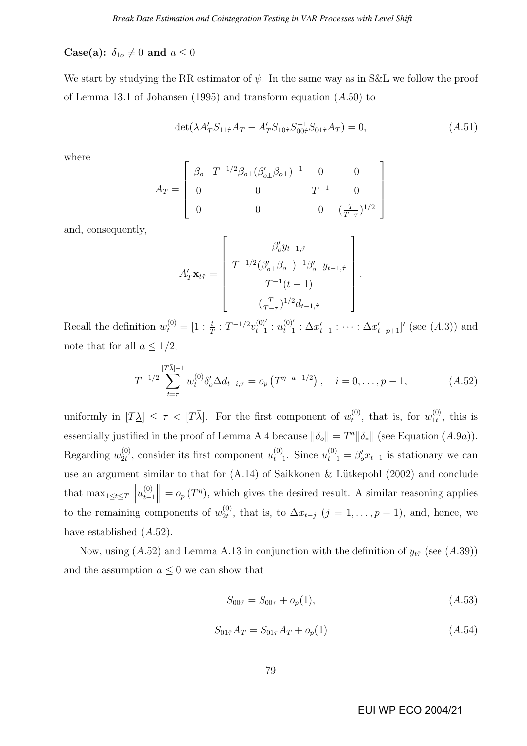**Case(a):** $\delta_{1o} \neq 0$ **and** $a \leq 0$

We start by studying the RR estimator of $\psi$. In the same way as in S&L we follow the proof of Lemma 13.1 of Johansen (1995) and transform equation $(A.50)$ to

$$\det(\lambda A_T' S_{11\hat{\tau}} A_T - A_T' S_{10\hat{\tau}} S_{00\hat{\tau}}^{-1} S_{01\hat{\tau}} A_T) = 0, \tag{A.51}$$

where

$$A_T = \begin{bmatrix} \beta_o & T^{-1/2}\beta_{o\perp}(\beta_{o\perp}'\beta_{o\perp})^{-1} & 0 & 0 \\ 0 & 0 & T^{-1} & 0 \\ 0 & 0 & 0 & (\frac{T}{T-\tau})^{1/2} \end{bmatrix}$$

and, consequently,

$$A_T'\mathbf{x}_{t\hat{\tau}} = \begin{bmatrix} \beta_o' y_{t-1,\hat{\tau}} \\ T^{-1/2}(\beta_{o\perp}'\beta_{o\perp})^{-1}\beta_{o\perp}' y_{t-1,\hat{\tau}} \\ T^{-1}(t-1) \\ (\frac{T}{T-\tau})^{1/2} d_{t-1,\hat{\tau}} \end{bmatrix}.$$

Recall the definition $w_t^{(0)} = [1 : \frac{t}{T} : T^{-1/2}v_{t-1}^{(0)\prime} : u_{t-1}^{(0)\prime} : \Delta x_{t-1}' : \cdots : \Delta x_{t-p+1}']'$ (see $(A.3)$) and note that for all $a \leq 1/2$,

$$T^{-1/2}\sum_{t=\tau}^{[T\bar{\lambda}]-1} w_t^{(0)}\delta_o'\Delta d_{t-i,\tau} = o_p\left(T^{\eta+a-1/2}\right), \quad i = 0,\ldots,p-1, \tag{A.52}$$

uniformly in $[T\underline{\lambda}] \leq \tau < [T\bar{\lambda}]$. For the first component of $w_t^{(0)}$, that is, for $w_{1t}^{(0)}$, this is essentially justified in the proof of Lemma A.4 because $\|\delta_o\| = T^a\|\delta_*\|$ (see Equation $(A.9a)$). Regarding $w_{2t}^{(0)}$, consider its first component $u_{t-1}^{(0)}$. Since $u_{t-1}^{(0)} = \beta_o' x_{t-1}$ is stationary we can use an argument similar to that for (A.14) of Saikkonen & Lütkepohl (2002) and conclude that $\max_{1\leq t\leq T}\left\|u_{t-1}^{(0)}\right\| = o_p(T^\eta)$, which gives the desired result. A similar reasoning applies to the remaining components of $w_{2t}^{(0)}$, that is, to $\Delta x_{t-j}$ $(j = 1,\ldots,p-1)$, and, hence, we have established $(A.52)$.

Now, using $(A.52)$ and Lemma A.13 in conjunction with the definition of $y_{t\hat{\tau}}$ (see $(A.39)$) and the assumption $a \leq 0$ we can show that

$$S_{00\hat{\tau}} = S_{00\tau} + o_p(1), \tag{A.53}$$

$$S_{01\hat{\tau}}A_T = S_{01\tau}A_T + o_p(1) \tag{A.54}$$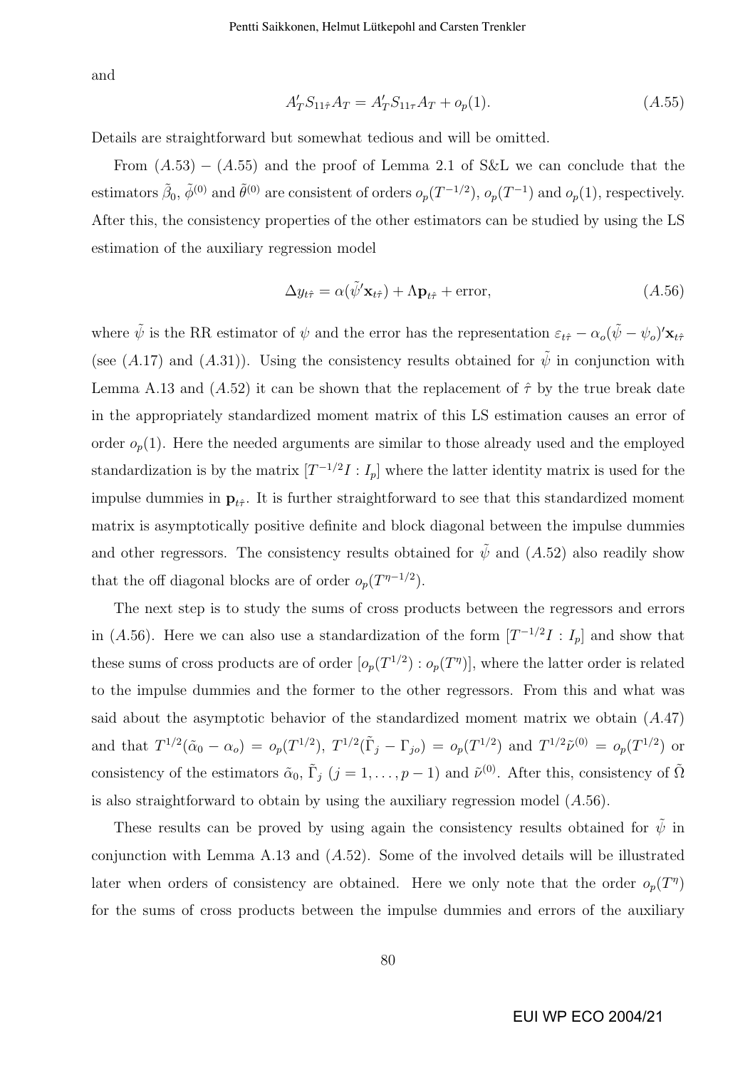and

$$A_T' S_{11\hat{\tau}} A_T = A_T' S_{11\tau} A_T + o_p(1). \tag{A.55}$$

Details are straightforward but somewhat tedious and will be omitted.

From $(A.53) - (A.55)$ and the proof of Lemma 2.1 of S&L we can conclude that the estimators $\tilde{\beta}_0$, $\tilde{\phi}^{(0)}$ and $\tilde{\theta}^{(0)}$ are consistent of orders $o_p(T^{-1/2})$, $o_p(T^{-1})$ and $o_p(1)$, respectively. After this, the consistency properties of the other estimators can be studied by using the LS estimation of the auxiliary regression model

$$\Delta y_{t\hat{\tau}} = \alpha(\tilde{\psi}' \mathbf{x}_{t\hat{\tau}}) + \Lambda \mathbf{p}_{t\hat{\tau}} + \text{error}, \tag{A.56}$$

where $\tilde{\psi}$ is the RR estimator of $\psi$ and the error has the representation $\varepsilon_{t\hat{\tau}} - \alpha_o(\tilde{\psi} - \psi_o)' \mathbf{x}_{t\hat{\tau}}$ (see $(A.17)$ and $(A.31)$). Using the consistency results obtained for $\tilde{\psi}$ in conjunction with Lemma A.13 and $(A.52)$ it can be shown that the replacement of $\hat{\tau}$ by the true break date in the appropriately standardized moment matrix of this LS estimation causes an error of order $o_p(1)$. Here the needed arguments are similar to those already used and the employed standardization is by the matrix $[T^{-1/2} I : I_p]$ where the latter identity matrix is used for the impulse dummies in $\mathbf{p}_{t\hat{\tau}}$. It is further straightforward to see that this standardized moment matrix is asymptotically positive definite and block diagonal between the impulse dummies and other regressors. The consistency results obtained for $\tilde{\psi}$ and $(A.52)$ also readily show that the off diagonal blocks are of order $o_p(T^{\eta - 1/2})$.

The next step is to study the sums of cross products between the regressors and errors in $(A.56)$. Here we can also use a standardization of the form $[T^{-1/2} I : I_p]$ and show that these sums of cross products are of order $[o_p(T^{1/2}) : o_p(T^{\eta})]$, where the latter order is related to the impulse dummies and the former to the other regressors. From this and what was said about the asymptotic behavior of the standardized moment matrix we obtain $(A.47)$ and that $T^{1/2}(\tilde{\alpha}_0 - \alpha_o) = o_p(T^{1/2})$, $T^{1/2}(\tilde{\Gamma}_j - \Gamma_{jo}) = o_p(T^{1/2})$ and $T^{1/2} \tilde{\nu}^{(0)} = o_p(T^{1/2})$ or consistency of the estimators $\tilde{\alpha}_0$, $\tilde{\Gamma}_j$ $(j = 1, \ldots, p-1)$ and $\tilde{\nu}^{(0)}$. After this, consistency of $\tilde{\Omega}$ is also straightforward to obtain by using the auxiliary regression model $(A.56)$.

These results can be proved by using again the consistency results obtained for $\tilde{\psi}$ in conjunction with Lemma A.13 and $(A.52)$. Some of the involved details will be illustrated later when orders of consistency are obtained. Here we only note that the order $o_p(T^{\eta})$ for the sums of cross products between the impulse dummies and errors of the auxiliary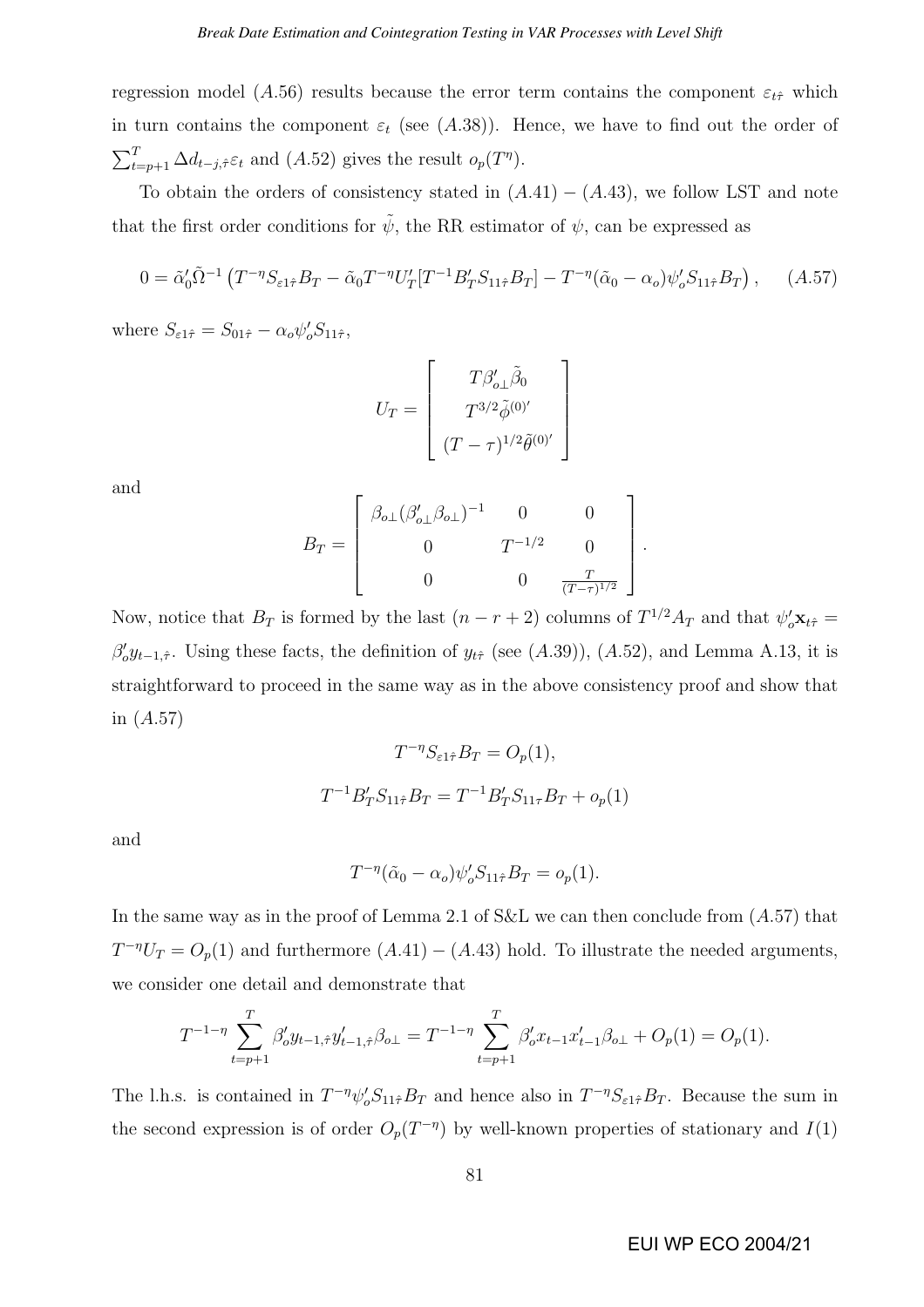regression model $(A.56)$ results because the error term contains the component $\varepsilon_{t\hat{\tau}}$ which in turn contains the component $\varepsilon_t$ (see $(A.38)$). Hence, we have to find out the order of $\sum_{t=p+1}^{T} \Delta d_{t-j,\hat{\tau}} \varepsilon_t$ and $(A.52)$ gives the result $o_p(T^{\eta})$.

To obtain the orders of consistency stated in $(A.41) - (A.43)$, we follow LST and note that the first order conditions for $\tilde{\psi}$, the RR estimator of $\psi$, can be expressed as

$$0 = \tilde{\alpha}_0' \tilde{\Omega}^{-1} \left( T^{-\eta} S_{\varepsilon 1 \hat{\tau}} B_T - \tilde{\alpha}_0 T^{-\eta} U_T' [T^{-1} B_T' S_{11\hat{\tau}} B_T] - T^{-\eta} (\tilde{\alpha}_0 - \alpha_o) \psi_o' S_{11\hat{\tau}} B_T \right), \qquad (A.57)$$

where $S_{\varepsilon 1 \hat{\tau}} = S_{01\hat{\tau}} - \alpha_o \psi_o' S_{11\hat{\tau}}$,

$$U_T = \begin{bmatrix} T\beta_{o\perp}' \tilde{\beta}_0 \\ T^{3/2} \tilde{\phi}^{(0)'} \\ (T-\tau)^{1/2} \tilde{\theta}^{(0)'} \end{bmatrix}$$

and

$$B_T = \begin{bmatrix} \beta_{o\perp} (\beta_{o\perp}' \beta_{o\perp})^{-1} & 0 & 0 \\ 0 & T^{-1/2} & 0 \\ 0 & 0 & \frac{T}{(T-\tau)^{1/2}} \end{bmatrix}.$$

Now, notice that $B_T$ is formed by the last $(n-r+2)$ columns of $T^{1/2} A_T$ and that $\psi_o' \mathbf{x}_{t\hat{\tau}} = \beta_o' y_{t-1,\hat{\tau}}$. Using these facts, the definition of $y_{t\hat{\tau}}$ (see $(A.39)$), $(A.52)$, and Lemma A.13, it is straightforward to proceed in the same way as in the above consistency proof and show that in $(A.57)$

$$T^{-\eta} S_{\varepsilon 1 \hat{\tau}} B_T = O_p(1),$$

$$T^{-1} B_T' S_{11\hat{\tau}} B_T = T^{-1} B_T' S_{11\tau} B_T + o_p(1)$$

and

$$T^{-\eta} (\tilde{\alpha}_0 - \alpha_o) \psi_o' S_{11\hat{\tau}} B_T = o_p(1).$$

In the same way as in the proof of Lemma 2.1 of S&L we can then conclude from $(A.57)$ that $T^{-\eta} U_T = O_p(1)$ and furthermore $(A.41) - (A.43)$ hold. To illustrate the needed arguments, we consider one detail and demonstrate that

$$T^{-1-\eta} \sum_{t=p+1}^{T} \beta_o' y_{t-1,\hat{\tau}} y_{t-1,\hat{\tau}}' \beta_{o\perp} = T^{-1-\eta} \sum_{t=p+1}^{T} \beta_o' x_{t-1} x_{t-1}' \beta_{o\perp} + O_p(1) = O_p(1).$$

The l.h.s. is contained in $T^{-\eta} \psi_o' S_{11\hat{\tau}} B_T$ and hence also in $T^{-\eta} S_{\varepsilon 1 \hat{\tau}} B_T$. Because the sum in the second expression is of order $O_p(T^{-\eta})$ by well-known properties of stationary and $I(1)$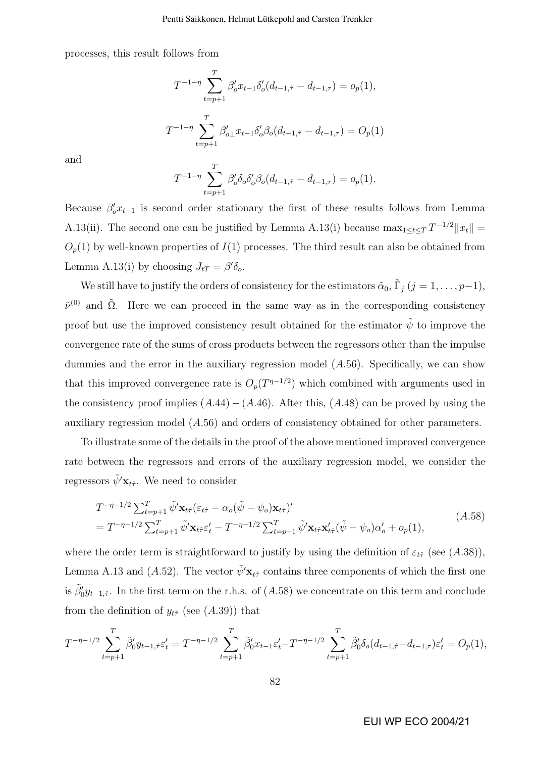processes, this result follows from

$$T^{-1-\eta}\sum_{t=p+1}^{T}\beta_o' x_{t-1}\delta_o'(d_{t-1,\hat{\tau}}-d_{t-1,\tau})=o_p(1),$$

$$T^{-1-\eta}\sum_{t=p+1}^{T}\beta_{o\perp}' x_{t-1}\delta_o'\beta_o(d_{t-1,\hat{\tau}}-d_{t-1,\tau})=O_p(1)$$

and

$$T^{-1-\eta}\sum_{t=p+1}^{T}\beta_o'\delta_o\delta_o'\beta_o(d_{t-1,\hat{\tau}}-d_{t-1,\tau})=o_p(1).$$

Because $\beta_o' x_{t-1}$ is second order stationary the first of these results follows from Lemma A.13(ii). The second one can be justified by Lemma A.13(i) because $\max_{1\le t\le T} T^{-1/2}\|x_t\| = O_p(1)$ by well-known properties of $I(1)$ processes. The third result can also be obtained from Lemma A.13(i) by choosing $J_{tT}=\beta'\delta_o$.

We still have to justify the orders of consistency for the estimators $\tilde{\alpha}_0$, $\tilde{\Gamma}_j$ $(j=1,\ldots,p-1)$, $\tilde{\nu}^{(0)}$ and $\tilde{\Omega}$. Here we can proceed in the same way as in the corresponding consistency proof but use the improved consistency result obtained for the estimator $\tilde{\psi}$ to improve the convergence rate of the sums of cross products between the regressors other than the impulse dummies and the error in the auxiliary regression model $(A.56)$. Specifically, we can show that this improved convergence rate is $O_p(T^{\eta-1/2})$ which combined with arguments used in the consistency proof implies $(A.44)-(A.46)$. After this, $(A.48)$ can be proved by using the auxiliary regression model $(A.56)$ and orders of consistency obtained for other parameters.

To illustrate some of the details in the proof of the above mentioned improved convergence rate between the regressors and errors of the auxiliary regression model, we consider the regressors $\tilde{\psi}'\mathbf{x}_{t\hat{\tau}}$. We need to consider

$$\begin{aligned}&T^{-\eta-1/2}\textstyle\sum_{t=p+1}^{T}\tilde{\psi}'\mathbf{x}_{t\hat{\tau}}(\varepsilon_{t\hat{\tau}}-\alpha_o(\tilde{\psi}-\psi_o)\mathbf{x}_{t\hat{\tau}})'\\ &=T^{-\eta-1/2}\textstyle\sum_{t=p+1}^{T}\tilde{\psi}'\mathbf{x}_{t\hat{\tau}}\varepsilon_t' - T^{-\eta-1/2}\sum_{t=p+1}^{T}\tilde{\psi}'\mathbf{x}_{t\hat{\tau}}\mathbf{x}_{t\hat{\tau}}'(\tilde{\psi}-\psi_o)\alpha_o'+o_p(1),\end{aligned}\tag{A.58}$$

where the order term is straightforward to justify by using the definition of $\varepsilon_{t\hat{\tau}}$ (see $(A.38)$), Lemma A.13 and $(A.52)$. The vector $\tilde{\psi}'\mathbf{x}_{t\hat{\tau}}$ contains three components of which the first one is $\tilde{\beta}_0' y_{t-1,\hat{\tau}}$. In the first term on the r.h.s. of $(A.58)$ we concentrate on this term and conclude from the definition of $y_{t\hat{\tau}}$ (see $(A.39)$) that

$$T^{-\eta-1/2}\sum_{t=p+1}^{T}\tilde{\beta}_0' y_{t-1,\hat{\tau}}\varepsilon_t' = T^{-\eta-1/2}\sum_{t=p+1}^{T}\tilde{\beta}_0' x_{t-1}\varepsilon_t' - T^{-\eta-1/2}\sum_{t=p+1}^{T}\tilde{\beta}_0'\delta_o(d_{t-1,\hat{\tau}}-d_{t-1,\tau})\varepsilon_t' = O_p(1),$$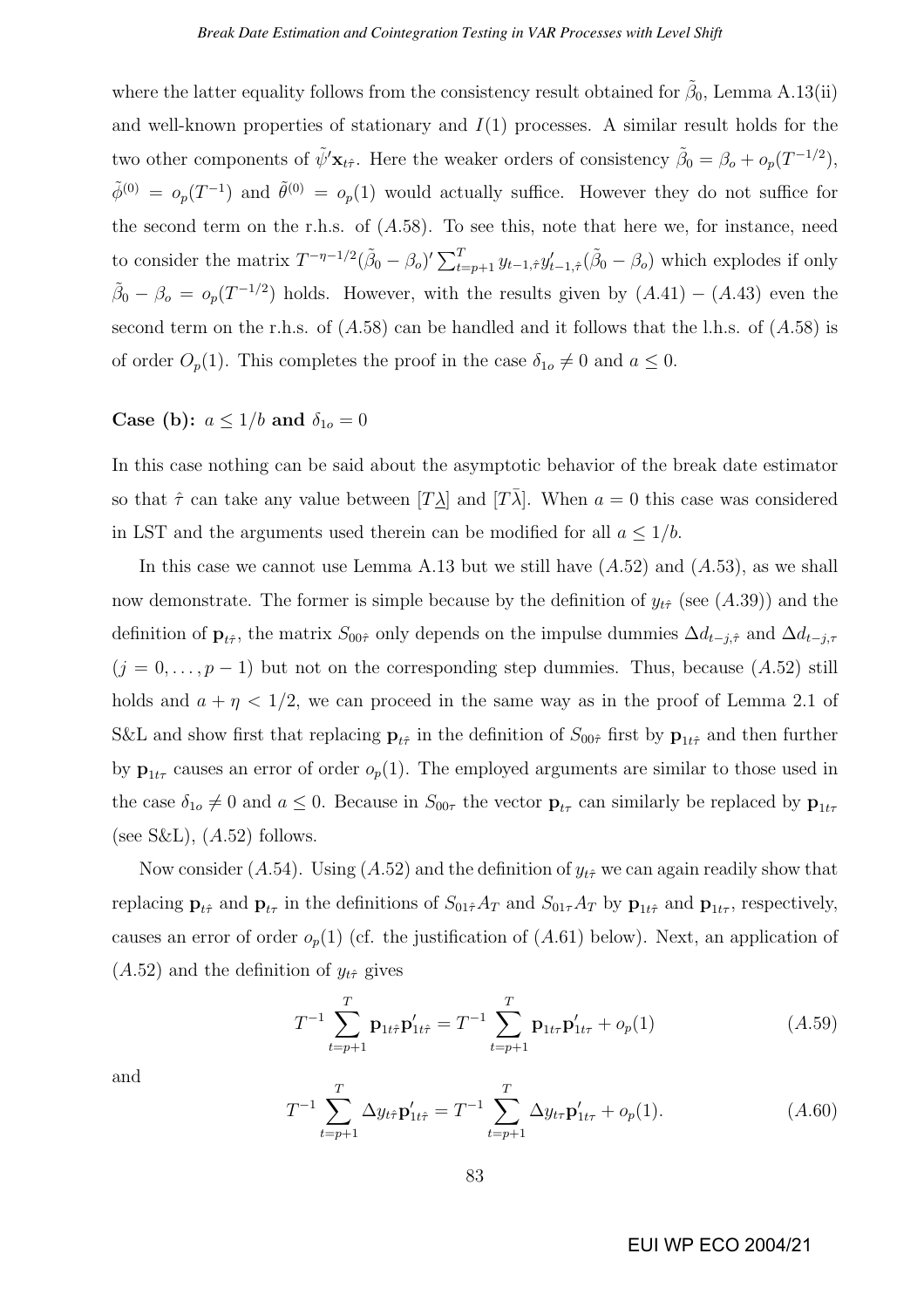where the latter equality follows from the consistency result obtained for $\tilde{\beta}_0$, Lemma A.13(ii) and well-known properties of stationary and $I(1)$ processes. A similar result holds for the two other components of $\tilde{\psi}'\mathbf{x}_{t\hat{\tau}}$. Here the weaker orders of consistency $\tilde{\beta}_0 = \beta_o + o_p(T^{-1/2})$, $\tilde{\phi}^{(0)} = o_p(T^{-1})$ and $\tilde{\theta}^{(0)} = o_p(1)$ would actually suffice. However they do not suffice for the second term on the r.h.s. of $(A.58)$. To see this, note that here we, for instance, need to consider the matrix $T^{-\eta-1/2}(\tilde{\beta}_0 - \beta_o)' \sum_{t=p+1}^{T} y_{t-1,\hat{\tau}} y'_{t-1,\hat{\tau}} (\tilde{\beta}_0 - \beta_o)$ which explodes if only $\tilde{\beta}_0 - \beta_o = o_p(T^{-1/2})$ holds. However, with the results given by $(A.41)$ – $(A.43)$ even the second term on the r.h.s. of $(A.58)$ can be handled and it follows that the l.h.s. of $(A.58)$ is of order $O_p(1)$. This completes the proof in the case $\delta_{1o} \neq 0$ and $a \leq 0$.

**Case (b):** $a \leq 1/b$ **and** $\delta_{1o} = 0$

In this case nothing can be said about the asymptotic behavior of the break date estimator so that $\hat{\tau}$ can take any value between $[T\underline{\lambda}]$ and $[T\bar{\lambda}]$. When $a = 0$ this case was considered in LST and the arguments used therein can be modified for all $a \leq 1/b$.

In this case we cannot use Lemma A.13 but we still have $(A.52)$ and $(A.53)$, as we shall now demonstrate. The former is simple because by the definition of $y_{t\hat{\tau}}$ (see $(A.39)$) and the definition of $\mathbf{p}_{t\hat{\tau}}$, the matrix $S_{00\hat{\tau}}$ only depends on the impulse dummies $\Delta d_{t-j,\hat{\tau}}$ and $\Delta d_{t-j,\tau}$ $(j = 0, \ldots, p-1)$ but not on the corresponding step dummies. Thus, because $(A.52)$ still holds and $a + \eta < 1/2$, we can proceed in the same way as in the proof of Lemma 2.1 of S&L and show first that replacing $\mathbf{p}_{t\hat{\tau}}$ in the definition of $S_{00\hat{\tau}}$ first by $\mathbf{p}_{1t\hat{\tau}}$ and then further by $\mathbf{p}_{1t\tau}$ causes an error of order $o_p(1)$. The employed arguments are similar to those used in the case $\delta_{1o} \neq 0$ and $a \leq 0$. Because in $S_{00\tau}$ the vector $\mathbf{p}_{t\tau}$ can similarly be replaced by $\mathbf{p}_{1t\tau}$ (see S&L), $(A.52)$ follows.

Now consider $(A.54)$. Using $(A.52)$ and the definition of $y_{t\hat{\tau}}$ we can again readily show that replacing $\mathbf{p}_{t\hat{\tau}}$ and $\mathbf{p}_{t\tau}$ in the definitions of $S_{01\hat{\tau}}A_T$ and $S_{01\tau}A_T$ by $\mathbf{p}_{1t\hat{\tau}}$ and $\mathbf{p}_{1t\tau}$, respectively, causes an error of order $o_p(1)$ (cf. the justification of $(A.61)$ below). Next, an application of $(A.52)$ and the definition of $y_{t\hat{\tau}}$ gives

$$T^{-1} \sum_{t=p+1}^{T} \mathbf{p}_{1t\hat{\tau}} \mathbf{p}'_{1t\hat{\tau}} = T^{-1} \sum_{t=p+1}^{T} \mathbf{p}_{1t\tau} \mathbf{p}'_{1t\tau} + o_p(1) \tag{A.59}$$

and

$$T^{-1} \sum_{t=p+1}^{T} \Delta y_{t\hat{\tau}} \mathbf{p}'_{1t\hat{\tau}} = T^{-1} \sum_{t=p+1}^{T} \Delta y_{t\tau} \mathbf{p}'_{1t\tau} + o_p(1). \tag{A.60}$$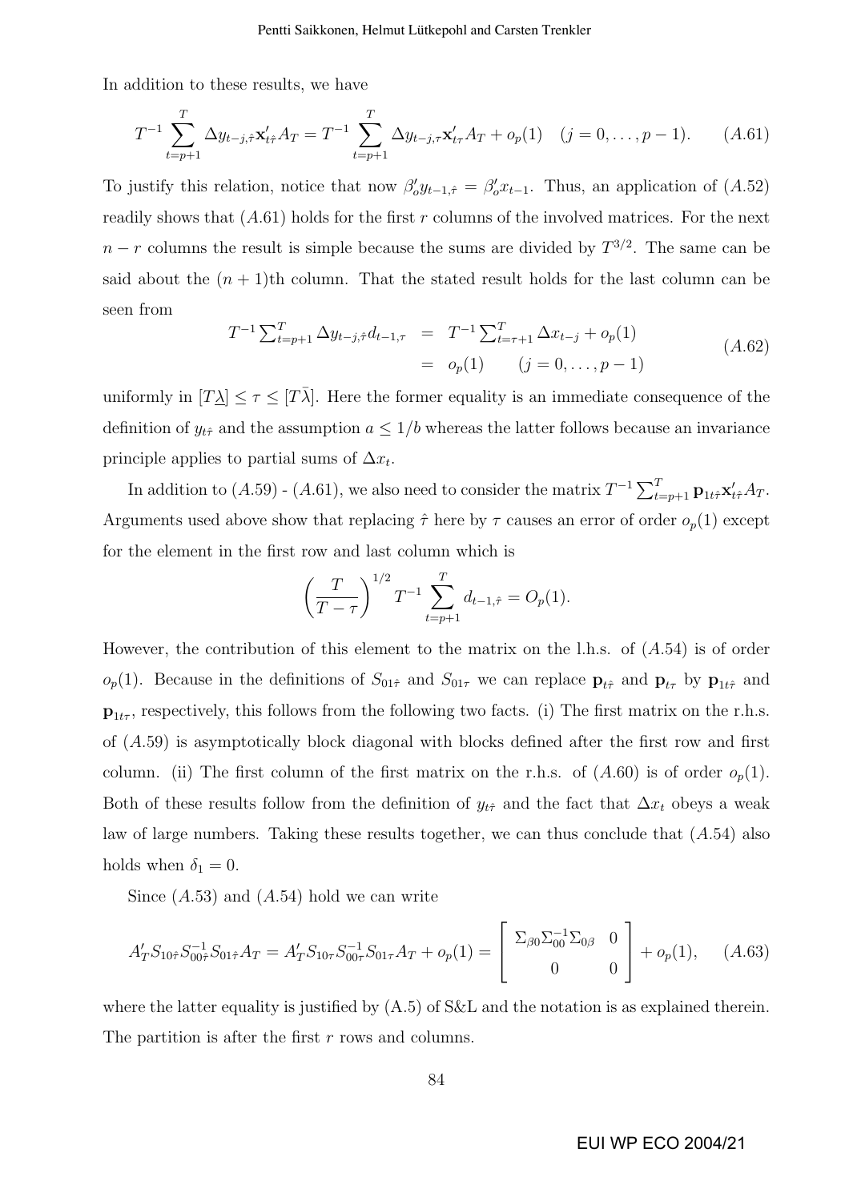In addition to these results, we have

$$T^{-1} \sum_{t=p+1}^{T} \Delta y_{t-j,\hat{\tau}} \mathbf{x}'_{t\hat{\tau}} A_T = T^{-1} \sum_{t=p+1}^{T} \Delta y_{t-j,\tau} \mathbf{x}'_{t\tau} A_T + o_p(1) \quad (j = 0, \ldots, p-1). \qquad (A.61)$$

To justify this relation, notice that now $\beta'_o y_{t-1,\hat{\tau}} = \beta'_o x_{t-1}$. Thus, an application of $(A.52)$ readily shows that $(A.61)$ holds for the first $r$ columns of the involved matrices. For the next $n-r$ columns the result is simple because the sums are divided by $T^{3/2}$. The same can be said about the $(n+1)$th column. That the stated result holds for the last column can be seen from

$$\begin{aligned} T^{-1} \textstyle\sum_{t=p+1}^{T} \Delta y_{t-j,\hat{\tau}} d_{t-1,\tau} &= T^{-1} \textstyle\sum_{t=\tau+1}^{T} \Delta x_{t-j} + o_p(1) \\ &= o_p(1) \qquad (j = 0, \ldots, p-1) \end{aligned} \qquad (A.62)$$

uniformly in $[T\underline{\lambda}] \leq \tau \leq [T\bar{\lambda}]$. Here the former equality is an immediate consequence of the definition of $y_{t\hat{\tau}}$ and the assumption $a \leq 1/b$ whereas the latter follows because an invariance principle applies to partial sums of $\Delta x_t$.

In addition to $(A.59)$ - $(A.61)$, we also need to consider the matrix $T^{-1} \sum_{t=p+1}^{T} \mathbf{p}_{1t\hat{\tau}} \mathbf{x}'_{t\hat{\tau}} A_T$. Arguments used above show that replacing $\hat{\tau}$ here by $\tau$ causes an error of order $o_p(1)$ except for the element in the first row and last column which is

$$\left( \frac{T}{T-\tau} \right)^{1/2} T^{-1} \sum_{t=p+1}^{T} d_{t-1,\hat{\tau}} = O_p(1).$$

However, the contribution of this element to the matrix on the l.h.s. of $(A.54)$ is of order $o_p(1)$. Because in the definitions of $S_{01\hat{\tau}}$ and $S_{01\tau}$ we can replace $\mathbf{p}_{t\hat{\tau}}$ and $\mathbf{p}_{t\tau}$ by $\mathbf{p}_{1t\hat{\tau}}$ and $\mathbf{p}_{1t\tau}$, respectively, this follows from the following two facts. (i) The first matrix on the r.h.s. of $(A.59)$ is asymptotically block diagonal with blocks defined after the first row and first column. (ii) The first column of the first matrix on the r.h.s. of $(A.60)$ is of order $o_p(1)$. Both of these results follow from the definition of $y_{t\hat{\tau}}$ and the fact that $\Delta x_t$ obeys a weak law of large numbers. Taking these results together, we can thus conclude that $(A.54)$ also holds when $\delta_1 = 0$.

Since $(A.53)$ and $(A.54)$ hold we can write

$$A'_T S_{10\hat{\tau}} S_{00\hat{\tau}}^{-1} S_{01\hat{\tau}} A_T = A'_T S_{10\tau} S_{00\tau}^{-1} S_{01\tau} A_T + o_p(1) = \begin{bmatrix} \Sigma_{\beta 0} \Sigma_{00}^{-1} \Sigma_{0\beta} & 0 \\ 0 & 0 \end{bmatrix} + o_p(1), \qquad (A.63)$$

where the latter equality is justified by (A.5) of S&L and the notation is as explained therein. The partition is after the first $r$ rows and columns.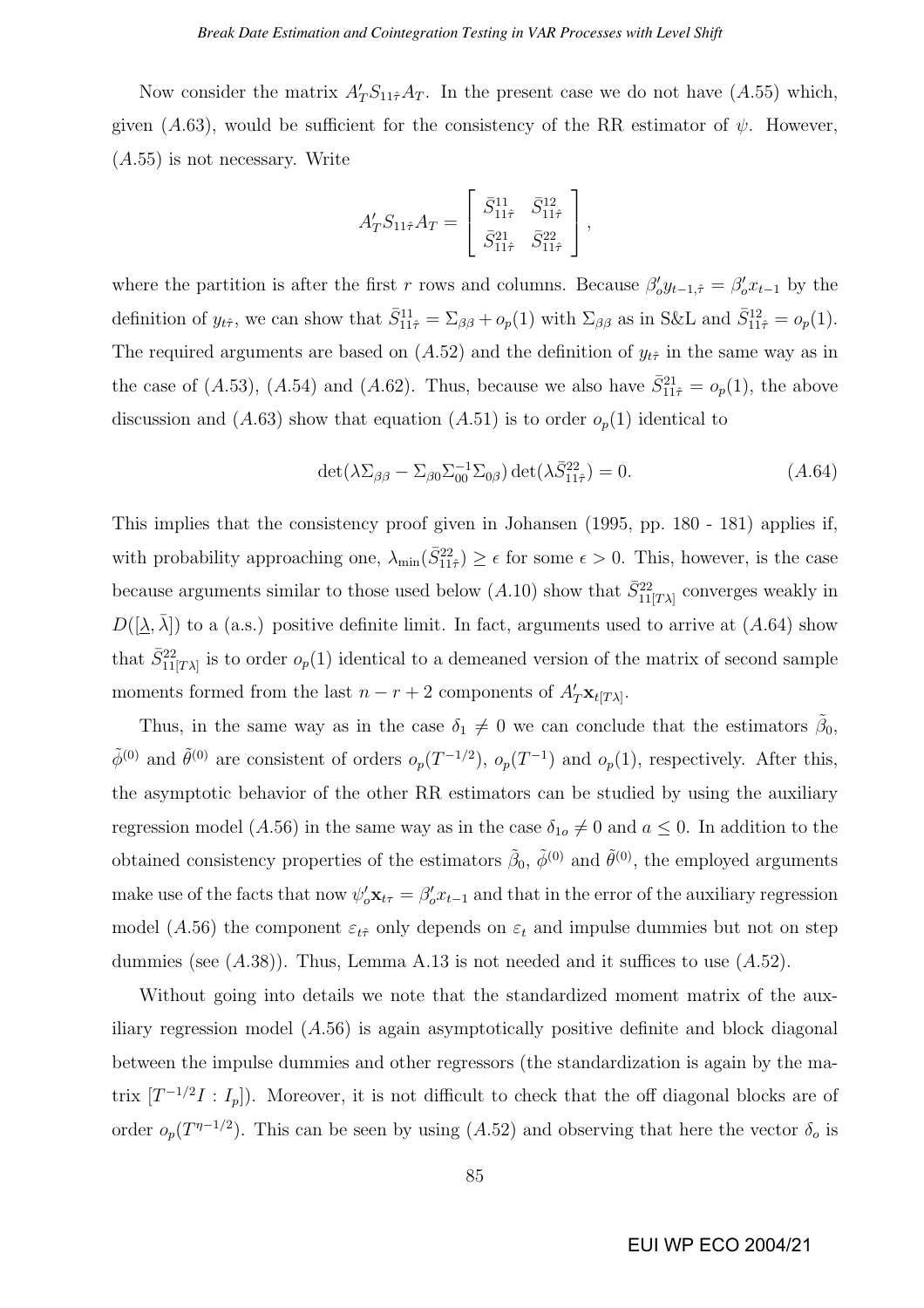Now consider the matrix $A_T' S_{11\hat{\tau}} A_T$. In the present case we do not have $(A.55)$ which, given $(A.63)$, would be sufficient for the consistency of the RR estimator of $\psi$. However, $(A.55)$ is not necessary. Write

$$A_T' S_{11\hat{\tau}} A_T = \begin{bmatrix} \bar{S}_{11\hat{\tau}}^{11} & \bar{S}_{11\hat{\tau}}^{12} \\ \bar{S}_{11\hat{\tau}}^{21} & \bar{S}_{11\hat{\tau}}^{22} \end{bmatrix},$$

where the partition is after the first $r$ rows and columns. Because $\beta_o' y_{t-1,\hat{\tau}} = \beta_o' x_{t-1}$ by the definition of $y_{t\hat{\tau}}$, we can show that $\bar{S}_{11\hat{\tau}}^{11} = \Sigma_{\beta\beta} + o_p(1)$ with $\Sigma_{\beta\beta}$ as in S&L and $\bar{S}_{11\hat{\tau}}^{12} = o_p(1)$. The required arguments are based on $(A.52)$ and the definition of $y_{t\hat{\tau}}$ in the same way as in the case of $(A.53)$, $(A.54)$ and $(A.62)$. Thus, because we also have $\bar{S}_{11\hat{\tau}}^{21} = o_p(1)$, the above discussion and $(A.63)$ show that equation $(A.51)$ is to order $o_p(1)$ identical to

$$\det(\lambda \Sigma_{\beta\beta} - \Sigma_{\beta 0} \Sigma_{00}^{-1} \Sigma_{0\beta}) \det(\lambda \bar{S}_{11\hat{\tau}}^{22}) = 0. \tag{A.64}$$

This implies that the consistency proof given in Johansen (1995, pp. 180 - 181) applies if, with probability approaching one, $\lambda_{\min}(\bar{S}_{11\hat{\tau}}^{22}) \geq \epsilon$ for some $\epsilon > 0$. This, however, is the case because arguments similar to those used below $(A.10)$ show that $\bar{S}_{11[T\lambda]}^{22}$ converges weakly in $D([\underline{\lambda}, \bar{\lambda}])$ to a (a.s.) positive definite limit. In fact, arguments used to arrive at $(A.64)$ show that $\bar{S}_{11[T\lambda]}^{22}$ is to order $o_p(1)$ identical to a demeaned version of the matrix of second sample moments formed from the last $n - r + 2$ components of $A_T' \mathbf{x}_{t[T\lambda]}$.

Thus, in the same way as in the case $\delta_1 \neq 0$ we can conclude that the estimators $\tilde{\beta}_0$, $\tilde{\phi}^{(0)}$ and $\tilde{\theta}^{(0)}$ are consistent of orders $o_p(T^{-1/2})$, $o_p(T^{-1})$ and $o_p(1)$, respectively. After this, the asymptotic behavior of the other RR estimators can be studied by using the auxiliary regression model $(A.56)$ in the same way as in the case $\delta_{1o} \neq 0$ and $a \leq 0$. In addition to the obtained consistency properties of the estimators $\tilde{\beta}_0$, $\tilde{\phi}^{(0)}$ and $\tilde{\theta}^{(0)}$, the employed arguments make use of the facts that now $\psi_o' \mathbf{x}_{t\tau} = \beta_o' x_{t-1}$ and that in the error of the auxiliary regression model $(A.56)$ the component $\varepsilon_{t\hat{\tau}}$ only depends on $\varepsilon_t$ and impulse dummies but not on step dummies (see $(A.38)$). Thus, Lemma A.13 is not needed and it suffices to use $(A.52)$.

Without going into details we note that the standardized moment matrix of the auxiliary regression model $(A.56)$ is again asymptotically positive definite and block diagonal between the impulse dummies and other regressors (the standardization is again by the matrix $[T^{-1/2} I : I_p]$). Moreover, it is not difficult to check that the off diagonal blocks are of order $o_p(T^{\eta - 1/2})$. This can be seen by using $(A.52)$ and observing that here the vector $\delta_o$ is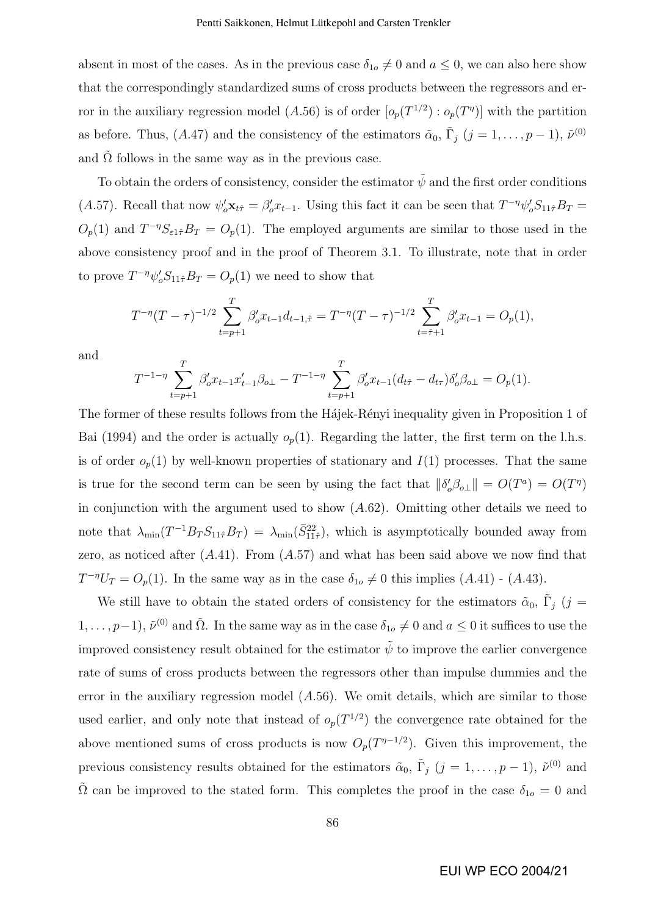absent in most of the cases. As in the previous case $\delta_{1o} \neq 0$ and $a \leq 0$, we can also here show that the correspondingly standardized sums of cross products between the regressors and error in the auxiliary regression model $(A.56)$ is of order $[o_p(T^{1/2}) : o_p(T^{\eta})]$ with the partition as before. Thus, $(A.47)$ and the consistency of the estimators $\tilde{\alpha}_0$, $\tilde{\Gamma}_j$ $(j = 1, \ldots, p-1)$, $\tilde{\nu}^{(0)}$ and $\tilde{\Omega}$ follows in the same way as in the previous case.

To obtain the orders of consistency, consider the estimator $\tilde{\psi}$ and the first order conditions $(A.57)$. Recall that now $\psi_o' \mathbf{x}_{t\hat{\tau}} = \beta_o' x_{t-1}$. Using this fact it can be seen that $T^{-\eta}\psi_o' S_{11\hat{\tau}} B_T = O_p(1)$ and $T^{-\eta} S_{\varepsilon 1 \hat{\tau}} B_T = O_p(1)$. The employed arguments are similar to those used in the above consistency proof and in the proof of Theorem 3.1. To illustrate, note that in order to prove $T^{-\eta}\psi_o' S_{11\hat{\tau}} B_T = O_p(1)$ we need to show that

$$T^{-\eta}(T-\tau)^{-1/2} \sum_{t=p+1}^{T} \beta_o' x_{t-1} d_{t-1,\hat{\tau}} = T^{-\eta}(T-\tau)^{-1/2} \sum_{t=\hat{\tau}+1}^{T} \beta_o' x_{t-1} = O_p(1),$$

and

$$T^{-1-\eta} \sum_{t=p+1}^{T} \beta_o' x_{t-1} x_{t-1}' \beta_{o\perp} - T^{-1-\eta} \sum_{t=p+1}^{T} \beta_o' x_{t-1} (d_{t\hat{\tau}} - d_{t\tau}) \delta_o' \beta_{o\perp} = O_p(1).$$

The former of these results follows from the Hájek-Rényi inequality given in Proposition 1 of Bai (1994) and the order is actually $o_p(1)$. Regarding the latter, the first term on the l.h.s. is of order $o_p(1)$ by well-known properties of stationary and $I(1)$ processes. That the same is true for the second term can be seen by using the fact that $\|\delta_o' \beta_{o\perp}\| = O(T^a) = O(T^{\eta})$ in conjunction with the argument used to show $(A.62)$. Omitting other details we need to note that $\lambda_{\min}(T^{-1} B_T S_{11\hat{\tau}} B_T) = \lambda_{\min}(\bar{S}_{11\hat{\tau}}^{22})$, which is asymptotically bounded away from zero, as noticed after $(A.41)$. From $(A.57)$ and what has been said above we now find that $T^{-\eta} U_T = O_p(1)$. In the same way as in the case $\delta_{1o} \neq 0$ this implies $(A.41)$ - $(A.43)$.

We still have to obtain the stated orders of consistency for the estimators $\tilde{\alpha}_0$, $\tilde{\Gamma}_j$ $(j = 1, \ldots, p-1)$, $\tilde{\nu}^{(0)}$ and $\tilde{\Omega}$. In the same way as in the case $\delta_{1o} \neq 0$ and $a \leq 0$ it suffices to use the improved consistency result obtained for the estimator $\tilde{\psi}$ to improve the earlier convergence rate of sums of cross products between the regressors other than impulse dummies and the error in the auxiliary regression model $(A.56)$. We omit details, which are similar to those used earlier, and only note that instead of $o_p(T^{1/2})$ the convergence rate obtained for the above mentioned sums of cross products is now $O_p(T^{\eta-1/2})$. Given this improvement, the previous consistency results obtained for the estimators $\tilde{\alpha}_0$, $\tilde{\Gamma}_j$ $(j = 1, \ldots, p-1)$, $\tilde{\nu}^{(0)}$ and $\tilde{\Omega}$ can be improved to the stated form. This completes the proof in the case $\delta_{1o} = 0$ and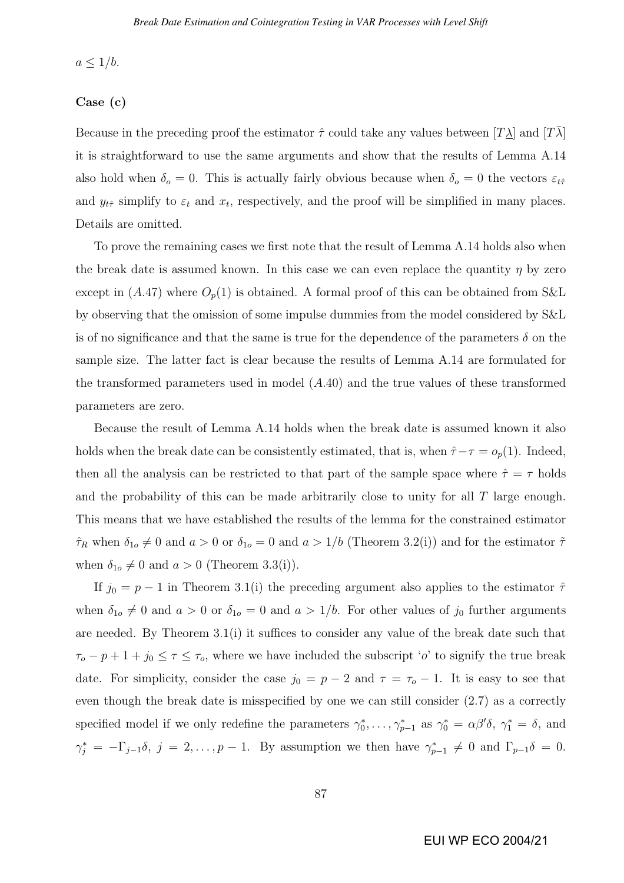$a \leq 1/b$.

**Case (c)**

Because in the preceding proof the estimator $\hat{\tau}$ could take any values between $[T\underline{\lambda}]$ and $[T\bar{\lambda}]$ it is straightforward to use the same arguments and show that the results of Lemma A.14 also hold when $\delta_o = 0$. This is actually fairly obvious because when $\delta_o = 0$ the vectors $\varepsilon_{t\hat{\tau}}$ and $y_{t\hat{\tau}}$ simplify to $\varepsilon_t$ and $x_t$, respectively, and the proof will be simplified in many places. Details are omitted.

To prove the remaining cases we first note that the result of Lemma A.14 holds also when the break date is assumed known. In this case we can even replace the quantity $\eta$ by zero except in $(A.47)$ where $O_p(1)$ is obtained. A formal proof of this can be obtained from S&L by observing that the omission of some impulse dummies from the model considered by S&L is of no significance and that the same is true for the dependence of the parameters $\delta$ on the sample size. The latter fact is clear because the results of Lemma A.14 are formulated for the transformed parameters used in model $(A.40)$ and the true values of these transformed parameters are zero.

Because the result of Lemma A.14 holds when the break date is assumed known it also holds when the break date can be consistently estimated, that is, when $\hat{\tau} - \tau = o_p(1)$. Indeed, then all the analysis can be restricted to that part of the sample space where $\hat{\tau} = \tau$ holds and the probability of this can be made arbitrarily close to unity for all $T$ large enough. This means that we have established the results of the lemma for the constrained estimator $\hat{\tau}_R$ when $\delta_{1o} \neq 0$ and $a > 0$ or $\delta_{1o} = 0$ and $a > 1/b$ (Theorem 3.2(i)) and for the estimator $\tilde{\tau}$ when $\delta_{1o} \neq 0$ and $a > 0$ (Theorem 3.3(i)).

If $j_0 = p - 1$ in Theorem 3.1(i) the preceding argument also applies to the estimator $\hat{\tau}$ when $\delta_{1o} \neq 0$ and $a > 0$ or $\delta_{1o} = 0$ and $a > 1/b$. For other values of $j_0$ further arguments are needed. By Theorem 3.1(i) it suffices to consider any value of the break date such that $\tau_o - p + 1 + j_0 \leq \tau \leq \tau_o$, where we have included the subscript '$o$' to signify the true break date. For simplicity, consider the case $j_0 = p - 2$ and $\tau = \tau_o - 1$. It is easy to see that even though the break date is misspecified by one we can still consider (2.7) as a correctly specified model if we only redefine the parameters $\gamma_0^*, \ldots, \gamma_{p-1}^*$ as $\gamma_0^* = \alpha\beta'\delta$, $\gamma_1^* = \delta$, and $\gamma_j^* = -\Gamma_{j-1}\delta$, $j = 2, \ldots, p-1$. By assumption we then have $\gamma_{p-1}^* \neq 0$ and $\Gamma_{p-1}\delta = 0$.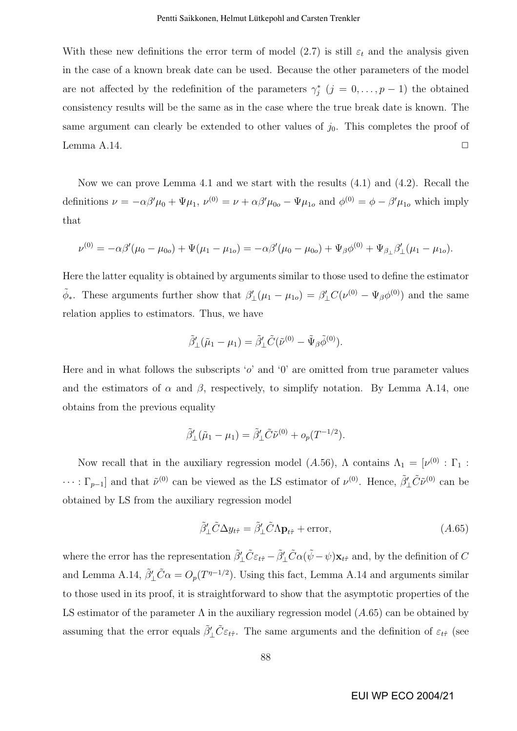With these new definitions the error term of model (2.7) is still $\varepsilon_t$ and the analysis given in the case of a known break date can be used. Because the other parameters of the model are not affected by the redefinition of the parameters $\gamma_j^*$ $(j = 0, \ldots, p-1)$ the obtained consistency results will be the same as in the case where the true break date is known. The same argument can clearly be extended to other values of $j_0$. This completes the proof of Lemma A.14. $\square$

Now we can prove Lemma 4.1 and we start with the results (4.1) and (4.2). Recall the definitions $\nu = -\alpha\beta'\mu_0 + \Psi\mu_1$, $\nu^{(0)} = \nu + \alpha\beta'\mu_{0o} - \Psi\mu_{1o}$ and $\phi^{(0)} = \phi - \beta'\mu_{1o}$ which imply that

$$\nu^{(0)} = -\alpha\beta'(\mu_0 - \mu_{0o}) + \Psi(\mu_1 - \mu_{1o}) = -\alpha\beta'(\mu_0 - \mu_{0o}) + \Psi_\beta\phi^{(0)} + \Psi_{\beta_\perp}\beta_\perp'(\mu_1 - \mu_{1o}).$$

Here the latter equality is obtained by arguments similar to those used to define the estimator $\tilde{\phi}_*$. These arguments further show that $\beta_\perp'(\mu_1 - \mu_{1o}) = \beta_\perp' C(\nu^{(0)} - \Psi_\beta\phi^{(0)})$ and the same relation applies to estimators. Thus, we have

$$\tilde{\beta}_\perp'(\tilde{\mu}_1 - \mu_1) = \tilde{\beta}_\perp'\tilde{C}(\tilde{\nu}^{(0)} - \tilde{\Psi}_\beta\tilde{\phi}^{(0)}).$$

Here and in what follows the subscripts '$o$' and '0' are omitted from true parameter values and the estimators of $\alpha$ and $\beta$, respectively, to simplify notation. By Lemma A.14, one obtains from the previous equality

$$\tilde{\beta}_\perp'(\tilde{\mu}_1 - \mu_1) = \tilde{\beta}_\perp'\tilde{C}\tilde{\nu}^{(0)} + o_p(T^{-1/2}).$$

Now recall that in the auxiliary regression model $(A.56)$, $\Lambda$ contains $\Lambda_1 = [\nu^{(0)} : \Gamma_1 : \cdots : \Gamma_{p-1}]$ and that $\tilde{\nu}^{(0)}$ can be viewed as the LS estimator of $\nu^{(0)}$. Hence, $\tilde{\beta}_\perp'\tilde{C}\tilde{\nu}^{(0)}$ can be obtained by LS from the auxiliary regression model

$$\tilde{\beta}_\perp'\tilde{C}\Delta y_{t\hat{\tau}} = \tilde{\beta}_\perp'\tilde{C}\Lambda\mathbf{p}_{t\hat{\tau}} + \text{error}, \tag{$A.65$}$$

where the error has the representation $\tilde{\beta}_\perp'\tilde{C}\varepsilon_{t\hat{\tau}} - \tilde{\beta}_\perp'\tilde{C}\alpha(\tilde{\psi} - \psi)\mathbf{x}_{t\hat{\tau}}$ and, by the definition of $C$ and Lemma A.14, $\tilde{\beta}_\perp'\tilde{C}\alpha = O_p(T^{\eta - 1/2})$. Using this fact, Lemma A.14 and arguments similar to those used in its proof, it is straightforward to show that the asymptotic properties of the LS estimator of the parameter $\Lambda$ in the auxiliary regression model $(A.65)$ can be obtained by assuming that the error equals $\tilde{\beta}_\perp'\tilde{C}\varepsilon_{t\hat{\tau}}$. The same arguments and the definition of $\varepsilon_{t\hat{\tau}}$ (see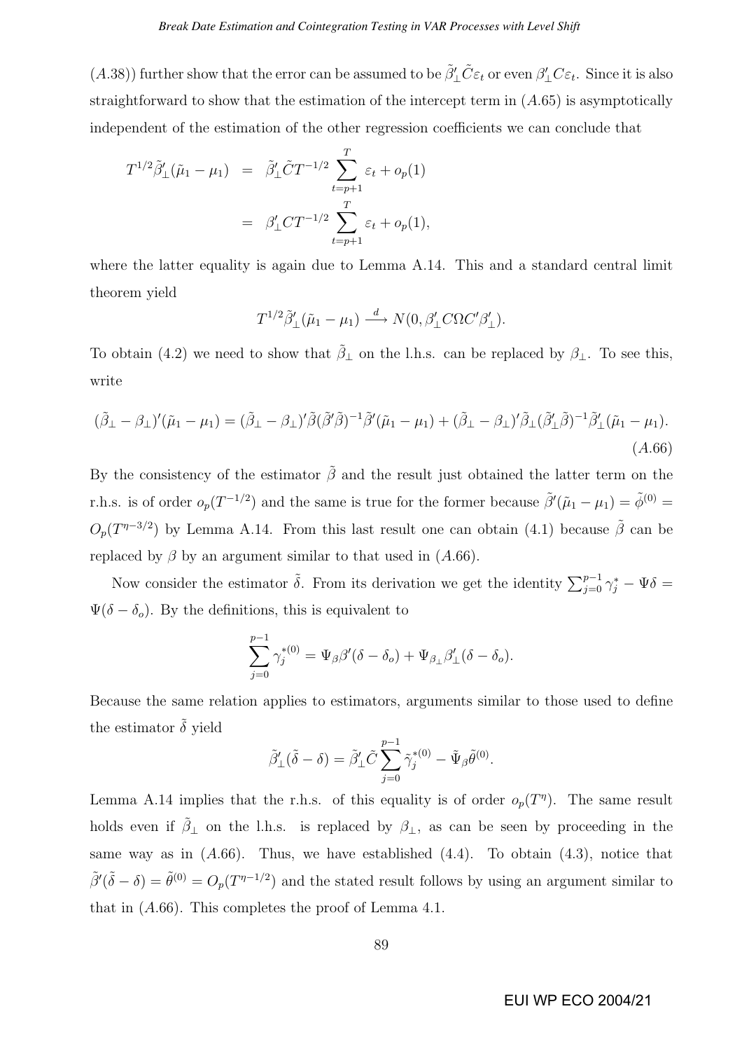$(A.38)$) further show that the error can be assumed to be $\tilde{\beta}_{\perp}'\tilde{C}\varepsilon_t$ or even $\beta_{\perp}'C\varepsilon_t$. Since it is also straightforward to show that the estimation of the intercept term in $(A.65)$ is asymptotically independent of the estimation of the other regression coefficients we can conclude that

$$
\begin{aligned}
T^{1/2}\tilde{\beta}_{\perp}'(\tilde{\mu}_1 - \mu_1) &= \tilde{\beta}_{\perp}'\tilde{C}T^{-1/2}\sum_{t=p+1}^{T}\varepsilon_t + o_p(1) \\
&= \beta_{\perp}'CT^{-1/2}\sum_{t=p+1}^{T}\varepsilon_t + o_p(1),
\end{aligned}
$$

where the latter equality is again due to Lemma A.14. This and a standard central limit theorem yield

$$
T^{1/2}\tilde{\beta}_{\perp}'(\tilde{\mu}_1 - \mu_1) \xrightarrow{d} N(0, \beta_{\perp}'C\Omega C'\beta_{\perp}').
$$

To obtain (4.2) we need to show that $\tilde{\beta}_{\perp}$ on the l.h.s. can be replaced by $\beta_{\perp}$. To see this, write

$$
(\tilde{\beta}_{\perp} - \beta_{\perp})'(\tilde{\mu}_1 - \mu_1) = (\tilde{\beta}_{\perp} - \beta_{\perp})'\tilde{\beta}(\tilde{\beta}'\tilde{\beta})^{-1}\tilde{\beta}'(\tilde{\mu}_1 - \mu_1) + (\tilde{\beta}_{\perp} - \beta_{\perp})'\tilde{\beta}_{\perp}(\tilde{\beta}_{\perp}'\tilde{\beta})^{-1}\tilde{\beta}_{\perp}'(\tilde{\mu}_1 - \mu_1). \tag{A.66}
$$

By the consistency of the estimator $\tilde{\beta}$ and the result just obtained the latter term on the r.h.s. is of order $o_p(T^{-1/2})$ and the same is true for the former because $\tilde{\beta}'(\tilde{\mu}_1 - \mu_1) = \tilde{\phi}^{(0)} = O_p(T^{\eta-3/2})$ by Lemma A.14. From this last result one can obtain (4.1) because $\tilde{\beta}$ can be replaced by $\beta$ by an argument similar to that used in $(A.66)$.

Now consider the estimator $\tilde{\delta}$. From its derivation we get the identity $\sum_{j=0}^{p-1}\gamma_j^* - \Psi\delta = \Psi(\delta - \delta_o)$. By the definitions, this is equivalent to

$$
\sum_{j=0}^{p-1}\gamma_j^{*(0)} = \Psi_\beta\beta'(\delta - \delta_o) + \Psi_{\beta_\perp}\beta_{\perp}'(\delta - \delta_o).
$$

Because the same relation applies to estimators, arguments similar to those used to define the estimator $\tilde{\delta}$ yield

$$
\tilde{\beta}_{\perp}'(\tilde{\delta} - \delta) = \tilde{\beta}_{\perp}'\tilde{C}\sum_{j=0}^{p-1}\tilde{\gamma}_j^{*(0)} - \tilde{\Psi}_\beta\tilde{\theta}^{(0)}.
$$

Lemma A.14 implies that the r.h.s. of this equality is of order $o_p(T^{\eta})$. The same result holds even if $\tilde{\beta}_{\perp}$ on the l.h.s. is replaced by $\beta_{\perp}$, as can be seen by proceeding in the same way as in $(A.66)$. Thus, we have established (4.4). To obtain (4.3), notice that $\tilde{\beta}'(\tilde{\delta} - \delta) = \tilde{\theta}^{(0)} = O_p(T^{\eta-1/2})$ and the stated result follows by using an argument similar to that in $(A.66)$. This completes the proof of Lemma 4.1.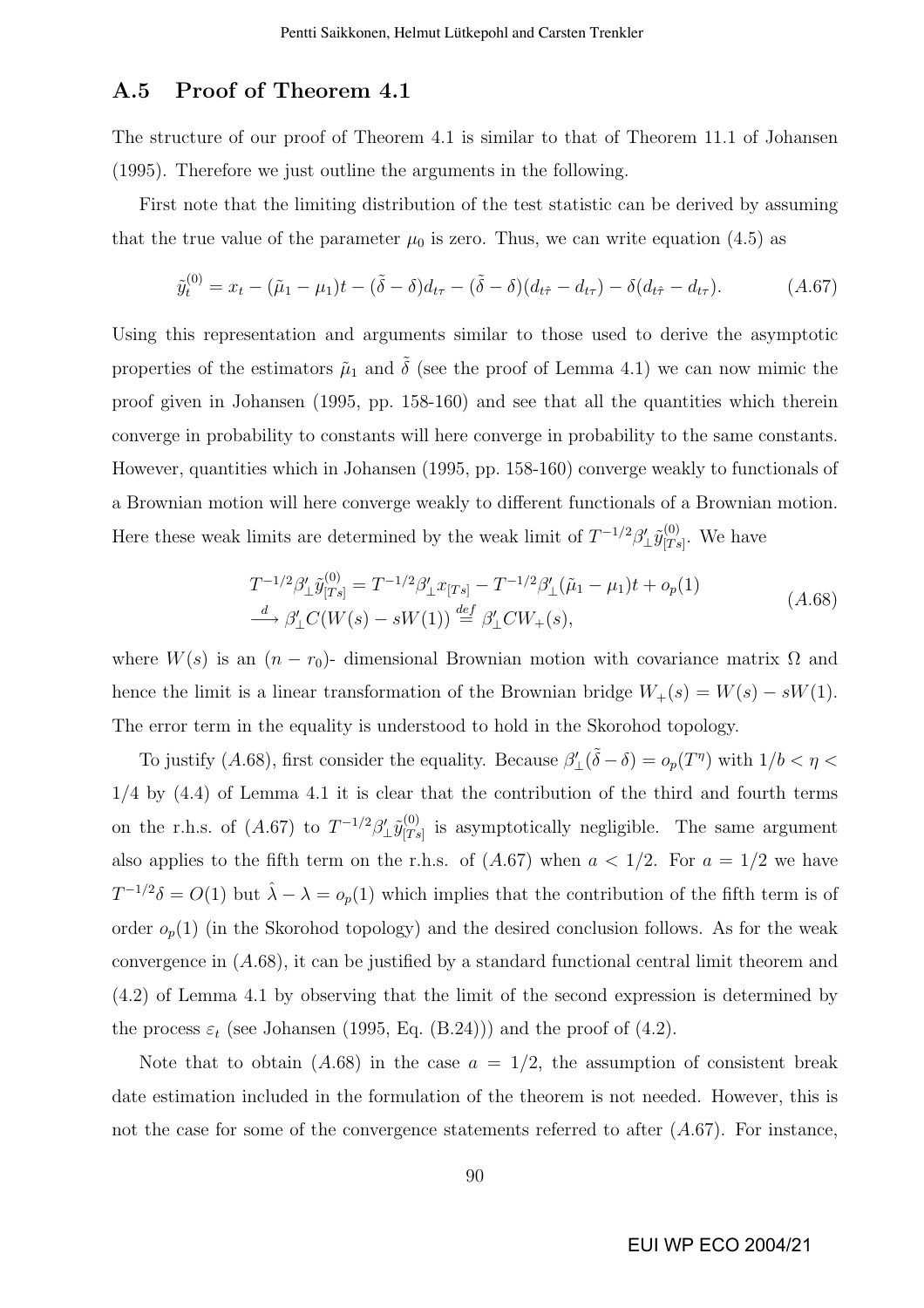## A.5 Proof of Theorem 4.1

The structure of our proof of Theorem 4.1 is similar to that of Theorem 11.1 of Johansen (1995). Therefore we just outline the arguments in the following.

First note that the limiting distribution of the test statistic can be derived by assuming that the true value of the parameter $\mu_0$ is zero. Thus, we can write equation (4.5) as

$$\tilde{y}_t^{(0)} = x_t - (\tilde{\mu}_1 - \mu_1)t - (\tilde{\delta} - \delta)d_{t\tau} - (\tilde{\delta} - \delta)(d_{t\hat{\tau}} - d_{t\tau}) - \delta(d_{t\hat{\tau}} - d_{t\tau}). \qquad (A.67)$$

Using this representation and arguments similar to those used to derive the asymptotic properties of the estimators $\tilde{\mu}_1$ and $\tilde{\delta}$ (see the proof of Lemma 4.1) we can now mimic the proof given in Johansen (1995, pp. 158-160) and see that all the quantities which therein converge in probability to constants will here converge in probability to the same constants. However, quantities which in Johansen (1995, pp. 158-160) converge weakly to functionals of a Brownian motion will here converge weakly to different functionals of a Brownian motion. Here these weak limits are determined by the weak limit of $T^{-1/2}\beta_\perp'\tilde{y}_{[Ts]}^{(0)}$. We have

$$\begin{aligned} T^{-1/2}\beta_\perp'\tilde{y}_{[Ts]}^{(0)} &= T^{-1/2}\beta_\perp' x_{[Ts]} - T^{-1/2}\beta_\perp'(\tilde{\mu}_1 - \mu_1)t + o_p(1) \\ &\xrightarrow{d} \beta_\perp' C(W(s) - sW(1)) \overset{def}{=} \beta_\perp' C W_+(s), \end{aligned} \qquad (A.68)$$

where $W(s)$ is an $(n - r_0)$- dimensional Brownian motion with covariance matrix $\Omega$ and hence the limit is a linear transformation of the Brownian bridge $W_+(s) = W(s) - sW(1)$. The error term in the equality is understood to hold in the Skorohod topology.

To justify $(A.68)$, first consider the equality. Because $\beta_\perp'(\tilde{\delta} - \delta) = o_p(T^\eta)$ with $1/b < \eta < 1/4$ by (4.4) of Lemma 4.1 it is clear that the contribution of the third and fourth terms on the r.h.s. of $(A.67)$ to $T^{-1/2}\beta_\perp'\tilde{y}_{[Ts]}^{(0)}$ is asymptotically negligible. The same argument also applies to the fifth term on the r.h.s. of $(A.67)$ when $a < 1/2$. For $a = 1/2$ we have $T^{-1/2}\delta = O(1)$ but $\hat{\lambda} - \lambda = o_p(1)$ which implies that the contribution of the fifth term is of order $o_p(1)$ (in the Skorohod topology) and the desired conclusion follows. As for the weak convergence in $(A.68)$, it can be justified by a standard functional central limit theorem and (4.2) of Lemma 4.1 by observing that the limit of the second expression is determined by the process $\varepsilon_t$ (see Johansen (1995, Eq. (B.24))) and the proof of (4.2).

Note that to obtain $(A.68)$ in the case $a = 1/2$, the assumption of consistent break date estimation included in the formulation of the theorem is not needed. However, this is not the case for some of the convergence statements referred to after $(A.67)$. For instance,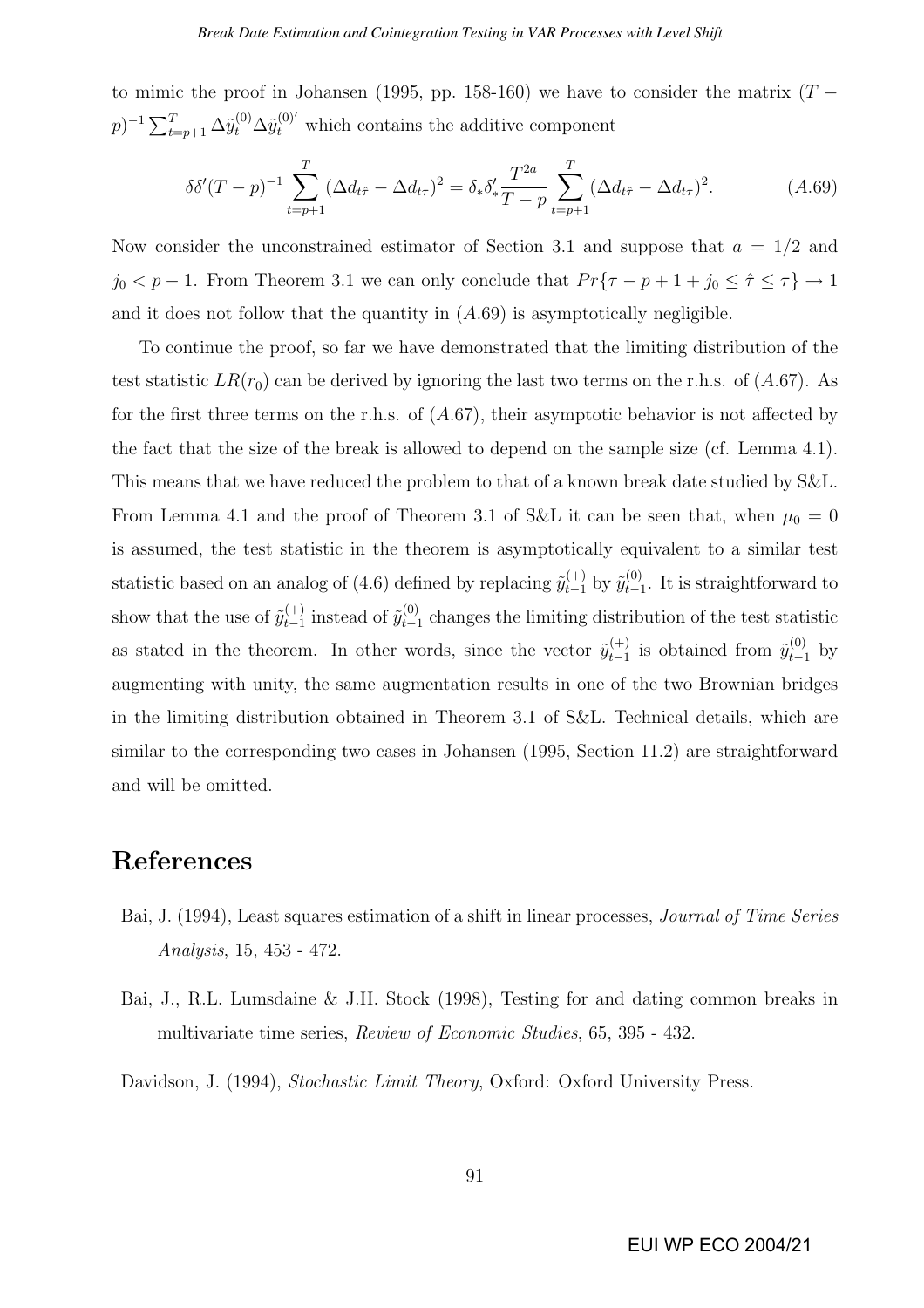to mimic the proof in Johansen (1995, pp. 158-160) we have to consider the matrix $(T-p)^{-1}\sum_{t=p+1}^{T}\Delta\tilde{y}_t^{(0)}\Delta\tilde{y}_t^{(0)'}$ which contains the additive component

$$\delta\delta'(T-p)^{-1}\sum_{t=p+1}^{T}(\Delta d_{t\hat{\tau}}-\Delta d_{t\tau})^2=\delta_*\delta_*'\frac{T^{2a}}{T-p}\sum_{t=p+1}^{T}(\Delta d_{t\hat{\tau}}-\Delta d_{t\tau})^2. \tag{A.69}$$

Now consider the unconstrained estimator of Section 3.1 and suppose that $a=1/2$ and $j_0<p-1$. From Theorem 3.1 we can only conclude that $Pr\{\tau-p+1+j_0\leq\hat{\tau}\leq\tau\}\rightarrow 1$ and it does not follow that the quantity in $(A.69)$ is asymptotically negligible.

To continue the proof, so far we have demonstrated that the limiting distribution of the test statistic $LR(r_0)$ can be derived by ignoring the last two terms on the r.h.s. of $(A.67)$. As for the first three terms on the r.h.s. of $(A.67)$, their asymptotic behavior is not affected by the fact that the size of the break is allowed to depend on the sample size (cf. Lemma 4.1). This means that we have reduced the problem to that of a known break date studied by S&L. From Lemma 4.1 and the proof of Theorem 3.1 of S&L it can be seen that, when $\mu_0=0$ is assumed, the test statistic in the theorem is asymptotically equivalent to a similar test statistic based on an analog of (4.6) defined by replacing $\tilde{y}_{t-1}^{(+)}$ by $\tilde{y}_{t-1}^{(0)}$. It is straightforward to show that the use of $\tilde{y}_{t-1}^{(+)}$ instead of $\tilde{y}_{t-1}^{(0)}$ changes the limiting distribution of the test statistic as stated in the theorem. In other words, since the vector $\tilde{y}_{t-1}^{(+)}$ is obtained from $\tilde{y}_{t-1}^{(0)}$ by augmenting with unity, the same augmentation results in one of the two Brownian bridges in the limiting distribution obtained in Theorem 3.1 of S&L. Technical details, which are similar to the corresponding two cases in Johansen (1995, Section 11.2) are straightforward and will be omitted.

# References

Bai, J. (1994), Least squares estimation of a shift in linear processes, *Journal of Time Series Analysis*, 15, 453 - 472.

Bai, J., R.L. Lumsdaine & J.H. Stock (1998), Testing for and dating common breaks in multivariate time series, *Review of Economic Studies*, 65, 395 - 432.

Davidson, J. (1994), *Stochastic Limit Theory*, Oxford: Oxford University Press.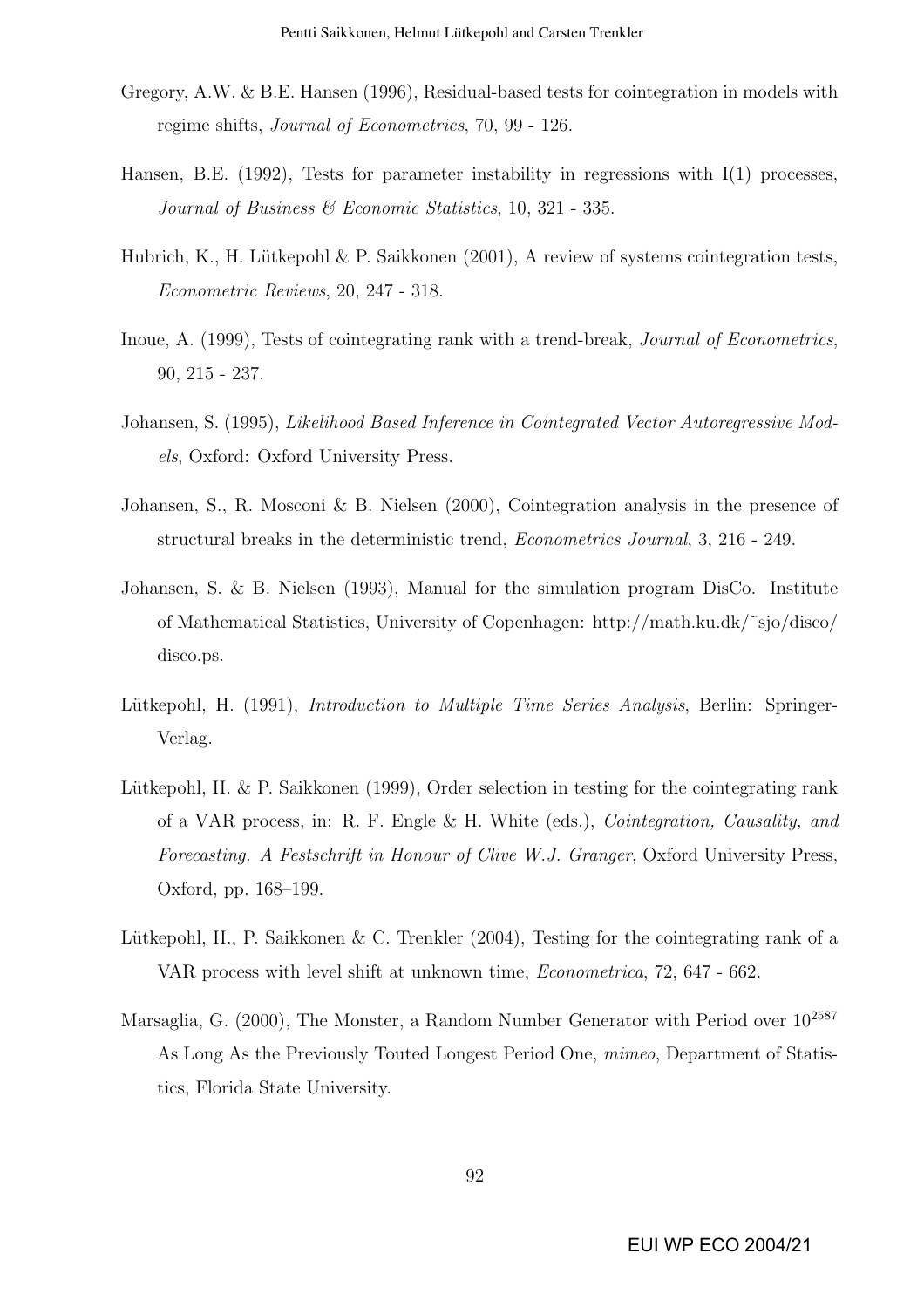Gregory, A.W. & B.E. Hansen (1996), Residual-based tests for cointegration in models with regime shifts, *Journal of Econometrics*, 70, 99 - 126.

Hansen, B.E. (1992), Tests for parameter instability in regressions with I(1) processes, *Journal of Business & Economic Statistics*, 10, 321 - 335.

Hubrich, K., H. Lütkepohl & P. Saikkonen (2001), A review of systems cointegration tests, *Econometric Reviews*, 20, 247 - 318.

Inoue, A. (1999), Tests of cointegrating rank with a trend-break, *Journal of Econometrics*, 90, 215 - 237.

Johansen, S. (1995), *Likelihood Based Inference in Cointegrated Vector Autoregressive Models*, Oxford: Oxford University Press.

Johansen, S., R. Mosconi & B. Nielsen (2000), Cointegration analysis in the presence of structural breaks in the deterministic trend, *Econometrics Journal*, 3, 216 - 249.

Johansen, S. & B. Nielsen (1993), Manual for the simulation program DisCo. Institute of Mathematical Statistics, University of Copenhagen: http://math.ku.dk/˜sjo/disco/disco.ps.

Lütkepohl, H. (1991), *Introduction to Multiple Time Series Analysis*, Berlin: Springer-Verlag.

Lütkepohl, H. & P. Saikkonen (1999), Order selection in testing for the cointegrating rank of a VAR process, in: R. F. Engle & H. White (eds.), *Cointegration, Causality, and Forecasting. A Festschrift in Honour of Clive W.J. Granger*, Oxford University Press, Oxford, pp. 168–199.

Lütkepohl, H., P. Saikkonen & C. Trenkler (2004), Testing for the cointegrating rank of a VAR process with level shift at unknown time, *Econometrica*, 72, 647 - 662.

Marsaglia, G. (2000), The Monster, a Random Number Generator with Period over $10^{2587}$ As Long As the Previously Touted Longest Period One, *mimeo*, Department of Statistics, Florida State University.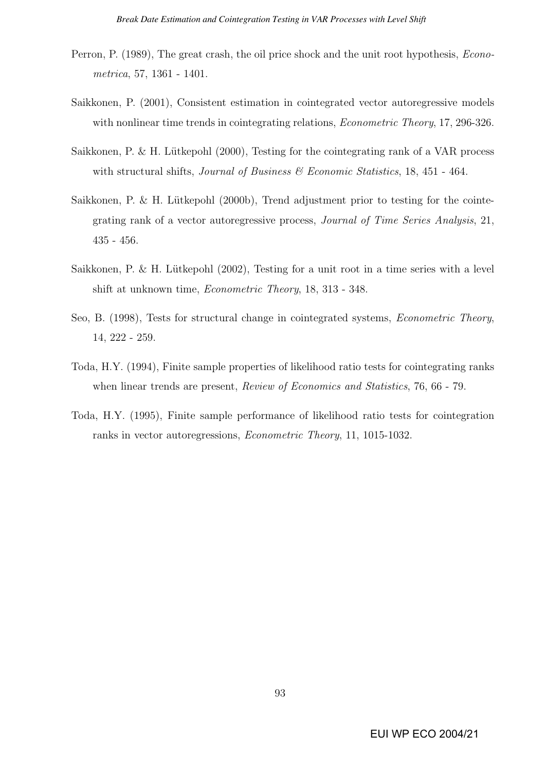Perron, P. (1989), The great crash, the oil price shock and the unit root hypothesis, *Econometrica*, 57, 1361 - 1401.

Saikkonen, P. (2001), Consistent estimation in cointegrated vector autoregressive models with nonlinear time trends in cointegrating relations, *Econometric Theory*, 17, 296-326.

Saikkonen, P. & H. Lütkepohl (2000), Testing for the cointegrating rank of a VAR process with structural shifts, *Journal of Business & Economic Statistics*, 18, 451 - 464.

Saikkonen, P. & H. Lütkepohl (2000b), Trend adjustment prior to testing for the cointegrating rank of a vector autoregressive process, *Journal of Time Series Analysis*, 21, 435 - 456.

Saikkonen, P. & H. Lütkepohl (2002), Testing for a unit root in a time series with a level shift at unknown time, *Econometric Theory*, 18, 313 - 348.

Seo, B. (1998), Tests for structural change in cointegrated systems, *Econometric Theory*, 14, 222 - 259.

Toda, H.Y. (1994), Finite sample properties of likelihood ratio tests for cointegrating ranks when linear trends are present, *Review of Economics and Statistics*, 76, 66 - 79.

Toda, H.Y. (1995), Finite sample performance of likelihood ratio tests for cointegration ranks in vector autoregressions, *Econometric Theory*, 11, 1015-1032.